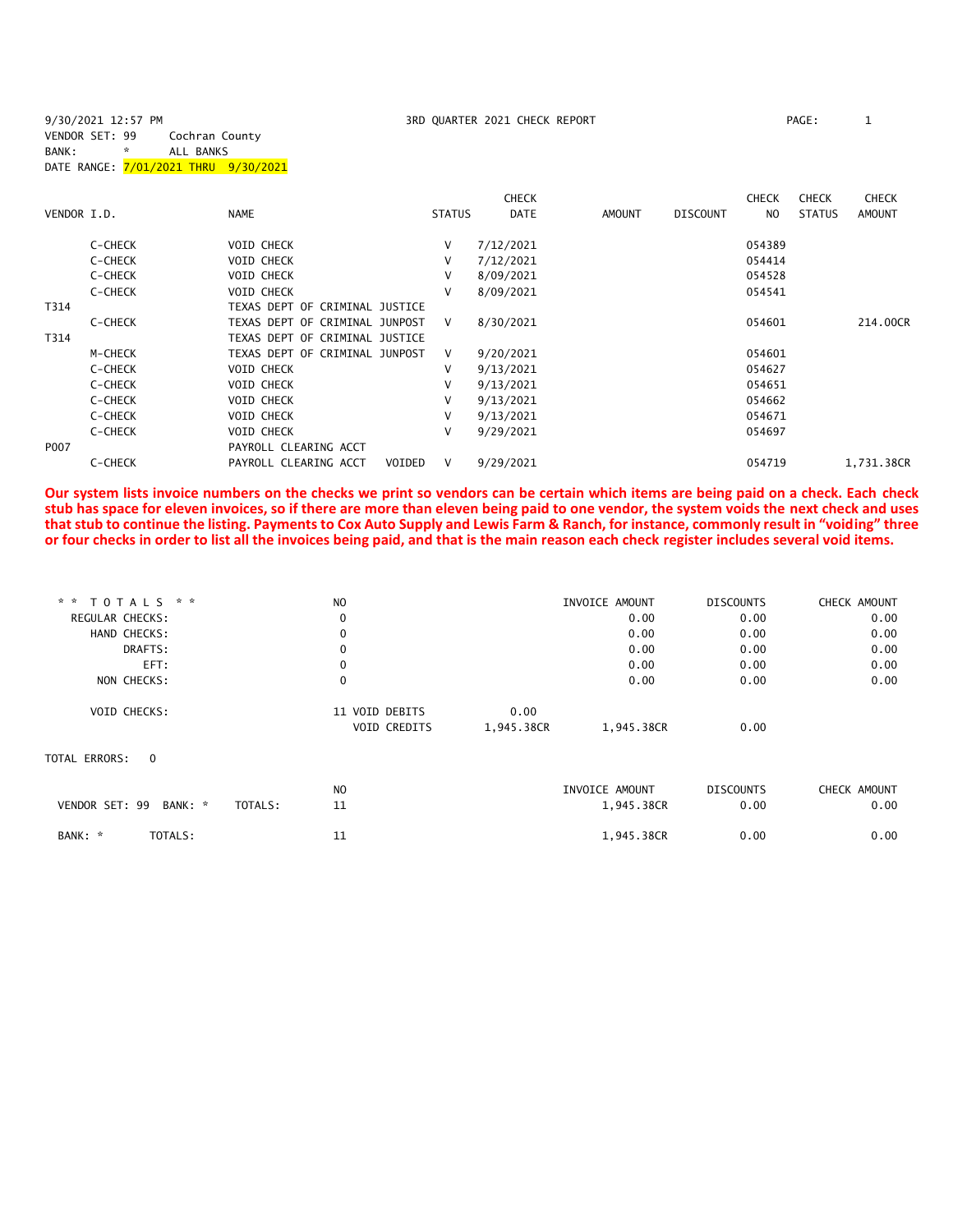9/30/2021 12:57 PM 3RD QUARTER 2021 CHECK REPORT

VENDOR SET: 99 Cochran County

BANK: * ALL BANKS

DATE RANGE: 7/01/2021 THRU 9/30/2021

| VENDOR I.D. | NAME | STATUS | CHECK DATE | AMOUNT | DISCOUNT | CHECK NO | CHECK STATUS | CHECK AMOUNT |
|---|---|---|---|---|---|---|---|---|
| C-CHECK | VOID CHECK | V | 7/12/2021 | | | 054389 | | |
| C-CHECK | VOID CHECK | V | 7/12/2021 | | | 054414 | | |
| C-CHECK | VOID CHECK | V | 8/09/2021 | | | 054528 | | |
| C-CHECK | VOID CHECK | V | 8/09/2021 | | | 054541 | | |
| T314 | TEXAS DEPT OF CRIMINAL JUSTICE | | | | | | | |
| C-CHECK | TEXAS DEPT OF CRIMINAL JUNPOST | V | 8/30/2021 | | | 054601 | | 214.00CR |
| T314 | TEXAS DEPT OF CRIMINAL JUSTICE | | | | | | | |
| M-CHECK | TEXAS DEPT OF CRIMINAL JUNPOST | V | 9/20/2021 | | | 054601 | | |
| C-CHECK | VOID CHECK | V | 9/13/2021 | | | 054627 | | |
| C-CHECK | VOID CHECK | V | 9/13/2021 | | | 054651 | | |
| C-CHECK | VOID CHECK | V | 9/13/2021 | | | 054662 | | |
| C-CHECK | VOID CHECK | V | 9/13/2021 | | | 054671 | | |
| C-CHECK | VOID CHECK | V | 9/29/2021 | | | 054697 | | |
| P007 | PAYROLL CLEARING ACCT | | | | | | | |
| C-CHECK | PAYROLL CLEARING ACCT VOIDED | V | 9/29/2021 | | | 054719 | | 1,731.38CR |

**Our system lists invoice numbers on the checks we print so vendors can be certain which items are being paid on a check. Each check stub has space for eleven invoices, so if there are more than eleven being paid to one vendor, the system voids the next check and uses that stub to continue the listing. Payments to Cox Auto Supply and Lewis Farm & Ranch, for instance, commonly result in "voiding" three or four checks in order to list all the invoices being paid, and that is the main reason each check register includes several void items.**

| ** TOTALS ** | NO | | | INVOICE AMOUNT | DISCOUNTS | CHECK AMOUNT |
|---|---|---|---|---|---|---|
| REGULAR CHECKS: | 0 | | | 0.00 | 0.00 | 0.00 |
| HAND CHECKS: | 0 | | | 0.00 | 0.00 | 0.00 |
| DRAFTS: | 0 | | | 0.00 | 0.00 | 0.00 |
| EFT: | 0 | | | 0.00 | 0.00 | 0.00 |
| NON CHECKS: | 0 | | | 0.00 | 0.00 | 0.00 |
| VOID CHECKS: | 11 | VOID DEBITS | 0.00 | | | |
| | | VOID CREDITS | 1,945.38CR | 1,945.38CR | 0.00 | |

TOTAL ERRORS: 0

| | | NO | INVOICE AMOUNT | DISCOUNTS | CHECK AMOUNT |
|---|---|---|---|---|---|
| VENDOR SET: 99 BANK: * | TOTALS: | 11 | 1,945.38CR | 0.00 | 0.00 |
| BANK: * | TOTALS: | 11 | 1,945.38CR | 0.00 | 0.00 |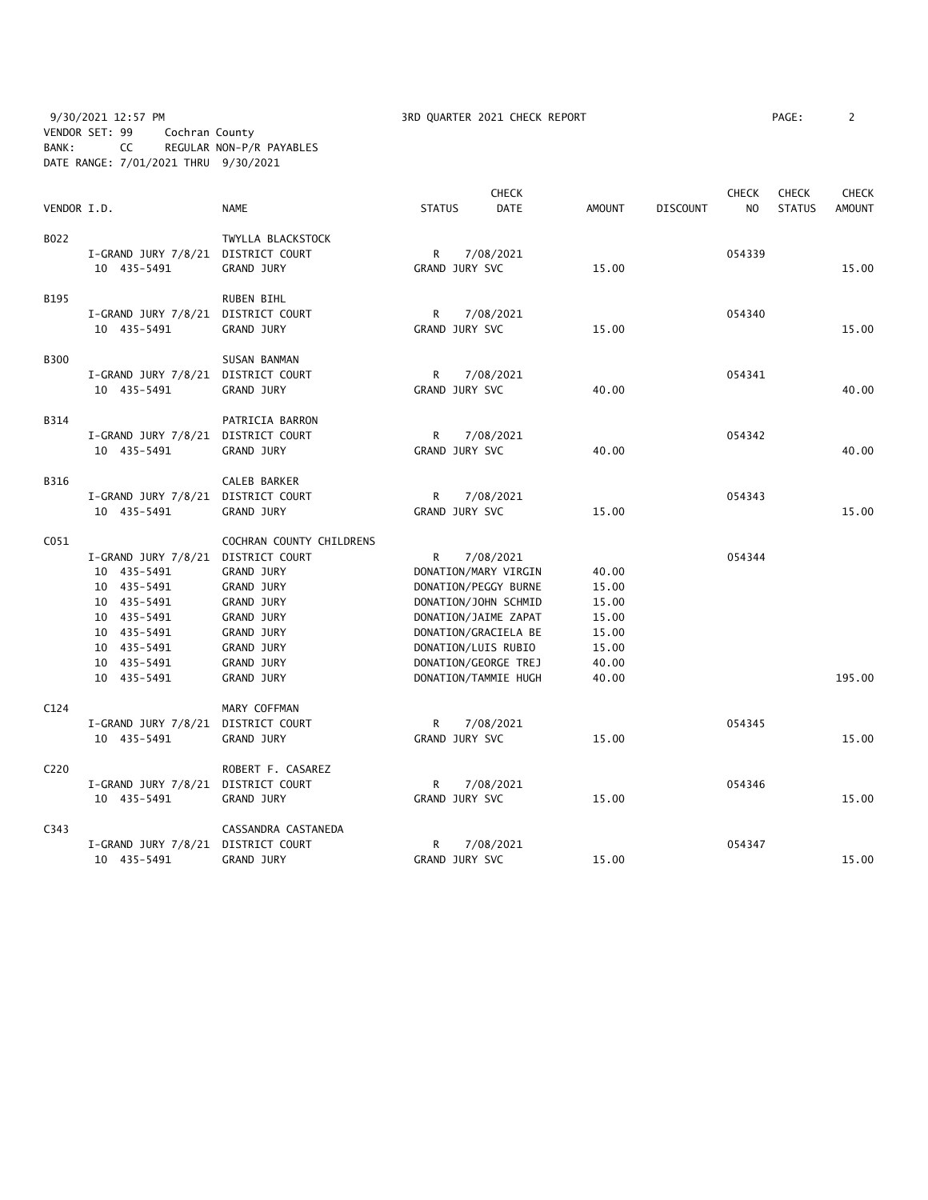9/30/2021 12:57 PM 3RD QUARTER 2021 CHECK REPORT

VENDOR SET: 99 Cochran County
BANK: CC REGULAR NON-P/R PAYABLES
DATE RANGE: 7/01/2021 THRU 9/30/2021

| VENDOR I.D. | NAME | STATUS | CHECK DATE | AMOUNT | DISCOUNT | CHECK NO | CHECK STATUS | CHECK AMOUNT |
|---|---|---|---|---|---|---|---|---|
| B022 | TWYLLA BLACKSTOCK | | | | | | | |
| I-GRAND JURY 7/8/21 | DISTRICT COURT | R | 7/08/2021 | | | 054339 | | |
| 10 435-5491 | GRAND JURY | GRAND JURY SVC | | 15.00 | | | | 15.00 |
| B195 | RUBEN BIHL | | | | | | | |
| I-GRAND JURY 7/8/21 | DISTRICT COURT | R | 7/08/2021 | | | 054340 | | |
| 10 435-5491 | GRAND JURY | GRAND JURY SVC | | 15.00 | | | | 15.00 |
| B300 | SUSAN BANMAN | | | | | | | |
| I-GRAND JURY 7/8/21 | DISTRICT COURT | R | 7/08/2021 | | | 054341 | | |
| 10 435-5491 | GRAND JURY | GRAND JURY SVC | | 40.00 | | | | 40.00 |
| B314 | PATRICIA BARRON | | | | | | | |
| I-GRAND JURY 7/8/21 | DISTRICT COURT | R | 7/08/2021 | | | 054342 | | |
| 10 435-5491 | GRAND JURY | GRAND JURY SVC | | 40.00 | | | | 40.00 |
| B316 | CALEB BARKER | | | | | | | |
| I-GRAND JURY 7/8/21 | DISTRICT COURT | R | 7/08/2021 | | | 054343 | | |
| 10 435-5491 | GRAND JURY | GRAND JURY SVC | | 15.00 | | | | 15.00 |
| C051 | COCHRAN COUNTY CHILDRENS | | | | | | | |
| I-GRAND JURY 7/8/21 | DISTRICT COURT | R | 7/08/2021 | | | 054344 | | |
| 10 435-5491 | GRAND JURY | DONATION/MARY VIRGIN | | 40.00 | | | | |
| 10 435-5491 | GRAND JURY | DONATION/PEGGY BURNE | | 15.00 | | | | |
| 10 435-5491 | GRAND JURY | DONATION/JOHN SCHMID | | 15.00 | | | | |
| 10 435-5491 | GRAND JURY | DONATION/JAIME ZAPAT | | 15.00 | | | | |
| 10 435-5491 | GRAND JURY | DONATION/GRACIELA BE | | 15.00 | | | | |
| 10 435-5491 | GRAND JURY | DONATION/LUIS RUBIO | | 15.00 | | | | |
| 10 435-5491 | GRAND JURY | DONATION/GEORGE TREJ | | 40.00 | | | | |
| 10 435-5491 | GRAND JURY | DONATION/TAMMIE HUGH | | 40.00 | | | | 195.00 |
| C124 | MARY COFFMAN | | | | | | | |
| I-GRAND JURY 7/8/21 | DISTRICT COURT | R | 7/08/2021 | | | 054345 | | |
| 10 435-5491 | GRAND JURY | GRAND JURY SVC | | 15.00 | | | | 15.00 |
| C220 | ROBERT F. CASAREZ | | | | | | | |
| I-GRAND JURY 7/8/21 | DISTRICT COURT | R | 7/08/2021 | | | 054346 | | |
| 10 435-5491 | GRAND JURY | GRAND JURY SVC | | 15.00 | | | | 15.00 |
| C343 | CASSANDRA CASTANEDA | | | | | | | |
| I-GRAND JURY 7/8/21 | DISTRICT COURT | R | 7/08/2021 | | | 054347 | | |
| 10 435-5491 | GRAND JURY | GRAND JURY SVC | | 15.00 | | | | 15.00 |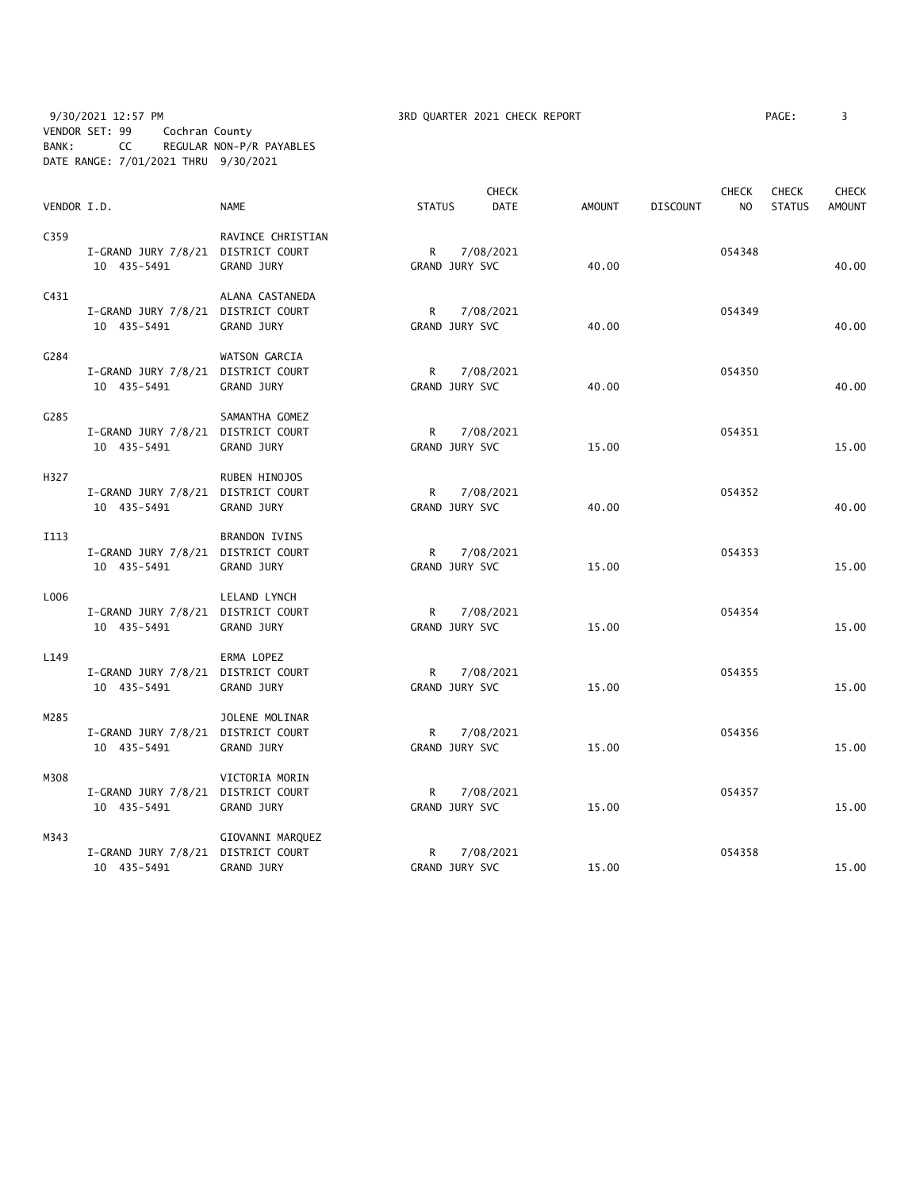9/30/2021 12:57 PM 3RD QUARTER 2021 CHECK REPORT

VENDOR SET: 99 Cochran County
BANK: CC REGULAR NON-P/R PAYABLES
DATE RANGE: 7/01/2021 THRU 9/30/2021

| VENDOR I.D. | NAME | STATUS | CHECK DATE | AMOUNT | DISCOUNT | CHECK NO | CHECK STATUS | CHECK AMOUNT |
|---|---|---|---|---|---|---|---|---|
| C359 | RAVINCE CHRISTIAN | | | | | | | |
| I-GRAND JURY 7/8/21 | DISTRICT COURT | R | 7/08/2021 | | | 054348 | | |
| 10 435-5491 | GRAND JURY | GRAND JURY SVC | | 40.00 | | | | 40.00 |
| C431 | ALANA CASTANEDA | | | | | | | |
| I-GRAND JURY 7/8/21 | DISTRICT COURT | R | 7/08/2021 | | | 054349 | | |
| 10 435-5491 | GRAND JURY | GRAND JURY SVC | | 40.00 | | | | 40.00 |
| G284 | WATSON GARCIA | | | | | | | |
| I-GRAND JURY 7/8/21 | DISTRICT COURT | R | 7/08/2021 | | | 054350 | | |
| 10 435-5491 | GRAND JURY | GRAND JURY SVC | | 40.00 | | | | 40.00 |
| G285 | SAMANTHA GOMEZ | | | | | | | |
| I-GRAND JURY 7/8/21 | DISTRICT COURT | R | 7/08/2021 | | | 054351 | | |
| 10 435-5491 | GRAND JURY | GRAND JURY SVC | | 15.00 | | | | 15.00 |
| H327 | RUBEN HINOJOS | | | | | | | |
| I-GRAND JURY 7/8/21 | DISTRICT COURT | R | 7/08/2021 | | | 054352 | | |
| 10 435-5491 | GRAND JURY | GRAND JURY SVC | | 40.00 | | | | 40.00 |
| I113 | BRANDON IVINS | | | | | | | |
| I-GRAND JURY 7/8/21 | DISTRICT COURT | R | 7/08/2021 | | | 054353 | | |
| 10 435-5491 | GRAND JURY | GRAND JURY SVC | | 15.00 | | | | 15.00 |
| L006 | LELAND LYNCH | | | | | | | |
| I-GRAND JURY 7/8/21 | DISTRICT COURT | R | 7/08/2021 | | | 054354 | | |
| 10 435-5491 | GRAND JURY | GRAND JURY SVC | | 15.00 | | | | 15.00 |
| L149 | ERMA LOPEZ | | | | | | | |
| I-GRAND JURY 7/8/21 | DISTRICT COURT | R | 7/08/2021 | | | 054355 | | |
| 10 435-5491 | GRAND JURY | GRAND JURY SVC | | 15.00 | | | | 15.00 |
| M285 | JOLENE MOLINAR | | | | | | | |
| I-GRAND JURY 7/8/21 | DISTRICT COURT | R | 7/08/2021 | | | 054356 | | |
| 10 435-5491 | GRAND JURY | GRAND JURY SVC | | 15.00 | | | | 15.00 |
| M308 | VICTORIA MORIN | | | | | | | |
| I-GRAND JURY 7/8/21 | DISTRICT COURT | R | 7/08/2021 | | | 054357 | | |
| 10 435-5491 | GRAND JURY | GRAND JURY SVC | | 15.00 | | | | 15.00 |
| M343 | GIOVANNI MARQUEZ | | | | | | | |
| I-GRAND JURY 7/8/21 | DISTRICT COURT | R | 7/08/2021 | | | 054358 | | |
| 10 435-5491 | GRAND JURY | GRAND JURY SVC | | 15.00 | | | | 15.00 |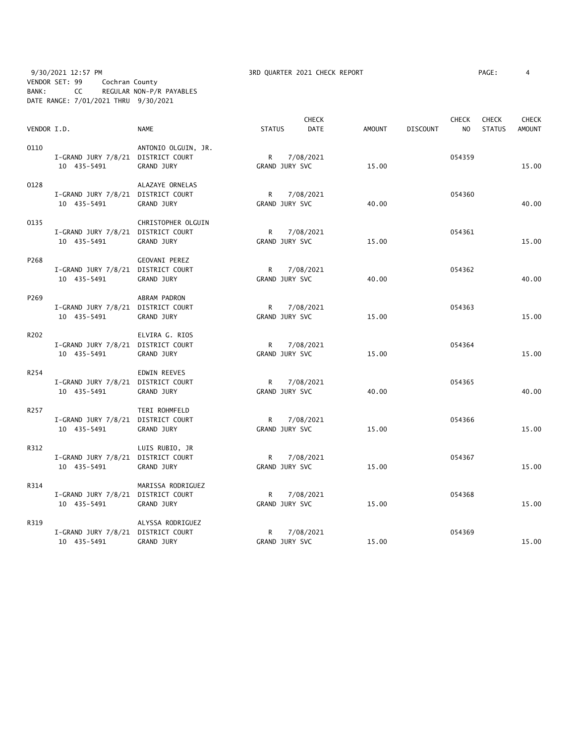9/30/2021 12:57 PM 3RD QUARTER 2021 CHECK REPORT

VENDOR SET: 99 Cochran County
BANK: CC REGULAR NON-P/R PAYABLES
DATE RANGE: 7/01/2021 THRU 9/30/2021

| VENDOR I.D. | NAME | STATUS | CHECK DATE | AMOUNT | DISCOUNT | CHECK NO | CHECK STATUS | CHECK AMOUNT |
|---|---|---|---|---|---|---|---|---|
| O110 | ANTONIO OLGUIN, JR. | | | | | | | |
| I-GRAND JURY 7/8/21 | DISTRICT COURT | R | 7/08/2021 | | | 054359 | | |
| 10 435-5491 | GRAND JURY | GRAND JURY SVC | | 15.00 | | | | 15.00 |
| O128 | ALAZAYE ORNELAS | | | | | | | |
| I-GRAND JURY 7/8/21 | DISTRICT COURT | R | 7/08/2021 | | | 054360 | | |
| 10 435-5491 | GRAND JURY | GRAND JURY SVC | | 40.00 | | | | 40.00 |
| O135 | CHRISTOPHER OLGUIN | | | | | | | |
| I-GRAND JURY 7/8/21 | DISTRICT COURT | R | 7/08/2021 | | | 054361 | | |
| 10 435-5491 | GRAND JURY | GRAND JURY SVC | | 15.00 | | | | 15.00 |
| P268 | GEOVANI PEREZ | | | | | | | |
| I-GRAND JURY 7/8/21 | DISTRICT COURT | R | 7/08/2021 | | | 054362 | | |
| 10 435-5491 | GRAND JURY | GRAND JURY SVC | | 40.00 | | | | 40.00 |
| P269 | ABRAM PADRON | | | | | | | |
| I-GRAND JURY 7/8/21 | DISTRICT COURT | R | 7/08/2021 | | | 054363 | | |
| 10 435-5491 | GRAND JURY | GRAND JURY SVC | | 15.00 | | | | 15.00 |
| R202 | ELVIRA G. RIOS | | | | | | | |
| I-GRAND JURY 7/8/21 | DISTRICT COURT | R | 7/08/2021 | | | 054364 | | |
| 10 435-5491 | GRAND JURY | GRAND JURY SVC | | 15.00 | | | | 15.00 |
| R254 | EDWIN REEVES | | | | | | | |
| I-GRAND JURY 7/8/21 | DISTRICT COURT | R | 7/08/2021 | | | 054365 | | |
| 10 435-5491 | GRAND JURY | GRAND JURY SVC | | 40.00 | | | | 40.00 |
| R257 | TERI ROHMFELD | | | | | | | |
| I-GRAND JURY 7/8/21 | DISTRICT COURT | R | 7/08/2021 | | | 054366 | | |
| 10 435-5491 | GRAND JURY | GRAND JURY SVC | | 15.00 | | | | 15.00 |
| R312 | LUIS RUBIO, JR | | | | | | | |
| I-GRAND JURY 7/8/21 | DISTRICT COURT | R | 7/08/2021 | | | 054367 | | |
| 10 435-5491 | GRAND JURY | GRAND JURY SVC | | 15.00 | | | | 15.00 |
| R314 | MARISSA RODRIGUEZ | | | | | | | |
| I-GRAND JURY 7/8/21 | DISTRICT COURT | R | 7/08/2021 | | | 054368 | | |
| 10 435-5491 | GRAND JURY | GRAND JURY SVC | | 15.00 | | | | 15.00 |
| R319 | ALYSSA RODRIGUEZ | | | | | | | |
| I-GRAND JURY 7/8/21 | DISTRICT COURT | R | 7/08/2021 | | | 054369 | | |
| 10 435-5491 | GRAND JURY | GRAND JURY SVC | | 15.00 | | | | 15.00 |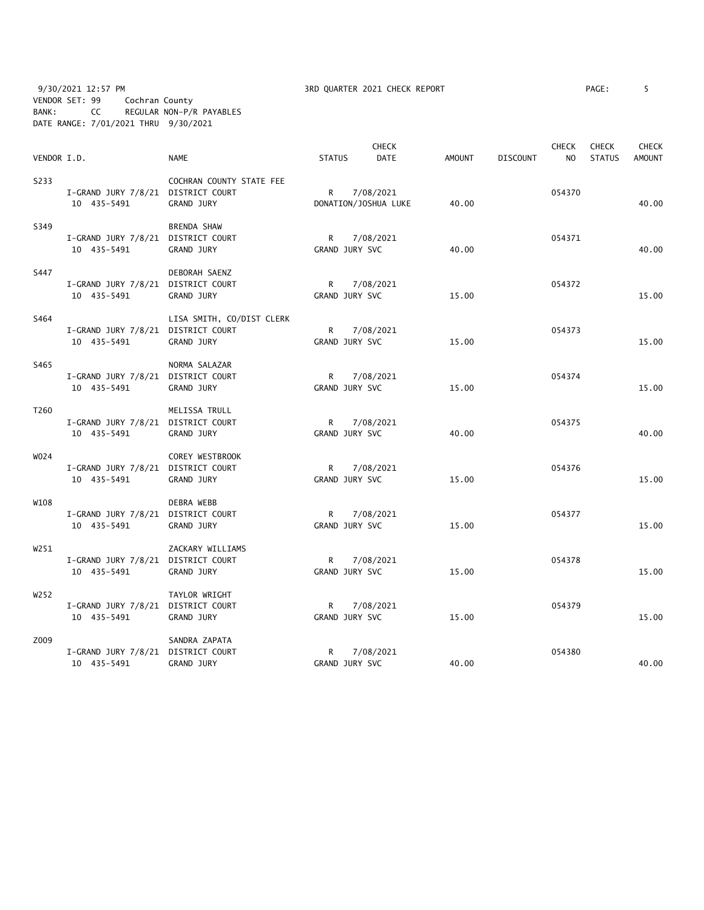9/30/2021 12:57 PM 3RD QUARTER 2021 CHECK REPORT

VENDOR SET: 99 Cochran County
BANK: CC REGULAR NON-P/R PAYABLES
DATE RANGE: 7/01/2021 THRU 9/30/2021

| VENDOR I.D. | NAME | STATUS | CHECK DATE | AMOUNT | DISCOUNT | CHECK NO | CHECK STATUS | CHECK AMOUNT |
|---|---|---|---|---|---|---|---|---|
| S233 | COCHRAN COUNTY STATE FEE | | | | | | | |
| I-GRAND JURY 7/8/21 | DISTRICT COURT | R | 7/08/2021 | | | 054370 | | |
| 10 435-5491 | GRAND JURY | DONATION/JOSHUA LUKE | | 40.00 | | | | 40.00 |
| S349 | BRENDA SHAW | | | | | | | |
| I-GRAND JURY 7/8/21 | DISTRICT COURT | R | 7/08/2021 | | | 054371 | | |
| 10 435-5491 | GRAND JURY | GRAND JURY SVC | | 40.00 | | | | 40.00 |
| S447 | DEBORAH SAENZ | | | | | | | |
| I-GRAND JURY 7/8/21 | DISTRICT COURT | R | 7/08/2021 | | | 054372 | | |
| 10 435-5491 | GRAND JURY | GRAND JURY SVC | | 15.00 | | | | 15.00 |
| S464 | LISA SMITH, CO/DIST CLERK | | | | | | | |
| I-GRAND JURY 7/8/21 | DISTRICT COURT | R | 7/08/2021 | | | 054373 | | |
| 10 435-5491 | GRAND JURY | GRAND JURY SVC | | 15.00 | | | | 15.00 |
| S465 | NORMA SALAZAR | | | | | | | |
| I-GRAND JURY 7/8/21 | DISTRICT COURT | R | 7/08/2021 | | | 054374 | | |
| 10 435-5491 | GRAND JURY | GRAND JURY SVC | | 15.00 | | | | 15.00 |
| T260 | MELISSA TRULL | | | | | | | |
| I-GRAND JURY 7/8/21 | DISTRICT COURT | R | 7/08/2021 | | | 054375 | | |
| 10 435-5491 | GRAND JURY | GRAND JURY SVC | | 40.00 | | | | 40.00 |
| W024 | COREY WESTBROOK | | | | | | | |
| I-GRAND JURY 7/8/21 | DISTRICT COURT | R | 7/08/2021 | | | 054376 | | |
| 10 435-5491 | GRAND JURY | GRAND JURY SVC | | 15.00 | | | | 15.00 |
| W108 | DEBRA WEBB | | | | | | | |
| I-GRAND JURY 7/8/21 | DISTRICT COURT | R | 7/08/2021 | | | 054377 | | |
| 10 435-5491 | GRAND JURY | GRAND JURY SVC | | 15.00 | | | | 15.00 |
| W251 | ZACKARY WILLIAMS | | | | | | | |
| I-GRAND JURY 7/8/21 | DISTRICT COURT | R | 7/08/2021 | | | 054378 | | |
| 10 435-5491 | GRAND JURY | GRAND JURY SVC | | 15.00 | | | | 15.00 |
| W252 | TAYLOR WRIGHT | | | | | | | |
| I-GRAND JURY 7/8/21 | DISTRICT COURT | R | 7/08/2021 | | | 054379 | | |
| 10 435-5491 | GRAND JURY | GRAND JURY SVC | | 15.00 | | | | 15.00 |
| Z009 | SANDRA ZAPATA | | | | | | | |
| I-GRAND JURY 7/8/21 | DISTRICT COURT | R | 7/08/2021 | | | 054380 | | |
| 10 435-5491 | GRAND JURY | GRAND JURY SVC | | 40.00 | | | | 40.00 |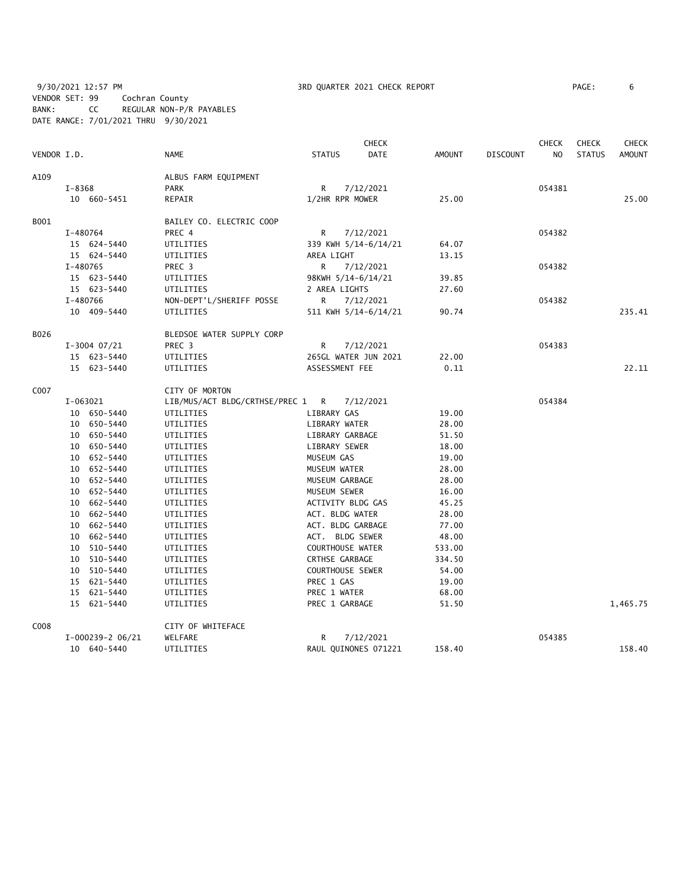9/30/2021 12:57 PM 3RD QUARTER 2021 CHECK REPORT

VENDOR SET: 99 Cochran County
BANK: CC REGULAR NON-P/R PAYABLES
DATE RANGE: 7/01/2021 THRU 9/30/2021

| VENDOR I.D. | NAME | STATUS | CHECK DATE | AMOUNT | DISCOUNT | CHECK NO | CHECK STATUS | CHECK AMOUNT |
|---|---|---|---|---|---|---|---|---|
| A109 | ALBUS FARM EQUIPMENT | | | | | | | |
| I-8368 | PARK | R | 7/12/2021 | | | 054381 | | |
| 10 660-5451 | REPAIR | 1/2HR RPR MOWER | | 25.00 | | | | 25.00 |
| B001 | BAILEY CO. ELECTRIC COOP | | | | | | | |
| I-480764 | PREC 4 | R | 7/12/2021 | | | 054382 | | |
| 15 624-5440 | UTILITIES | 339 KWH 5/14-6/14/21 | | 64.07 | | | | |
| 15 624-5440 | UTILITIES | AREA LIGHT | | 13.15 | | | | |
| I-480765 | PREC 3 | R | 7/12/2021 | | | 054382 | | |
| 15 623-5440 | UTILITIES | 98KWH 5/14-6/14/21 | | 39.85 | | | | |
| 15 623-5440 | UTILITIES | 2 AREA LIGHTS | | 27.60 | | | | |
| I-480766 | NON-DEPT'L/SHERIFF POSSE | R | 7/12/2021 | | | 054382 | | |
| 10 409-5440 | UTILITIES | 511 KWH 5/14-6/14/21 | | 90.74 | | | | 235.41 |
| B026 | BLEDSOE WATER SUPPLY CORP | | | | | | | |
| I-3004 07/21 | PREC 3 | R | 7/12/2021 | | | 054383 | | |
| 15 623-5440 | UTILITIES | 265GL WATER JUN 2021 | | 22.00 | | | | |
| 15 623-5440 | UTILITIES | ASSESSMENT FEE | | 0.11 | | | | 22.11 |
| C007 | CITY OF MORTON | | | | | | | |
| I-063021 | LIB/MUS/ACT BLDG/CRTHSE/PREC 1 | R | 7/12/2021 | | | 054384 | | |
| 10 650-5440 | UTILITIES | LIBRARY GAS | | 19.00 | | | | |
| 10 650-5440 | UTILITIES | LIBRARY WATER | | 28.00 | | | | |
| 10 650-5440 | UTILITIES | LIBRARY GARBAGE | | 51.50 | | | | |
| 10 650-5440 | UTILITIES | LIBRARY SEWER | | 18.00 | | | | |
| 10 652-5440 | UTILITIES | MUSEUM GAS | | 19.00 | | | | |
| 10 652-5440 | UTILITIES | MUSEUM WATER | | 28.00 | | | | |
| 10 652-5440 | UTILITIES | MUSEUM GARBAGE | | 28.00 | | | | |
| 10 652-5440 | UTILITIES | MUSEUM SEWER | | 16.00 | | | | |
| 10 662-5440 | UTILITIES | ACTIVITY BLDG GAS | | 45.25 | | | | |
| 10 662-5440 | UTILITIES | ACT. BLDG WATER | | 28.00 | | | | |
| 10 662-5440 | UTILITIES | ACT. BLDG GARBAGE | | 77.00 | | | | |
| 10 662-5440 | UTILITIES | ACT. BLDG SEWER | | 48.00 | | | | |
| 10 510-5440 | UTILITIES | COURTHOUSE WATER | | 533.00 | | | | |
| 10 510-5440 | UTILITIES | CRTHSE GARBAGE | | 334.50 | | | | |
| 10 510-5440 | UTILITIES | COURTHOUSE SEWER | | 54.00 | | | | |
| 15 621-5440 | UTILITIES | PREC 1 GAS | | 19.00 | | | | |
| 15 621-5440 | UTILITIES | PREC 1 WATER | | 68.00 | | | | |
| 15 621-5440 | UTILITIES | PREC 1 GARBAGE | | 51.50 | | | | 1,465.75 |
| C008 | CITY OF WHITEFACE | | | | | | | |
| I-000239-2 06/21 | WELFARE | R | 7/12/2021 | | | 054385 | | |
| 10 640-5440 | UTILITIES | RAUL QUINONES 071221 | | 158.40 | | | | 158.40 |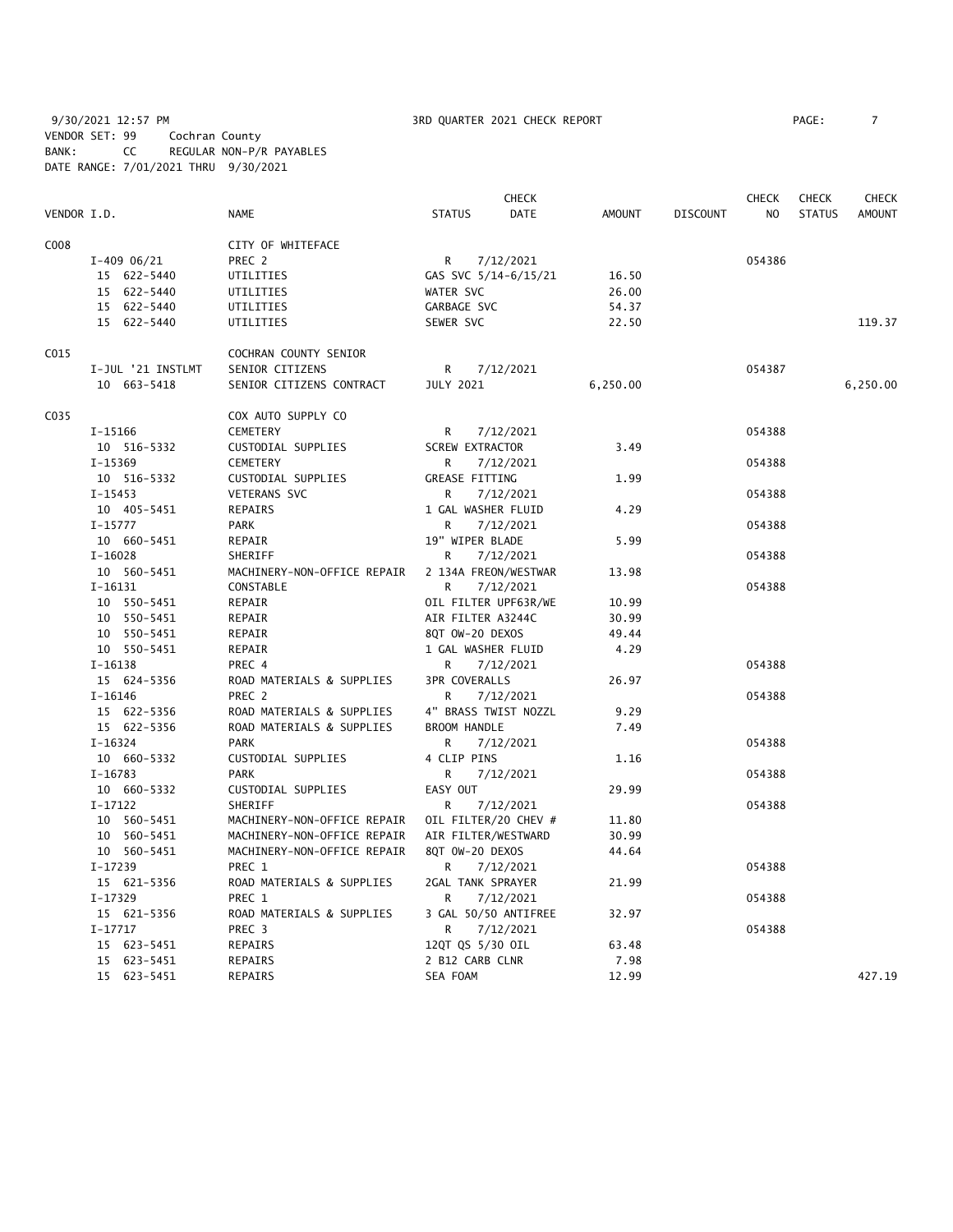9/30/2021 12:57 PM 3RD QUARTER 2021 CHECK REPORT

VENDOR SET: 99 Cochran County
BANK: CC REGULAR NON-P/R PAYABLES
DATE RANGE: 7/01/2021 THRU 9/30/2021

| VENDOR I.D. | NAME | STATUS | CHECK DATE | AMOUNT | DISCOUNT | CHECK NO | CHECK STATUS | CHECK AMOUNT |
|---|---|---|---|---|---|---|---|---|
| C008 | CITY OF WHITEFACE | | | | | | | |
| I-409 06/21 | PREC 2 | R | 7/12/2021 | | | 054386 | | |
| 15 622-5440 | UTILITIES | GAS SVC 5/14-6/15/21 | | 16.50 | | | | |
| 15 622-5440 | UTILITIES | WATER SVC | | 26.00 | | | | |
| 15 622-5440 | UTILITIES | GARBAGE SVC | | 54.37 | | | | |
| 15 622-5440 | UTILITIES | SEWER SVC | | 22.50 | | | | 119.37 |
| C015 | COCHRAN COUNTY SENIOR | | | | | | | |
| I-JUL '21 INSTLMT | SENIOR CITIZENS | R | 7/12/2021 | | | 054387 | | |
| 10 663-5418 | SENIOR CITIZENS CONTRACT | JULY 2021 | | 6,250.00 | | | | 6,250.00 |
| C035 | COX AUTO SUPPLY CO | | | | | | | |
| I-15166 | CEMETERY | R | 7/12/2021 | | | 054388 | | |
| 10 516-5332 | CUSTODIAL SUPPLIES | SCREW EXTRACTOR | | 3.49 | | | | |
| I-15369 | CEMETERY | R | 7/12/2021 | | | 054388 | | |
| 10 516-5332 | CUSTODIAL SUPPLIES | GREASE FITTING | | 1.99 | | | | |
| I-15453 | VETERANS SVC | R | 7/12/2021 | | | 054388 | | |
| 10 405-5451 | REPAIRS | 1 GAL WASHER FLUID | | 4.29 | | | | |
| I-15777 | PARK | R | 7/12/2021 | | | 054388 | | |
| 10 660-5451 | REPAIR | 19" WIPER BLADE | | 5.99 | | | | |
| I-16028 | SHERIFF | R | 7/12/2021 | | | 054388 | | |
| 10 560-5451 | MACHINERY-NON-OFFICE REPAIR | 2 134A FREON/WESTWAR | | 13.98 | | | | |
| I-16131 | CONSTABLE | R | 7/12/2021 | | | 054388 | | |
| 10 550-5451 | REPAIR | OIL FILTER UPF63R/WE | | 10.99 | | | | |
| 10 550-5451 | REPAIR | AIR FILTER A3244C | | 30.99 | | | | |
| 10 550-5451 | REPAIR | 8QT OW-20 DEXOS | | 49.44 | | | | |
| 10 550-5451 | REPAIR | 1 GAL WASHER FLUID | | 4.29 | | | | |
| I-16138 | PREC 4 | R | 7/12/2021 | | | 054388 | | |
| 15 624-5356 | ROAD MATERIALS & SUPPLIES | 3PR COVERALLS | | 26.97 | | | | |
| I-16146 | PREC 2 | R | 7/12/2021 | | | 054388 | | |
| 15 622-5356 | ROAD MATERIALS & SUPPLIES | 4" BRASS TWIST NOZZL | | 9.29 | | | | |
| 15 622-5356 | ROAD MATERIALS & SUPPLIES | BROOM HANDLE | | 7.49 | | | | |
| I-16324 | PARK | R | 7/12/2021 | | | 054388 | | |
| 10 660-5332 | CUSTODIAL SUPPLIES | 4 CLIP PINS | | 1.16 | | | | |
| I-16783 | PARK | R | 7/12/2021 | | | 054388 | | |
| 10 660-5332 | CUSTODIAL SUPPLIES | EASY OUT | | 29.99 | | | | |
| I-17122 | SHERIFF | R | 7/12/2021 | | | 054388 | | |
| 10 560-5451 | MACHINERY-NON-OFFICE REPAIR | OIL FILTER/20 CHEV # | | 11.80 | | | | |
| 10 560-5451 | MACHINERY-NON-OFFICE REPAIR | AIR FILTER/WESTWARD | | 30.99 | | | | |
| 10 560-5451 | MACHINERY-NON-OFFICE REPAIR | 8QT OW-20 DEXOS | | 44.64 | | | | |
| I-17239 | PREC 1 | R | 7/12/2021 | | | 054388 | | |
| 15 621-5356 | ROAD MATERIALS & SUPPLIES | 2GAL TANK SPRAYER | | 21.99 | | | | |
| I-17329 | PREC 1 | R | 7/12/2021 | | | 054388 | | |
| 15 621-5356 | ROAD MATERIALS & SUPPLIES | 3 GAL 50/50 ANTIFREE | | 32.97 | | | | |
| I-17717 | PREC 3 | R | 7/12/2021 | | | 054388 | | |
| 15 623-5451 | REPAIRS | 12QT QS 5/30 OIL | | 63.48 | | | | |
| 15 623-5451 | REPAIRS | 2 B12 CARB CLNR | | 7.98 | | | | |
| 15 623-5451 | REPAIRS | SEA FOAM | | 12.99 | | | | 427.19 |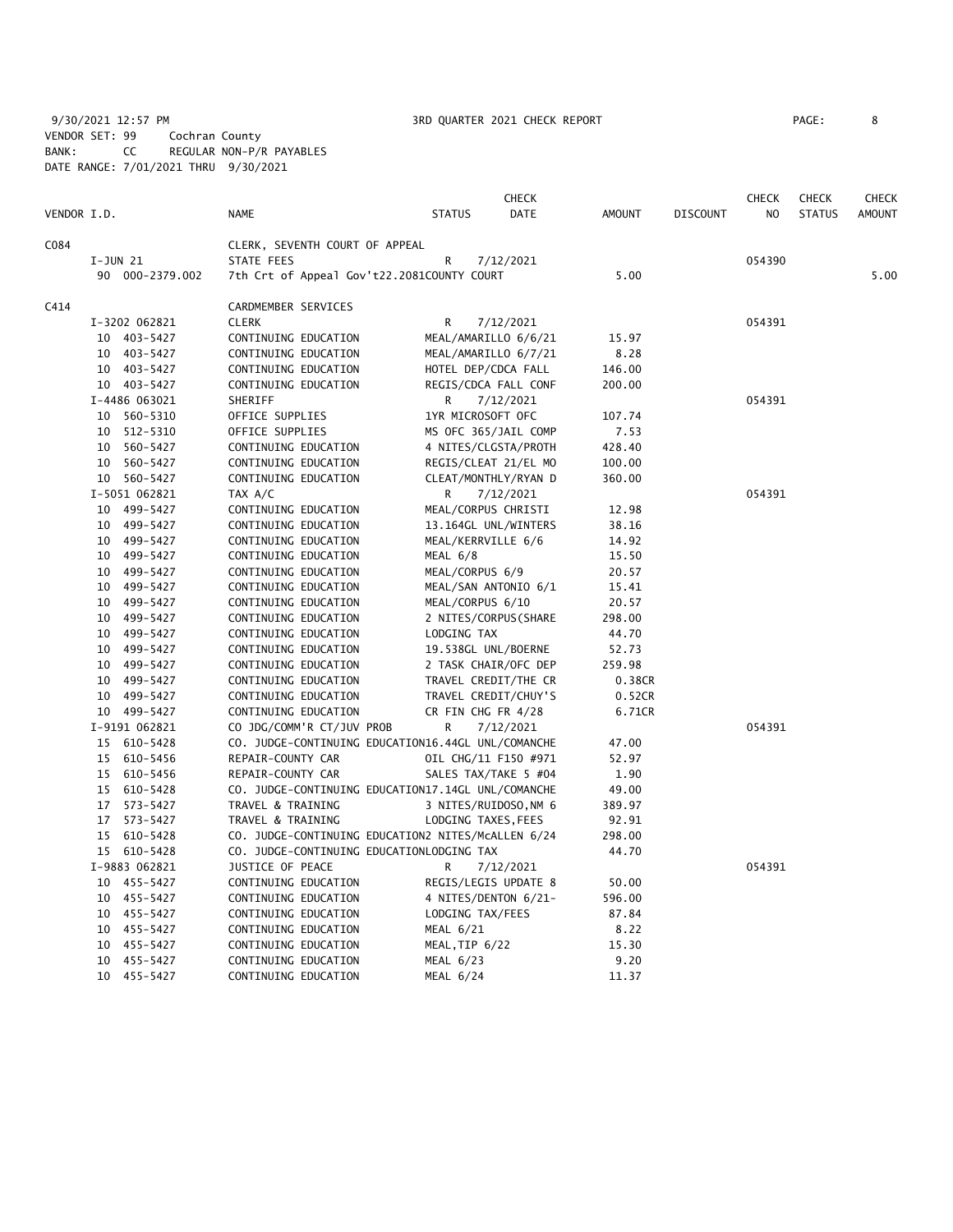9/30/2021 12:57 PM 3RD QUARTER 2021 CHECK REPORT

VENDOR SET: 99 Cochran County
BANK: CC REGULAR NON-P/R PAYABLES
DATE RANGE: 7/01/2021 THRU 9/30/2021

| VENDOR I.D. | NAME | STATUS | CHECK DATE | AMOUNT | DISCOUNT | CHECK NO | CHECK STATUS | CHECK AMOUNT |
|---|---|---|---|---|---|---|---|---|
| C084 | CLERK, SEVENTH COURT OF APPEAL | | | | | | | |
| I-JUN 21 | STATE FEES | R | 7/12/2021 | | | 054390 | | |
| 90 000-2379.002 | 7th Crt of Appeal Gov't22.2081COUNTY COURT | | | 5.00 | | | | 5.00 |
| C414 | CARDMEMBER SERVICES | | | | | | | |
| I-3202 062821 | CLERK | R | 7/12/2021 | | | 054391 | | |
| 10 403-5427 | CONTINUING EDUCATION | MEAL/AMARILLO 6/6/21 | | 15.97 | | | | |
| 10 403-5427 | CONTINUING EDUCATION | MEAL/AMARILLO 6/7/21 | | 8.28 | | | | |
| 10 403-5427 | CONTINUING EDUCATION | HOTEL DEP/CDCA FALL | | 146.00 | | | | |
| 10 403-5427 | CONTINUING EDUCATION | REGIS/CDCA FALL CONF | | 200.00 | | | | |
| I-4486 063021 | SHERIFF | R | 7/12/2021 | | | 054391 | | |
| 10 560-5310 | OFFICE SUPPLIES | 1YR MICROSOFT OFC | | 107.74 | | | | |
| 10 512-5310 | OFFICE SUPPLIES | MS OFC 365/JAIL COMP | | 7.53 | | | | |
| 10 560-5427 | CONTINUING EDUCATION | 4 NITES/CLGSTA/PROTH | | 428.40 | | | | |
| 10 560-5427 | CONTINUING EDUCATION | REGIS/CLEAT 21/EL MO | | 100.00 | | | | |
| 10 560-5427 | CONTINUING EDUCATION | CLEAT/MONTHLY/RYAN D | | 360.00 | | | | |
| I-5051 062821 | TAX A/C | R | 7/12/2021 | | | 054391 | | |
| 10 499-5427 | CONTINUING EDUCATION | MEAL/CORPUS CHRISTI | | 12.98 | | | | |
| 10 499-5427 | CONTINUING EDUCATION | 13.164GL UNL/WINTERS | | 38.16 | | | | |
| 10 499-5427 | CONTINUING EDUCATION | MEAL/KERRVILLE 6/6 | | 14.92 | | | | |
| 10 499-5427 | CONTINUING EDUCATION | MEAL 6/8 | | 15.50 | | | | |
| 10 499-5427 | CONTINUING EDUCATION | MEAL/CORPUS 6/9 | | 20.57 | | | | |
| 10 499-5427 | CONTINUING EDUCATION | MEAL/SAN ANTONIO 6/1 | | 15.41 | | | | |
| 10 499-5427 | CONTINUING EDUCATION | MEAL/CORPUS 6/10 | | 20.57 | | | | |
| 10 499-5427 | CONTINUING EDUCATION | 2 NITES/CORPUS(SHARE | | 298.00 | | | | |
| 10 499-5427 | CONTINUING EDUCATION | LODGING TAX | | 44.70 | | | | |
| 10 499-5427 | CONTINUING EDUCATION | 19.538GL UNL/BOERNE | | 52.73 | | | | |
| 10 499-5427 | CONTINUING EDUCATION | 2 TASK CHAIR/OFC DEP | | 259.98 | | | | |
| 10 499-5427 | CONTINUING EDUCATION | TRAVEL CREDIT/THE CR | | 0.38CR | | | | |
| 10 499-5427 | CONTINUING EDUCATION | TRAVEL CREDIT/CHUY'S | | 0.52CR | | | | |
| 10 499-5427 | CONTINUING EDUCATION | CR FIN CHG FR 4/28 | | 6.71CR | | | | |
| I-9191 062821 | CO JDG/COMM'R CT/JUV PROB | R | 7/12/2021 | | | 054391 | | |
| 15 610-5428 | CO. JUDGE-CONTINUING EDUCATION | 16.44GL UNL/COMANCHE | | 47.00 | | | | |
| 15 610-5456 | REPAIR-COUNTY CAR | OIL CHG/11 F150 #971 | | 52.97 | | | | |
| 15 610-5456 | REPAIR-COUNTY CAR | SALES TAX/TAKE 5 #04 | | 1.90 | | | | |
| 15 610-5428 | CO. JUDGE-CONTINUING EDUCATION | 17.14GL UNL/COMANCHE | | 49.00 | | | | |
| 17 573-5427 | TRAVEL & TRAINING | 3 NITES/RUIDOSO,NM 6 | | 389.97 | | | | |
| 17 573-5427 | TRAVEL & TRAINING | LODGING TAXES,FEES | | 92.91 | | | | |
| 15 610-5428 | CO. JUDGE-CONTINUING EDUCATION | 2 NITES/McALLEN 6/24 | | 298.00 | | | | |
| 15 610-5428 | CO. JUDGE-CONTINUING EDUCATION | LODGING TAX | | 44.70 | | | | |
| I-9883 062821 | JUSTICE OF PEACE | R | 7/12/2021 | | | 054391 | | |
| 10 455-5427 | CONTINUING EDUCATION | REGIS/LEGIS UPDATE 8 | | 50.00 | | | | |
| 10 455-5427 | CONTINUING EDUCATION | 4 NITES/DENTON 6/21- | | 596.00 | | | | |
| 10 455-5427 | CONTINUING EDUCATION | LODGING TAX/FEES | | 87.84 | | | | |
| 10 455-5427 | CONTINUING EDUCATION | MEAL 6/21 | | 8.22 | | | | |
| 10 455-5427 | CONTINUING EDUCATION | MEAL,TIP 6/22 | | 15.30 | | | | |
| 10 455-5427 | CONTINUING EDUCATION | MEAL 6/23 | | 9.20 | | | | |
| 10 455-5427 | CONTINUING EDUCATION | MEAL 6/24 | | 11.37 | | | | |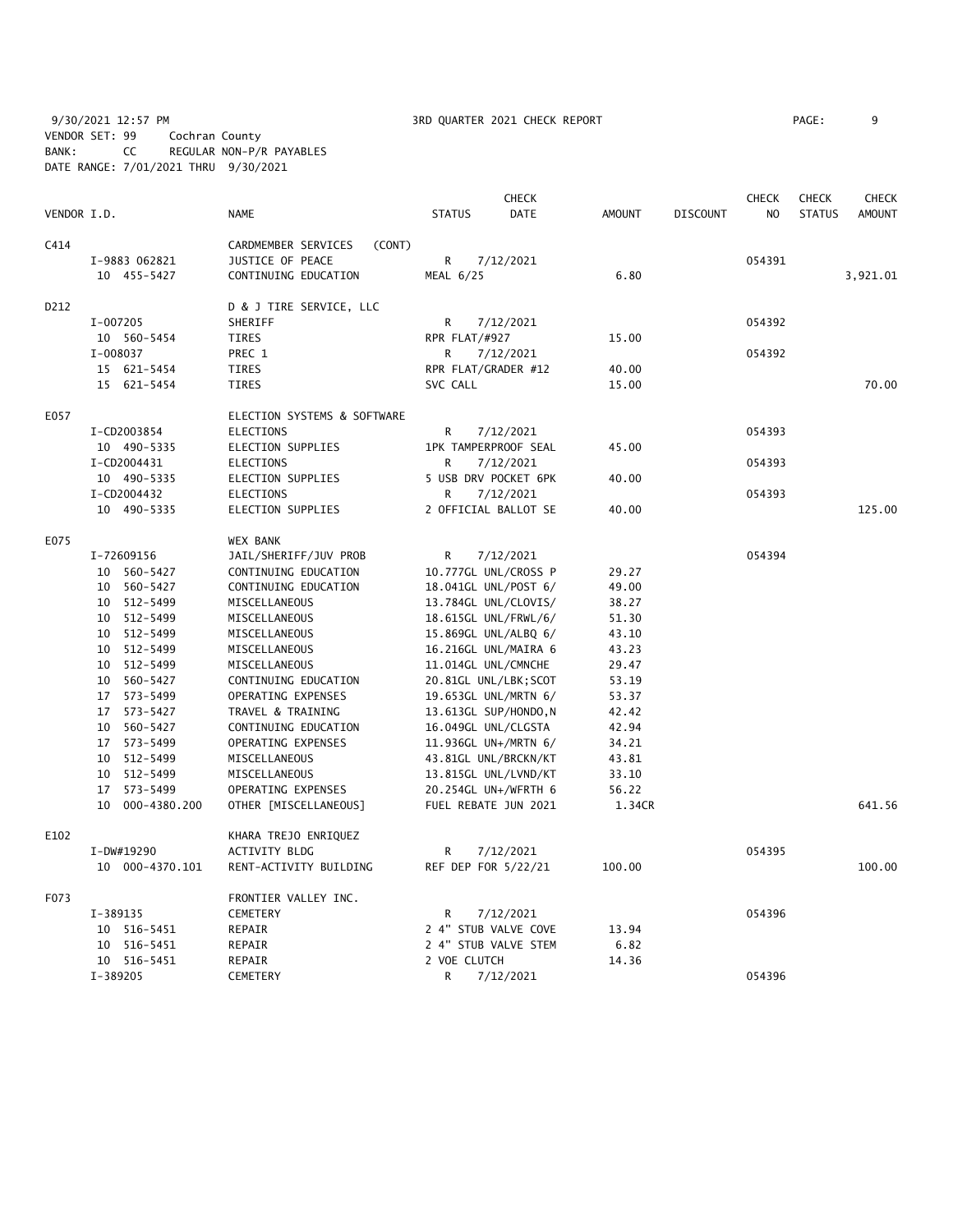9/30/2021 12:57 PM 3RD QUARTER 2021 CHECK REPORT

VENDOR SET: 99 Cochran County
BANK: CC REGULAR NON-P/R PAYABLES
DATE RANGE: 7/01/2021 THRU 9/30/2021

| VENDOR I.D. | NAME | STATUS | CHECK DATE | AMOUNT | DISCOUNT | CHECK NO | CHECK STATUS | CHECK AMOUNT |
|---|---|---|---|---|---|---|---|---|
| C414 | CARDMEMBER SERVICES (CONT) | | | | | | | |
| I-9883 062821 | JUSTICE OF PEACE | R | 7/12/2021 | | | 054391 | | |
| 10 455-5427 | CONTINUING EDUCATION | MEAL 6/25 | | 6.80 | | | | 3,921.01 |
| D212 | D & J TIRE SERVICE, LLC | | | | | | | |
| I-007205 | SHERIFF | R | 7/12/2021 | | | 054392 | | |
| 10 560-5454 | TIRES | RPR FLAT/#927 | | 15.00 | | | | |
| I-008037 | PREC 1 | R | 7/12/2021 | | | 054392 | | |
| 15 621-5454 | TIRES | RPR FLAT/GRADER #12 | | 40.00 | | | | |
| 15 621-5454 | TIRES | SVC CALL | | 15.00 | | | | 70.00 |
| E057 | ELECTION SYSTEMS & SOFTWARE | | | | | | | |
| I-CD2003854 | ELECTIONS | R | 7/12/2021 | | | 054393 | | |
| 10 490-5335 | ELECTION SUPPLIES | 1PK TAMPERPROOF SEAL | | 45.00 | | | | |
| I-CD2004431 | ELECTIONS | R | 7/12/2021 | | | 054393 | | |
| 10 490-5335 | ELECTION SUPPLIES | 5 USB DRV POCKET 6PK | | 40.00 | | | | |
| I-CD2004432 | ELECTIONS | R | 7/12/2021 | | | 054393 | | |
| 10 490-5335 | ELECTION SUPPLIES | 2 OFFICIAL BALLOT SE | | 40.00 | | | | 125.00 |
| E075 | WEX BANK | | | | | | | |
| I-72609156 | JAIL/SHERIFF/JUV PROB | R | 7/12/2021 | | | 054394 | | |
| 10 560-5427 | CONTINUING EDUCATION | 10.777GL UNL/CROSS P | | 29.27 | | | | |
| 10 560-5427 | CONTINUING EDUCATION | 18.041GL UNL/POST 6/ | | 49.00 | | | | |
| 10 512-5499 | MISCELLANEOUS | 13.784GL UNL/CLOVIS/ | | 38.27 | | | | |
| 10 512-5499 | MISCELLANEOUS | 18.615GL UNL/FRWL/6/ | | 51.30 | | | | |
| 10 512-5499 | MISCELLANEOUS | 15.869GL UNL/ALBQ 6/ | | 43.10 | | | | |
| 10 512-5499 | MISCELLANEOUS | 16.216GL UNL/MAIRA 6 | | 43.23 | | | | |
| 10 512-5499 | MISCELLANEOUS | 11.014GL UNL/CMNCHE | | 29.47 | | | | |
| 10 560-5427 | CONTINUING EDUCATION | 20.81GL UNL/LBK;SCOT | | 53.19 | | | | |
| 17 573-5499 | OPERATING EXPENSES | 19.653GL UNL/MRTN 6/ | | 53.37 | | | | |
| 17 573-5427 | TRAVEL & TRAINING | 13.613GL SUP/HONDO,N | | 42.42 | | | | |
| 10 560-5427 | CONTINUING EDUCATION | 16.049GL UNL/CLGSTA | | 42.94 | | | | |
| 17 573-5499 | OPERATING EXPENSES | 11.936GL UN+/MRTN 6/ | | 34.21 | | | | |
| 10 512-5499 | MISCELLANEOUS | 43.81GL UNL/BRCKN/KT | | 43.81 | | | | |
| 10 512-5499 | MISCELLANEOUS | 13.815GL UNL/LVND/KT | | 33.10 | | | | |
| 17 573-5499 | OPERATING EXPENSES | 20.254GL UN+/WFRTH 6 | | 56.22 | | | | |
| 10 000-4380.200 | OTHER [MISCELLANEOUS] | FUEL REBATE JUN 2021 | | 1.34CR | | | | 641.56 |
| E102 | KHARA TREJO ENRIQUEZ | | | | | | | |
| I-DW#19290 | ACTIVITY BLDG | R | 7/12/2021 | | | 054395 | | |
| 10 000-4370.101 | RENT-ACTIVITY BUILDING | REF DEP FOR 5/22/21 | | 100.00 | | | | 100.00 |
| F073 | FRONTIER VALLEY INC. | | | | | | | |
| I-389135 | CEMETERY | R | 7/12/2021 | | | 054396 | | |
| 10 516-5451 | REPAIR | 2 4" STUB VALVE COVE | | 13.94 | | | | |
| 10 516-5451 | REPAIR | 2 4" STUB VALVE STEM | | 6.82 | | | | |
| 10 516-5451 | REPAIR | 2 VOE CLUTCH | | 14.36 | | | | |
| I-389205 | CEMETERY | R | 7/12/2021 | | | 054396 | | |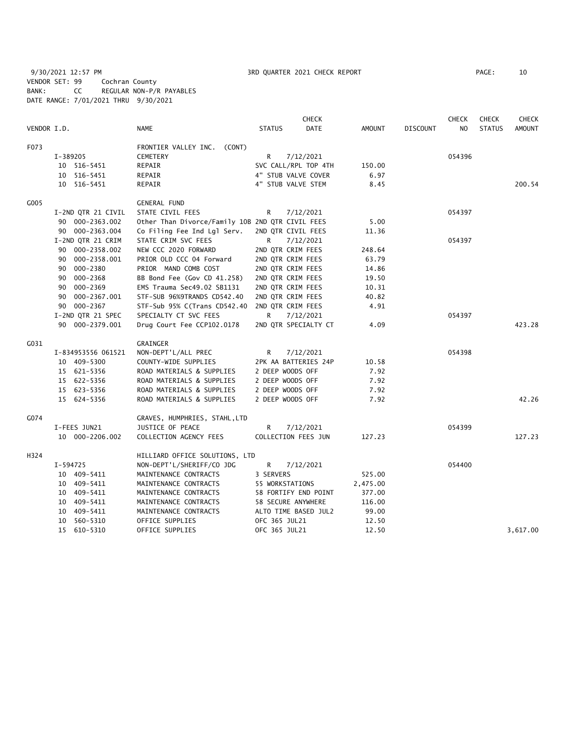9/30/2021 12:57 PM 3RD QUARTER 2021 CHECK REPORT PAGE: 10
VENDOR SET: 99 Cochran County
BANK: CC REGULAR NON-P/R PAYABLES
DATE RANGE: 7/01/2021 THRU 9/30/2021

| VENDOR I.D. | NAME | STATUS | CHECK DATE | AMOUNT | DISCOUNT | CHECK NO | CHECK STATUS | CHECK AMOUNT |
|---|---|---|---|---|---|---|---|---|
| F073 | FRONTIER VALLEY INC. (CONT) | | | | | | | |
| I-389205 | CEMETERY | R | 7/12/2021 | | | 054396 | | |
| 10 516-5451 | REPAIR | SVC CALL/RPL TOP 4TH | | 150.00 | | | | |
| 10 516-5451 | REPAIR | 4" STUB VALVE COVER | | 6.97 | | | | |
| 10 516-5451 | REPAIR | 4" STUB VALVE STEM | | 8.45 | | | | 200.54 |
| G005 | GENERAL FUND | | | | | | | |
| I-2ND QTR 21 CIVIL | STATE CIVIL FEES | R | 7/12/2021 | | | 054397 | | |
| 90 000-2363.002 | Other Than Divorce/Family 10B | 2ND QTR CIVIL FEES | | 5.00 | | | | |
| 90 000-2363.004 | Co Filing Fee Ind Lgl Serv. | 2ND QTR CIVIL FEES | | 11.36 | | | | |
| I-2ND QTR 21 CRIM | STATE CRIM SVC FEES | R | 7/12/2021 | | | 054397 | | |
| 90 000-2358.002 | NEW CCC 2020 FORWARD | 2ND QTR CRIM FEES | | 248.64 | | | | |
| 90 000-2358.001 | PRIOR OLD CCC 04 Forward | 2ND QTR CRIM FEES | | 63.79 | | | | |
| 90 000-2380 | PRIOR MAND COMB COST | 2ND QTR CRIM FEES | | 14.86 | | | | |
| 90 000-2368 | BB Bond Fee (Gov CD 41.258) | 2ND QTR CRIM FEES | | 19.50 | | | | |
| 90 000-2369 | EMS Trauma Sec49.02 SB1131 | 2ND QTR CRIM FEES | | 10.31 | | | | |
| 90 000-2367.001 | STF-SUB 96%9TRANDS CD542.40 | 2ND QTR CRIM FEES | | 40.82 | | | | |
| 90 000-2367 | STF-Sub 95% C(Trans CD542.40 | 2ND QTR CRIM FEES | | 4.91 | | | | |
| I-2ND QTR 21 SPEC | SPECIALTY CT SVC FEES | R | 7/12/2021 | | | 054397 | | |
| 90 000-2379.001 | Drug Court Fee CCP102.0178 | 2ND QTR SPECIALTY CT | | 4.09 | | | | 423.28 |
| G031 | GRAINGER | | | | | | | |
| I-834953556 061521 | NON-DEPT'L/ALL PREC | R | 7/12/2021 | | | 054398 | | |
| 10 409-5300 | COUNTY-WIDE SUPPLIES | 2PK AA BATTERIES 24P | | 10.58 | | | | |
| 15 621-5356 | ROAD MATERIALS & SUPPLIES | 2 DEEP WOODS OFF | | 7.92 | | | | |
| 15 622-5356 | ROAD MATERIALS & SUPPLIES | 2 DEEP WOODS OFF | | 7.92 | | | | |
| 15 623-5356 | ROAD MATERIALS & SUPPLIES | 2 DEEP WOODS OFF | | 7.92 | | | | |
| 15 624-5356 | ROAD MATERIALS & SUPPLIES | 2 DEEP WOODS OFF | | 7.92 | | | | 42.26 |
| G074 | GRAVES, HUMPHRIES, STAHL,LTD | | | | | | | |
| I-FEES JUN21 | JUSTICE OF PEACE | R | 7/12/2021 | | | 054399 | | |
| 10 000-2206.002 | COLLECTION AGENCY FEES | COLLECTION FEES JUN | | 127.23 | | | | 127.23 |
| H324 | HILLIARD OFFICE SOLUTIONS, LTD | | | | | | | |
| I-594725 | NON-DEPT'L/SHERIFF/CO JDG | R | 7/12/2021 | | | 054400 | | |
| 10 409-5411 | MAINTENANCE CONTRACTS | 3 SERVERS | | 525.00 | | | | |
| 10 409-5411 | MAINTENANCE CONTRACTS | 55 WORKSTATIONS | | 2,475.00 | | | | |
| 10 409-5411 | MAINTENANCE CONTRACTS | 58 FORTIFY END POINT | | 377.00 | | | | |
| 10 409-5411 | MAINTENANCE CONTRACTS | 58 SECURE ANYWHERE | | 116.00 | | | | |
| 10 409-5411 | MAINTENANCE CONTRACTS | ALTO TIME BASED JUL2 | | 99.00 | | | | |
| 10 560-5310 | OFFICE SUPPLIES | OFC 365 JUL21 | | 12.50 | | | | |
| 15 610-5310 | OFFICE SUPPLIES | OFC 365 JUL21 | | 12.50 | | | | 3,617.00 |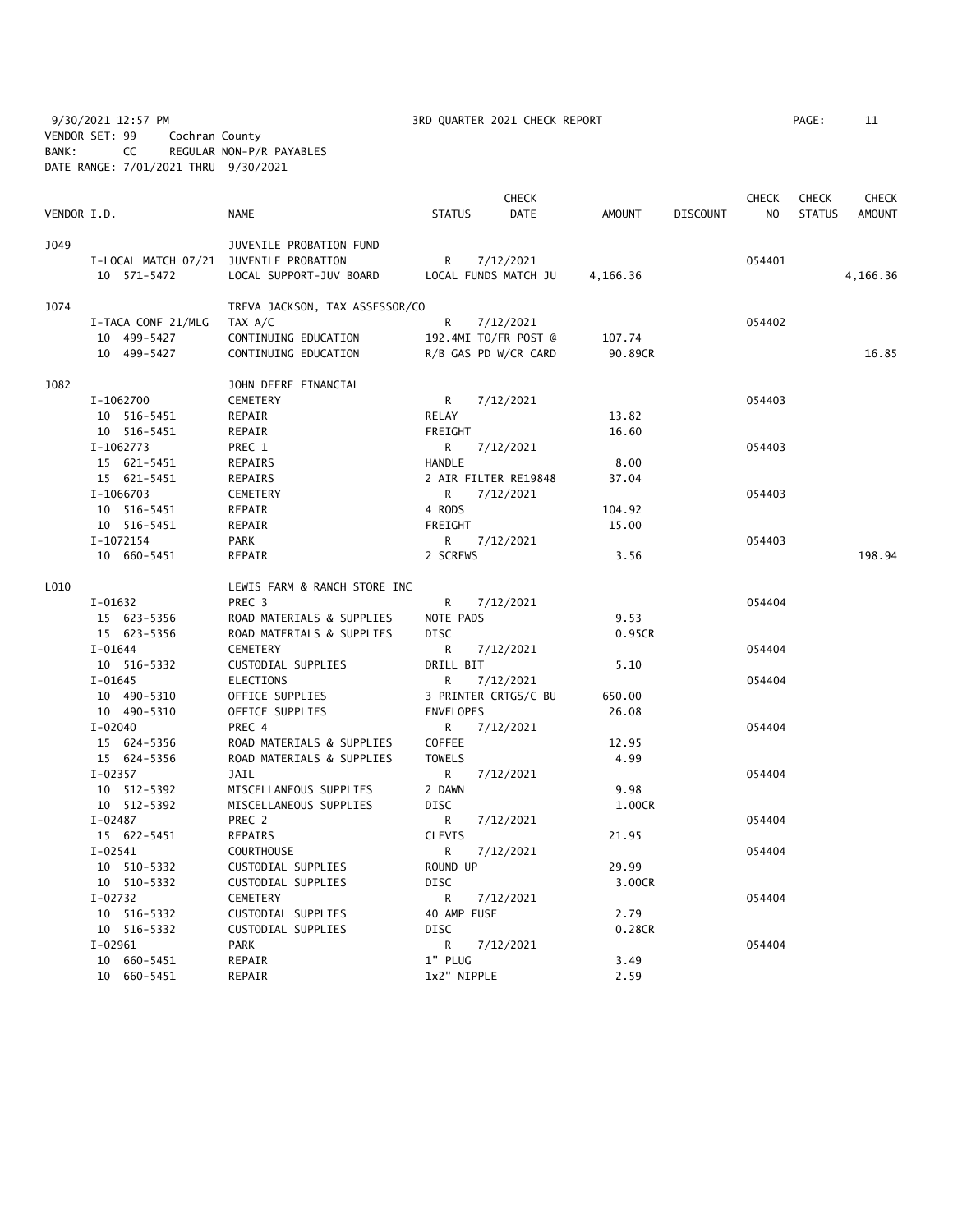9/30/2021 12:57 PM 3RD QUARTER 2021 CHECK REPORT PAGE: 11
VENDOR SET: 99 Cochran County
BANK: CC REGULAR NON-P/R PAYABLES
DATE RANGE: 7/01/2021 THRU 9/30/2021

| VENDOR I.D. | NAME | STATUS | CHECK DATE | AMOUNT | DISCOUNT | CHECK NO | CHECK STATUS | CHECK AMOUNT |
|---|---|---|---|---|---|---|---|---|
| J049 | JUVENILE PROBATION FUND | | | | | | | |
| I-LOCAL MATCH 07/21 | JUVENILE PROBATION | R | 7/12/2021 | | | 054401 | | |
| 10 571-5472 | LOCAL SUPPORT-JUV BOARD | LOCAL FUNDS MATCH JU | | 4,166.36 | | | | 4,166.36 |
| J074 | TREVA JACKSON, TAX ASSESSOR/CO | | | | | | | |
| I-TACA CONF 21/MLG | TAX A/C | R | 7/12/2021 | | | 054402 | | |
| 10 499-5427 | CONTINUING EDUCATION | 192.4MI TO/FR POST @ | | 107.74 | | | | |
| 10 499-5427 | CONTINUING EDUCATION | R/B GAS PD W/CR CARD | | 90.89CR | | | | 16.85 |
| J082 | JOHN DEERE FINANCIAL | | | | | | | |
| I-1062700 | CEMETERY | R | 7/12/2021 | | | 054403 | | |
| 10 516-5451 | REPAIR | RELAY | | 13.82 | | | | |
| 10 516-5451 | REPAIR | FREIGHT | | 16.60 | | | | |
| I-1062773 | PREC 1 | R | 7/12/2021 | | | 054403 | | |
| 15 621-5451 | REPAIRS | HANDLE | | 8.00 | | | | |
| 15 621-5451 | REPAIRS | 2 AIR FILTER RE19848 | | 37.04 | | | | |
| I-1066703 | CEMETERY | R | 7/12/2021 | | | 054403 | | |
| 10 516-5451 | REPAIR | 4 RODS | | 104.92 | | | | |
| 10 516-5451 | REPAIR | FREIGHT | | 15.00 | | | | |
| I-1072154 | PARK | R | 7/12/2021 | | | 054403 | | |
| 10 660-5451 | REPAIR | 2 SCREWS | | 3.56 | | | | 198.94 |
| L010 | LEWIS FARM & RANCH STORE INC | | | | | | | |
| I-01632 | PREC 3 | R | 7/12/2021 | | | 054404 | | |
| 15 623-5356 | ROAD MATERIALS & SUPPLIES | NOTE PADS | | 9.53 | | | | |
| 15 623-5356 | ROAD MATERIALS & SUPPLIES | DISC | | 0.95CR | | | | |
| I-01644 | CEMETERY | R | 7/12/2021 | | | 054404 | | |
| 10 516-5332 | CUSTODIAL SUPPLIES | DRILL BIT | | 5.10 | | | | |
| I-01645 | ELECTIONS | R | 7/12/2021 | | | 054404 | | |
| 10 490-5310 | OFFICE SUPPLIES | 3 PRINTER CRTGS/C BU | | 650.00 | | | | |
| 10 490-5310 | OFFICE SUPPLIES | ENVELOPES | | 26.08 | | | | |
| I-02040 | PREC 4 | R | 7/12/2021 | | | 054404 | | |
| 15 624-5356 | ROAD MATERIALS & SUPPLIES | COFFEE | | 12.95 | | | | |
| 15 624-5356 | ROAD MATERIALS & SUPPLIES | TOWELS | | 4.99 | | | | |
| I-02357 | JAIL | R | 7/12/2021 | | | 054404 | | |
| 10 512-5392 | MISCELLANEOUS SUPPLIES | 2 DAWN | | 9.98 | | | | |
| 10 512-5392 | MISCELLANEOUS SUPPLIES | DISC | | 1.00CR | | | | |
| I-02487 | PREC 2 | R | 7/12/2021 | | | 054404 | | |
| 15 622-5451 | REPAIRS | CLEVIS | | 21.95 | | | | |
| I-02541 | COURTHOUSE | R | 7/12/2021 | | | 054404 | | |
| 10 510-5332 | CUSTODIAL SUPPLIES | ROUND UP | | 29.99 | | | | |
| 10 510-5332 | CUSTODIAL SUPPLIES | DISC | | 3.00CR | | | | |
| I-02732 | CEMETERY | R | 7/12/2021 | | | 054404 | | |
| 10 516-5332 | CUSTODIAL SUPPLIES | 40 AMP FUSE | | 2.79 | | | | |
| 10 516-5332 | CUSTODIAL SUPPLIES | DISC | | 0.28CR | | | | |
| I-02961 | PARK | R | 7/12/2021 | | | 054404 | | |
| 10 660-5451 | REPAIR | 1" PLUG | | 3.49 | | | | |
| 10 660-5451 | REPAIR | 1x2" NIPPLE | | 2.59 | | | | |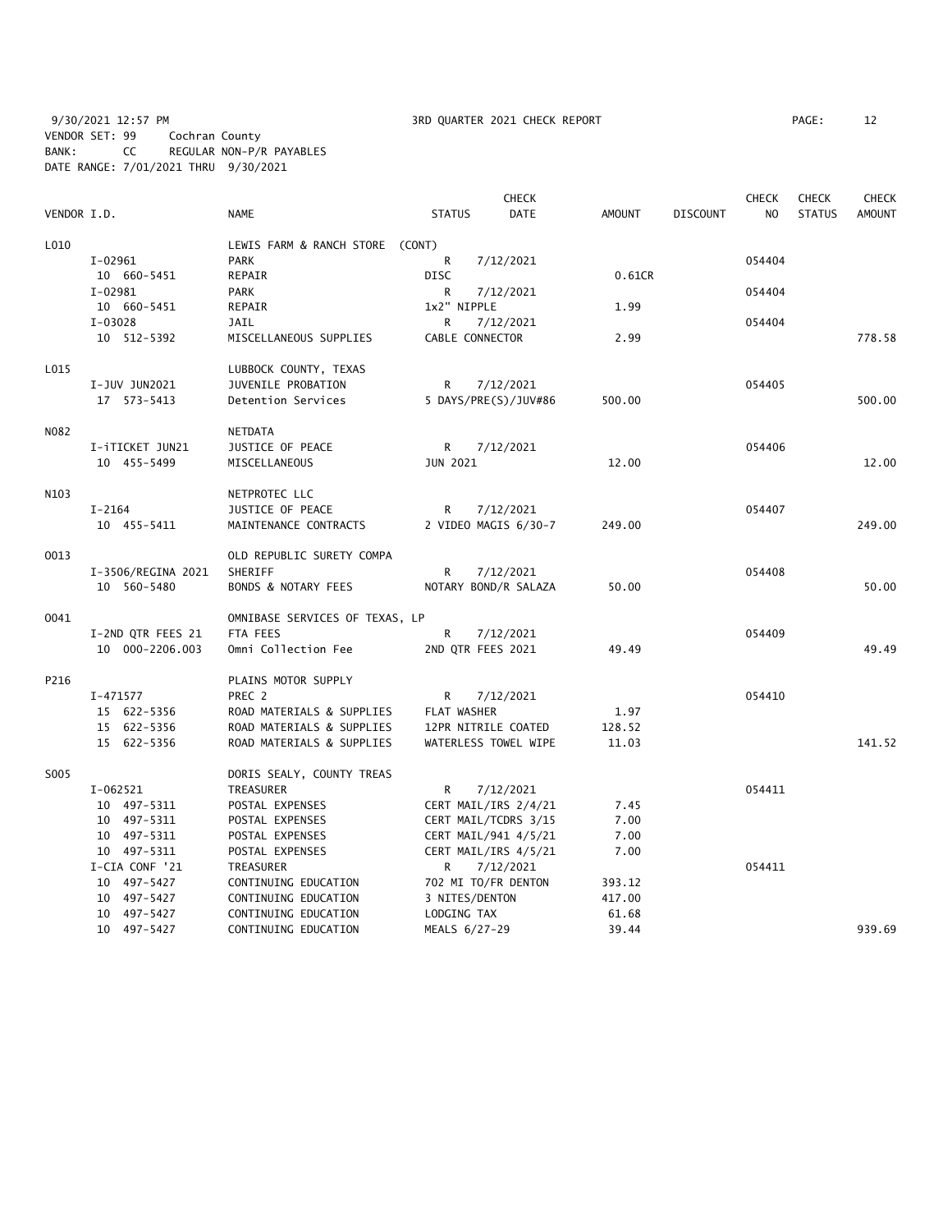9/30/2021 12:57 PM 3RD QUARTER 2021 CHECK REPORT PAGE: 12
VENDOR SET: 99 Cochran County
BANK: CC REGULAR NON-P/R PAYABLES
DATE RANGE: 7/01/2021 THRU 9/30/2021

| VENDOR I.D. | NAME | STATUS | CHECK DATE | AMOUNT | DISCOUNT | CHECK NO | CHECK STATUS | CHECK AMOUNT |
|---|---|---|---|---|---|---|---|---|
| L010 | LEWIS FARM & RANCH STORE (CONT) | | | | | | | |
| I-02961 | PARK | R | 7/12/2021 | | | 054404 | | |
| 10 660-5451 | REPAIR | DISC | | 0.61CR | | | | |
| I-02981 | PARK | R | 7/12/2021 | | | 054404 | | |
| 10 660-5451 | REPAIR | 1x2" NIPPLE | | 1.99 | | | | |
| I-03028 | JAIL | R | 7/12/2021 | | | 054404 | | |
| 10 512-5392 | MISCELLANEOUS SUPPLIES | CABLE CONNECTOR | | 2.99 | | | | 778.58 |
| L015 | LUBBOCK COUNTY, TEXAS | | | | | | | |
| I-JUV JUN2021 | JUVENILE PROBATION | R | 7/12/2021 | | | 054405 | | |
| 17 573-5413 | Detention Services | 5 DAYS/PRE(S)/JUV#86 | | 500.00 | | | | 500.00 |
| N082 | NETDATA | | | | | | | |
| I-iTICKET JUN21 | JUSTICE OF PEACE | R | 7/12/2021 | | | 054406 | | |
| 10 455-5499 | MISCELLANEOUS | JUN 2021 | | 12.00 | | | | 12.00 |
| N103 | NETPROTEC LLC | | | | | | | |
| I-2164 | JUSTICE OF PEACE | R | 7/12/2021 | | | 054407 | | |
| 10 455-5411 | MAINTENANCE CONTRACTS | 2 VIDEO MAGIS 6/30-7 | | 249.00 | | | | 249.00 |
| O013 | OLD REPUBLIC SURETY COMPA | | | | | | | |
| I-3506/REGINA 2021 | SHERIFF | R | 7/12/2021 | | | 054408 | | |
| 10 560-5480 | BONDS & NOTARY FEES | NOTARY BOND/R SALAZA | | 50.00 | | | | 50.00 |
| O041 | OMNIBASE SERVICES OF TEXAS, LP | | | | | | | |
| I-2ND QTR FEES 21 | FTA FEES | R | 7/12/2021 | | | 054409 | | |
| 10 000-2206.003 | Omni Collection Fee | 2ND QTR FEES 2021 | | 49.49 | | | | 49.49 |
| P216 | PLAINS MOTOR SUPPLY | | | | | | | |
| I-471577 | PREC 2 | R | 7/12/2021 | | | 054410 | | |
| 15 622-5356 | ROAD MATERIALS & SUPPLIES | FLAT WASHER | | 1.97 | | | | |
| 15 622-5356 | ROAD MATERIALS & SUPPLIES | 12PR NITRILE COATED | | 128.52 | | | | |
| 15 622-5356 | ROAD MATERIALS & SUPPLIES | WATERLESS TOWEL WIPE | | 11.03 | | | | 141.52 |
| S005 | DORIS SEALY, COUNTY TREAS | | | | | | | |
| I-062521 | TREASURER | R | 7/12/2021 | | | 054411 | | |
| 10 497-5311 | POSTAL EXPENSES | CERT MAIL/IRS 2/4/21 | | 7.45 | | | | |
| 10 497-5311 | POSTAL EXPENSES | CERT MAIL/TCDRS 3/15 | | 7.00 | | | | |
| 10 497-5311 | POSTAL EXPENSES | CERT MAIL/941 4/5/21 | | 7.00 | | | | |
| 10 497-5311 | POSTAL EXPENSES | CERT MAIL/IRS 4/5/21 | | 7.00 | | | | |
| I-CIA CONF '21 | TREASURER | R | 7/12/2021 | | | 054411 | | |
| 10 497-5427 | CONTINUING EDUCATION | 702 MI TO/FR DENTON | | 393.12 | | | | |
| 10 497-5427 | CONTINUING EDUCATION | 3 NITES/DENTON | | 417.00 | | | | |
| 10 497-5427 | CONTINUING EDUCATION | LODGING TAX | | 61.68 | | | | |
| 10 497-5427 | CONTINUING EDUCATION | MEALS 6/27-29 | | 39.44 | | | | 939.69 |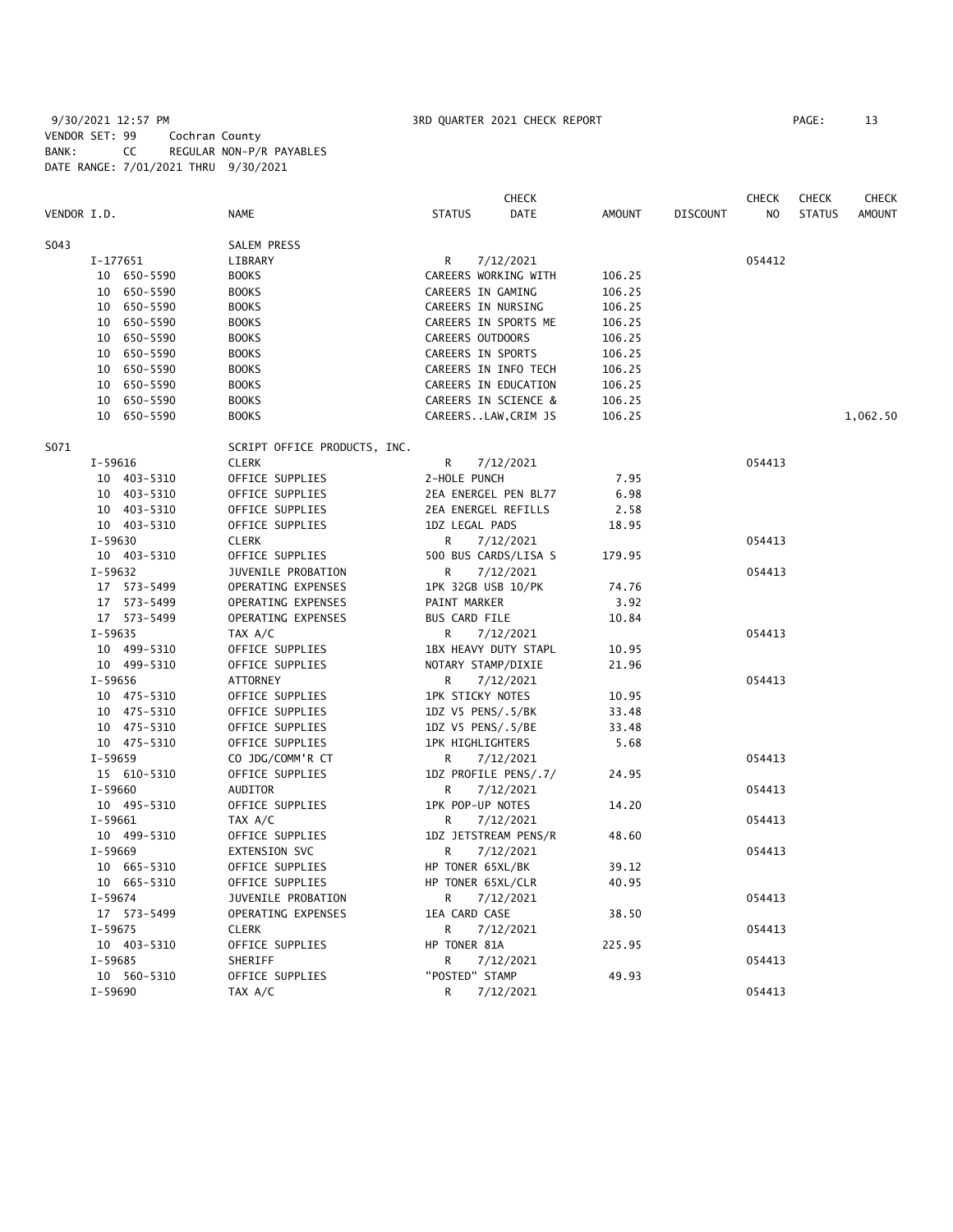9/30/2021 12:57 PM 3RD QUARTER 2021 CHECK REPORT

VENDOR SET: 99 Cochran County
BANK: CC REGULAR NON-P/R PAYABLES
DATE RANGE: 7/01/2021 THRU 9/30/2021

| VENDOR I.D. | NAME | STATUS | CHECK DATE | AMOUNT | DISCOUNT | CHECK NO | CHECK STATUS | CHECK AMOUNT |
|---|---|---|---|---|---|---|---|---|
| S043 | SALEM PRESS | | | | | | | |
| I-177651 | LIBRARY | R | 7/12/2021 | | | 054412 | | |
| 10 650-5590 | BOOKS | CAREERS WORKING WITH | | 106.25 | | | | |
| 10 650-5590 | BOOKS | CAREERS IN GAMING | | 106.25 | | | | |
| 10 650-5590 | BOOKS | CAREERS IN NURSING | | 106.25 | | | | |
| 10 650-5590 | BOOKS | CAREERS IN SPORTS ME | | 106.25 | | | | |
| 10 650-5590 | BOOKS | CAREERS OUTDOORS | | 106.25 | | | | |
| 10 650-5590 | BOOKS | CAREERS IN SPORTS | | 106.25 | | | | |
| 10 650-5590 | BOOKS | CAREERS IN INFO TECH | | 106.25 | | | | |
| 10 650-5590 | BOOKS | CAREERS IN EDUCATION | | 106.25 | | | | |
| 10 650-5590 | BOOKS | CAREERS IN SCIENCE & | | 106.25 | | | | |
| 10 650-5590 | BOOKS | CAREERS..LAW,CRIM JS | | 106.25 | | | | 1,062.50 |
| S071 | SCRIPT OFFICE PRODUCTS, INC. | | | | | | | |
| I-59616 | CLERK | R | 7/12/2021 | | | 054413 | | |
| 10 403-5310 | OFFICE SUPPLIES | 2-HOLE PUNCH | | 7.95 | | | | |
| 10 403-5310 | OFFICE SUPPLIES | 2EA ENERGEL PEN BL77 | | 6.98 | | | | |
| 10 403-5310 | OFFICE SUPPLIES | 2EA ENERGEL REFILLS | | 2.58 | | | | |
| 10 403-5310 | OFFICE SUPPLIES | 1DZ LEGAL PADS | | 18.95 | | | | |
| I-59630 | CLERK | R | 7/12/2021 | | | 054413 | | |
| 10 403-5310 | OFFICE SUPPLIES | 500 BUS CARDS/LISA S | | 179.95 | | | | |
| I-59632 | JUVENILE PROBATION | R | 7/12/2021 | | | 054413 | | |
| 17 573-5499 | OPERATING EXPENSES | 1PK 32GB USB 10/PK | | 74.76 | | | | |
| 17 573-5499 | OPERATING EXPENSES | PAINT MARKER | | 3.92 | | | | |
| 17 573-5499 | OPERATING EXPENSES | BUS CARD FILE | | 10.84 | | | | |
| I-59635 | TAX A/C | R | 7/12/2021 | | | 054413 | | |
| 10 499-5310 | OFFICE SUPPLIES | 1BX HEAVY DUTY STAPL | | 10.95 | | | | |
| 10 499-5310 | OFFICE SUPPLIES | NOTARY STAMP/DIXIE | | 21.96 | | | | |
| I-59656 | ATTORNEY | R | 7/12/2021 | | | 054413 | | |
| 10 475-5310 | OFFICE SUPPLIES | 1PK STICKY NOTES | | 10.95 | | | | |
| 10 475-5310 | OFFICE SUPPLIES | 1DZ V5 PENS/.5/BK | | 33.48 | | | | |
| 10 475-5310 | OFFICE SUPPLIES | 1DZ V5 PENS/.5/BE | | 33.48 | | | | |
| 10 475-5310 | OFFICE SUPPLIES | 1PK HIGHLIGHTERS | | 5.68 | | | | |
| I-59659 | CO JDG/COMM'R CT | R | 7/12/2021 | | | 054413 | | |
| 15 610-5310 | OFFICE SUPPLIES | 1DZ PROFILE PENS/.7/ | | 24.95 | | | | |
| I-59660 | AUDITOR | R | 7/12/2021 | | | 054413 | | |
| 10 495-5310 | OFFICE SUPPLIES | 1PK POP-UP NOTES | | 14.20 | | | | |
| I-59661 | TAX A/C | R | 7/12/2021 | | | 054413 | | |
| 10 499-5310 | OFFICE SUPPLIES | 1DZ JETSTREAM PENS/R | | 48.60 | | | | |
| I-59669 | EXTENSION SVC | R | 7/12/2021 | | | 054413 | | |
| 10 665-5310 | OFFICE SUPPLIES | HP TONER 65XL/BK | | 39.12 | | | | |
| 10 665-5310 | OFFICE SUPPLIES | HP TONER 65XL/CLR | | 40.95 | | | | |
| I-59674 | JUVENILE PROBATION | R | 7/12/2021 | | | 054413 | | |
| 17 573-5499 | OPERATING EXPENSES | 1EA CARD CASE | | 38.50 | | | | |
| I-59675 | CLERK | R | 7/12/2021 | | | 054413 | | |
| 10 403-5310 | OFFICE SUPPLIES | HP TONER 81A | | 225.95 | | | | |
| I-59685 | SHERIFF | R | 7/12/2021 | | | 054413 | | |
| 10 560-5310 | OFFICE SUPPLIES | "POSTED" STAMP | | 49.93 | | | | |
| I-59690 | TAX A/C | R | 7/12/2021 | | | 054413 | | |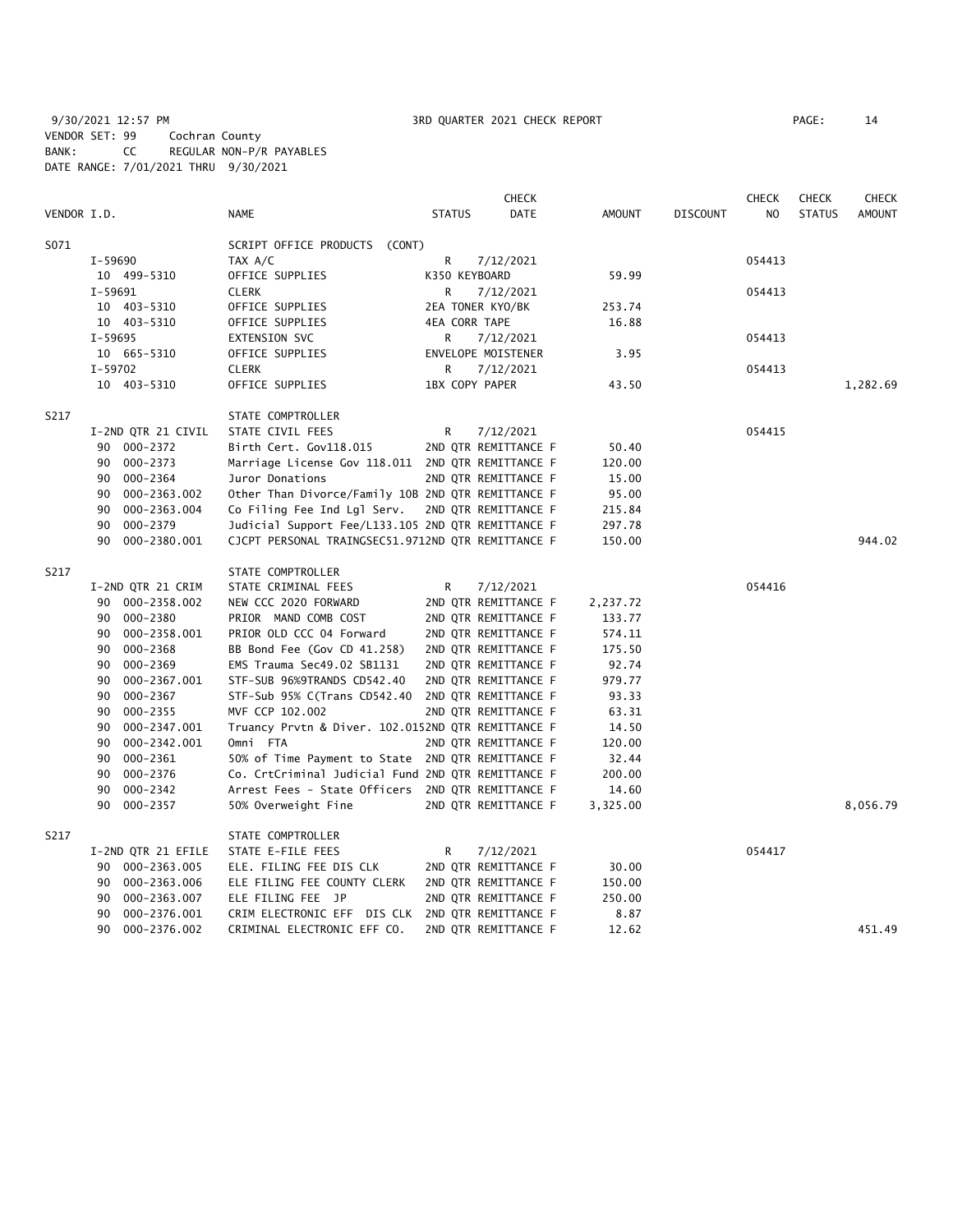9/30/2021 12:57 PM 3RD QUARTER 2021 CHECK REPORT
VENDOR SET: 99 Cochran County
BANK: CC REGULAR NON-P/R PAYABLES
DATE RANGE: 7/01/2021 THRU 9/30/2021

| VENDOR I.D. | NAME | STATUS | CHECK DATE | AMOUNT | DISCOUNT | CHECK NO | CHECK STATUS | CHECK AMOUNT |
|---|---|---|---|---|---|---|---|---|
| S071 | SCRIPT OFFICE PRODUCTS (CONT) | | | | | | | |
| I-59690 | TAX A/C | R | 7/12/2021 | | | 054413 | | |
| 10 499-5310 | OFFICE SUPPLIES | K350 KEYBOARD | | 59.99 | | | | |
| I-59691 | CLERK | R | 7/12/2021 | | | 054413 | | |
| 10 403-5310 | OFFICE SUPPLIES | 2EA TONER KYO/BK | | 253.74 | | | | |
| 10 403-5310 | OFFICE SUPPLIES | 4EA CORR TAPE | | 16.88 | | | | |
| I-59695 | EXTENSION SVC | R | 7/12/2021 | | | 054413 | | |
| 10 665-5310 | OFFICE SUPPLIES | ENVELOPE MOISTENER | | 3.95 | | | | |
| I-59702 | CLERK | R | 7/12/2021 | | | 054413 | | |
| 10 403-5310 | OFFICE SUPPLIES | 1BX COPY PAPER | | 43.50 | | | | 1,282.69 |
| S217 | STATE COMPTROLLER | | | | | | | |
| I-2ND QTR 21 CIVIL | STATE CIVIL FEES | R | 7/12/2021 | | | 054415 | | |
| 90 000-2372 | Birth Cert. Gov118.015 | 2ND QTR REMITTANCE F | | 50.40 | | | | |
| 90 000-2373 | Marriage License Gov 118.011 | 2ND QTR REMITTANCE F | | 120.00 | | | | |
| 90 000-2364 | Juror Donations | 2ND QTR REMITTANCE F | | 15.00 | | | | |
| 90 000-2363.002 | Other Than Divorce/Family 10B | 2ND QTR REMITTANCE F | | 95.00 | | | | |
| 90 000-2363.004 | Co Filing Fee Ind Lgl Serv. | 2ND QTR REMITTANCE F | | 215.84 | | | | |
| 90 000-2379 | Judicial Support Fee/L133.105 | 2ND QTR REMITTANCE F | | 297.78 | | | | |
| 90 000-2380.001 | CJCPT PERSONAL TRAINGSEC51.971 | 2ND QTR REMITTANCE F | | 150.00 | | | | 944.02 |
| S217 | STATE COMPTROLLER | | | | | | | |
| I-2ND QTR 21 CRIM | STATE CRIMINAL FEES | R | 7/12/2021 | | | 054416 | | |
| 90 000-2358.002 | NEW CCC 2020 FORWARD | 2ND QTR REMITTANCE F | | 2,237.72 | | | | |
| 90 000-2380 | PRIOR MAND COMB COST | 2ND QTR REMITTANCE F | | 133.77 | | | | |
| 90 000-2358.001 | PRIOR OLD CCC 04 Forward | 2ND QTR REMITTANCE F | | 574.11 | | | | |
| 90 000-2368 | BB Bond Fee (Gov CD 41.258) | 2ND QTR REMITTANCE F | | 175.50 | | | | |
| 90 000-2369 | EMS Trauma Sec49.02 SB1131 | 2ND QTR REMITTANCE F | | 92.74 | | | | |
| 90 000-2367.001 | STF-SUB 96%9TRANDS CD542.40 | 2ND QTR REMITTANCE F | | 979.77 | | | | |
| 90 000-2367 | STF-Sub 95% C(Trans CD542.40 | 2ND QTR REMITTANCE F | | 93.33 | | | | |
| 90 000-2355 | MVF CCP 102.002 | 2ND QTR REMITTANCE F | | 63.31 | | | | |
| 90 000-2347.001 | Truancy Prvtn & Diver. 102.015 | 2ND QTR REMITTANCE F | | 14.50 | | | | |
| 90 000-2342.001 | Omni FTA | 2ND QTR REMITTANCE F | | 120.00 | | | | |
| 90 000-2361 | 50% of Time Payment to State | 2ND QTR REMITTANCE F | | 32.44 | | | | |
| 90 000-2376 | Co. CrtCriminal Judicial Fund | 2ND QTR REMITTANCE F | | 200.00 | | | | |
| 90 000-2342 | Arrest Fees - State Officers | 2ND QTR REMITTANCE F | | 14.60 | | | | |
| 90 000-2357 | 50% Overweight Fine | 2ND QTR REMITTANCE F | | 3,325.00 | | | | 8,056.79 |
| S217 | STATE COMPTROLLER | | | | | | | |
| I-2ND QTR 21 EFILE | STATE E-FILE FEES | R | 7/12/2021 | | | 054417 | | |
| 90 000-2363.005 | ELE. FILING FEE DIS CLK | 2ND QTR REMITTANCE F | | 30.00 | | | | |
| 90 000-2363.006 | ELE FILING FEE COUNTY CLERK | 2ND QTR REMITTANCE F | | 150.00 | | | | |
| 90 000-2363.007 | ELE FILING FEE JP | 2ND QTR REMITTANCE F | | 250.00 | | | | |
| 90 000-2376.001 | CRIM ELECTRONIC EFF DIS CLK | 2ND QTR REMITTANCE F | | 8.87 | | | | |
| 90 000-2376.002 | CRIMINAL ELECTRONIC EFF CO. | 2ND QTR REMITTANCE F | | 12.62 | | | | 451.49 |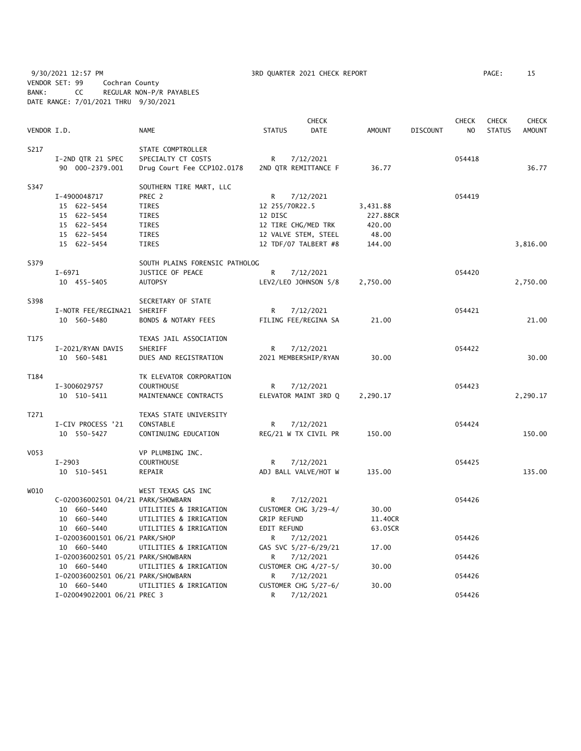9/30/2021 12:57 PM 3RD QUARTER 2021 CHECK REPORT

VENDOR SET: 99 Cochran County
BANK: CC REGULAR NON-P/R PAYABLES
DATE RANGE: 7/01/2021 THRU 9/30/2021

| VENDOR I.D. | | NAME | STATUS | CHECK DATE | AMOUNT | DISCOUNT | CHECK NO | CHECK STATUS | CHECK AMOUNT |
|---|---|---|---|---|---|---|---|---|---|
| S217 | | STATE COMPTROLLER | | | | | | | |
| | I-2ND QTR 21 SPEC | SPECIALTY CT COSTS | R | 7/12/2021 | | | 054418 | | |
| | 90 000-2379.001 | Drug Court Fee CCP102.0178 | 2ND QTR REMITTANCE F | | 36.77 | | | | 36.77 |
| S347 | | SOUTHERN TIRE MART, LLC | | | | | | | |
| | I-4900048717 | PREC 2 | R | 7/12/2021 | | | 054419 | | |
| | 15 622-5454 | TIRES | 12 255/70R22.5 | | 3,431.88 | | | | |
| | 15 622-5454 | TIRES | 12 DISC | | 227.88CR | | | | |
| | 15 622-5454 | TIRES | 12 TIRE CHG/MED TRK | | 420.00 | | | | |
| | 15 622-5454 | TIRES | 12 VALVE STEM, STEEL | | 48.00 | | | | |
| | 15 622-5454 | TIRES | 12 TDF/07 TALBERT #8 | | 144.00 | | | | 3,816.00 |
| S379 | | SOUTH PLAINS FORENSIC PATHOLOG | | | | | | | |
| | I-6971 | JUSTICE OF PEACE | R | 7/12/2021 | | | 054420 | | |
| | 10 455-5405 | AUTOPSY | LEV2/LEO JOHNSON 5/8 | | 2,750.00 | | | | 2,750.00 |
| S398 | | SECRETARY OF STATE | | | | | | | |
| | I-NOTR FEE/REGINA21 | SHERIFF | R | 7/12/2021 | | | 054421 | | |
| | 10 560-5480 | BONDS & NOTARY FEES | FILING FEE/REGINA SA | | 21.00 | | | | 21.00 |
| T175 | | TEXAS JAIL ASSOCIATION | | | | | | | |
| | I-2021/RYAN DAVIS | SHERIFF | R | 7/12/2021 | | | 054422 | | |
| | 10 560-5481 | DUES AND REGISTRATION | 2021 MEMBERSHIP/RYAN | | 30.00 | | | | 30.00 |
| T184 | | TK ELEVATOR CORPORATION | | | | | | | |
| | I-3006029757 | COURTHOUSE | R | 7/12/2021 | | | 054423 | | |
| | 10 510-5411 | MAINTENANCE CONTRACTS | ELEVATOR MAINT 3RD Q | | 2,290.17 | | | | 2,290.17 |
| T271 | | TEXAS STATE UNIVERSITY | | | | | | | |
| | I-CIV PROCESS '21 | CONSTABLE | R | 7/12/2021 | | | 054424 | | |
| | 10 550-5427 | CONTINUING EDUCATION | REG/21 W TX CIVIL PR | | 150.00 | | | | 150.00 |
| V053 | | VP PLUMBING INC. | | | | | | | |
| | I-2903 | COURTHOUSE | R | 7/12/2021 | | | 054425 | | |
| | 10 510-5451 | REPAIR | ADJ BALL VALVE/HOT W | | 135.00 | | | | 135.00 |
| W010 | | WEST TEXAS GAS INC | | | | | | | |
| | C-020036002501 04/21 | PARK/SHOWBARN | R | 7/12/2021 | | | 054426 | | |
| | 10 660-5440 | UTILITIES & IRRIGATION | CUSTOMER CHG 3/29-4/ | | 30.00 | | | | |
| | 10 660-5440 | UTILITIES & IRRIGATION | GRIP REFUND | | 11.40CR | | | | |
| | 10 660-5440 | UTILITIES & IRRIGATION | EDIT REFUND | | 63.05CR | | | | |
| | I-020036001501 06/21 | PARK/SHOP | R | 7/12/2021 | | | 054426 | | |
| | 10 660-5440 | UTILITIES & IRRIGATION | GAS SVC 5/27-6/29/21 | | 17.00 | | | | |
| | I-020036002501 05/21 | PARK/SHOWBARN | R | 7/12/2021 | | | 054426 | | |
| | 10 660-5440 | UTILITIES & IRRIGATION | CUSTOMER CHG 4/27-5/ | | 30.00 | | | | |
| | I-020036002501 06/21 | PARK/SHOWBARN | R | 7/12/2021 | | | 054426 | | |
| | 10 660-5440 | UTILITIES & IRRIGATION | CUSTOMER CHG 5/27-6/ | | 30.00 | | | | |
| | I-020049022001 06/21 | PREC 3 | R | 7/12/2021 | | | 054426 | | |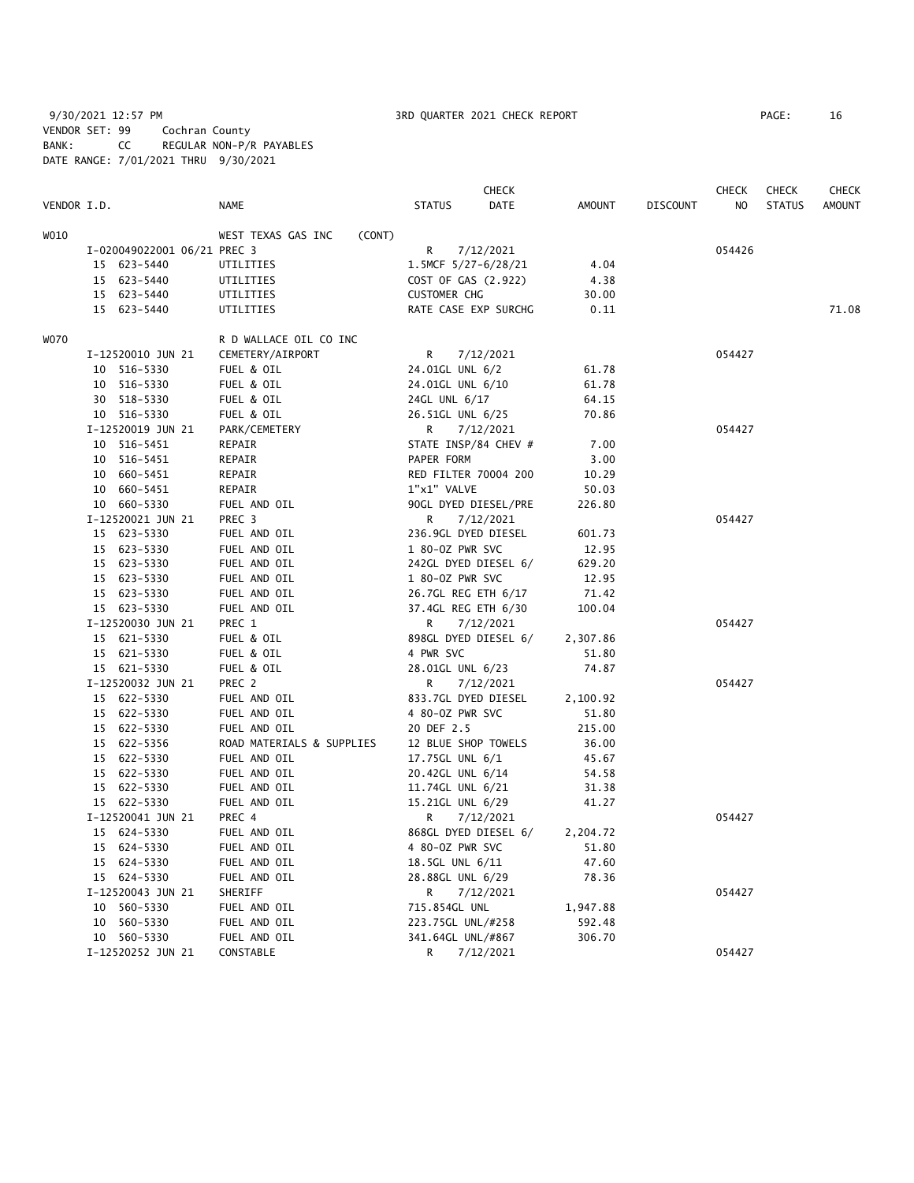9/30/2021 12:57 PM 3RD QUARTER 2021 CHECK REPORT PAGE: 16
VENDOR SET: 99 Cochran County
BANK: CC REGULAR NON-P/R PAYABLES
DATE RANGE: 7/01/2021 THRU 9/30/2021

| VENDOR I.D. | NAME | STATUS | CHECK DATE | AMOUNT | DISCOUNT | CHECK NO | CHECK STATUS | CHECK AMOUNT |
|---|---|---|---|---|---|---|---|---|
| W010 | WEST TEXAS GAS INC (CONT) | | | | | | | |
| I-020049022001 06/21 | PREC 3 | R | 7/12/2021 | | | 054426 | | |
| 15 623-5440 | UTILITIES | 1.5MCF 5/27-6/28/21 | | 4.04 | | | | |
| 15 623-5440 | UTILITIES | COST OF GAS (2.922) | | 4.38 | | | | |
| 15 623-5440 | UTILITIES | CUSTOMER CHG | | 30.00 | | | | |
| 15 623-5440 | UTILITIES | RATE CASE EXP SURCHG | | 0.11 | | | | 71.08 |
| W070 | R D WALLACE OIL CO INC | | | | | | | |
| I-12520010 JUN 21 | CEMETERY/AIRPORT | R | 7/12/2021 | | | 054427 | | |
| 10 516-5330 | FUEL & OIL | 24.01GL UNL 6/2 | | 61.78 | | | | |
| 10 516-5330 | FUEL & OIL | 24.01GL UNL 6/10 | | 61.78 | | | | |
| 30 518-5330 | FUEL & OIL | 24GL UNL 6/17 | | 64.15 | | | | |
| 10 516-5330 | FUEL & OIL | 26.51GL UNL 6/25 | | 70.86 | | | | |
| I-12520019 JUN 21 | PARK/CEMETERY | R | 7/12/2021 | | | 054427 | | |
| 10 516-5451 | REPAIR | STATE INSP/84 CHEV # | | 7.00 | | | | |
| 10 516-5451 | REPAIR | PAPER FORM | | 3.00 | | | | |
| 10 660-5451 | REPAIR | RED FILTER 70004 200 | | 10.29 | | | | |
| 10 660-5451 | REPAIR | 1"x1" VALVE | | 50.03 | | | | |
| 10 660-5330 | FUEL AND OIL | 90GL DYED DIESEL/PRE | | 226.80 | | | | |
| I-12520021 JUN 21 | PREC 3 | R | 7/12/2021 | | | 054427 | | |
| 15 623-5330 | FUEL AND OIL | 236.9GL DYED DIESEL | | 601.73 | | | | |
| 15 623-5330 | FUEL AND OIL | 1 80-OZ PWR SVC | | 12.95 | | | | |
| 15 623-5330 | FUEL AND OIL | 242GL DYED DIESEL 6/ | | 629.20 | | | | |
| 15 623-5330 | FUEL AND OIL | 1 80-OZ PWR SVC | | 12.95 | | | | |
| 15 623-5330 | FUEL AND OIL | 26.7GL REG ETH 6/17 | | 71.42 | | | | |
| 15 623-5330 | FUEL AND OIL | 37.4GL REG ETH 6/30 | | 100.04 | | | | |
| I-12520030 JUN 21 | PREC 1 | R | 7/12/2021 | | | 054427 | | |
| 15 621-5330 | FUEL & OIL | 898GL DYED DIESEL 6/ | | 2,307.86 | | | | |
| 15 621-5330 | FUEL & OIL | 4 PWR SVC | | 51.80 | | | | |
| 15 621-5330 | FUEL & OIL | 28.01GL UNL 6/23 | | 74.87 | | | | |
| I-12520032 JUN 21 | PREC 2 | R | 7/12/2021 | | | 054427 | | |
| 15 622-5330 | FUEL AND OIL | 833.7GL DYED DIESEL | | 2,100.92 | | | | |
| 15 622-5330 | FUEL AND OIL | 4 80-OZ PWR SVC | | 51.80 | | | | |
| 15 622-5330 | FUEL AND OIL | 20 DEF 2.5 | | 215.00 | | | | |
| 15 622-5356 | ROAD MATERIALS & SUPPLIES | 12 BLUE SHOP TOWELS | | 36.00 | | | | |
| 15 622-5330 | FUEL AND OIL | 17.75GL UNL 6/1 | | 45.67 | | | | |
| 15 622-5330 | FUEL AND OIL | 20.42GL UNL 6/14 | | 54.58 | | | | |
| 15 622-5330 | FUEL AND OIL | 11.74GL UNL 6/21 | | 31.38 | | | | |
| 15 622-5330 | FUEL AND OIL | 15.21GL UNL 6/29 | | 41.27 | | | | |
| I-12520041 JUN 21 | PREC 4 | R | 7/12/2021 | | | 054427 | | |
| 15 624-5330 | FUEL AND OIL | 868GL DYED DIESEL 6/ | | 2,204.72 | | | | |
| 15 624-5330 | FUEL AND OIL | 4 80-OZ PWR SVC | | 51.80 | | | | |
| 15 624-5330 | FUEL AND OIL | 18.5GL UNL 6/11 | | 47.60 | | | | |
| 15 624-5330 | FUEL AND OIL | 28.88GL UNL 6/29 | | 78.36 | | | | |
| I-12520043 JUN 21 | SHERIFF | R | 7/12/2021 | | | 054427 | | |
| 10 560-5330 | FUEL AND OIL | 715.854GL UNL | | 1,947.88 | | | | |
| 10 560-5330 | FUEL AND OIL | 223.75GL UNL/#258 | | 592.48 | | | | |
| 10 560-5330 | FUEL AND OIL | 341.64GL UNL/#867 | | 306.70 | | | | |
| I-12520252 JUN 21 | CONSTABLE | R | 7/12/2021 | | | 054427 | | |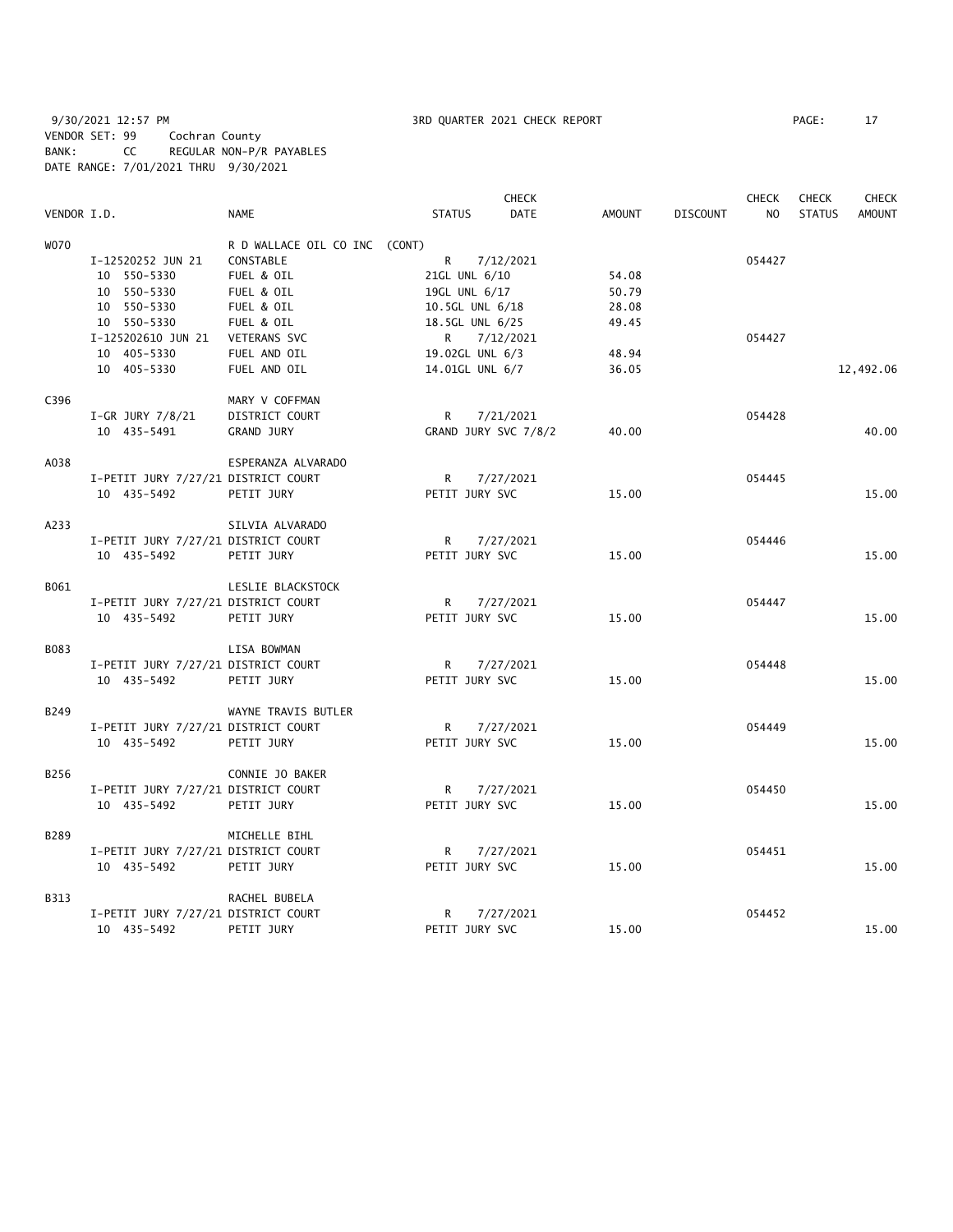9/30/2021 12:57 PM 3RD QUARTER 2021 CHECK REPORT
VENDOR SET: 99 Cochran County
BANK: CC REGULAR NON-P/R PAYABLES
DATE RANGE: 7/01/2021 THRU 9/30/2021

| VENDOR I.D. | NAME | STATUS | CHECK DATE | AMOUNT | DISCOUNT | CHECK NO | CHECK STATUS | CHECK AMOUNT |
|---|---|---|---|---|---|---|---|---|
| W070 | R D WALLACE OIL CO INC (CONT) | | | | | | | |
| I-12520252 JUN 21 | CONSTABLE | R | 7/12/2021 | | | 054427 | | |
| 10 550-5330 | FUEL & OIL | 21GL UNL 6/10 | | 54.08 | | | | |
| 10 550-5330 | FUEL & OIL | 19GL UNL 6/17 | | 50.79 | | | | |
| 10 550-5330 | FUEL & OIL | 10.5GL UNL 6/18 | | 28.08 | | | | |
| 10 550-5330 | FUEL & OIL | 18.5GL UNL 6/25 | | 49.45 | | | | |
| I-125202610 JUN 21 | VETERANS SVC | R | 7/12/2021 | | | 054427 | | |
| 10 405-5330 | FUEL AND OIL | 19.02GL UNL 6/3 | | 48.94 | | | | |
| 10 405-5330 | FUEL AND OIL | 14.01GL UNL 6/7 | | 36.05 | | | | 12,492.06 |
| C396 | MARY V COFFMAN | | | | | | | |
| I-GR JURY 7/8/21 | DISTRICT COURT | R | 7/21/2021 | | | 054428 | | |
| 10 435-5491 | GRAND JURY | GRAND JURY SVC 7/8/2 | | 40.00 | | | | 40.00 |
| A038 | ESPERANZA ALVARADO | | | | | | | |
| I-PETIT JURY 7/27/21 | DISTRICT COURT | R | 7/27/2021 | | | 054445 | | |
| 10 435-5492 | PETIT JURY | PETIT JURY SVC | | 15.00 | | | | 15.00 |
| A233 | SILVIA ALVARADO | | | | | | | |
| I-PETIT JURY 7/27/21 | DISTRICT COURT | R | 7/27/2021 | | | 054446 | | |
| 10 435-5492 | PETIT JURY | PETIT JURY SVC | | 15.00 | | | | 15.00 |
| B061 | LESLIE BLACKSTOCK | | | | | | | |
| I-PETIT JURY 7/27/21 | DISTRICT COURT | R | 7/27/2021 | | | 054447 | | |
| 10 435-5492 | PETIT JURY | PETIT JURY SVC | | 15.00 | | | | 15.00 |
| B083 | LISA BOWMAN | | | | | | | |
| I-PETIT JURY 7/27/21 | DISTRICT COURT | R | 7/27/2021 | | | 054448 | | |
| 10 435-5492 | PETIT JURY | PETIT JURY SVC | | 15.00 | | | | 15.00 |
| B249 | WAYNE TRAVIS BUTLER | | | | | | | |
| I-PETIT JURY 7/27/21 | DISTRICT COURT | R | 7/27/2021 | | | 054449 | | |
| 10 435-5492 | PETIT JURY | PETIT JURY SVC | | 15.00 | | | | 15.00 |
| B256 | CONNIE JO BAKER | | | | | | | |
| I-PETIT JURY 7/27/21 | DISTRICT COURT | R | 7/27/2021 | | | 054450 | | |
| 10 435-5492 | PETIT JURY | PETIT JURY SVC | | 15.00 | | | | 15.00 |
| B289 | MICHELLE BIHL | | | | | | | |
| I-PETIT JURY 7/27/21 | DISTRICT COURT | R | 7/27/2021 | | | 054451 | | |
| 10 435-5492 | PETIT JURY | PETIT JURY SVC | | 15.00 | | | | 15.00 |
| B313 | RACHEL BUBELA | | | | | | | |
| I-PETIT JURY 7/27/21 | DISTRICT COURT | R | 7/27/2021 | | | 054452 | | |
| 10 435-5492 | PETIT JURY | PETIT JURY SVC | | 15.00 | | | | 15.00 |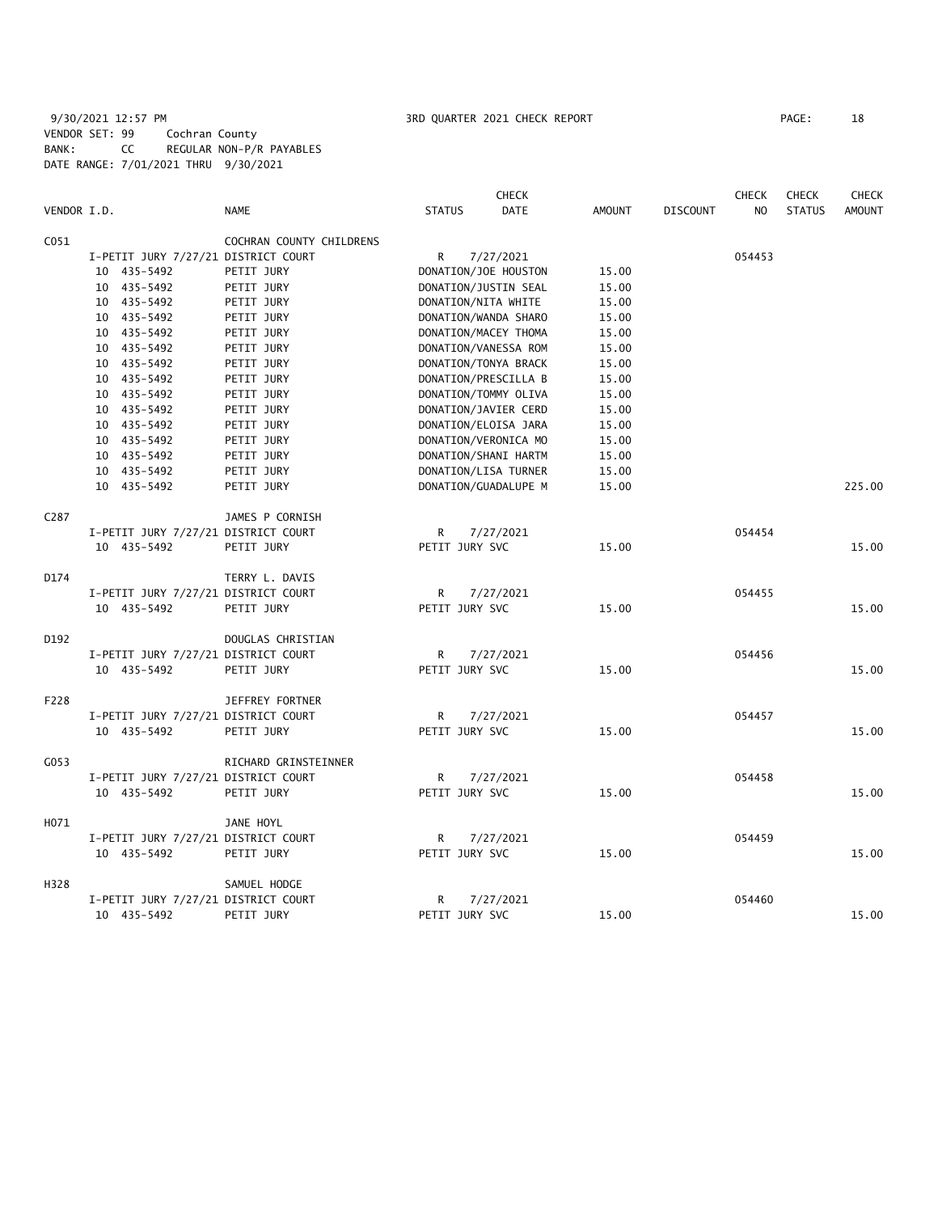9/30/2021 12:57 PM 3RD QUARTER 2021 CHECK REPORT PAGE: 18
VENDOR SET: 99 Cochran County
BANK: CC REGULAR NON-P/R PAYABLES
DATE RANGE: 7/01/2021 THRU 9/30/2021

| VENDOR I.D. | NAME | STATUS | CHECK DATE | AMOUNT | DISCOUNT | CHECK NO | CHECK STATUS | CHECK AMOUNT |
|---|---|---|---|---|---|---|---|---|
| C051 | COCHRAN COUNTY CHILDRENS | | | | | | | |
| I-PETIT JURY 7/27/21 DISTRICT COURT | | R | 7/27/2021 | | | 054453 | | |
| 10 435-5492 | PETIT JURY | DONATION/JOE HOUSTON | | 15.00 | | | | |
| 10 435-5492 | PETIT JURY | DONATION/JUSTIN SEAL | | 15.00 | | | | |
| 10 435-5492 | PETIT JURY | DONATION/NITA WHITE | | 15.00 | | | | |
| 10 435-5492 | PETIT JURY | DONATION/WANDA SHARO | | 15.00 | | | | |
| 10 435-5492 | PETIT JURY | DONATION/MACEY THOMA | | 15.00 | | | | |
| 10 435-5492 | PETIT JURY | DONATION/VANESSA ROM | | 15.00 | | | | |
| 10 435-5492 | PETIT JURY | DONATION/TONYA BRACK | | 15.00 | | | | |
| 10 435-5492 | PETIT JURY | DONATION/PRESCILLA B | | 15.00 | | | | |
| 10 435-5492 | PETIT JURY | DONATION/TOMMY OLIVA | | 15.00 | | | | |
| 10 435-5492 | PETIT JURY | DONATION/JAVIER CERD | | 15.00 | | | | |
| 10 435-5492 | PETIT JURY | DONATION/ELOISA JARA | | 15.00 | | | | |
| 10 435-5492 | PETIT JURY | DONATION/VERONICA MO | | 15.00 | | | | |
| 10 435-5492 | PETIT JURY | DONATION/SHANI HARTM | | 15.00 | | | | |
| 10 435-5492 | PETIT JURY | DONATION/LISA TURNER | | 15.00 | | | | |
| 10 435-5492 | PETIT JURY | DONATION/GUADALUPE M | | 15.00 | | | | 225.00 |
| C287 | JAMES P CORNISH | | | | | | | |
| I-PETIT JURY 7/27/21 DISTRICT COURT | | R | 7/27/2021 | | | 054454 | | |
| 10 435-5492 | PETIT JURY | PETIT JURY SVC | | 15.00 | | | | 15.00 |
| D174 | TERRY L. DAVIS | | | | | | | |
| I-PETIT JURY 7/27/21 DISTRICT COURT | | R | 7/27/2021 | | | 054455 | | |
| 10 435-5492 | PETIT JURY | PETIT JURY SVC | | 15.00 | | | | 15.00 |
| D192 | DOUGLAS CHRISTIAN | | | | | | | |
| I-PETIT JURY 7/27/21 DISTRICT COURT | | R | 7/27/2021 | | | 054456 | | |
| 10 435-5492 | PETIT JURY | PETIT JURY SVC | | 15.00 | | | | 15.00 |
| F228 | JEFFREY FORTNER | | | | | | | |
| I-PETIT JURY 7/27/21 DISTRICT COURT | | R | 7/27/2021 | | | 054457 | | |
| 10 435-5492 | PETIT JURY | PETIT JURY SVC | | 15.00 | | | | 15.00 |
| G053 | RICHARD GRINSTEINNER | | | | | | | |
| I-PETIT JURY 7/27/21 DISTRICT COURT | | R | 7/27/2021 | | | 054458 | | |
| 10 435-5492 | PETIT JURY | PETIT JURY SVC | | 15.00 | | | | 15.00 |
| H071 | JANE HOYL | | | | | | | |
| I-PETIT JURY 7/27/21 DISTRICT COURT | | R | 7/27/2021 | | | 054459 | | |
| 10 435-5492 | PETIT JURY | PETIT JURY SVC | | 15.00 | | | | 15.00 |
| H328 | SAMUEL HODGE | | | | | | | |
| I-PETIT JURY 7/27/21 DISTRICT COURT | | R | 7/27/2021 | | | 054460 | | |
| 10 435-5492 | PETIT JURY | PETIT JURY SVC | | 15.00 | | | | 15.00 |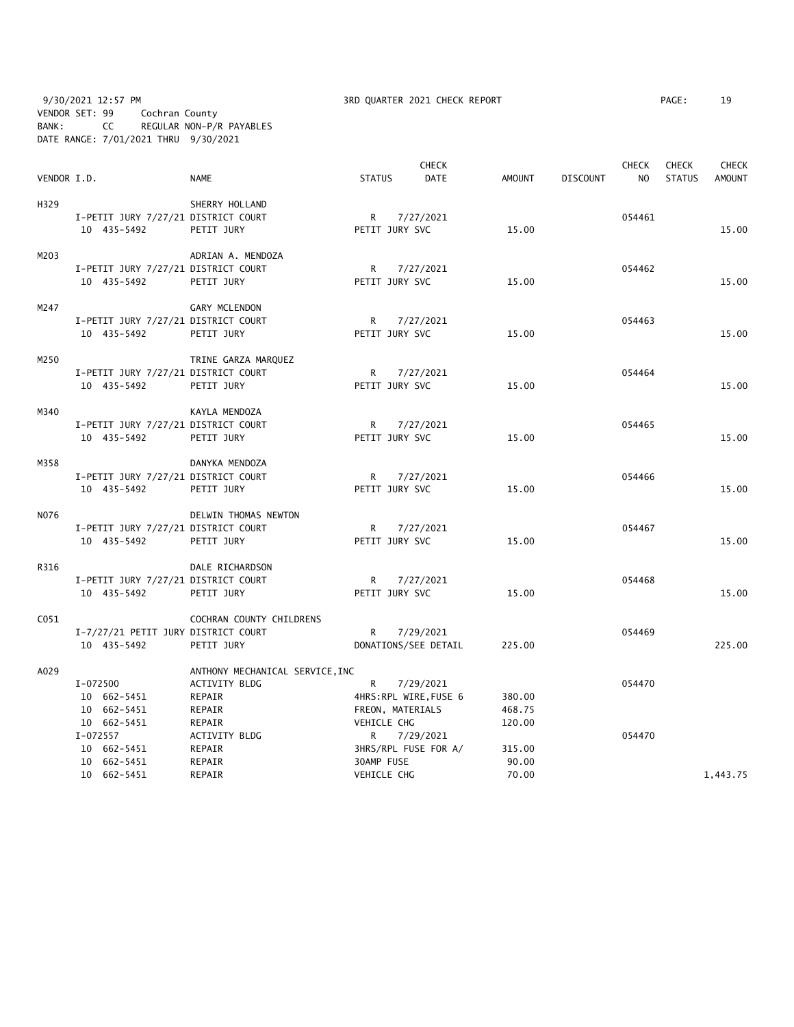9/30/2021 12:57 PM 3RD QUARTER 2021 CHECK REPORT PAGE: 19
VENDOR SET: 99 Cochran County
BANK: CC REGULAR NON-P/R PAYABLES
DATE RANGE: 7/01/2021 THRU 9/30/2021

| VENDOR I.D. | NAME | STATUS | CHECK DATE | AMOUNT | DISCOUNT | CHECK NO | CHECK STATUS | CHECK AMOUNT |
|---|---|---|---|---|---|---|---|---|
| H329 | SHERRY HOLLAND | | | | | | | |
| I-PETIT JURY 7/27/21 | DISTRICT COURT | R | 7/27/2021 | | | 054461 | | |
| 10 435-5492 | PETIT JURY | PETIT JURY SVC | | 15.00 | | | | 15.00 |
| M203 | ADRIAN A. MENDOZA | | | | | | | |
| I-PETIT JURY 7/27/21 | DISTRICT COURT | R | 7/27/2021 | | | 054462 | | |
| 10 435-5492 | PETIT JURY | PETIT JURY SVC | | 15.00 | | | | 15.00 |
| M247 | GARY MCLENDON | | | | | | | |
| I-PETIT JURY 7/27/21 | DISTRICT COURT | R | 7/27/2021 | | | 054463 | | |
| 10 435-5492 | PETIT JURY | PETIT JURY SVC | | 15.00 | | | | 15.00 |
| M250 | TRINE GARZA MARQUEZ | | | | | | | |
| I-PETIT JURY 7/27/21 | DISTRICT COURT | R | 7/27/2021 | | | 054464 | | |
| 10 435-5492 | PETIT JURY | PETIT JURY SVC | | 15.00 | | | | 15.00 |
| M340 | KAYLA MENDOZA | | | | | | | |
| I-PETIT JURY 7/27/21 | DISTRICT COURT | R | 7/27/2021 | | | 054465 | | |
| 10 435-5492 | PETIT JURY | PETIT JURY SVC | | 15.00 | | | | 15.00 |
| M358 | DANYKA MENDOZA | | | | | | | |
| I-PETIT JURY 7/27/21 | DISTRICT COURT | R | 7/27/2021 | | | 054466 | | |
| 10 435-5492 | PETIT JURY | PETIT JURY SVC | | 15.00 | | | | 15.00 |
| N076 | DELWIN THOMAS NEWTON | | | | | | | |
| I-PETIT JURY 7/27/21 | DISTRICT COURT | R | 7/27/2021 | | | 054467 | | |
| 10 435-5492 | PETIT JURY | PETIT JURY SVC | | 15.00 | | | | 15.00 |
| R316 | DALE RICHARDSON | | | | | | | |
| I-PETIT JURY 7/27/21 | DISTRICT COURT | R | 7/27/2021 | | | 054468 | | |
| 10 435-5492 | PETIT JURY | PETIT JURY SVC | | 15.00 | | | | 15.00 |
| C051 | COCHRAN COUNTY CHILDRENS | | | | | | | |
| I-7/27/21 PETIT JURY | DISTRICT COURT | R | 7/29/2021 | | | 054469 | | |
| 10 435-5492 | PETIT JURY | DONATIONS/SEE DETAIL | | 225.00 | | | | 225.00 |
| A029 | ANTHONY MECHANICAL SERVICE,INC | | | | | | | |
| I-072500 | ACTIVITY BLDG | R | 7/29/2021 | | | 054470 | | |
| 10 662-5451 | REPAIR | 4HRS:RPL WIRE,FUSE 6 | | 380.00 | | | | |
| 10 662-5451 | REPAIR | FREON, MATERIALS | | 468.75 | | | | |
| 10 662-5451 | REPAIR | VEHICLE CHG | | 120.00 | | | | |
| I-072557 | ACTIVITY BLDG | R | 7/29/2021 | | | 054470 | | |
| 10 662-5451 | REPAIR | 3HRS/RPL FUSE FOR A/ | | 315.00 | | | | |
| 10 662-5451 | REPAIR | 30AMP FUSE | | 90.00 | | | | |
| 10 662-5451 | REPAIR | VEHICLE CHG | | 70.00 | | | | 1,443.75 |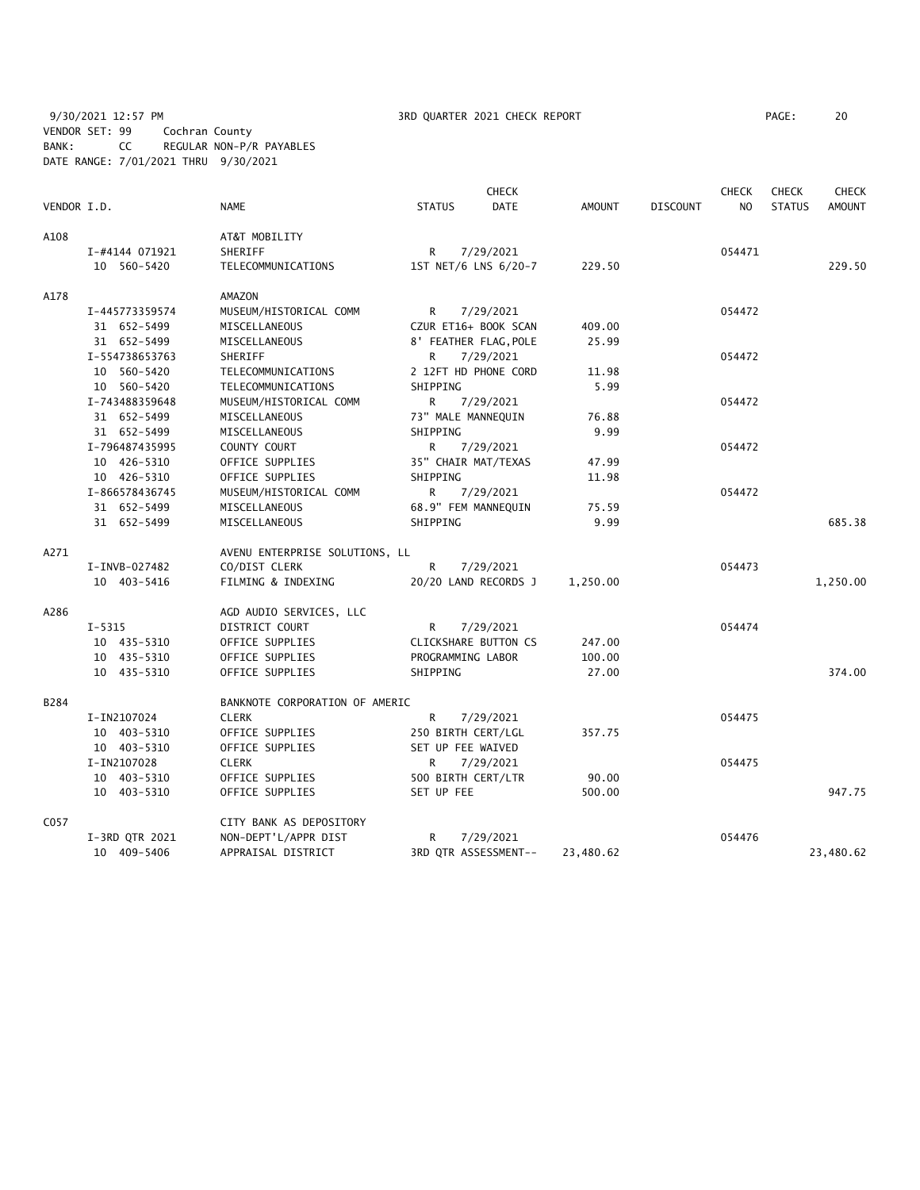9/30/2021 12:57 PM 3RD QUARTER 2021 CHECK REPORT PAGE: 20
VENDOR SET: 99 Cochran County
BANK: CC REGULAR NON-P/R PAYABLES
DATE RANGE: 7/01/2021 THRU 9/30/2021

| VENDOR I.D. | NAME | STATUS | CHECK DATE | AMOUNT | DISCOUNT | CHECK NO | CHECK STATUS | CHECK AMOUNT |
|---|---|---|---|---|---|---|---|---|
| A108 | AT&T MOBILITY | | | | | | | |
| I-#4144 071921 | SHERIFF | R | 7/29/2021 | | | 054471 | | |
| 10 560-5420 | TELECOMMUNICATIONS | 1ST NET/6 LNS 6/20-7 | | 229.50 | | | | 229.50 |
| A178 | AMAZON | | | | | | | |
| I-445773359574 | MUSEUM/HISTORICAL COMM | R | 7/29/2021 | | | 054472 | | |
| 31 652-5499 | MISCELLANEOUS | CZUR ET16+ BOOK SCAN | | 409.00 | | | | |
| 31 652-5499 | MISCELLANEOUS | 8' FEATHER FLAG,POLE | | 25.99 | | | | |
| I-554738653763 | SHERIFF | R | 7/29/2021 | | | 054472 | | |
| 10 560-5420 | TELECOMMUNICATIONS | 2 12FT HD PHONE CORD | | 11.98 | | | | |
| 10 560-5420 | TELECOMMUNICATIONS | SHIPPING | | 5.99 | | | | |
| I-743488359648 | MUSEUM/HISTORICAL COMM | R | 7/29/2021 | | | 054472 | | |
| 31 652-5499 | MISCELLANEOUS | 73" MALE MANNEQUIN | | 76.88 | | | | |
| 31 652-5499 | MISCELLANEOUS | SHIPPING | | 9.99 | | | | |
| I-796487435995 | COUNTY COURT | R | 7/29/2021 | | | 054472 | | |
| 10 426-5310 | OFFICE SUPPLIES | 35" CHAIR MAT/TEXAS | | 47.99 | | | | |
| 10 426-5310 | OFFICE SUPPLIES | SHIPPING | | 11.98 | | | | |
| I-866578436745 | MUSEUM/HISTORICAL COMM | R | 7/29/2021 | | | 054472 | | |
| 31 652-5499 | MISCELLANEOUS | 68.9" FEM MANNEQUIN | | 75.59 | | | | |
| 31 652-5499 | MISCELLANEOUS | SHIPPING | | 9.99 | | | | 685.38 |
| A271 | AVENU ENTERPRISE SOLUTIONS, LL | | | | | | | |
| I-INVB-027482 | CO/DIST CLERK | R | 7/29/2021 | | | 054473 | | |
| 10 403-5416 | FILMING & INDEXING | 20/20 LAND RECORDS J | | 1,250.00 | | | | 1,250.00 |
| A286 | AGD AUDIO SERVICES, LLC | | | | | | | |
| I-5315 | DISTRICT COURT | R | 7/29/2021 | | | 054474 | | |
| 10 435-5310 | OFFICE SUPPLIES | CLICKSHARE BUTTON CS | | 247.00 | | | | |
| 10 435-5310 | OFFICE SUPPLIES | PROGRAMMING LABOR | | 100.00 | | | | |
| 10 435-5310 | OFFICE SUPPLIES | SHIPPING | | 27.00 | | | | 374.00 |
| B284 | BANKNOTE CORPORATION OF AMERIC | | | | | | | |
| I-IN2107024 | CLERK | R | 7/29/2021 | | | 054475 | | |
| 10 403-5310 | OFFICE SUPPLIES | 250 BIRTH CERT/LGL | | 357.75 | | | | |
| 10 403-5310 | OFFICE SUPPLIES | SET UP FEE WAIVED | | | | | | |
| I-IN2107028 | CLERK | R | 7/29/2021 | | | 054475 | | |
| 10 403-5310 | OFFICE SUPPLIES | 500 BIRTH CERT/LTR | | 90.00 | | | | |
| 10 403-5310 | OFFICE SUPPLIES | SET UP FEE | | 500.00 | | | | 947.75 |
| C057 | CITY BANK AS DEPOSITORY | | | | | | | |
| I-3RD QTR 2021 | NON-DEPT'L/APPR DIST | R | 7/29/2021 | | | 054476 | | |
| 10 409-5406 | APPRAISAL DISTRICT | 3RD QTR ASSESSMENT-- | | 23,480.62 | | | | 23,480.62 |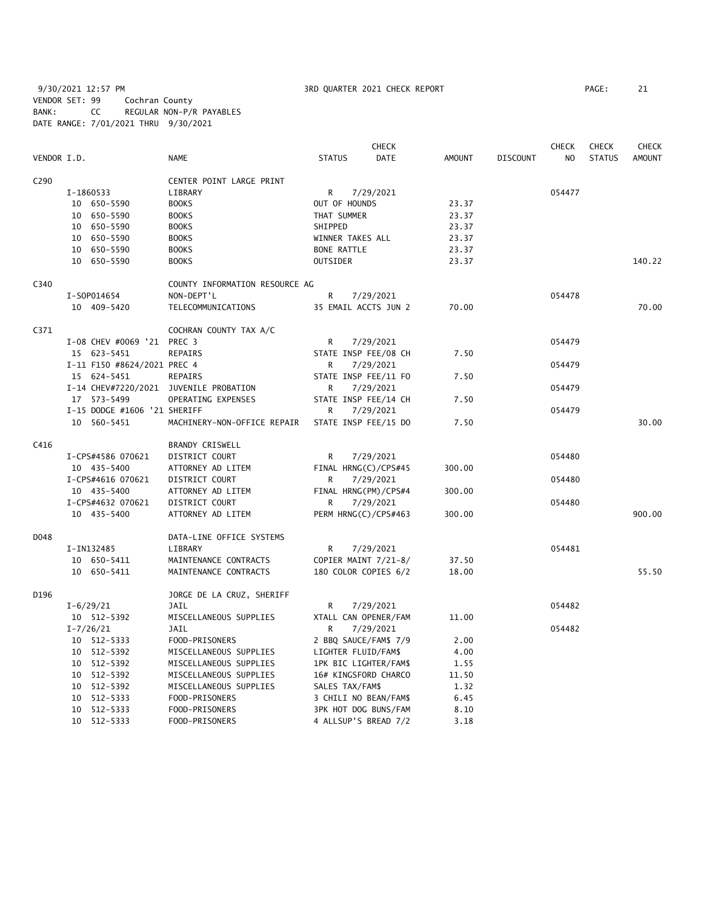9/30/2021 12:57 PM 3RD QUARTER 2021 CHECK REPORT

VENDOR SET: 99 Cochran County
BANK: CC REGULAR NON-P/R PAYABLES
DATE RANGE: 7/01/2021 THRU 9/30/2021

| VENDOR I.D. | NAME | STATUS | CHECK DATE | AMOUNT | DISCOUNT | CHECK NO | CHECK STATUS | CHECK AMOUNT |
|---|---|---|---|---|---|---|---|---|
| C290 | CENTER POINT LARGE PRINT | | | | | | | |
| I-1860533 | LIBRARY | R | 7/29/2021 | | | 054477 | | |
| 10 650-5590 | BOOKS | OUT OF HOUNDS | | 23.37 | | | | |
| 10 650-5590 | BOOKS | THAT SUMMER | | 23.37 | | | | |
| 10 650-5590 | BOOKS | SHIPPED | | 23.37 | | | | |
| 10 650-5590 | BOOKS | WINNER TAKES ALL | | 23.37 | | | | |
| 10 650-5590 | BOOKS | BONE RATTLE | | 23.37 | | | | |
| 10 650-5590 | BOOKS | OUTSIDER | | 23.37 | | | | 140.22 |
| C340 | COUNTY INFORMATION RESOURCE AG | | | | | | | |
| I-SOP014654 | NON-DEPT'L | R | 7/29/2021 | | | 054478 | | |
| 10 409-5420 | TELECOMMUNICATIONS | 35 EMAIL ACCTS JUN 2 | | 70.00 | | | | 70.00 |
| C371 | COCHRAN COUNTY TAX A/C | | | | | | | |
| I-08 CHEV #0069 '21 | PREC 3 | R | 7/29/2021 | | | 054479 | | |
| 15 623-5451 | REPAIRS | STATE INSP FEE/08 CH | | 7.50 | | | | |
| I-11 F150 #8624/2021 | PREC 4 | R | 7/29/2021 | | | 054479 | | |
| 15 624-5451 | REPAIRS | STATE INSP FEE/11 FO | | 7.50 | | | | |
| I-14 CHEV#7220/2021 | JUVENILE PROBATION | R | 7/29/2021 | | | 054479 | | |
| 17 573-5499 | OPERATING EXPENSES | STATE INSP FEE/14 CH | | 7.50 | | | | |
| I-15 DODGE #1606 '21 | SHERIFF | R | 7/29/2021 | | | 054479 | | |
| 10 560-5451 | MACHINERY-NON-OFFICE REPAIR | STATE INSP FEE/15 DO | | 7.50 | | | | 30.00 |
| C416 | BRANDY CRISWELL | | | | | | | |
| I-CPS#4586 070621 | DISTRICT COURT | R | 7/29/2021 | | | 054480 | | |
| 10 435-5400 | ATTORNEY AD LITEM | FINAL HRNG(C)/CPS#45 | | 300.00 | | | | |
| I-CPS#4616 070621 | DISTRICT COURT | R | 7/29/2021 | | | 054480 | | |
| 10 435-5400 | ATTORNEY AD LITEM | FINAL HRNG(PM)/CPS#4 | | 300.00 | | | | |
| I-CPS#4632 070621 | DISTRICT COURT | R | 7/29/2021 | | | 054480 | | |
| 10 435-5400 | ATTORNEY AD LITEM | PERM HRNG(C)/CPS#463 | | 300.00 | | | | 900.00 |
| D048 | DATA-LINE OFFICE SYSTEMS | | | | | | | |
| I-IN132485 | LIBRARY | R | 7/29/2021 | | | 054481 | | |
| 10 650-5411 | MAINTENANCE CONTRACTS | COPIER MAINT 7/21-8/ | | 37.50 | | | | |
| 10 650-5411 | MAINTENANCE CONTRACTS | 180 COLOR COPIES 6/2 | | 18.00 | | | | 55.50 |
| D196 | JORGE DE LA CRUZ, SHERIFF | | | | | | | |
| I-6/29/21 | JAIL | R | 7/29/2021 | | | 054482 | | |
| 10 512-5392 | MISCELLANEOUS SUPPLIES | XTALL CAN OPENER/FAM | | 11.00 | | | | |
| I-7/26/21 | JAIL | R | 7/29/2021 | | | 054482 | | |
| 10 512-5333 | FOOD-PRISONERS | 2 BBQ SAUCE/FAM$ 7/9 | | 2.00 | | | | |
| 10 512-5392 | MISCELLANEOUS SUPPLIES | LIGHTER FLUID/FAM$ | | 4.00 | | | | |
| 10 512-5392 | MISCELLANEOUS SUPPLIES | 1PK BIC LIGHTER/FAM$ | | 1.55 | | | | |
| 10 512-5392 | MISCELLANEOUS SUPPLIES | 16# KINGSFORD CHARCO | | 11.50 | | | | |
| 10 512-5392 | MISCELLANEOUS SUPPLIES | SALES TAX/FAM$ | | 1.32 | | | | |
| 10 512-5333 | FOOD-PRISONERS | 3 CHILI NO BEAN/FAM$ | | 6.45 | | | | |
| 10 512-5333 | FOOD-PRISONERS | 3PK HOT DOG BUNS/FAM | | 8.10 | | | | |
| 10 512-5333 | FOOD-PRISONERS | 4 ALLSUP'S BREAD 7/2 | | 3.18 | | | | |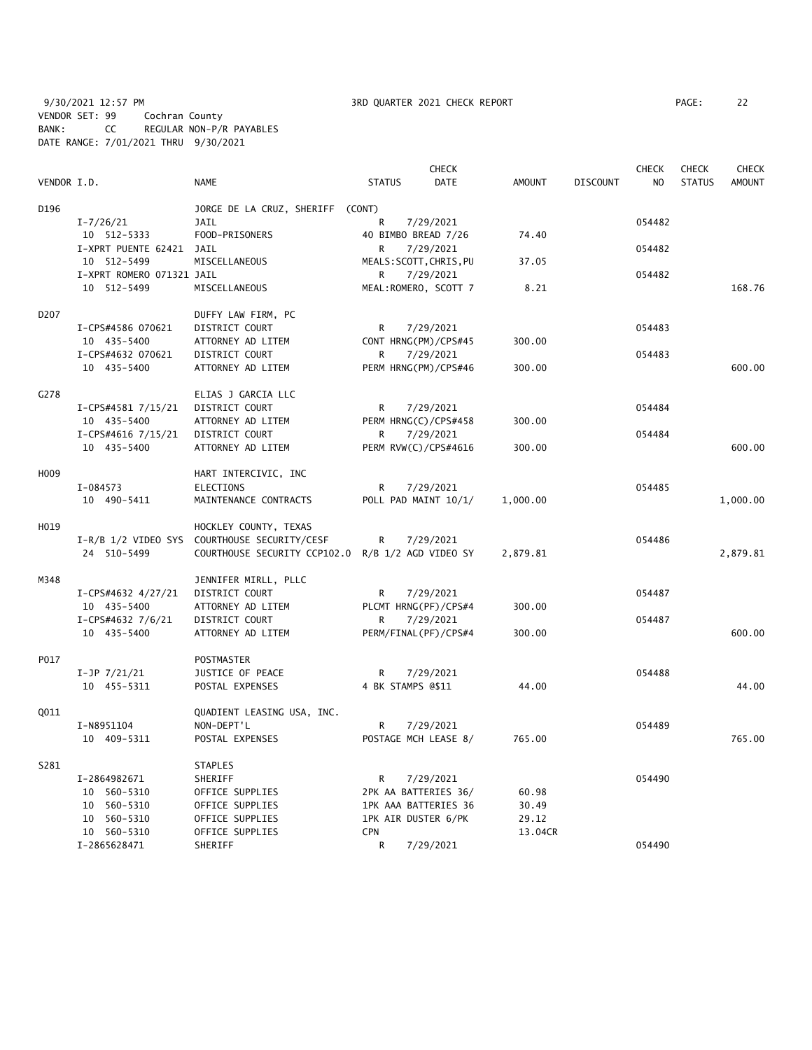9/30/2021 12:57 PM 3RD QUARTER 2021 CHECK REPORT PAGE: 22
VENDOR SET: 99 Cochran County
BANK: CC REGULAR NON-P/R PAYABLES
DATE RANGE: 7/01/2021 THRU 9/30/2021

| VENDOR I.D. | NAME | STATUS | CHECK DATE | AMOUNT | DISCOUNT | CHECK NO | CHECK STATUS | CHECK AMOUNT |
|---|---|---|---|---|---|---|---|---|
| D196 | JORGE DE LA CRUZ, SHERIFF (CONT) | | | | | | | |
| I-7/26/21 | JAIL | R | 7/29/2021 | | | 054482 | | |
| 10 512-5333 | FOOD-PRISONERS | 40 BIMBO BREAD 7/26 | | 74.40 | | | | |
| I-XPRT PUENTE 62421 | JAIL | R | 7/29/2021 | | | 054482 | | |
| 10 512-5499 | MISCELLANEOUS | MEALS:SCOTT,CHRIS,PU | | 37.05 | | | | |
| I-XPRT ROMERO 071321 | JAIL | R | 7/29/2021 | | | 054482 | | |
| 10 512-5499 | MISCELLANEOUS | MEAL:ROMERO, SCOTT 7 | | 8.21 | | | | 168.76 |
| D207 | DUFFY LAW FIRM, PC | | | | | | | |
| I-CPS#4586 070621 | DISTRICT COURT | R | 7/29/2021 | | | 054483 | | |
| 10 435-5400 | ATTORNEY AD LITEM | CONT HRNG(PM)/CPS#45 | | 300.00 | | | | |
| I-CPS#4632 070621 | DISTRICT COURT | R | 7/29/2021 | | | 054483 | | |
| 10 435-5400 | ATTORNEY AD LITEM | PERM HRNG(PM)/CPS#46 | | 300.00 | | | | 600.00 |
| G278 | ELIAS J GARCIA LLC | | | | | | | |
| I-CPS#4581 7/15/21 | DISTRICT COURT | R | 7/29/2021 | | | 054484 | | |
| 10 435-5400 | ATTORNEY AD LITEM | PERM HRNG(C)/CPS#458 | | 300.00 | | | | |
| I-CPS#4616 7/15/21 | DISTRICT COURT | R | 7/29/2021 | | | 054484 | | |
| 10 435-5400 | ATTORNEY AD LITEM | PERM RVW(C)/CPS#4616 | | 300.00 | | | | 600.00 |
| H009 | HART INTERCIVIC, INC | | | | | | | |
| I-084573 | ELECTIONS | R | 7/29/2021 | | | 054485 | | |
| 10 490-5411 | MAINTENANCE CONTRACTS | POLL PAD MAINT 10/1/ | | 1,000.00 | | | | 1,000.00 |
| H019 | HOCKLEY COUNTY, TEXAS | | | | | | | |
| I-R/B 1/2 VIDEO SYS | COURTHOUSE SECURITY/CESF | R | 7/29/2021 | | | 054486 | | |
| 24 510-5499 | COURTHOUSE SECURITY CCP102.0 | R/B 1/2 AGD VIDEO SY | | 2,879.81 | | | | 2,879.81 |
| M348 | JENNIFER MIRLL, PLLC | | | | | | | |
| I-CPS#4632 4/27/21 | DISTRICT COURT | R | 7/29/2021 | | | 054487 | | |
| 10 435-5400 | ATTORNEY AD LITEM | PLCMT HRNG(PF)/CPS#4 | | 300.00 | | | | |
| I-CPS#4632 7/6/21 | DISTRICT COURT | R | 7/29/2021 | | | 054487 | | |
| 10 435-5400 | ATTORNEY AD LITEM | PERM/FINAL(PF)/CPS#4 | | 300.00 | | | | 600.00 |
| P017 | POSTMASTER | | | | | | | |
| I-JP 7/21/21 | JUSTICE OF PEACE | R | 7/29/2021 | | | 054488 | | |
| 10 455-5311 | POSTAL EXPENSES | 4 BK STAMPS @$11 | | 44.00 | | | | 44.00 |
| Q011 | QUADIENT LEASING USA, INC. | | | | | | | |
| I-N8951104 | NON-DEPT'L | R | 7/29/2021 | | | 054489 | | |
| 10 409-5311 | POSTAL EXPENSES | POSTAGE MCH LEASE 8/ | | 765.00 | | | | 765.00 |
| S281 | STAPLES | | | | | | | |
| I-2864982671 | SHERIFF | R | 7/29/2021 | | | 054490 | | |
| 10 560-5310 | OFFICE SUPPLIES | 2PK AA BATTERIES 36/ | | 60.98 | | | | |
| 10 560-5310 | OFFICE SUPPLIES | 1PK AAA BATTERIES 36 | | 30.49 | | | | |
| 10 560-5310 | OFFICE SUPPLIES | 1PK AIR DUSTER 6/PK | | 29.12 | | | | |
| 10 560-5310 | OFFICE SUPPLIES | CPN | | 13.04CR | | | | |
| I-2865628471 | SHERIFF | R | 7/29/2021 | | | 054490 | | |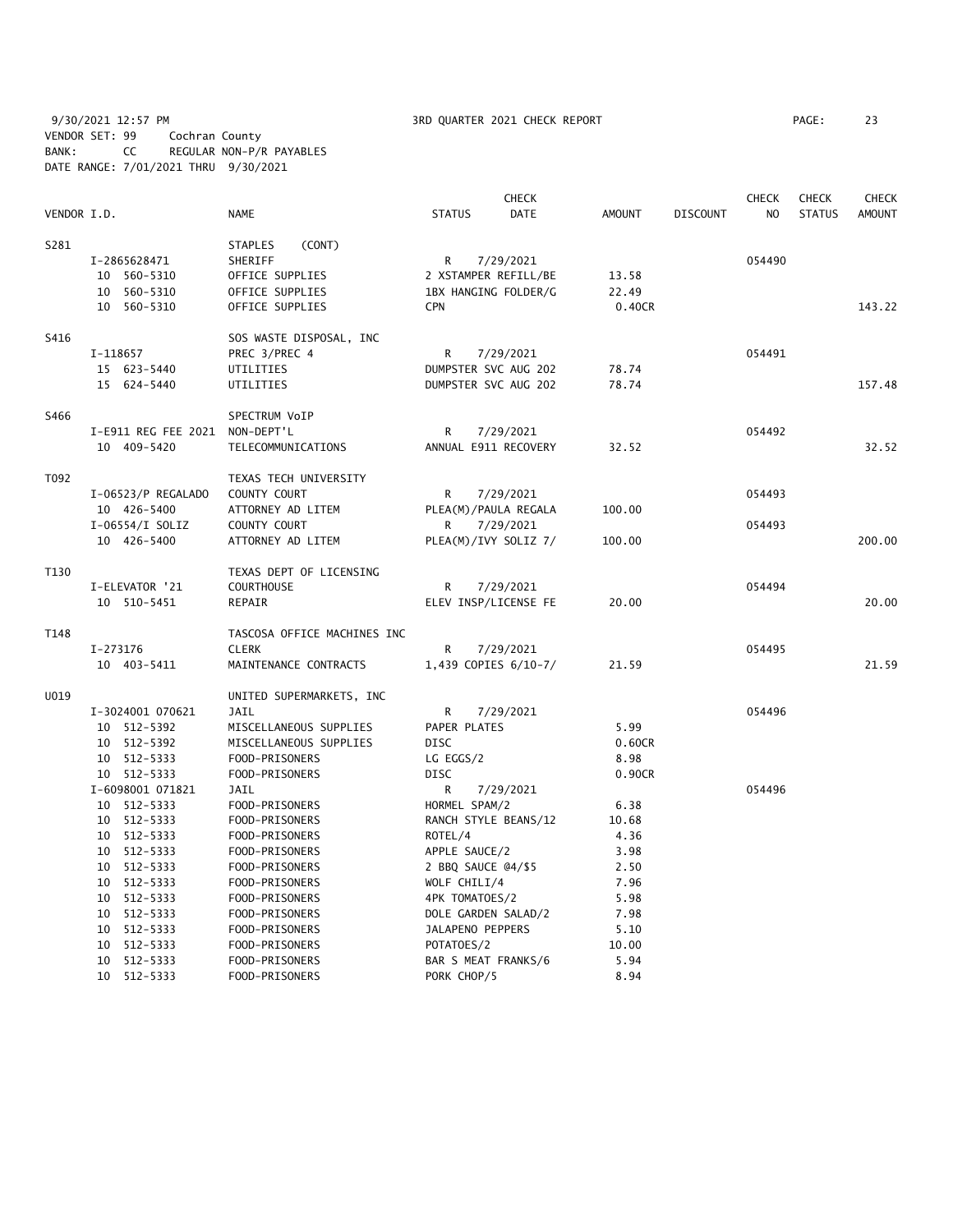9/30/2021 12:57 PM 3RD QUARTER 2021 CHECK REPORT PAGE: 23
VENDOR SET: 99 Cochran County
BANK: CC REGULAR NON-P/R PAYABLES
DATE RANGE: 7/01/2021 THRU 9/30/2021

| VENDOR I.D. | NAME | STATUS | CHECK DATE | AMOUNT | DISCOUNT | CHECK NO | CHECK STATUS | CHECK AMOUNT |
|---|---|---|---|---|---|---|---|---|
| S281 | STAPLES (CONT) | | | | | | | |
| I-2865628471 | SHERIFF | R | 7/29/2021 | | | 054490 | | |
| 10 560-5310 | OFFICE SUPPLIES | 2 XSTAMPER REFILL/BE | | 13.58 | | | | |
| 10 560-5310 | OFFICE SUPPLIES | 1BX HANGING FOLDER/G | | 22.49 | | | | |
| 10 560-5310 | OFFICE SUPPLIES | CPN | | 0.40CR | | | | 143.22 |
| S416 | SOS WASTE DISPOSAL, INC | | | | | | | |
| I-118657 | PREC 3/PREC 4 | R | 7/29/2021 | | | 054491 | | |
| 15 623-5440 | UTILITIES | DUMPSTER SVC AUG 202 | | 78.74 | | | | |
| 15 624-5440 | UTILITIES | DUMPSTER SVC AUG 202 | | 78.74 | | | | 157.48 |
| S466 | SPECTRUM VoIP | | | | | | | |
| I-E911 REG FEE 2021 | NON-DEPT'L | R | 7/29/2021 | | | 054492 | | |
| 10 409-5420 | TELECOMMUNICATIONS | ANNUAL E911 RECOVERY | | 32.52 | | | | 32.52 |
| T092 | TEXAS TECH UNIVERSITY | | | | | | | |
| I-06523/P REGALADO | COUNTY COURT | R | 7/29/2021 | | | 054493 | | |
| 10 426-5400 | ATTORNEY AD LITEM | PLEA(M)/PAULA REGALA | | 100.00 | | | | |
| I-06554/I SOLIZ | COUNTY COURT | R | 7/29/2021 | | | 054493 | | |
| 10 426-5400 | ATTORNEY AD LITEM | PLEA(M)/IVY SOLIZ 7/ | | 100.00 | | | | 200.00 |
| T130 | TEXAS DEPT OF LICENSING | | | | | | | |
| I-ELEVATOR '21 | COURTHOUSE | R | 7/29/2021 | | | 054494 | | |
| 10 510-5451 | REPAIR | ELEV INSP/LICENSE FE | | 20.00 | | | | 20.00 |
| T148 | TASCOSA OFFICE MACHINES INC | | | | | | | |
| I-273176 | CLERK | R | 7/29/2021 | | | 054495 | | |
| 10 403-5411 | MAINTENANCE CONTRACTS | 1,439 COPIES 6/10-7/ | | 21.59 | | | | 21.59 |
| U019 | UNITED SUPERMARKETS, INC | | | | | | | |
| I-3024001 070621 | JAIL | R | 7/29/2021 | | | 054496 | | |
| 10 512-5392 | MISCELLANEOUS SUPPLIES | PAPER PLATES | | 5.99 | | | | |
| 10 512-5392 | MISCELLANEOUS SUPPLIES | DISC | | 0.60CR | | | | |
| 10 512-5333 | FOOD-PRISONERS | LG EGGS/2 | | 8.98 | | | | |
| 10 512-5333 | FOOD-PRISONERS | DISC | | 0.90CR | | | | |
| I-6098001 071821 | JAIL | R | 7/29/2021 | | | 054496 | | |
| 10 512-5333 | FOOD-PRISONERS | HORMEL SPAM/2 | | 6.38 | | | | |
| 10 512-5333 | FOOD-PRISONERS | RANCH STYLE BEANS/12 | | 10.68 | | | | |
| 10 512-5333 | FOOD-PRISONERS | ROTEL/4 | | 4.36 | | | | |
| 10 512-5333 | FOOD-PRISONERS | APPLE SAUCE/2 | | 3.98 | | | | |
| 10 512-5333 | FOOD-PRISONERS | 2 BBQ SAUCE @4/$5 | | 2.50 | | | | |
| 10 512-5333 | FOOD-PRISONERS | WOLF CHILI/4 | | 7.96 | | | | |
| 10 512-5333 | FOOD-PRISONERS | 4PK TOMATOES/2 | | 5.98 | | | | |
| 10 512-5333 | FOOD-PRISONERS | DOLE GARDEN SALAD/2 | | 7.98 | | | | |
| 10 512-5333 | FOOD-PRISONERS | JALAPENO PEPPERS | | 5.10 | | | | |
| 10 512-5333 | FOOD-PRISONERS | POTATOES/2 | | 10.00 | | | | |
| 10 512-5333 | FOOD-PRISONERS | BAR S MEAT FRANKS/6 | | 5.94 | | | | |
| 10 512-5333 | FOOD-PRISONERS | PORK CHOP/5 | | 8.94 | | | | |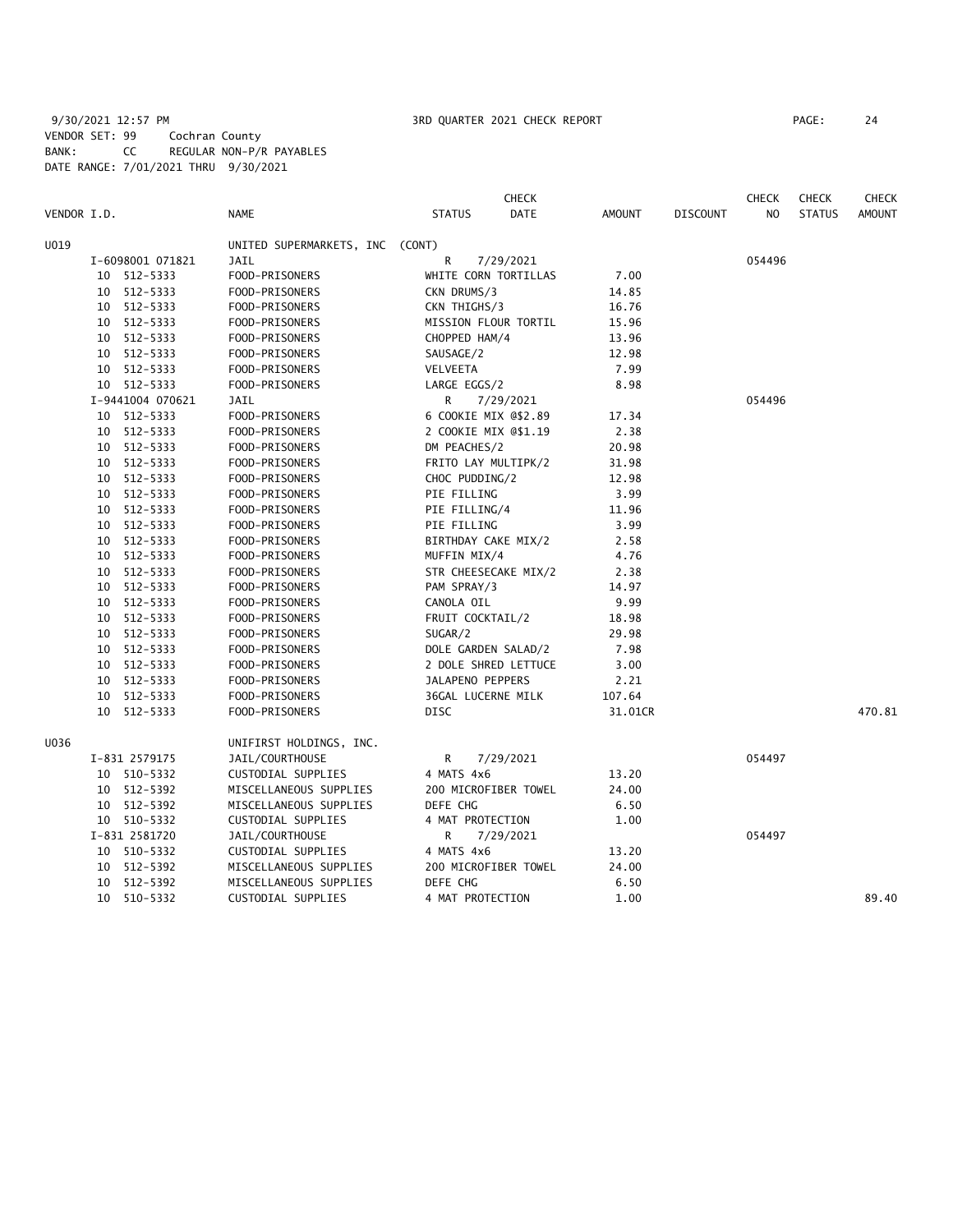9/30/2021 12:57 PM 3RD QUARTER 2021 CHECK REPORT PAGE: 24
VENDOR SET: 99 Cochran County
BANK: CC REGULAR NON-P/R PAYABLES
DATE RANGE: 7/01/2021 THRU 9/30/2021

| VENDOR I.D. | NAME | STATUS | CHECK DATE | AMOUNT | DISCOUNT | CHECK NO | CHECK STATUS | CHECK AMOUNT |
|---|---|---|---|---|---|---|---|---|
| U019 | UNITED SUPERMARKETS, INC (CONT) | | | | | | | |
| I-6098001 071821 | JAIL | R | 7/29/2021 | | | 054496 | | |
| 10 512-5333 | FOOD-PRISONERS | WHITE CORN TORTILLAS | | 7.00 | | | | |
| 10 512-5333 | FOOD-PRISONERS | CKN DRUMS/3 | | 14.85 | | | | |
| 10 512-5333 | FOOD-PRISONERS | CKN THIGHS/3 | | 16.76 | | | | |
| 10 512-5333 | FOOD-PRISONERS | MISSION FLOUR TORTIL | | 15.96 | | | | |
| 10 512-5333 | FOOD-PRISONERS | CHOPPED HAM/4 | | 13.96 | | | | |
| 10 512-5333 | FOOD-PRISONERS | SAUSAGE/2 | | 12.98 | | | | |
| 10 512-5333 | FOOD-PRISONERS | VELVEETA | | 7.99 | | | | |
| 10 512-5333 | FOOD-PRISONERS | LARGE EGGS/2 | | 8.98 | | | | |
| I-9441004 070621 | JAIL | R | 7/29/2021 | | | 054496 | | |
| 10 512-5333 | FOOD-PRISONERS | 6 COOKIE MIX @$2.89 | | 17.34 | | | | |
| 10 512-5333 | FOOD-PRISONERS | 2 COOKIE MIX @$1.19 | | 2.38 | | | | |
| 10 512-5333 | FOOD-PRISONERS | DM PEACHES/2 | | 20.98 | | | | |
| 10 512-5333 | FOOD-PRISONERS | FRITO LAY MULTIPK/2 | | 31.98 | | | | |
| 10 512-5333 | FOOD-PRISONERS | CHOC PUDDING/2 | | 12.98 | | | | |
| 10 512-5333 | FOOD-PRISONERS | PIE FILLING | | 3.99 | | | | |
| 10 512-5333 | FOOD-PRISONERS | PIE FILLING/4 | | 11.96 | | | | |
| 10 512-5333 | FOOD-PRISONERS | PIE FILLING | | 3.99 | | | | |
| 10 512-5333 | FOOD-PRISONERS | BIRTHDAY CAKE MIX/2 | | 2.58 | | | | |
| 10 512-5333 | FOOD-PRISONERS | MUFFIN MIX/4 | | 4.76 | | | | |
| 10 512-5333 | FOOD-PRISONERS | STR CHEESECAKE MIX/2 | | 2.38 | | | | |
| 10 512-5333 | FOOD-PRISONERS | PAM SPRAY/3 | | 14.97 | | | | |
| 10 512-5333 | FOOD-PRISONERS | CANOLA OIL | | 9.99 | | | | |
| 10 512-5333 | FOOD-PRISONERS | FRUIT COCKTAIL/2 | | 18.98 | | | | |
| 10 512-5333 | FOOD-PRISONERS | SUGAR/2 | | 29.98 | | | | |
| 10 512-5333 | FOOD-PRISONERS | DOLE GARDEN SALAD/2 | | 7.98 | | | | |
| 10 512-5333 | FOOD-PRISONERS | 2 DOLE SHRED LETTUCE | | 3.00 | | | | |
| 10 512-5333 | FOOD-PRISONERS | JALAPENO PEPPERS | | 2.21 | | | | |
| 10 512-5333 | FOOD-PRISONERS | 36GAL LUCERNE MILK | | 107.64 | | | | |
| 10 512-5333 | FOOD-PRISONERS | DISC | | 31.01CR | | | | 470.81 |
| U036 | UNIFIRST HOLDINGS, INC. | | | | | | | |
| I-831 2579175 | JAIL/COURTHOUSE | R | 7/29/2021 | | | 054497 | | |
| 10 510-5332 | CUSTODIAL SUPPLIES | 4 MATS 4x6 | | 13.20 | | | | |
| 10 512-5392 | MISCELLANEOUS SUPPLIES | 200 MICROFIBER TOWEL | | 24.00 | | | | |
| 10 512-5392 | MISCELLANEOUS SUPPLIES | DEFE CHG | | 6.50 | | | | |
| 10 510-5332 | CUSTODIAL SUPPLIES | 4 MAT PROTECTION | | 1.00 | | | | |
| I-831 2581720 | JAIL/COURTHOUSE | R | 7/29/2021 | | | 054497 | | |
| 10 510-5332 | CUSTODIAL SUPPLIES | 4 MATS 4x6 | | 13.20 | | | | |
| 10 512-5392 | MISCELLANEOUS SUPPLIES | 200 MICROFIBER TOWEL | | 24.00 | | | | |
| 10 512-5392 | MISCELLANEOUS SUPPLIES | DEFE CHG | | 6.50 | | | | |
| 10 510-5332 | CUSTODIAL SUPPLIES | 4 MAT PROTECTION | | 1.00 | | | | 89.40 |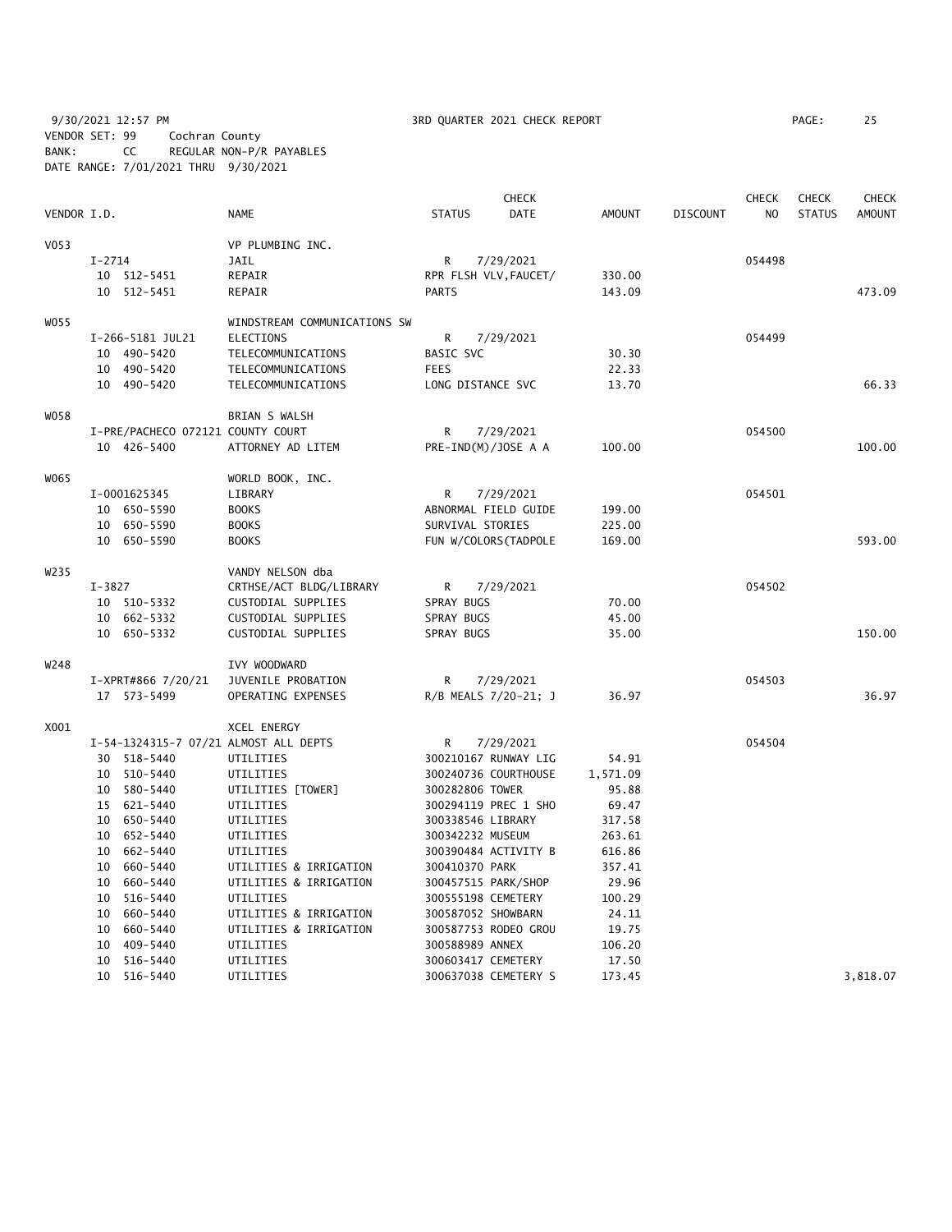9/30/2021 12:57 PM 3RD QUARTER 2021 CHECK REPORT PAGE: 25
VENDOR SET: 99 Cochran County
BANK: CC REGULAR NON-P/R PAYABLES
DATE RANGE: 7/01/2021 THRU 9/30/2021

| VENDOR I.D. | NAME | STATUS | CHECK DATE | AMOUNT | DISCOUNT | CHECK NO | CHECK STATUS | CHECK AMOUNT |
|---|---|---|---|---|---|---|---|---|
| V053 | VP PLUMBING INC. | | | | | | | |
| I-2714 | JAIL | R | 7/29/2021 | | | 054498 | | |
| 10 512-5451 | REPAIR | RPR FLSH VLV,FAUCET/ | | 330.00 | | | | |
| 10 512-5451 | REPAIR | PARTS | | 143.09 | | | | 473.09 |
| W055 | WINDSTREAM COMMUNICATIONS SW | | | | | | | |
| I-266-5181 JUL21 | ELECTIONS | R | 7/29/2021 | | | 054499 | | |
| 10 490-5420 | TELECOMMUNICATIONS | BASIC SVC | | 30.30 | | | | |
| 10 490-5420 | TELECOMMUNICATIONS | FEES | | 22.33 | | | | |
| 10 490-5420 | TELECOMMUNICATIONS | LONG DISTANCE SVC | | 13.70 | | | | 66.33 |
| W058 | BRIAN S WALSH | | | | | | | |
| I-PRE/PACHECO 072121 | COUNTY COURT | R | 7/29/2021 | | | 054500 | | |
| 10 426-5400 | ATTORNEY AD LITEM | PRE-IND(M)/JOSE A A | | 100.00 | | | | 100.00 |
| W065 | WORLD BOOK, INC. | | | | | | | |
| I-0001625345 | LIBRARY | R | 7/29/2021 | | | 054501 | | |
| 10 650-5590 | BOOKS | ABNORMAL FIELD GUIDE | | 199.00 | | | | |
| 10 650-5590 | BOOKS | SURVIVAL STORIES | | 225.00 | | | | |
| 10 650-5590 | BOOKS | FUN W/COLORS(TADPOLE | | 169.00 | | | | 593.00 |
| W235 | VANDY NELSON dba | | | | | | | |
| I-3827 | CRTHSE/ACT BLDG/LIBRARY | R | 7/29/2021 | | | 054502 | | |
| 10 510-5332 | CUSTODIAL SUPPLIES | SPRAY BUGS | | 70.00 | | | | |
| 10 662-5332 | CUSTODIAL SUPPLIES | SPRAY BUGS | | 45.00 | | | | |
| 10 650-5332 | CUSTODIAL SUPPLIES | SPRAY BUGS | | 35.00 | | | | 150.00 |
| W248 | IVY WOODWARD | | | | | | | |
| I-XPRT#866 7/20/21 | JUVENILE PROBATION | R | 7/29/2021 | | | 054503 | | |
| 17 573-5499 | OPERATING EXPENSES | R/B MEALS 7/20-21; J | | 36.97 | | | | 36.97 |
| X001 | XCEL ENERGY | | | | | | | |
| I-54-1324315-7 07/21 | ALMOST ALL DEPTS | R | 7/29/2021 | | | 054504 | | |
| 30 518-5440 | UTILITIES | 300210167 RUNWAY LIG | | 54.91 | | | | |
| 10 510-5440 | UTILITIES | 300240736 COURTHOUSE | | 1,571.09 | | | | |
| 10 580-5440 | UTILITIES [TOWER] | 300282806 TOWER | | 95.88 | | | | |
| 15 621-5440 | UTILITIES | 300294119 PREC 1 SHO | | 69.47 | | | | |
| 10 650-5440 | UTILITIES | 300338546 LIBRARY | | 317.58 | | | | |
| 10 652-5440 | UTILITIES | 300342232 MUSEUM | | 263.61 | | | | |
| 10 662-5440 | UTILITIES | 300390484 ACTIVITY B | | 616.86 | | | | |
| 10 660-5440 | UTILITIES & IRRIGATION | 300410370 PARK | | 357.41 | | | | |
| 10 660-5440 | UTILITIES & IRRIGATION | 300457515 PARK/SHOP | | 29.96 | | | | |
| 10 516-5440 | UTILITIES | 300555198 CEMETERY | | 100.29 | | | | |
| 10 660-5440 | UTILITIES & IRRIGATION | 300587052 SHOWBARN | | 24.11 | | | | |
| 10 660-5440 | UTILITIES & IRRIGATION | 300587753 RODEO GROU | | 19.75 | | | | |
| 10 409-5440 | UTILITIES | 300588989 ANNEX | | 106.20 | | | | |
| 10 516-5440 | UTILITIES | 300603417 CEMETERY | | 17.50 | | | | |
| 10 516-5440 | UTILITIES | 300637038 CEMETERY S | | 173.45 | | | | 3,818.07 |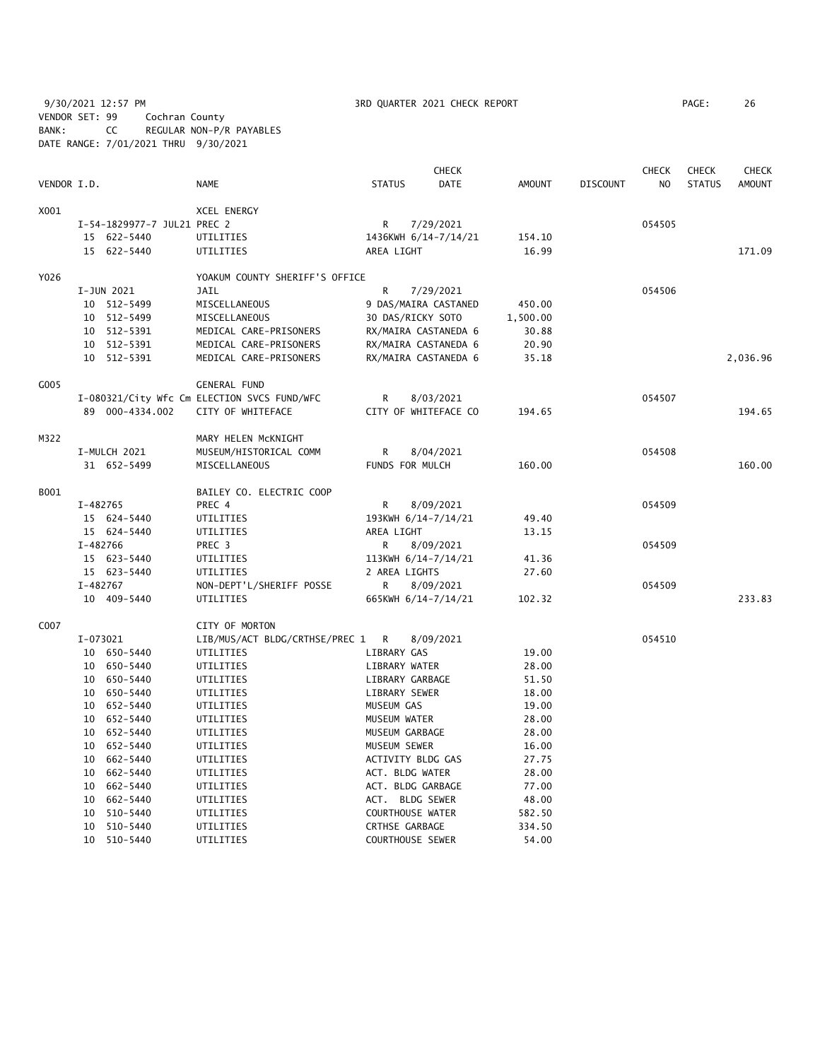9/30/2021 12:57 PM 3RD QUARTER 2021 CHECK REPORT PAGE: 26
VENDOR SET: 99 Cochran County
BANK: CC REGULAR NON-P/R PAYABLES
DATE RANGE: 7/01/2021 THRU 9/30/2021

| VENDOR I.D. | | NAME | STATUS | CHECK DATE | AMOUNT | DISCOUNT | CHECK NO | CHECK STATUS | CHECK AMOUNT |
|---|---|---|---|---|---|---|---|---|---|
| X001 | | XCEL ENERGY | | | | | | | |
| | I-54-1829977-7 JUL21 PREC 2 | | R | 7/29/2021 | | | 054505 | | |
| | 15 622-5440 | UTILITIES | 1436KWH 6/14-7/14/21 | | 154.10 | | | | |
| | 15 622-5440 | UTILITIES | AREA LIGHT | | 16.99 | | | | 171.09 |
| Y026 | | YOAKUM COUNTY SHERIFF'S OFFICE | | | | | | | |
| | I-JUN 2021 | JAIL | R | 7/29/2021 | | | 054506 | | |
| | 10 512-5499 | MISCELLANEOUS | 9 DAS/MAIRA CASTANED | | 450.00 | | | | |
| | 10 512-5499 | MISCELLANEOUS | 30 DAS/RICKY SOTO | | 1,500.00 | | | | |
| | 10 512-5391 | MEDICAL CARE-PRISONERS | RX/MAIRA CASTANEDA 6 | | 30.88 | | | | |
| | 10 512-5391 | MEDICAL CARE-PRISONERS | RX/MAIRA CASTANEDA 6 | | 20.90 | | | | |
| | 10 512-5391 | MEDICAL CARE-PRISONERS | RX/MAIRA CASTANEDA 6 | | 35.18 | | | | 2,036.96 |
| G005 | | GENERAL FUND | | | | | | | |
| | I-080321/City Wfc Cm | ELECTION SVCS FUND/WFC | R | 8/03/2021 | | | 054507 | | |
| | 89 000-4334.002 | CITY OF WHITEFACE | CITY OF WHITEFACE CO | | 194.65 | | | | 194.65 |
| M322 | | MARY HELEN McKNIGHT | | | | | | | |
| | I-MULCH 2021 | MUSEUM/HISTORICAL COMM | R | 8/04/2021 | | | 054508 | | |
| | 31 652-5499 | MISCELLANEOUS | FUNDS FOR MULCH | | 160.00 | | | | 160.00 |
| B001 | | BAILEY CO. ELECTRIC COOP | | | | | | | |
| | I-482765 | PREC 4 | R | 8/09/2021 | | | 054509 | | |
| | 15 624-5440 | UTILITIES | 193KWH 6/14-7/14/21 | | 49.40 | | | | |
| | 15 624-5440 | UTILITIES | AREA LIGHT | | 13.15 | | | | |
| | I-482766 | PREC 3 | R | 8/09/2021 | | | 054509 | | |
| | 15 623-5440 | UTILITIES | 113KWH 6/14-7/14/21 | | 41.36 | | | | |
| | 15 623-5440 | UTILITIES | 2 AREA LIGHTS | | 27.60 | | | | |
| | I-482767 | NON-DEPT'L/SHERIFF POSSE | R | 8/09/2021 | | | 054509 | | |
| | 10 409-5440 | UTILITIES | 665KWH 6/14-7/14/21 | | 102.32 | | | | 233.83 |
| C007 | | CITY OF MORTON | | | | | | | |
| | I-073021 | LIB/MUS/ACT BLDG/CRTHSE/PREC 1 | R | 8/09/2021 | | | 054510 | | |
| | 10 650-5440 | UTILITIES | LIBRARY GAS | | 19.00 | | | | |
| | 10 650-5440 | UTILITIES | LIBRARY WATER | | 28.00 | | | | |
| | 10 650-5440 | UTILITIES | LIBRARY GARBAGE | | 51.50 | | | | |
| | 10 650-5440 | UTILITIES | LIBRARY SEWER | | 18.00 | | | | |
| | 10 652-5440 | UTILITIES | MUSEUM GAS | | 19.00 | | | | |
| | 10 652-5440 | UTILITIES | MUSEUM WATER | | 28.00 | | | | |
| | 10 652-5440 | UTILITIES | MUSEUM GARBAGE | | 28.00 | | | | |
| | 10 652-5440 | UTILITIES | MUSEUM SEWER | | 16.00 | | | | |
| | 10 662-5440 | UTILITIES | ACTIVITY BLDG GAS | | 27.75 | | | | |
| | 10 662-5440 | UTILITIES | ACT. BLDG WATER | | 28.00 | | | | |
| | 10 662-5440 | UTILITIES | ACT. BLDG GARBAGE | | 77.00 | | | | |
| | 10 662-5440 | UTILITIES | ACT. BLDG SEWER | | 48.00 | | | | |
| | 10 510-5440 | UTILITIES | COURTHOUSE WATER | | 582.50 | | | | |
| | 10 510-5440 | UTILITIES | CRTHSE GARBAGE | | 334.50 | | | | |
| | 10 510-5440 | UTILITIES | COURTHOUSE SEWER | | 54.00 | | | | |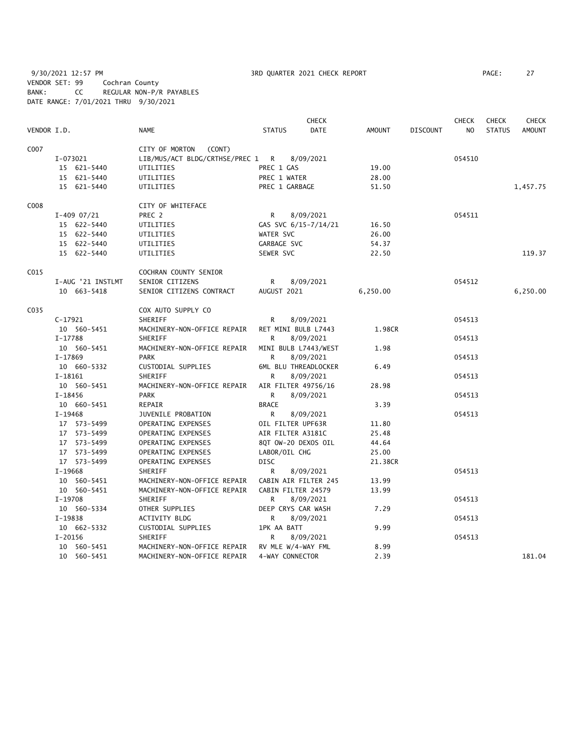9/30/2021 12:57 PM 3RD QUARTER 2021 CHECK REPORT PAGE: 27
VENDOR SET: 99 Cochran County
BANK: CC REGULAR NON-P/R PAYABLES
DATE RANGE: 7/01/2021 THRU 9/30/2021

| VENDOR I.D. | NAME | STATUS | CHECK DATE | AMOUNT | DISCOUNT | CHECK NO | CHECK STATUS | CHECK AMOUNT |
|---|---|---|---|---|---|---|---|---|
| C007 | CITY OF MORTON (CONT) | | | | | | | |
| I-073021 | LIB/MUS/ACT BLDG/CRTHSE/PREC 1 | R | 8/09/2021 | | | 054510 | | |
| 15 621-5440 | UTILITIES | PREC 1 GAS | | 19.00 | | | | |
| 15 621-5440 | UTILITIES | PREC 1 WATER | | 28.00 | | | | |
| 15 621-5440 | UTILITIES | PREC 1 GARBAGE | | 51.50 | | | | 1,457.75 |
| C008 | CITY OF WHITEFACE | | | | | | | |
| I-409 07/21 | PREC 2 | R | 8/09/2021 | | | 054511 | | |
| 15 622-5440 | UTILITIES | GAS SVC 6/15-7/14/21 | | 16.50 | | | | |
| 15 622-5440 | UTILITIES | WATER SVC | | 26.00 | | | | |
| 15 622-5440 | UTILITIES | GARBAGE SVC | | 54.37 | | | | |
| 15 622-5440 | UTILITIES | SEWER SVC | | 22.50 | | | | 119.37 |
| C015 | COCHRAN COUNTY SENIOR | | | | | | | |
| I-AUG '21 INSTLMT | SENIOR CITIZENS | R | 8/09/2021 | | | 054512 | | |
| 10 663-5418 | SENIOR CITIZENS CONTRACT | AUGUST 2021 | | 6,250.00 | | | | 6,250.00 |
| C035 | COX AUTO SUPPLY CO | | | | | | | |
| C-17921 | SHERIFF | R | 8/09/2021 | | | 054513 | | |
| 10 560-5451 | MACHINERY-NON-OFFICE REPAIR | RET MINI BULB L7443 | | 1.98CR | | | | |
| I-17788 | SHERIFF | R | 8/09/2021 | | | 054513 | | |
| 10 560-5451 | MACHINERY-NON-OFFICE REPAIR | MINI BULB L7443/WEST | | 1.98 | | | | |
| I-17869 | PARK | R | 8/09/2021 | | | 054513 | | |
| 10 660-5332 | CUSTODIAL SUPPLIES | 6ML BLU THREADLOCKER | | 6.49 | | | | |
| I-18161 | SHERIFF | R | 8/09/2021 | | | 054513 | | |
| 10 560-5451 | MACHINERY-NON-OFFICE REPAIR | AIR FILTER 49756/16 | | 28.98 | | | | |
| I-18456 | PARK | R | 8/09/2021 | | | 054513 | | |
| 10 660-5451 | REPAIR | BRACE | | 3.39 | | | | |
| I-19468 | JUVENILE PROBATION | R | 8/09/2021 | | | 054513 | | |
| 17 573-5499 | OPERATING EXPENSES | OIL FILTER UPF63R | | 11.80 | | | | |
| 17 573-5499 | OPERATING EXPENSES | AIR FILTER A3181C | | 25.48 | | | | |
| 17 573-5499 | OPERATING EXPENSES | 8QT OW-20 DEXOS OIL | | 44.64 | | | | |
| 17 573-5499 | OPERATING EXPENSES | LABOR/OIL CHG | | 25.00 | | | | |
| 17 573-5499 | OPERATING EXPENSES | DISC | | 21.38CR | | | | |
| I-19668 | SHERIFF | R | 8/09/2021 | | | 054513 | | |
| 10 560-5451 | MACHINERY-NON-OFFICE REPAIR | CABIN AIR FILTER 245 | | 13.99 | | | | |
| 10 560-5451 | MACHINERY-NON-OFFICE REPAIR | CABIN FILTER 24579 | | 13.99 | | | | |
| I-19708 | SHERIFF | R | 8/09/2021 | | | 054513 | | |
| 10 560-5334 | OTHER SUPPLIES | DEEP CRYS CAR WASH | | 7.29 | | | | |
| I-19838 | ACTIVITY BLDG | R | 8/09/2021 | | | 054513 | | |
| 10 662-5332 | CUSTODIAL SUPPLIES | 1PK AA BATT | | 9.99 | | | | |
| I-20156 | SHERIFF | R | 8/09/2021 | | | 054513 | | |
| 10 560-5451 | MACHINERY-NON-OFFICE REPAIR | RV MLE W/4-WAY FML | | 8.99 | | | | |
| 10 560-5451 | MACHINERY-NON-OFFICE REPAIR | 4-WAY CONNECTOR | | 2.39 | | | | 181.04 |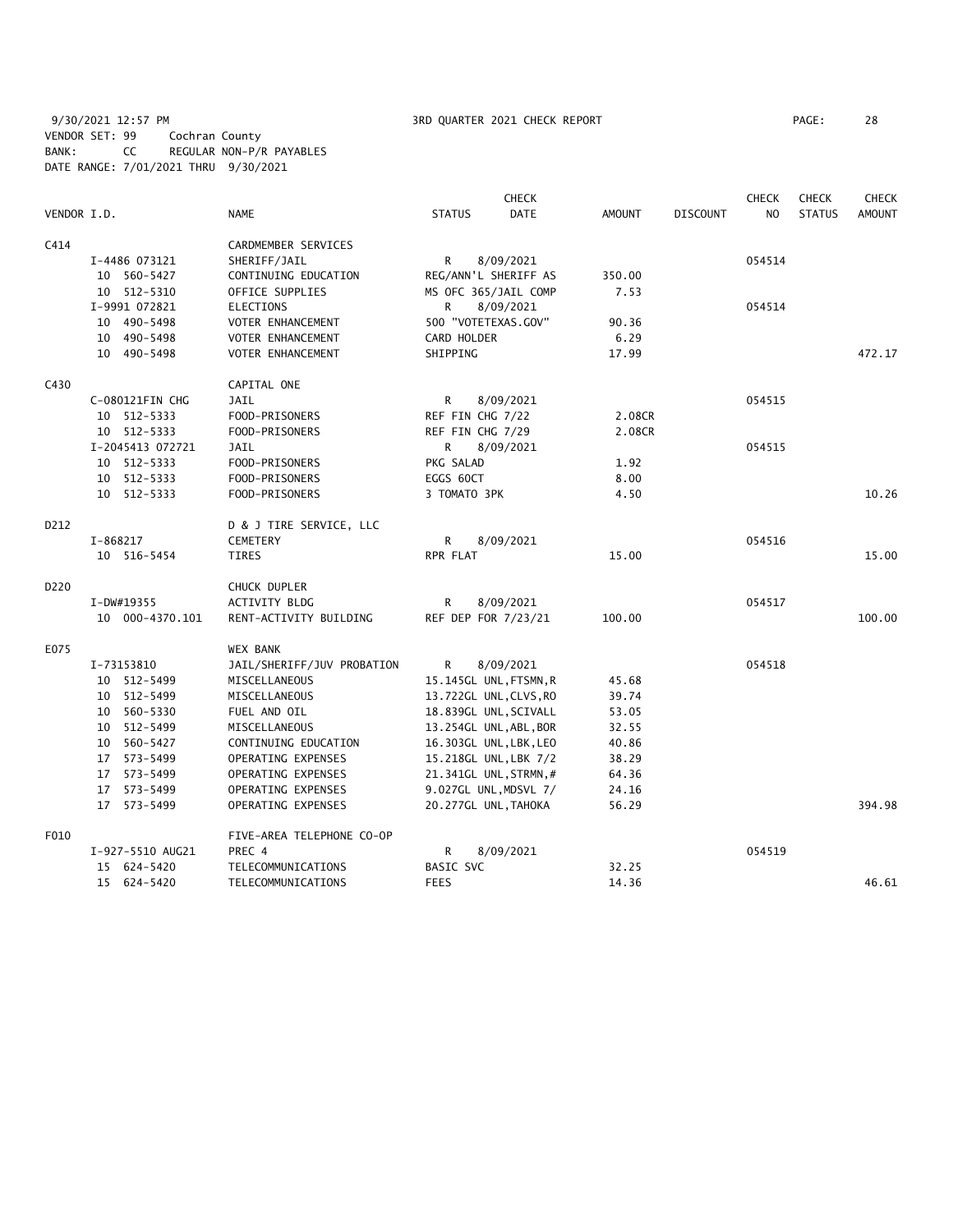9/30/2021 12:57 PM 3RD QUARTER 2021 CHECK REPORT PAGE: 28
VENDOR SET: 99 Cochran County
BANK: CC REGULAR NON-P/R PAYABLES
DATE RANGE: 7/01/2021 THRU 9/30/2021

| VENDOR I.D. | NAME | STATUS | CHECK DATE | AMOUNT | DISCOUNT | CHECK NO | CHECK STATUS | CHECK AMOUNT |
|---|---|---|---|---|---|---|---|---|
| C414 | CARDMEMBER SERVICES | | | | | | | |
| I-4486 073121 | SHERIFF/JAIL | R | 8/09/2021 | | | 054514 | | |
| 10 560-5427 | CONTINUING EDUCATION | REG/ANN'L SHERIFF AS | | 350.00 | | | | |
| 10 512-5310 | OFFICE SUPPLIES | MS OFC 365/JAIL COMP | | 7.53 | | | | |
| I-9991 072821 | ELECTIONS | R | 8/09/2021 | | | 054514 | | |
| 10 490-5498 | VOTER ENHANCEMENT | 500 "VOTETEXAS.GOV" | | 90.36 | | | | |
| 10 490-5498 | VOTER ENHANCEMENT | CARD HOLDER | | 6.29 | | | | |
| 10 490-5498 | VOTER ENHANCEMENT | SHIPPING | | 17.99 | | | | 472.17 |
| C430 | CAPITAL ONE | | | | | | | |
| C-080121FIN CHG | JAIL | R | 8/09/2021 | | | 054515 | | |
| 10 512-5333 | FOOD-PRISONERS | REF FIN CHG 7/22 | | 2.08CR | | | | |
| 10 512-5333 | FOOD-PRISONERS | REF FIN CHG 7/29 | | 2.08CR | | | | |
| I-2045413 072721 | JAIL | R | 8/09/2021 | | | 054515 | | |
| 10 512-5333 | FOOD-PRISONERS | PKG SALAD | | 1.92 | | | | |
| 10 512-5333 | FOOD-PRISONERS | EGGS 60CT | | 8.00 | | | | |
| 10 512-5333 | FOOD-PRISONERS | 3 TOMATO 3PK | | 4.50 | | | | 10.26 |
| D212 | D & J TIRE SERVICE, LLC | | | | | | | |
| I-868217 | CEMETERY | R | 8/09/2021 | | | 054516 | | |
| 10 516-5454 | TIRES | RPR FLAT | | 15.00 | | | | 15.00 |
| D220 | CHUCK DUPLER | | | | | | | |
| I-DW#19355 | ACTIVITY BLDG | R | 8/09/2021 | | | 054517 | | |
| 10 000-4370.101 | RENT-ACTIVITY BUILDING | REF DEP FOR 7/23/21 | | 100.00 | | | | 100.00 |
| E075 | WEX BANK | | | | | | | |
| I-73153810 | JAIL/SHERIFF/JUV PROBATION | R | 8/09/2021 | | | 054518 | | |
| 10 512-5499 | MISCELLANEOUS | 15.145GL UNL,FTSMN,R | | 45.68 | | | | |
| 10 512-5499 | MISCELLANEOUS | 13.722GL UNL,CLVS,RO | | 39.74 | | | | |
| 10 560-5330 | FUEL AND OIL | 18.839GL UNL,SCIVALL | | 53.05 | | | | |
| 10 512-5499 | MISCELLANEOUS | 13.254GL UNL,ABL,BOR | | 32.55 | | | | |
| 10 560-5427 | CONTINUING EDUCATION | 16.303GL UNL,LBK,LEO | | 40.86 | | | | |
| 17 573-5499 | OPERATING EXPENSES | 15.218GL UNL,LBK 7/2 | | 38.29 | | | | |
| 17 573-5499 | OPERATING EXPENSES | 21.341GL UNL,STRMN,# | | 64.36 | | | | |
| 17 573-5499 | OPERATING EXPENSES | 9.027GL UNL,MDSVL 7/ | | 24.16 | | | | |
| 17 573-5499 | OPERATING EXPENSES | 20.277GL UNL,TAHOKA | | 56.29 | | | | 394.98 |
| F010 | FIVE-AREA TELEPHONE CO-OP | | | | | | | |
| I-927-5510 AUG21 | PREC 4 | R | 8/09/2021 | | | 054519 | | |
| 15 624-5420 | TELECOMMUNICATIONS | BASIC SVC | | 32.25 | | | | |
| 15 624-5420 | TELECOMMUNICATIONS | FEES | | 14.36 | | | | 46.61 |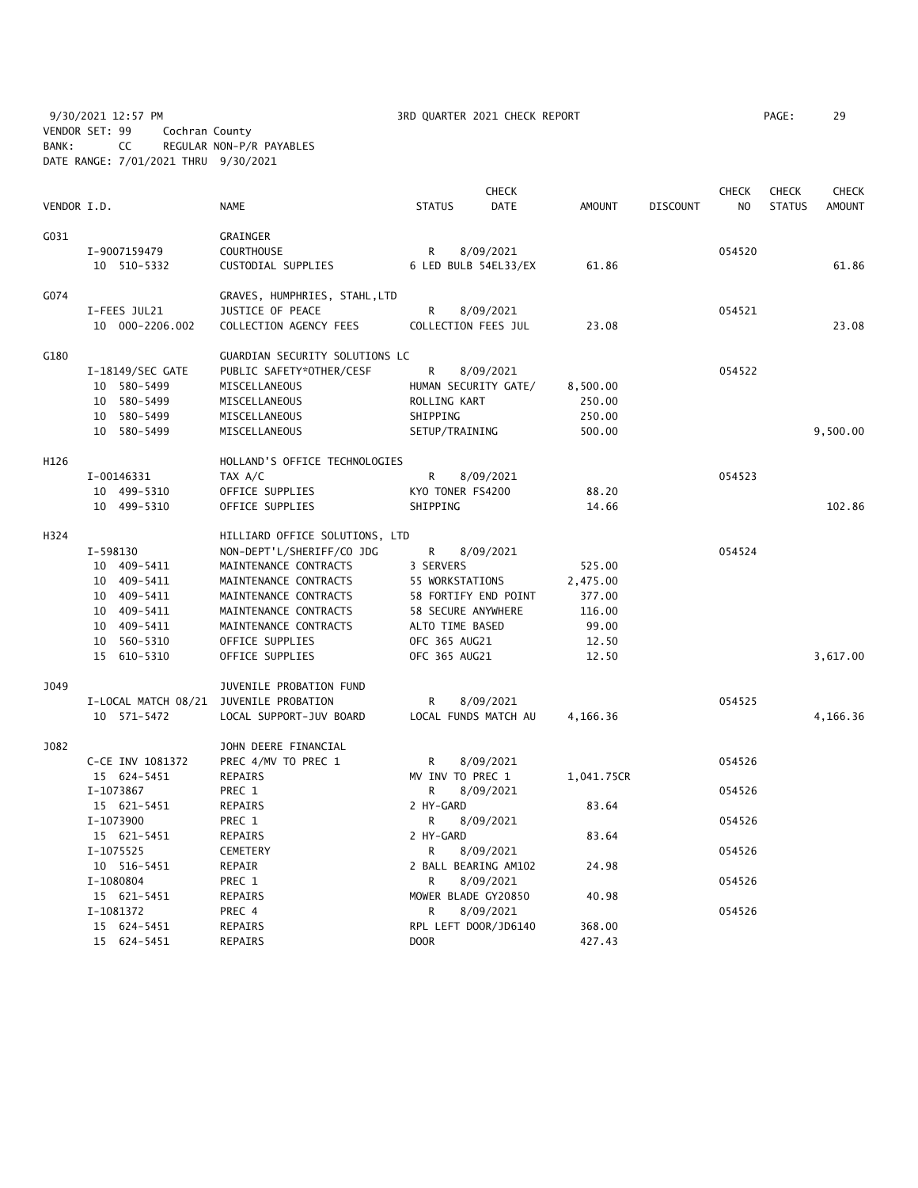9/30/2021 12:57 PM 3RD QUARTER 2021 CHECK REPORT PAGE: 29
VENDOR SET: 99 Cochran County
BANK: CC REGULAR NON-P/R PAYABLES
DATE RANGE: 7/01/2021 THRU 9/30/2021

| VENDOR I.D. | NAME | STATUS | CHECK DATE | AMOUNT | DISCOUNT | CHECK NO | CHECK STATUS | CHECK AMOUNT |
|---|---|---|---|---|---|---|---|---|
| G031 | GRAINGER | | | | | | | |
| I-9007159479 | COURTHOUSE | R | 8/09/2021 | | | 054520 | | |
| 10 510-5332 | CUSTODIAL SUPPLIES | 6 LED BULB 54EL33/EX | | 61.86 | | | | 61.86 |
| G074 | GRAVES, HUMPHRIES, STAHL,LTD | | | | | | | |
| I-FEES JUL21 | JUSTICE OF PEACE | R | 8/09/2021 | | | 054521 | | |
| 10 000-2206.002 | COLLECTION AGENCY FEES | COLLECTION FEES JUL | | 23.08 | | | | 23.08 |
| G180 | GUARDIAN SECURITY SOLUTIONS LC | | | | | | | |
| I-18149/SEC GATE | PUBLIC SAFETY*OTHER/CESF | R | 8/09/2021 | | | 054522 | | |
| 10 580-5499 | MISCELLANEOUS | HUMAN SECURITY GATE/ | | 8,500.00 | | | | |
| 10 580-5499 | MISCELLANEOUS | ROLLING KART | | 250.00 | | | | |
| 10 580-5499 | MISCELLANEOUS | SHIPPING | | 250.00 | | | | |
| 10 580-5499 | MISCELLANEOUS | SETUP/TRAINING | | 500.00 | | | | 9,500.00 |
| H126 | HOLLAND'S OFFICE TECHNOLOGIES | | | | | | | |
| I-00146331 | TAX A/C | R | 8/09/2021 | | | 054523 | | |
| 10 499-5310 | OFFICE SUPPLIES | KYO TONER FS4200 | | 88.20 | | | | |
| 10 499-5310 | OFFICE SUPPLIES | SHIPPING | | 14.66 | | | | 102.86 |
| H324 | HILLIARD OFFICE SOLUTIONS, LTD | | | | | | | |
| I-598130 | NON-DEPT'L/SHERIFF/CO JDG | R | 8/09/2021 | | | 054524 | | |
| 10 409-5411 | MAINTENANCE CONTRACTS | 3 SERVERS | | 525.00 | | | | |
| 10 409-5411 | MAINTENANCE CONTRACTS | 55 WORKSTATIONS | | 2,475.00 | | | | |
| 10 409-5411 | MAINTENANCE CONTRACTS | 58 FORTIFY END POINT | | 377.00 | | | | |
| 10 409-5411 | MAINTENANCE CONTRACTS | 58 SECURE ANYWHERE | | 116.00 | | | | |
| 10 409-5411 | MAINTENANCE CONTRACTS | ALTO TIME BASED | | 99.00 | | | | |
| 10 560-5310 | OFFICE SUPPLIES | OFC 365 AUG21 | | 12.50 | | | | |
| 15 610-5310 | OFFICE SUPPLIES | OFC 365 AUG21 | | 12.50 | | | | 3,617.00 |
| J049 | JUVENILE PROBATION FUND | | | | | | | |
| I-LOCAL MATCH 08/21 | JUVENILE PROBATION | R | 8/09/2021 | | | 054525 | | |
| 10 571-5472 | LOCAL SUPPORT-JUV BOARD | LOCAL FUNDS MATCH AU | | 4,166.36 | | | | 4,166.36 |
| J082 | JOHN DEERE FINANCIAL | | | | | | | |
| C-CE INV 1081372 | PREC 4/MV TO PREC 1 | R | 8/09/2021 | | | 054526 | | |
| 15 624-5451 | REPAIRS | MV INV TO PREC 1 | | 1,041.75CR | | | | |
| I-1073867 | PREC 1 | R | 8/09/2021 | | | 054526 | | |
| 15 621-5451 | REPAIRS | 2 HY-GARD | | 83.64 | | | | |
| I-1073900 | PREC 1 | R | 8/09/2021 | | | 054526 | | |
| 15 621-5451 | REPAIRS | 2 HY-GARD | | 83.64 | | | | |
| I-1075525 | CEMETERY | R | 8/09/2021 | | | 054526 | | |
| 10 516-5451 | REPAIR | 2 BALL BEARING AM102 | | 24.98 | | | | |
| I-1080804 | PREC 1 | R | 8/09/2021 | | | 054526 | | |
| 15 621-5451 | REPAIRS | MOWER BLADE GY20850 | | 40.98 | | | | |
| I-1081372 | PREC 4 | R | 8/09/2021 | | | 054526 | | |
| 15 624-5451 | REPAIRS | RPL LEFT DOOR/JD6140 | | 368.00 | | | | |
| 15 624-5451 | REPAIRS | DOOR | | 427.43 | | | | |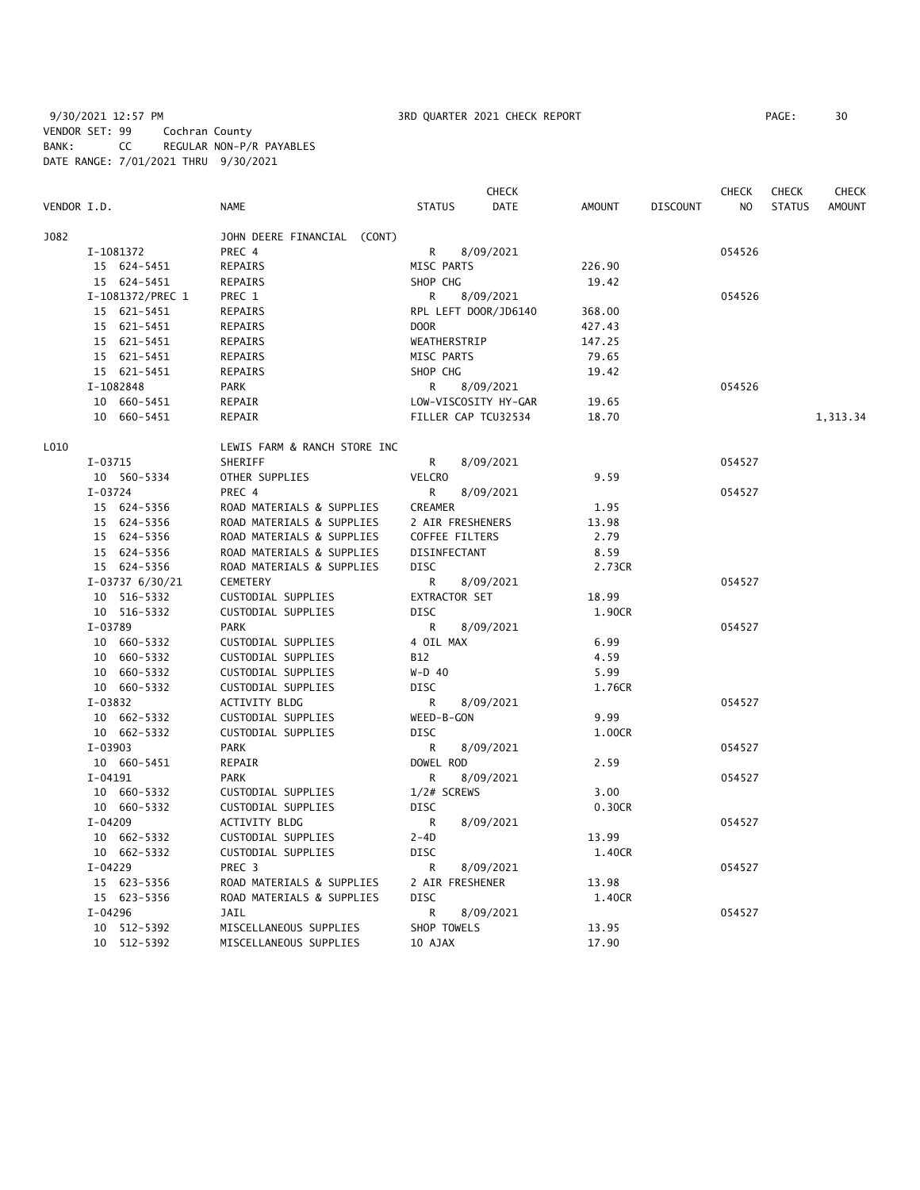9/30/2021 12:57 PM 3RD QUARTER 2021 CHECK REPORT

VENDOR SET: 99 Cochran County
BANK: CC REGULAR NON-P/R PAYABLES
DATE RANGE: 7/01/2021 THRU 9/30/2021

| VENDOR I.D. | NAME | STATUS | CHECK DATE | AMOUNT | DISCOUNT | CHECK NO | CHECK STATUS | CHECK AMOUNT |
|---|---|---|---|---|---|---|---|---|
| J082 | JOHN DEERE FINANCIAL (CONT) | | | | | | | |
| I-1081372 | PREC 4 | R | 8/09/2021 | | | 054526 | | |
| 15 624-5451 | REPAIRS | MISC PARTS | | 226.90 | | | | |
| 15 624-5451 | REPAIRS | SHOP CHG | | 19.42 | | | | |
| I-1081372/PREC 1 | PREC 1 | R | 8/09/2021 | | | 054526 | | |
| 15 621-5451 | REPAIRS | RPL LEFT DOOR/JD6140 | | 368.00 | | | | |
| 15 621-5451 | REPAIRS | DOOR | | 427.43 | | | | |
| 15 621-5451 | REPAIRS | WEATHERSTRIP | | 147.25 | | | | |
| 15 621-5451 | REPAIRS | MISC PARTS | | 79.65 | | | | |
| 15 621-5451 | REPAIRS | SHOP CHG | | 19.42 | | | | |
| I-1082848 | PARK | R | 8/09/2021 | | | 054526 | | |
| 10 660-5451 | REPAIR | LOW-VISCOSITY HY-GAR | | 19.65 | | | | |
| 10 660-5451 | REPAIR | FILLER CAP TCU32534 | | 18.70 | | | | 1,313.34 |
| L010 | LEWIS FARM & RANCH STORE INC | | | | | | | |
| I-03715 | SHERIFF | R | 8/09/2021 | | | 054527 | | |
| 10 560-5334 | OTHER SUPPLIES | VELCRO | | 9.59 | | | | |
| I-03724 | PREC 4 | R | 8/09/2021 | | | 054527 | | |
| 15 624-5356 | ROAD MATERIALS & SUPPLIES | CREAMER | | 1.95 | | | | |
| 15 624-5356 | ROAD MATERIALS & SUPPLIES | 2 AIR FRESHENERS | | 13.98 | | | | |
| 15 624-5356 | ROAD MATERIALS & SUPPLIES | COFFEE FILTERS | | 2.79 | | | | |
| 15 624-5356 | ROAD MATERIALS & SUPPLIES | DISINFECTANT | | 8.59 | | | | |
| 15 624-5356 | ROAD MATERIALS & SUPPLIES | DISC | | 2.73CR | | | | |
| I-03737 6/30/21 | CEMETERY | R | 8/09/2021 | | | 054527 | | |
| 10 516-5332 | CUSTODIAL SUPPLIES | EXTRACTOR SET | | 18.99 | | | | |
| 10 516-5332 | CUSTODIAL SUPPLIES | DISC | | 1.90CR | | | | |
| I-03789 | PARK | R | 8/09/2021 | | | 054527 | | |
| 10 660-5332 | CUSTODIAL SUPPLIES | 4 OIL MAX | | 6.99 | | | | |
| 10 660-5332 | CUSTODIAL SUPPLIES | B12 | | 4.59 | | | | |
| 10 660-5332 | CUSTODIAL SUPPLIES | W-D 40 | | 5.99 | | | | |
| 10 660-5332 | CUSTODIAL SUPPLIES | DISC | | 1.76CR | | | | |
| I-03832 | ACTIVITY BLDG | R | 8/09/2021 | | | 054527 | | |
| 10 662-5332 | CUSTODIAL SUPPLIES | WEED-B-GON | | 9.99 | | | | |
| 10 662-5332 | CUSTODIAL SUPPLIES | DISC | | 1.00CR | | | | |
| I-03903 | PARK | R | 8/09/2021 | | | 054527 | | |
| 10 660-5451 | REPAIR | DOWEL ROD | | 2.59 | | | | |
| I-04191 | PARK | R | 8/09/2021 | | | 054527 | | |
| 10 660-5332 | CUSTODIAL SUPPLIES | 1/2# SCREWS | | 3.00 | | | | |
| 10 660-5332 | CUSTODIAL SUPPLIES | DISC | | 0.30CR | | | | |
| I-04209 | ACTIVITY BLDG | R | 8/09/2021 | | | 054527 | | |
| 10 662-5332 | CUSTODIAL SUPPLIES | 2-4D | | 13.99 | | | | |
| 10 662-5332 | CUSTODIAL SUPPLIES | DISC | | 1.40CR | | | | |
| I-04229 | PREC 3 | R | 8/09/2021 | | | 054527 | | |
| 15 623-5356 | ROAD MATERIALS & SUPPLIES | 2 AIR FRESHENER | | 13.98 | | | | |
| 15 623-5356 | ROAD MATERIALS & SUPPLIES | DISC | | 1.40CR | | | | |
| I-04296 | JAIL | R | 8/09/2021 | | | 054527 | | |
| 10 512-5392 | MISCELLANEOUS SUPPLIES | SHOP TOWELS | | 13.95 | | | | |
| 10 512-5392 | MISCELLANEOUS SUPPLIES | 10 AJAX | | 17.90 | | | | |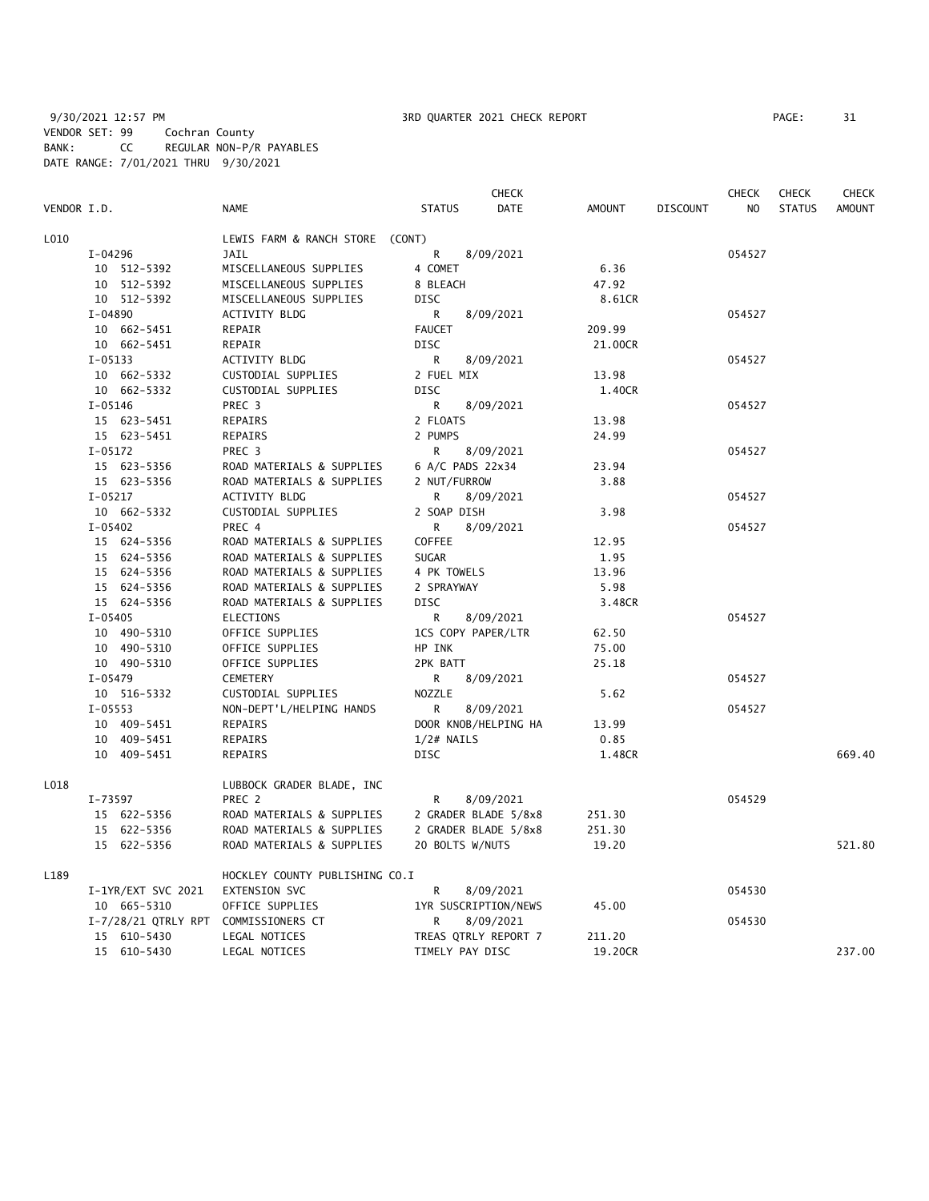9/30/2021 12:57 PM 3RD QUARTER 2021 CHECK REPORT PAGE: 31
VENDOR SET: 99 Cochran County
BANK: CC REGULAR NON-P/R PAYABLES
DATE RANGE: 7/01/2021 THRU 9/30/2021

| VENDOR I.D. | NAME | STATUS | CHECK DATE | AMOUNT | DISCOUNT | CHECK NO | CHECK STATUS | CHECK AMOUNT |
|---|---|---|---|---|---|---|---|---|
| L010 | LEWIS FARM & RANCH STORE (CONT) | | | | | | | |
| I-04296 | JAIL | R | 8/09/2021 | | | 054527 | | |
| 10 512-5392 | MISCELLANEOUS SUPPLIES | 4 COMET | | 6.36 | | | | |
| 10 512-5392 | MISCELLANEOUS SUPPLIES | 8 BLEACH | | 47.92 | | | | |
| 10 512-5392 | MISCELLANEOUS SUPPLIES | DISC | | 8.61CR | | | | |
| I-04890 | ACTIVITY BLDG | R | 8/09/2021 | | | 054527 | | |
| 10 662-5451 | REPAIR | FAUCET | | 209.99 | | | | |
| 10 662-5451 | REPAIR | DISC | | 21.00CR | | | | |
| I-05133 | ACTIVITY BLDG | R | 8/09/2021 | | | 054527 | | |
| 10 662-5332 | CUSTODIAL SUPPLIES | 2 FUEL MIX | | 13.98 | | | | |
| 10 662-5332 | CUSTODIAL SUPPLIES | DISC | | 1.40CR | | | | |
| I-05146 | PREC 3 | R | 8/09/2021 | | | 054527 | | |
| 15 623-5451 | REPAIRS | 2 FLOATS | | 13.98 | | | | |
| 15 623-5451 | REPAIRS | 2 PUMPS | | 24.99 | | | | |
| I-05172 | PREC 3 | R | 8/09/2021 | | | 054527 | | |
| 15 623-5356 | ROAD MATERIALS & SUPPLIES | 6 A/C PADS 22x34 | | 23.94 | | | | |
| 15 623-5356 | ROAD MATERIALS & SUPPLIES | 2 NUT/FURROW | | 3.88 | | | | |
| I-05217 | ACTIVITY BLDG | R | 8/09/2021 | | | 054527 | | |
| 10 662-5332 | CUSTODIAL SUPPLIES | 2 SOAP DISH | | 3.98 | | | | |
| I-05402 | PREC 4 | R | 8/09/2021 | | | 054527 | | |
| 15 624-5356 | ROAD MATERIALS & SUPPLIES | COFFEE | | 12.95 | | | | |
| 15 624-5356 | ROAD MATERIALS & SUPPLIES | SUGAR | | 1.95 | | | | |
| 15 624-5356 | ROAD MATERIALS & SUPPLIES | 4 PK TOWELS | | 13.96 | | | | |
| 15 624-5356 | ROAD MATERIALS & SUPPLIES | 2 SPRAYWAY | | 5.98 | | | | |
| 15 624-5356 | ROAD MATERIALS & SUPPLIES | DISC | | 3.48CR | | | | |
| I-05405 | ELECTIONS | R | 8/09/2021 | | | 054527 | | |
| 10 490-5310 | OFFICE SUPPLIES | 1CS COPY PAPER/LTR | | 62.50 | | | | |
| 10 490-5310 | OFFICE SUPPLIES | HP INK | | 75.00 | | | | |
| 10 490-5310 | OFFICE SUPPLIES | 2PK BATT | | 25.18 | | | | |
| I-05479 | CEMETERY | R | 8/09/2021 | | | 054527 | | |
| 10 516-5332 | CUSTODIAL SUPPLIES | NOZZLE | | 5.62 | | | | |
| I-05553 | NON-DEPT'L/HELPING HANDS | R | 8/09/2021 | | | 054527 | | |
| 10 409-5451 | REPAIRS | DOOR KNOB/HELPING HA | | 13.99 | | | | |
| 10 409-5451 | REPAIRS | 1/2# NAILS | | 0.85 | | | | |
| 10 409-5451 | REPAIRS | DISC | | 1.48CR | | | | 669.40 |
| L018 | LUBBOCK GRADER BLADE, INC | | | | | | | |
| I-73597 | PREC 2 | R | 8/09/2021 | | | 054529 | | |
| 15 622-5356 | ROAD MATERIALS & SUPPLIES | 2 GRADER BLADE 5/8x8 | | 251.30 | | | | |
| 15 622-5356 | ROAD MATERIALS & SUPPLIES | 2 GRADER BLADE 5/8x8 | | 251.30 | | | | |
| 15 622-5356 | ROAD MATERIALS & SUPPLIES | 20 BOLTS W/NUTS | | 19.20 | | | | 521.80 |
| L189 | HOCKLEY COUNTY PUBLISHING CO.I | | | | | | | |
| I-1YR/EXT SVC 2021 | EXTENSION SVC | R | 8/09/2021 | | | 054530 | | |
| 10 665-5310 | OFFICE SUPPLIES | 1YR SUSCRIPTION/NEWS | | 45.00 | | | | |
| I-7/28/21 QTRLY RPT | COMMISSIONERS CT | R | 8/09/2021 | | | 054530 | | |
| 15 610-5430 | LEGAL NOTICES | TREAS QTRLY REPORT 7 | | 211.20 | | | | |
| 15 610-5430 | LEGAL NOTICES | TIMELY PAY DISC | | 19.20CR | | | | 237.00 |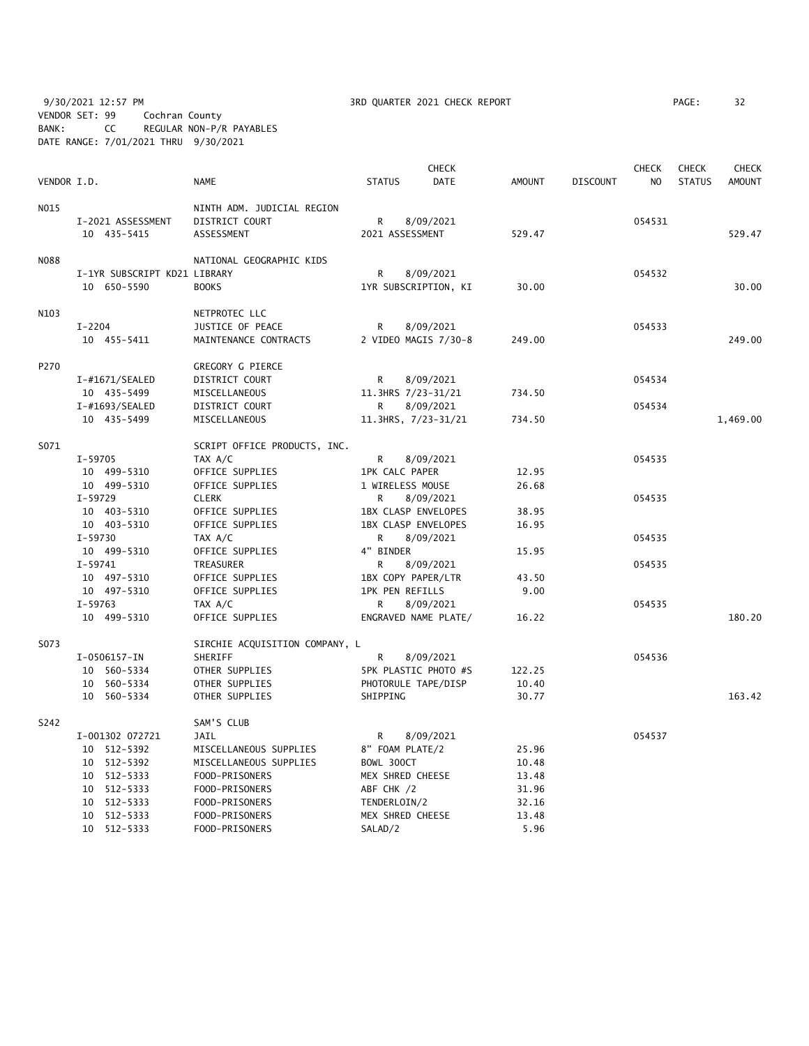9/30/2021 12:57 PM 3RD QUARTER 2021 CHECK REPORT
VENDOR SET: 99 Cochran County
BANK: CC REGULAR NON-P/R PAYABLES
DATE RANGE: 7/01/2021 THRU 9/30/2021

| VENDOR I.D. | | NAME | STATUS | CHECK DATE | AMOUNT | DISCOUNT | CHECK NO | CHECK STATUS | CHECK AMOUNT |
|---|---|---|---|---|---|---|---|---|---|
| N015 | | NINTH ADM. JUDICIAL REGION | | | | | | | |
| | I-2021 ASSESSMENT | DISTRICT COURT | R | 8/09/2021 | | | 054531 | | |
| | 10 435-5415 | ASSESSMENT | 2021 ASSESSMENT | | 529.47 | | | | 529.47 |
| N088 | | NATIONAL GEOGRAPHIC KIDS | | | | | | | |
| | I-1YR SUBSCRIPT KD21 | LIBRARY | R | 8/09/2021 | | | 054532 | | |
| | 10 650-5590 | BOOKS | 1YR SUBSCRIPTION, KI | | 30.00 | | | | 30.00 |
| N103 | | NETPROTEC LLC | | | | | | | |
| | I-2204 | JUSTICE OF PEACE | R | 8/09/2021 | | | 054533 | | |
| | 10 455-5411 | MAINTENANCE CONTRACTS | 2 VIDEO MAGIS 7/30-8 | | 249.00 | | | | 249.00 |
| P270 | | GREGORY G PIERCE | | | | | | | |
| | I-#1671/SEALED | DISTRICT COURT | R | 8/09/2021 | | | 054534 | | |
| | 10 435-5499 | MISCELLANEOUS | 11.3HRS 7/23-31/21 | | 734.50 | | | | |
| | I-#1693/SEALED | DISTRICT COURT | R | 8/09/2021 | | | 054534 | | |
| | 10 435-5499 | MISCELLANEOUS | 11.3HRS, 7/23-31/21 | | 734.50 | | | | 1,469.00 |
| S071 | | SCRIPT OFFICE PRODUCTS, INC. | | | | | | | |
| | I-59705 | TAX A/C | R | 8/09/2021 | | | 054535 | | |
| | 10 499-5310 | OFFICE SUPPLIES | 1PK CALC PAPER | | 12.95 | | | | |
| | 10 499-5310 | OFFICE SUPPLIES | 1 WIRELESS MOUSE | | 26.68 | | | | |
| | I-59729 | CLERK | R | 8/09/2021 | | | 054535 | | |
| | 10 403-5310 | OFFICE SUPPLIES | 1BX CLASP ENVELOPES | | 38.95 | | | | |
| | 10 403-5310 | OFFICE SUPPLIES | 1BX CLASP ENVELOPES | | 16.95 | | | | |
| | I-59730 | TAX A/C | R | 8/09/2021 | | | 054535 | | |
| | 10 499-5310 | OFFICE SUPPLIES | 4" BINDER | | 15.95 | | | | |
| | I-59741 | TREASURER | R | 8/09/2021 | | | 054535 | | |
| | 10 497-5310 | OFFICE SUPPLIES | 1BX COPY PAPER/LTR | | 43.50 | | | | |
| | 10 497-5310 | OFFICE SUPPLIES | 1PK PEN REFILLS | | 9.00 | | | | |
| | I-59763 | TAX A/C | R | 8/09/2021 | | | 054535 | | |
| | 10 499-5310 | OFFICE SUPPLIES | ENGRAVED NAME PLATE/ | | 16.22 | | | | 180.20 |
| S073 | | SIRCHIE ACQUISITION COMPANY, L | | | | | | | |
| | I-0506157-IN | SHERIFF | R | 8/09/2021 | | | 054536 | | |
| | 10 560-5334 | OTHER SUPPLIES | 5PK PLASTIC PHOTO #S | | 122.25 | | | | |
| | 10 560-5334 | OTHER SUPPLIES | PHOTORULE TAPE/DISP | | 10.40 | | | | |
| | 10 560-5334 | OTHER SUPPLIES | SHIPPING | | 30.77 | | | | 163.42 |
| S242 | | SAM'S CLUB | | | | | | | |
| | I-001302 072721 | JAIL | R | 8/09/2021 | | | 054537 | | |
| | 10 512-5392 | MISCELLANEOUS SUPPLIES | 8" FOAM PLATE/2 | | 25.96 | | | | |
| | 10 512-5392 | MISCELLANEOUS SUPPLIES | BOWL 300CT | | 10.48 | | | | |
| | 10 512-5333 | FOOD-PRISONERS | MEX SHRED CHEESE | | 13.48 | | | | |
| | 10 512-5333 | FOOD-PRISONERS | ABF CHK /2 | | 31.96 | | | | |
| | 10 512-5333 | FOOD-PRISONERS | TENDERLOIN/2 | | 32.16 | | | | |
| | 10 512-5333 | FOOD-PRISONERS | MEX SHRED CHEESE | | 13.48 | | | | |
| | 10 512-5333 | FOOD-PRISONERS | SALAD/2 | | 5.96 | | | | |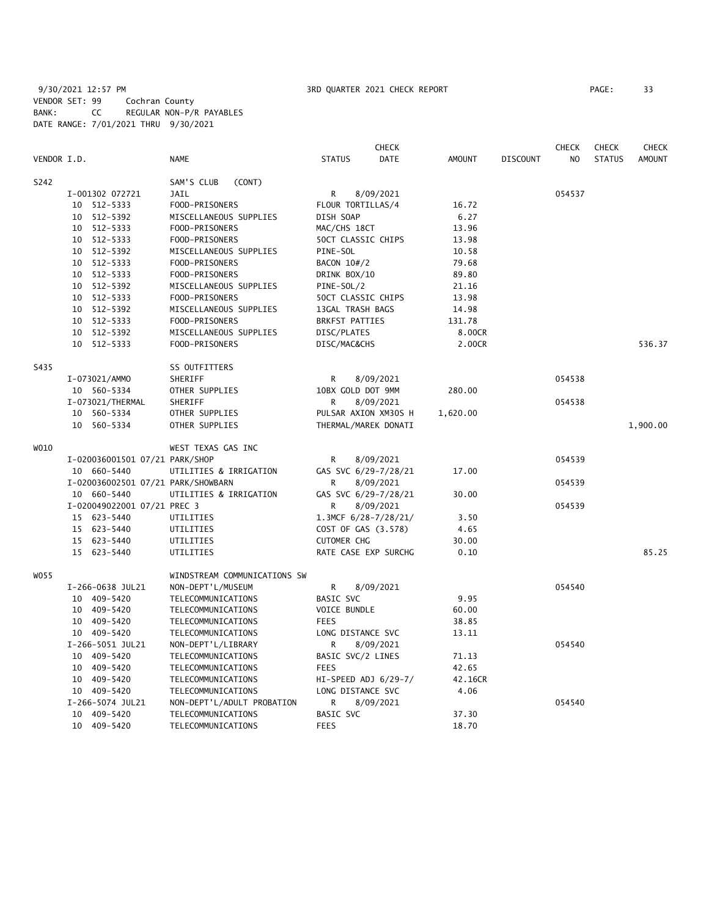9/30/2021 12:57 PM 3RD QUARTER 2021 CHECK REPORT PAGE: 33
VENDOR SET: 99 Cochran County
BANK: CC REGULAR NON-P/R PAYABLES
DATE RANGE: 7/01/2021 THRU 9/30/2021

| VENDOR I.D. | NAME | STATUS | CHECK DATE | AMOUNT | DISCOUNT | CHECK NO | CHECK STATUS | CHECK AMOUNT |
|---|---|---|---|---|---|---|---|---|
| S242 | SAM'S CLUB (CONT) | | | | | | | |
| I-001302 072721 | JAIL | R | 8/09/2021 | | | 054537 | | |
| 10 512-5333 | FOOD-PRISONERS | FLOUR TORTILLAS/4 | | 16.72 | | | | |
| 10 512-5392 | MISCELLANEOUS SUPPLIES | DISH SOAP | | 6.27 | | | | |
| 10 512-5333 | FOOD-PRISONERS | MAC/CHS 18CT | | 13.96 | | | | |
| 10 512-5333 | FOOD-PRISONERS | 50CT CLASSIC CHIPS | | 13.98 | | | | |
| 10 512-5392 | MISCELLANEOUS SUPPLIES | PINE-SOL | | 10.58 | | | | |
| 10 512-5333 | FOOD-PRISONERS | BACON 10#/2 | | 79.68 | | | | |
| 10 512-5333 | FOOD-PRISONERS | DRINK BOX/10 | | 89.80 | | | | |
| 10 512-5392 | MISCELLANEOUS SUPPLIES | PINE-SOL/2 | | 21.16 | | | | |
| 10 512-5333 | FOOD-PRISONERS | 50CT CLASSIC CHIPS | | 13.98 | | | | |
| 10 512-5392 | MISCELLANEOUS SUPPLIES | 13GAL TRASH BAGS | | 14.98 | | | | |
| 10 512-5333 | FOOD-PRISONERS | BRKFST PATTIES | | 131.78 | | | | |
| 10 512-5392 | MISCELLANEOUS SUPPLIES | DISC/PLATES | | 8.00CR | | | | |
| 10 512-5333 | FOOD-PRISONERS | DISC/MAC&CHS | | 2.00CR | | | | 536.37 |
| S435 | SS OUTFITTERS | | | | | | | |
| I-073021/AMMO | SHERIFF | R | 8/09/2021 | | | 054538 | | |
| 10 560-5334 | OTHER SUPPLIES | 10BX GOLD DOT 9MM | | 280.00 | | | | |
| I-073021/THERMAL | SHERIFF | R | 8/09/2021 | | | 054538 | | |
| 10 560-5334 | OTHER SUPPLIES | PULSAR AXION XM30S H | | 1,620.00 | | | | |
| 10 560-5334 | OTHER SUPPLIES | THERMAL/MAREK DONATI | | | | | | 1,900.00 |
| W010 | WEST TEXAS GAS INC | | | | | | | |
| I-020036001501 07/21 PARK/SHOP | | R | 8/09/2021 | | | 054539 | | |
| 10 660-5440 | UTILITIES & IRRIGATION | GAS SVC 6/29-7/28/21 | | 17.00 | | | | |
| I-020036002501 07/21 PARK/SHOWBARN | | R | 8/09/2021 | | | 054539 | | |
| 10 660-5440 | UTILITIES & IRRIGATION | GAS SVC 6/29-7/28/21 | | 30.00 | | | | |
| I-020049022001 07/21 PREC 3 | | R | 8/09/2021 | | | 054539 | | |
| 15 623-5440 | UTILITIES | 1.3MCF 6/28-7/28/21/ | | 3.50 | | | | |
| 15 623-5440 | UTILITIES | COST OF GAS (3.578) | | 4.65 | | | | |
| 15 623-5440 | UTILITIES | CUTOMER CHG | | 30.00 | | | | |
| 15 623-5440 | UTILITIES | RATE CASE EXP SURCHG | | 0.10 | | | | 85.25 |
| W055 | WINDSTREAM COMMUNICATIONS SW | | | | | | | |
| I-266-0638 JUL21 | NON-DEPT'L/MUSEUM | R | 8/09/2021 | | | 054540 | | |
| 10 409-5420 | TELECOMMUNICATIONS | BASIC SVC | | 9.95 | | | | |
| 10 409-5420 | TELECOMMUNICATIONS | VOICE BUNDLE | | 60.00 | | | | |
| 10 409-5420 | TELECOMMUNICATIONS | FEES | | 38.85 | | | | |
| 10 409-5420 | TELECOMMUNICATIONS | LONG DISTANCE SVC | | 13.11 | | | | |
| I-266-5051 JUL21 | NON-DEPT'L/LIBRARY | R | 8/09/2021 | | | 054540 | | |
| 10 409-5420 | TELECOMMUNICATIONS | BASIC SVC/2 LINES | | 71.13 | | | | |
| 10 409-5420 | TELECOMMUNICATIONS | FEES | | 42.65 | | | | |
| 10 409-5420 | TELECOMMUNICATIONS | HI-SPEED ADJ 6/29-7/ | | 42.16CR | | | | |
| 10 409-5420 | TELECOMMUNICATIONS | LONG DISTANCE SVC | | 4.06 | | | | |
| I-266-5074 JUL21 | NON-DEPT'L/ADULT PROBATION | R | 8/09/2021 | | | 054540 | | |
| 10 409-5420 | TELECOMMUNICATIONS | BASIC SVC | | 37.30 | | | | |
| 10 409-5420 | TELECOMMUNICATIONS | FEES | | 18.70 | | | | |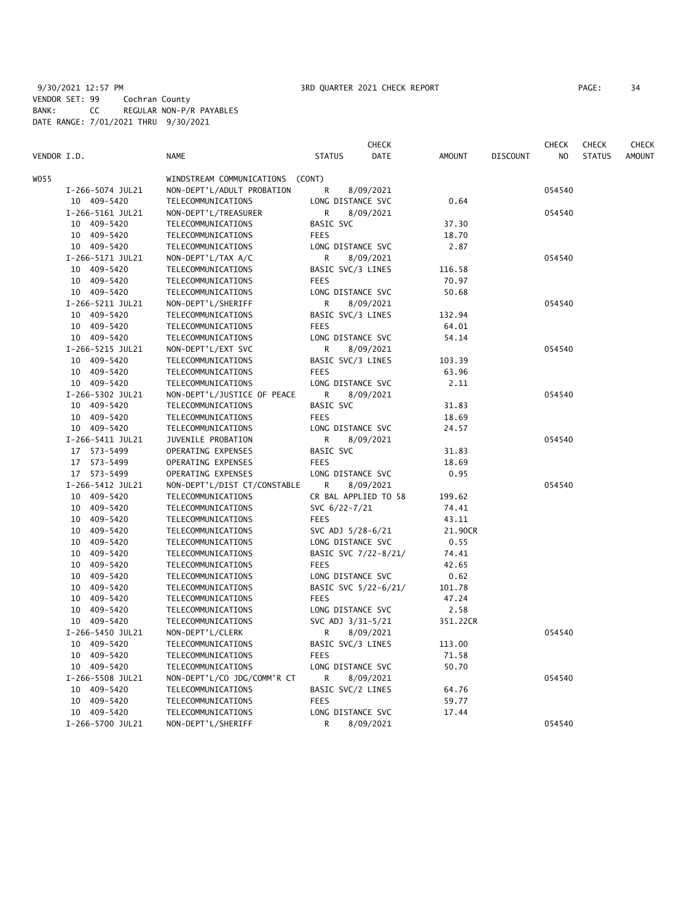9/30/2021 12:57 PM 3RD QUARTER 2021 CHECK REPORT
VENDOR SET: 99 Cochran County
BANK: CC REGULAR NON-P/R PAYABLES
DATE RANGE: 7/01/2021 THRU 9/30/2021

| VENDOR I.D. | NAME | STATUS | CHECK DATE | AMOUNT | DISCOUNT | CHECK NO | CHECK STATUS | CHECK AMOUNT |
|---|---|---|---|---|---|---|---|---|
| W055 | WINDSTREAM COMMUNICATIONS (CONT) | | | | | | | |
| I-266-5074 JUL21 | NON-DEPT'L/ADULT PROBATION | R | 8/09/2021 | | | 054540 | | |
| 10 409-5420 | TELECOMMUNICATIONS | LONG DISTANCE SVC | | 0.64 | | | | |
| I-266-5161 JUL21 | NON-DEPT'L/TREASURER | R | 8/09/2021 | | | 054540 | | |
| 10 409-5420 | TELECOMMUNICATIONS | BASIC SVC | | 37.30 | | | | |
| 10 409-5420 | TELECOMMUNICATIONS | FEES | | 18.70 | | | | |
| 10 409-5420 | TELECOMMUNICATIONS | LONG DISTANCE SVC | | 2.87 | | | | |
| I-266-5171 JUL21 | NON-DEPT'L/TAX A/C | R | 8/09/2021 | | | 054540 | | |
| 10 409-5420 | TELECOMMUNICATIONS | BASIC SVC/3 LINES | | 116.58 | | | | |
| 10 409-5420 | TELECOMMUNICATIONS | FEES | | 70.97 | | | | |
| 10 409-5420 | TELECOMMUNICATIONS | LONG DISTANCE SVC | | 50.68 | | | | |
| I-266-5211 JUL21 | NON-DEPT'L/SHERIFF | R | 8/09/2021 | | | 054540 | | |
| 10 409-5420 | TELECOMMUNICATIONS | BASIC SVC/3 LINES | | 132.94 | | | | |
| 10 409-5420 | TELECOMMUNICATIONS | FEES | | 64.01 | | | | |
| 10 409-5420 | TELECOMMUNICATIONS | LONG DISTANCE SVC | | 54.14 | | | | |
| I-266-5215 JUL21 | NON-DEPT'L/EXT SVC | R | 8/09/2021 | | | 054540 | | |
| 10 409-5420 | TELECOMMUNICATIONS | BASIC SVC/3 LINES | | 103.39 | | | | |
| 10 409-5420 | TELECOMMUNICATIONS | FEES | | 63.96 | | | | |
| 10 409-5420 | TELECOMMUNICATIONS | LONG DISTANCE SVC | | 2.11 | | | | |
| I-266-5302 JUL21 | NON-DEPT'L/JUSTICE OF PEACE | R | 8/09/2021 | | | 054540 | | |
| 10 409-5420 | TELECOMMUNICATIONS | BASIC SVC | | 31.83 | | | | |
| 10 409-5420 | TELECOMMUNICATIONS | FEES | | 18.69 | | | | |
| 10 409-5420 | TELECOMMUNICATIONS | LONG DISTANCE SVC | | 24.57 | | | | |
| I-266-5411 JUL21 | JUVENILE PROBATION | R | 8/09/2021 | | | 054540 | | |
| 17 573-5499 | OPERATING EXPENSES | BASIC SVC | | 31.83 | | | | |
| 17 573-5499 | OPERATING EXPENSES | FEES | | 18.69 | | | | |
| 17 573-5499 | OPERATING EXPENSES | LONG DISTANCE SVC | | 0.95 | | | | |
| I-266-5412 JUL21 | NON-DEPT'L/DIST CT/CONSTABLE | R | 8/09/2021 | | | 054540 | | |
| 10 409-5420 | TELECOMMUNICATIONS | CR BAL APPLIED TO 58 | | 199.62 | | | | |
| 10 409-5420 | TELECOMMUNICATIONS | SVC 6/22-7/21 | | 74.41 | | | | |
| 10 409-5420 | TELECOMMUNICATIONS | FEES | | 43.11 | | | | |
| 10 409-5420 | TELECOMMUNICATIONS | SVC ADJ 5/28-6/21 | | 21.90CR | | | | |
| 10 409-5420 | TELECOMMUNICATIONS | LONG DISTANCE SVC | | 0.55 | | | | |
| 10 409-5420 | TELECOMMUNICATIONS | BASIC SVC 7/22-8/21/ | | 74.41 | | | | |
| 10 409-5420 | TELECOMMUNICATIONS | FEES | | 42.65 | | | | |
| 10 409-5420 | TELECOMMUNICATIONS | LONG DISTANCE SVC | | 0.62 | | | | |
| 10 409-5420 | TELECOMMUNICATIONS | BASIC SVC 5/22-6/21/ | | 101.78 | | | | |
| 10 409-5420 | TELECOMMUNICATIONS | FEES | | 47.24 | | | | |
| 10 409-5420 | TELECOMMUNICATIONS | LONG DISTANCE SVC | | 2.58 | | | | |
| 10 409-5420 | TELECOMMUNICATIONS | SVC ADJ 3/31-5/21 | | 351.22CR | | | | |
| I-266-5450 JUL21 | NON-DEPT'L/CLERK | R | 8/09/2021 | | | 054540 | | |
| 10 409-5420 | TELECOMMUNICATIONS | BASIC SVC/3 LINES | | 113.00 | | | | |
| 10 409-5420 | TELECOMMUNICATIONS | FEES | | 71.58 | | | | |
| 10 409-5420 | TELECOMMUNICATIONS | LONG DISTANCE SVC | | 50.70 | | | | |
| I-266-5508 JUL21 | NON-DEPT'L/CO JDG/COMM'R CT | R | 8/09/2021 | | | 054540 | | |
| 10 409-5420 | TELECOMMUNICATIONS | BASIC SVC/2 LINES | | 64.76 | | | | |
| 10 409-5420 | TELECOMMUNICATIONS | FEES | | 59.77 | | | | |
| 10 409-5420 | TELECOMMUNICATIONS | LONG DISTANCE SVC | | 17.44 | | | | |
| I-266-5700 JUL21 | NON-DEPT'L/SHERIFF | R | 8/09/2021 | | | 054540 | | |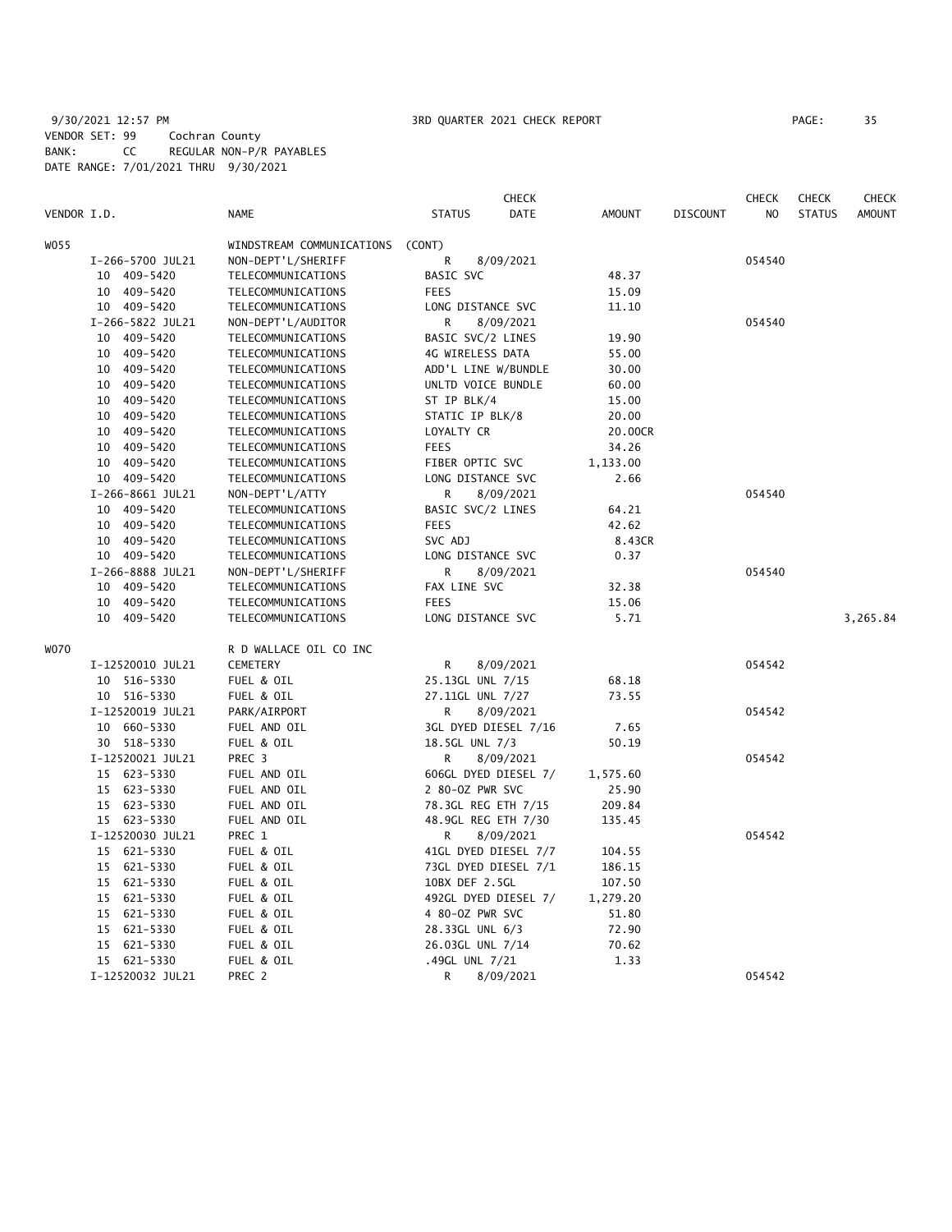9/30/2021 12:57 PM 3RD QUARTER 2021 CHECK REPORT PAGE: 35
VENDOR SET: 99 Cochran County
BANK: CC REGULAR NON-P/R PAYABLES
DATE RANGE: 7/01/2021 THRU 9/30/2021

| VENDOR I.D. | NAME | STATUS | CHECK DATE | AMOUNT | DISCOUNT | CHECK NO | CHECK STATUS | CHECK AMOUNT |
|---|---|---|---|---|---|---|---|---|
| W055 | WINDSTREAM COMMUNICATIONS (CONT) | | | | | | | |
| I-266-5700 JUL21 | NON-DEPT'L/SHERIFF | R | 8/09/2021 | | | 054540 | | |
| 10 409-5420 | TELECOMMUNICATIONS | BASIC SVC | | 48.37 | | | | |
| 10 409-5420 | TELECOMMUNICATIONS | FEES | | 15.09 | | | | |
| 10 409-5420 | TELECOMMUNICATIONS | LONG DISTANCE SVC | | 11.10 | | | | |
| I-266-5822 JUL21 | NON-DEPT'L/AUDITOR | R | 8/09/2021 | | | 054540 | | |
| 10 409-5420 | TELECOMMUNICATIONS | BASIC SVC/2 LINES | | 19.90 | | | | |
| 10 409-5420 | TELECOMMUNICATIONS | 4G WIRELESS DATA | | 55.00 | | | | |
| 10 409-5420 | TELECOMMUNICATIONS | ADD'L LINE W/BUNDLE | | 30.00 | | | | |
| 10 409-5420 | TELECOMMUNICATIONS | UNLTD VOICE BUNDLE | | 60.00 | | | | |
| 10 409-5420 | TELECOMMUNICATIONS | ST IP BLK/4 | | 15.00 | | | | |
| 10 409-5420 | TELECOMMUNICATIONS | STATIC IP BLK/8 | | 20.00 | | | | |
| 10 409-5420 | TELECOMMUNICATIONS | LOYALTY CR | | 20.00CR | | | | |
| 10 409-5420 | TELECOMMUNICATIONS | FEES | | 34.26 | | | | |
| 10 409-5420 | TELECOMMUNICATIONS | FIBER OPTIC SVC | | 1,133.00 | | | | |
| 10 409-5420 | TELECOMMUNICATIONS | LONG DISTANCE SVC | | 2.66 | | | | |
| I-266-8661 JUL21 | NON-DEPT'L/ATTY | R | 8/09/2021 | | | 054540 | | |
| 10 409-5420 | TELECOMMUNICATIONS | BASIC SVC/2 LINES | | 64.21 | | | | |
| 10 409-5420 | TELECOMMUNICATIONS | FEES | | 42.62 | | | | |
| 10 409-5420 | TELECOMMUNICATIONS | SVC ADJ | | 8.43CR | | | | |
| 10 409-5420 | TELECOMMUNICATIONS | LONG DISTANCE SVC | | 0.37 | | | | |
| I-266-8888 JUL21 | NON-DEPT'L/SHERIFF | R | 8/09/2021 | | | 054540 | | |
| 10 409-5420 | TELECOMMUNICATIONS | FAX LINE SVC | | 32.38 | | | | |
| 10 409-5420 | TELECOMMUNICATIONS | FEES | | 15.06 | | | | |
| 10 409-5420 | TELECOMMUNICATIONS | LONG DISTANCE SVC | | 5.71 | | | | 3,265.84 |
| W070 | R D WALLACE OIL CO INC | | | | | | | |
| I-12520010 JUL21 | CEMETERY | R | 8/09/2021 | | | 054542 | | |
| 10 516-5330 | FUEL & OIL | 25.13GL UNL 7/15 | | 68.18 | | | | |
| 10 516-5330 | FUEL & OIL | 27.11GL UNL 7/27 | | 73.55 | | | | |
| I-12520019 JUL21 | PARK/AIRPORT | R | 8/09/2021 | | | 054542 | | |
| 10 660-5330 | FUEL AND OIL | 3GL DYED DIESEL 7/16 | | 7.65 | | | | |
| 30 518-5330 | FUEL & OIL | 18.5GL UNL 7/3 | | 50.19 | | | | |
| I-12520021 JUL21 | PREC 3 | R | 8/09/2021 | | | 054542 | | |
| 15 623-5330 | FUEL AND OIL | 606GL DYED DIESEL 7/ | | 1,575.60 | | | | |
| 15 623-5330 | FUEL AND OIL | 2 80-OZ PWR SVC | | 25.90 | | | | |
| 15 623-5330 | FUEL AND OIL | 78.3GL REG ETH 7/15 | | 209.84 | | | | |
| 15 623-5330 | FUEL AND OIL | 48.9GL REG ETH 7/30 | | 135.45 | | | | |
| I-12520030 JUL21 | PREC 1 | R | 8/09/2021 | | | 054542 | | |
| 15 621-5330 | FUEL & OIL | 41GL DYED DIESEL 7/7 | | 104.55 | | | | |
| 15 621-5330 | FUEL & OIL | 73GL DYED DIESEL 7/1 | | 186.15 | | | | |
| 15 621-5330 | FUEL & OIL | 10BX DEF 2.5GL | | 107.50 | | | | |
| 15 621-5330 | FUEL & OIL | 492GL DYED DIESEL 7/ | | 1,279.20 | | | | |
| 15 621-5330 | FUEL & OIL | 4 80-OZ PWR SVC | | 51.80 | | | | |
| 15 621-5330 | FUEL & OIL | 28.33GL UNL 6/3 | | 72.90 | | | | |
| 15 621-5330 | FUEL & OIL | 26.03GL UNL 7/14 | | 70.62 | | | | |
| 15 621-5330 | FUEL & OIL | .49GL UNL 7/21 | | 1.33 | | | | |
| I-12520032 JUL21 | PREC 2 | R | 8/09/2021 | | | 054542 | | |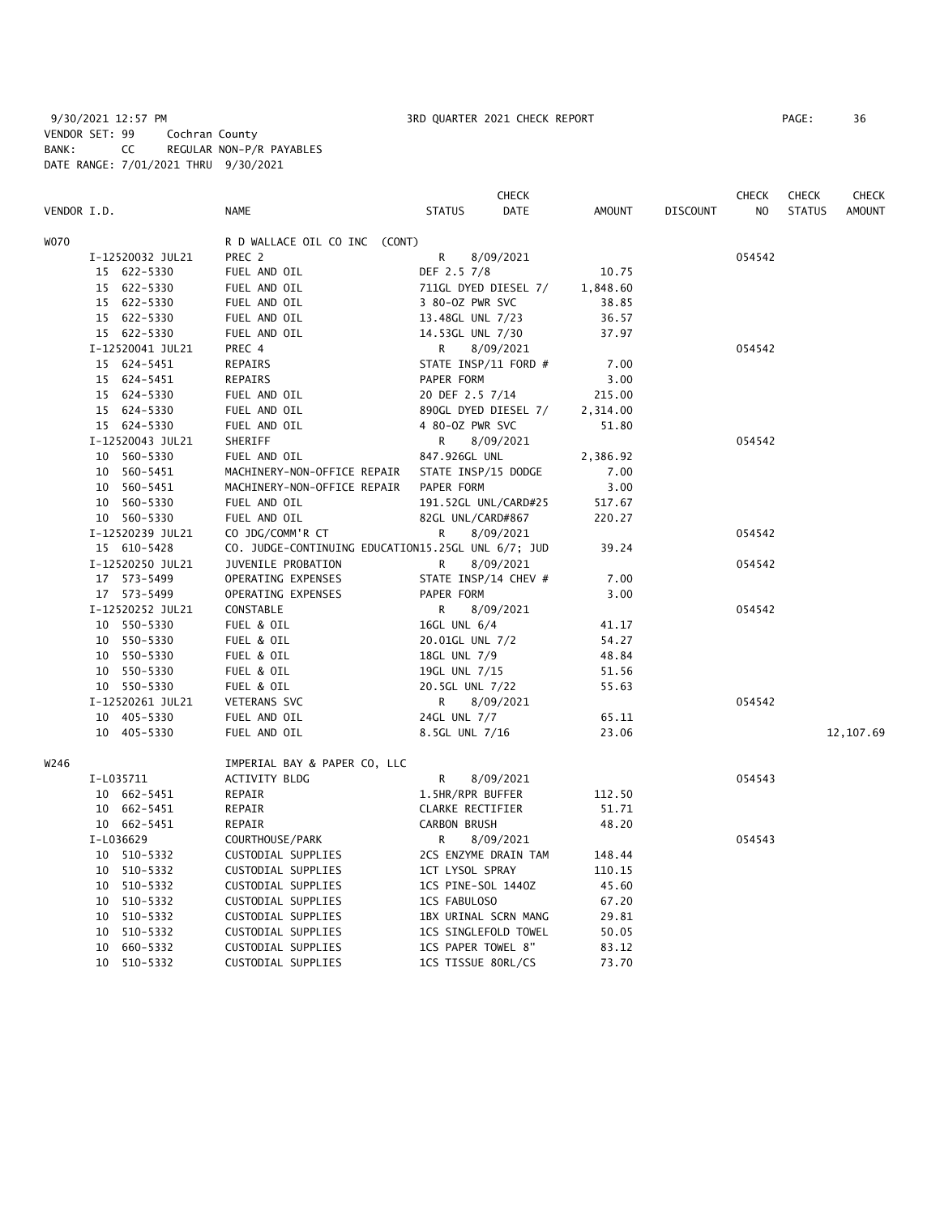9/30/2021 12:57 PM 3RD QUARTER 2021 CHECK REPORT PAGE: 36
VENDOR SET: 99 Cochran County
BANK: CC REGULAR NON-P/R PAYABLES
DATE RANGE: 7/01/2021 THRU 9/30/2021

| VENDOR I.D. | NAME | STATUS | CHECK DATE | AMOUNT | DISCOUNT | CHECK NO | CHECK STATUS | CHECK AMOUNT |
|---|---|---|---|---|---|---|---|---|
| W070 | R D WALLACE OIL CO INC (CONT) | | | | | | | |
| I-12520032 JUL21 | PREC 2 | R | 8/09/2021 | | | 054542 | | |
| 15 622-5330 | FUEL AND OIL | DEF 2.5 7/8 | | 10.75 | | | | |
| 15 622-5330 | FUEL AND OIL | 711GL DYED DIESEL 7/ | | 1,848.60 | | | | |
| 15 622-5330 | FUEL AND OIL | 3 80-OZ PWR SVC | | 38.85 | | | | |
| 15 622-5330 | FUEL AND OIL | 13.48GL UNL 7/23 | | 36.57 | | | | |
| 15 622-5330 | FUEL AND OIL | 14.53GL UNL 7/30 | | 37.97 | | | | |
| I-12520041 JUL21 | PREC 4 | R | 8/09/2021 | | | 054542 | | |
| 15 624-5451 | REPAIRS | STATE INSP/11 FORD # | | 7.00 | | | | |
| 15 624-5451 | REPAIRS | PAPER FORM | | 3.00 | | | | |
| 15 624-5330 | FUEL AND OIL | 20 DEF 2.5 7/14 | | 215.00 | | | | |
| 15 624-5330 | FUEL AND OIL | 890GL DYED DIESEL 7/ | | 2,314.00 | | | | |
| 15 624-5330 | FUEL AND OIL | 4 80-OZ PWR SVC | | 51.80 | | | | |
| I-12520043 JUL21 | SHERIFF | R | 8/09/2021 | | | 054542 | | |
| 10 560-5330 | FUEL AND OIL | 847.926GL UNL | | 2,386.92 | | | | |
| 10 560-5451 | MACHINERY-NON-OFFICE REPAIR | STATE INSP/15 DODGE | | 7.00 | | | | |
| 10 560-5451 | MACHINERY-NON-OFFICE REPAIR | PAPER FORM | | 3.00 | | | | |
| 10 560-5330 | FUEL AND OIL | 191.52GL UNL/CARD#25 | | 517.67 | | | | |
| 10 560-5330 | FUEL AND OIL | 82GL UNL/CARD#867 | | 220.27 | | | | |
| I-12520239 JUL21 | CO JDG/COMM'R CT | R | 8/09/2021 | | | 054542 | | |
| 15 610-5428 | CO. JUDGE-CONTINUING EDUCATION | 15.25GL UNL 6/7; JUD | | 39.24 | | | | |
| I-12520250 JUL21 | JUVENILE PROBATION | R | 8/09/2021 | | | 054542 | | |
| 17 573-5499 | OPERATING EXPENSES | STATE INSP/14 CHEV # | | 7.00 | | | | |
| 17 573-5499 | OPERATING EXPENSES | PAPER FORM | | 3.00 | | | | |
| I-12520252 JUL21 | CONSTABLE | R | 8/09/2021 | | | 054542 | | |
| 10 550-5330 | FUEL & OIL | 16GL UNL 6/4 | | 41.17 | | | | |
| 10 550-5330 | FUEL & OIL | 20.01GL UNL 7/2 | | 54.27 | | | | |
| 10 550-5330 | FUEL & OIL | 18GL UNL 7/9 | | 48.84 | | | | |
| 10 550-5330 | FUEL & OIL | 19GL UNL 7/15 | | 51.56 | | | | |
| 10 550-5330 | FUEL & OIL | 20.5GL UNL 7/22 | | 55.63 | | | | |
| I-12520261 JUL21 | VETERANS SVC | R | 8/09/2021 | | | 054542 | | |
| 10 405-5330 | FUEL AND OIL | 24GL UNL 7/7 | | 65.11 | | | | |
| 10 405-5330 | FUEL AND OIL | 8.5GL UNL 7/16 | | 23.06 | | | | 12,107.69 |
| W246 | IMPERIAL BAY & PAPER CO, LLC | | | | | | | |
| I-L035711 | ACTIVITY BLDG | R | 8/09/2021 | | | 054543 | | |
| 10 662-5451 | REPAIR | 1.5HR/RPR BUFFER | | 112.50 | | | | |
| 10 662-5451 | REPAIR | CLARKE RECTIFIER | | 51.71 | | | | |
| 10 662-5451 | REPAIR | CARBON BRUSH | | 48.20 | | | | |
| I-L036629 | COURTHOUSE/PARK | R | 8/09/2021 | | | 054543 | | |
| 10 510-5332 | CUSTODIAL SUPPLIES | 2CS ENZYME DRAIN TAM | | 148.44 | | | | |
| 10 510-5332 | CUSTODIAL SUPPLIES | 1CT LYSOL SPRAY | | 110.15 | | | | |
| 10 510-5332 | CUSTODIAL SUPPLIES | 1CS PINE-SOL 144OZ | | 45.60 | | | | |
| 10 510-5332 | CUSTODIAL SUPPLIES | 1CS FABULOSO | | 67.20 | | | | |
| 10 510-5332 | CUSTODIAL SUPPLIES | 1BX URINAL SCRN MANG | | 29.81 | | | | |
| 10 510-5332 | CUSTODIAL SUPPLIES | 1CS SINGLEFOLD TOWEL | | 50.05 | | | | |
| 10 660-5332 | CUSTODIAL SUPPLIES | 1CS PAPER TOWEL 8" | | 83.12 | | | | |
| 10 510-5332 | CUSTODIAL SUPPLIES | 1CS TISSUE 80RL/CS | | 73.70 | | | | |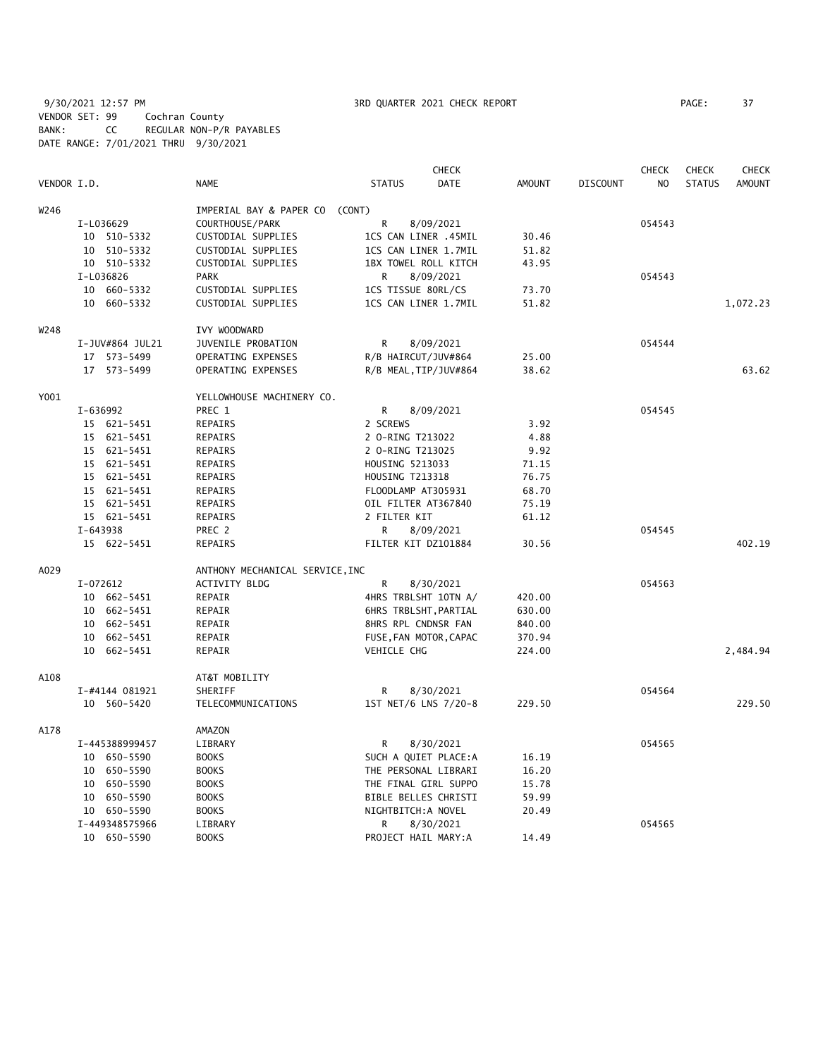9/30/2021 12:57 PM 3RD QUARTER 2021 CHECK REPORT PAGE: 37
VENDOR SET: 99 Cochran County
BANK: CC REGULAR NON-P/R PAYABLES
DATE RANGE: 7/01/2021 THRU 9/30/2021

| VENDOR I.D. | NAME | STATUS | CHECK DATE | AMOUNT | DISCOUNT | CHECK NO | CHECK STATUS | CHECK AMOUNT |
|---|---|---|---|---|---|---|---|---|
| W246 | IMPERIAL BAY & PAPER CO (CONT) | | | | | | | |
| I-L036629 | COURTHOUSE/PARK | R | 8/09/2021 | | | 054543 | | |
| 10 510-5332 | CUSTODIAL SUPPLIES | 1CS CAN LINER .45MIL | | 30.46 | | | | |
| 10 510-5332 | CUSTODIAL SUPPLIES | 1CS CAN LINER 1.7MIL | | 51.82 | | | | |
| 10 510-5332 | CUSTODIAL SUPPLIES | 1BX TOWEL ROLL KITCH | | 43.95 | | | | |
| I-L036826 | PARK | R | 8/09/2021 | | | 054543 | | |
| 10 660-5332 | CUSTODIAL SUPPLIES | 1CS TISSUE 80RL/CS | | 73.70 | | | | |
| 10 660-5332 | CUSTODIAL SUPPLIES | 1CS CAN LINER 1.7MIL | | 51.82 | | | | 1,072.23 |
| W248 | IVY WOODWARD | | | | | | | |
| I-JUV#864 JUL21 | JUVENILE PROBATION | R | 8/09/2021 | | | 054544 | | |
| 17 573-5499 | OPERATING EXPENSES | R/B HAIRCUT/JUV#864 | | 25.00 | | | | |
| 17 573-5499 | OPERATING EXPENSES | R/B MEAL,TIP/JUV#864 | | 38.62 | | | | 63.62 |
| Y001 | YELLOWHOUSE MACHINERY CO. | | | | | | | |
| I-636992 | PREC 1 | R | 8/09/2021 | | | 054545 | | |
| 15 621-5451 | REPAIRS | 2 SCREWS | | 3.92 | | | | |
| 15 621-5451 | REPAIRS | 2 O-RING T213022 | | 4.88 | | | | |
| 15 621-5451 | REPAIRS | 2 O-RING T213025 | | 9.92 | | | | |
| 15 621-5451 | REPAIRS | HOUSING 5213033 | | 71.15 | | | | |
| 15 621-5451 | REPAIRS | HOUSING T213318 | | 76.75 | | | | |
| 15 621-5451 | REPAIRS | FLOODLAMP AT305931 | | 68.70 | | | | |
| 15 621-5451 | REPAIRS | OIL FILTER AT367840 | | 75.19 | | | | |
| 15 621-5451 | REPAIRS | 2 FILTER KIT | | 61.12 | | | | |
| I-643938 | PREC 2 | R | 8/09/2021 | | | 054545 | | |
| 15 622-5451 | REPAIRS | FILTER KIT DZ101884 | | 30.56 | | | | 402.19 |
| A029 | ANTHONY MECHANICAL SERVICE,INC | | | | | | | |
| I-072612 | ACTIVITY BLDG | R | 8/30/2021 | | | 054563 | | |
| 10 662-5451 | REPAIR | 4HRS TRBLSHT 10TN A/ | | 420.00 | | | | |
| 10 662-5451 | REPAIR | 6HRS TRBLSHT,PARTIAL | | 630.00 | | | | |
| 10 662-5451 | REPAIR | 8HRS RPL CNDNSR FAN | | 840.00 | | | | |
| 10 662-5451 | REPAIR | FUSE,FAN MOTOR,CAPAC | | 370.94 | | | | |
| 10 662-5451 | REPAIR | VEHICLE CHG | | 224.00 | | | | 2,484.94 |
| A108 | AT&T MOBILITY | | | | | | | |
| I-#4144 081921 | SHERIFF | R | 8/30/2021 | | | 054564 | | |
| 10 560-5420 | TELECOMMUNICATIONS | 1ST NET/6 LNS 7/20-8 | | 229.50 | | | | 229.50 |
| A178 | AMAZON | | | | | | | |
| I-445388999457 | LIBRARY | R | 8/30/2021 | | | 054565 | | |
| 10 650-5590 | BOOKS | SUCH A QUIET PLACE:A | | 16.19 | | | | |
| 10 650-5590 | BOOKS | THE PERSONAL LIBRARI | | 16.20 | | | | |
| 10 650-5590 | BOOKS | THE FINAL GIRL SUPPO | | 15.78 | | | | |
| 10 650-5590 | BOOKS | BIBLE BELLES CHRISTI | | 59.99 | | | | |
| 10 650-5590 | BOOKS | NIGHTBITCH:A NOVEL | | 20.49 | | | | |
| I-449348575966 | LIBRARY | R | 8/30/2021 | | | 054565 | | |
| 10 650-5590 | BOOKS | PROJECT HAIL MARY:A | | 14.49 | | | | |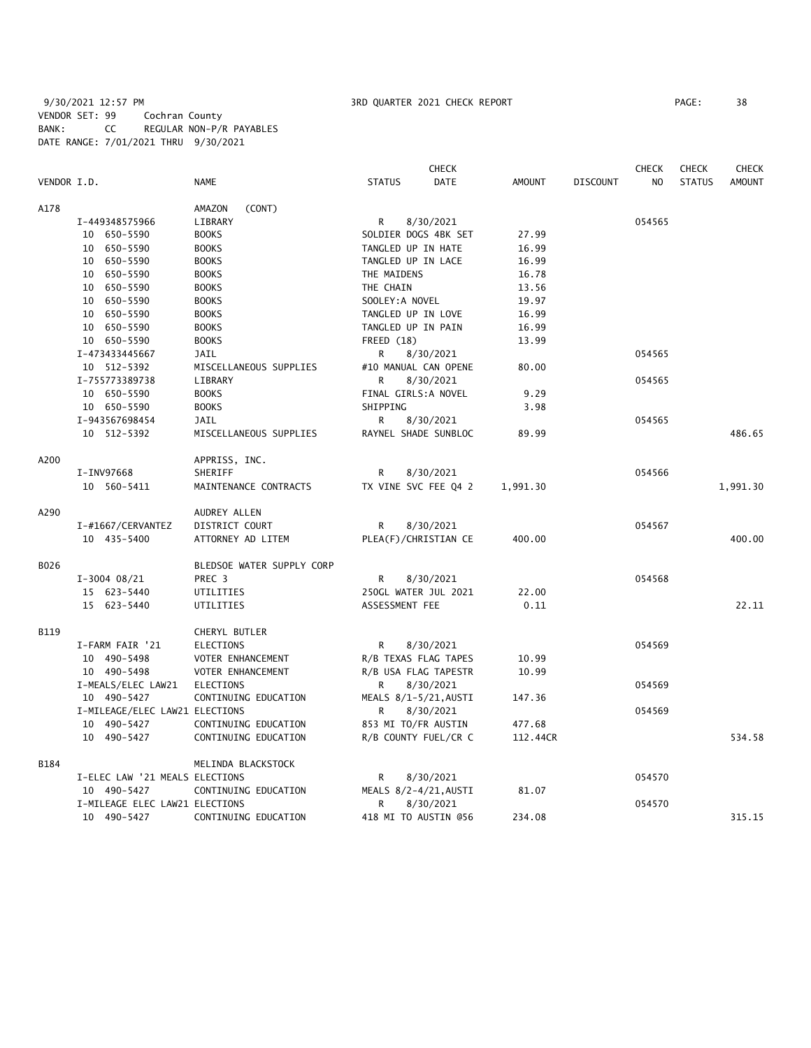9/30/2021 12:57 PM 3RD QUARTER 2021 CHECK REPORT

VENDOR SET: 99 Cochran County
BANK: CC REGULAR NON-P/R PAYABLES
DATE RANGE: 7/01/2021 THRU 9/30/2021

| VENDOR I.D. | | NAME | STATUS | CHECK DATE | AMOUNT | DISCOUNT | CHECK NO | CHECK STATUS | CHECK AMOUNT |
|---|---|---|---|---|---|---|---|---|---|
| A178 | | AMAZON (CONT) | | | | | | | |
| | I-449348575966 | LIBRARY | R | 8/30/2021 | | | 054565 | | |
| | 10 650-5590 | BOOKS | SOLDIER DOGS 4BK SET | | 27.99 | | | | |
| | 10 650-5590 | BOOKS | TANGLED UP IN HATE | | 16.99 | | | | |
| | 10 650-5590 | BOOKS | TANGLED UP IN LACE | | 16.99 | | | | |
| | 10 650-5590 | BOOKS | THE MAIDENS | | 16.78 | | | | |
| | 10 650-5590 | BOOKS | THE CHAIN | | 13.56 | | | | |
| | 10 650-5590 | BOOKS | SOOLEY:A NOVEL | | 19.97 | | | | |
| | 10 650-5590 | BOOKS | TANGLED UP IN LOVE | | 16.99 | | | | |
| | 10 650-5590 | BOOKS | TANGLED UP IN PAIN | | 16.99 | | | | |
| | 10 650-5590 | BOOKS | FREED (18) | | 13.99 | | | | |
| | I-473433445667 | JAIL | R | 8/30/2021 | | | 054565 | | |
| | 10 512-5392 | MISCELLANEOUS SUPPLIES | #10 MANUAL CAN OPENE | | 80.00 | | | | |
| | I-755773389738 | LIBRARY | R | 8/30/2021 | | | 054565 | | |
| | 10 650-5590 | BOOKS | FINAL GIRLS:A NOVEL | | 9.29 | | | | |
| | 10 650-5590 | BOOKS | SHIPPING | | 3.98 | | | | |
| | I-943567698454 | JAIL | R | 8/30/2021 | | | 054565 | | |
| | 10 512-5392 | MISCELLANEOUS SUPPLIES | RAYNEL SHADE SUNBLOC | | 89.99 | | | | 486.65 |
| A200 | | APPRISS, INC. | | | | | | | |
| | I-INV97668 | SHERIFF | R | 8/30/2021 | | | 054566 | | |
| | 10 560-5411 | MAINTENANCE CONTRACTS | TX VINE SVC FEE Q4 2 | | 1,991.30 | | | | 1,991.30 |
| A290 | | AUDREY ALLEN | | | | | | | |
| | I-#1667/CERVANTEZ | DISTRICT COURT | R | 8/30/2021 | | | 054567 | | |
| | 10 435-5400 | ATTORNEY AD LITEM | PLEA(F)/CHRISTIAN CE | | 400.00 | | | | 400.00 |
| B026 | | BLEDSOE WATER SUPPLY CORP | | | | | | | |
| | I-3004 08/21 | PREC 3 | R | 8/30/2021 | | | 054568 | | |
| | 15 623-5440 | UTILITIES | 250GL WATER JUL 2021 | | 22.00 | | | | |
| | 15 623-5440 | UTILITIES | ASSESSMENT FEE | | 0.11 | | | | 22.11 |
| B119 | | CHERYL BUTLER | | | | | | | |
| | I-FARM FAIR '21 | ELECTIONS | R | 8/30/2021 | | | 054569 | | |
| | 10 490-5498 | VOTER ENHANCEMENT | R/B TEXAS FLAG TAPES | | 10.99 | | | | |
| | 10 490-5498 | VOTER ENHANCEMENT | R/B USA FLAG TAPESTR | | 10.99 | | | | |
| | I-MEALS/ELEC LAW21 | ELECTIONS | R | 8/30/2021 | | | 054569 | | |
| | 10 490-5427 | CONTINUING EDUCATION | MEALS 8/1-5/21,AUSTI | | 147.36 | | | | |
| | I-MILEAGE/ELEC LAW21 | ELECTIONS | R | 8/30/2021 | | | 054569 | | |
| | 10 490-5427 | CONTINUING EDUCATION | 853 MI TO/FR AUSTIN | | 477.68 | | | | |
| | 10 490-5427 | CONTINUING EDUCATION | R/B COUNTY FUEL/CR C | | 112.44CR | | | | 534.58 |
| B184 | | MELINDA BLACKSTOCK | | | | | | | |
| | I-ELEC LAW '21 MEALS | ELECTIONS | R | 8/30/2021 | | | 054570 | | |
| | 10 490-5427 | CONTINUING EDUCATION | MEALS 8/2-4/21,AUSTI | | 81.07 | | | | |
| | I-MILEAGE ELEC LAW21 | ELECTIONS | R | 8/30/2021 | | | 054570 | | |
| | 10 490-5427 | CONTINUING EDUCATION | 418 MI TO AUSTIN @56 | | 234.08 | | | | 315.15 |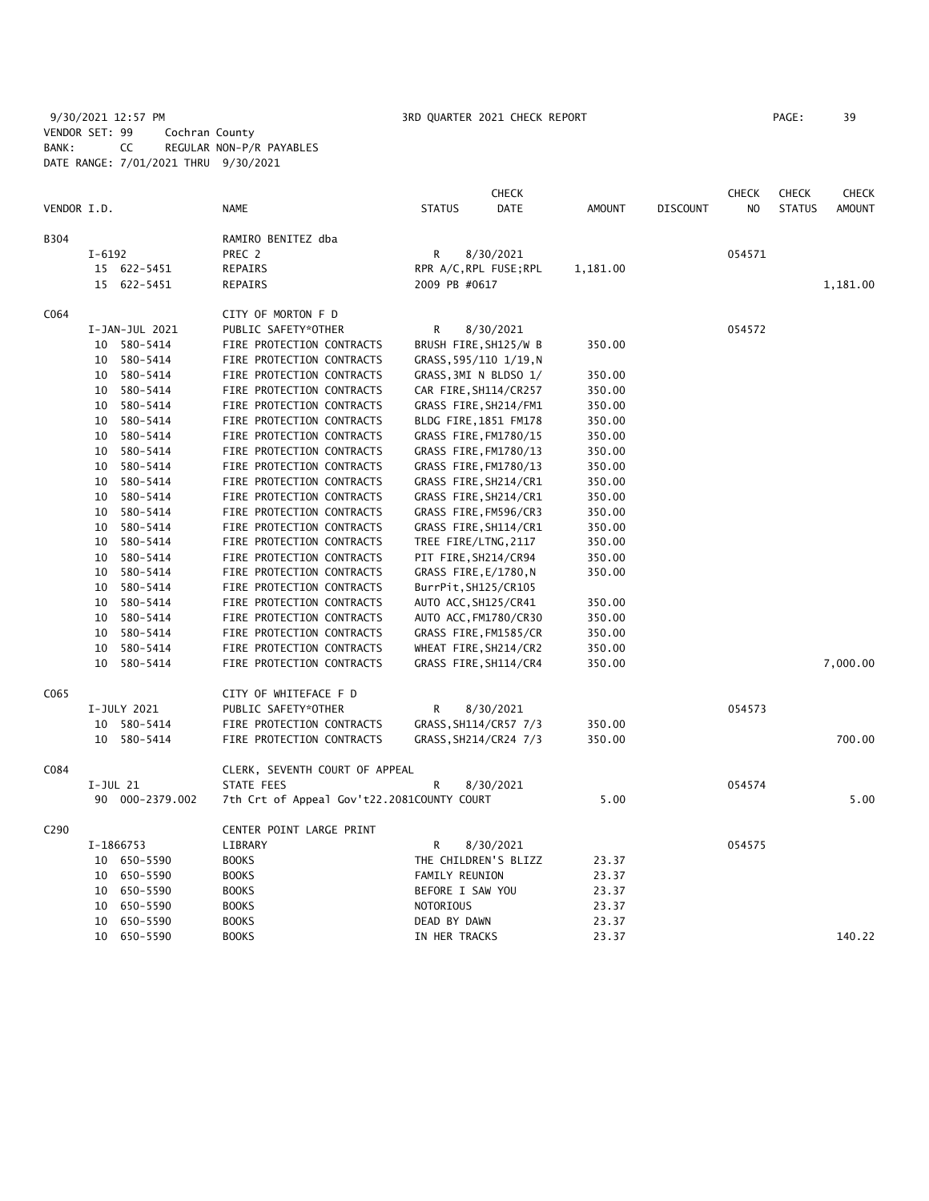9/30/2021 12:57 PM 3RD QUARTER 2021 CHECK REPORT PAGE: 39
VENDOR SET: 99 Cochran County
BANK: CC REGULAR NON-P/R PAYABLES
DATE RANGE: 7/01/2021 THRU 9/30/2021

| VENDOR I.D. | NAME | STATUS | CHECK DATE | AMOUNT | DISCOUNT | CHECK NO | CHECK STATUS | CHECK AMOUNT |
|---|---|---|---|---|---|---|---|---|
| B304 | RAMIRO BENITEZ dba | | | | | | | |
| I-6192 | PREC 2 | R | 8/30/2021 | | | 054571 | | |
| 15 622-5451 | REPAIRS | RPR A/C,RPL FUSE;RPL | | 1,181.00 | | | | |
| 15 622-5451 | REPAIRS | 2009 PB #0617 | | | | | | 1,181.00 |
| C064 | CITY OF MORTON F D | | | | | | | |
| I-JAN-JUL 2021 | PUBLIC SAFETY*OTHER | R | 8/30/2021 | | | 054572 | | |
| 10 580-5414 | FIRE PROTECTION CONTRACTS | BRUSH FIRE,SH125/W B | | 350.00 | | | | |
| 10 580-5414 | FIRE PROTECTION CONTRACTS | GRASS,595/110 1/19,N | | | | | | |
| 10 580-5414 | FIRE PROTECTION CONTRACTS | GRASS,3MI N BLDSO 1/ | | 350.00 | | | | |
| 10 580-5414 | FIRE PROTECTION CONTRACTS | CAR FIRE,SH114/CR257 | | 350.00 | | | | |
| 10 580-5414 | FIRE PROTECTION CONTRACTS | GRASS FIRE,SH214/FM1 | | 350.00 | | | | |
| 10 580-5414 | FIRE PROTECTION CONTRACTS | BLDG FIRE,1851 FM178 | | 350.00 | | | | |
| 10 580-5414 | FIRE PROTECTION CONTRACTS | GRASS FIRE,FM1780/15 | | 350.00 | | | | |
| 10 580-5414 | FIRE PROTECTION CONTRACTS | GRASS FIRE,FM1780/13 | | 350.00 | | | | |
| 10 580-5414 | FIRE PROTECTION CONTRACTS | GRASS FIRE,FM1780/13 | | 350.00 | | | | |
| 10 580-5414 | FIRE PROTECTION CONTRACTS | GRASS FIRE,SH214/CR1 | | 350.00 | | | | |
| 10 580-5414 | FIRE PROTECTION CONTRACTS | GRASS FIRE,SH214/CR1 | | 350.00 | | | | |
| 10 580-5414 | FIRE PROTECTION CONTRACTS | GRASS FIRE,FM596/CR3 | | 350.00 | | | | |
| 10 580-5414 | FIRE PROTECTION CONTRACTS | GRASS FIRE,SH114/CR1 | | 350.00 | | | | |
| 10 580-5414 | FIRE PROTECTION CONTRACTS | TREE FIRE/LTNG,2117 | | 350.00 | | | | |
| 10 580-5414 | FIRE PROTECTION CONTRACTS | PIT FIRE,SH214/CR94 | | 350.00 | | | | |
| 10 580-5414 | FIRE PROTECTION CONTRACTS | GRASS FIRE,E/1780,N | | 350.00 | | | | |
| 10 580-5414 | FIRE PROTECTION CONTRACTS | BurrPit,SH125/CR105 | | | | | | |
| 10 580-5414 | FIRE PROTECTION CONTRACTS | AUTO ACC,SH125/CR41 | | 350.00 | | | | |
| 10 580-5414 | FIRE PROTECTION CONTRACTS | AUTO ACC,FM1780/CR30 | | 350.00 | | | | |
| 10 580-5414 | FIRE PROTECTION CONTRACTS | GRASS FIRE,FM1585/CR | | 350.00 | | | | |
| 10 580-5414 | FIRE PROTECTION CONTRACTS | WHEAT FIRE,SH214/CR2 | | 350.00 | | | | |
| 10 580-5414 | FIRE PROTECTION CONTRACTS | GRASS FIRE,SH114/CR4 | | 350.00 | | | | 7,000.00 |
| C065 | CITY OF WHITEFACE F D | | | | | | | |
| I-JULY 2021 | PUBLIC SAFETY*OTHER | R | 8/30/2021 | | | 054573 | | |
| 10 580-5414 | FIRE PROTECTION CONTRACTS | GRASS,SH114/CR57 7/3 | | 350.00 | | | | |
| 10 580-5414 | FIRE PROTECTION CONTRACTS | GRASS,SH214/CR24 7/3 | | 350.00 | | | | 700.00 |
| C084 | CLERK, SEVENTH COURT OF APPEAL | | | | | | | |
| I-JUL 21 | STATE FEES | R | 8/30/2021 | | | 054574 | | |
| 90 000-2379.002 | 7th Crt of Appeal Gov't22.2081 | COUNTY COURT | | 5.00 | | | | 5.00 |
| C290 | CENTER POINT LARGE PRINT | | | | | | | |
| I-1866753 | LIBRARY | R | 8/30/2021 | | | 054575 | | |
| 10 650-5590 | BOOKS | THE CHILDREN'S BLIZZ | | 23.37 | | | | |
| 10 650-5590 | BOOKS | FAMILY REUNION | | 23.37 | | | | |
| 10 650-5590 | BOOKS | BEFORE I SAW YOU | | 23.37 | | | | |
| 10 650-5590 | BOOKS | NOTORIOUS | | 23.37 | | | | |
| 10 650-5590 | BOOKS | DEAD BY DAWN | | 23.37 | | | | |
| 10 650-5590 | BOOKS | IN HER TRACKS | | 23.37 | | | | 140.22 |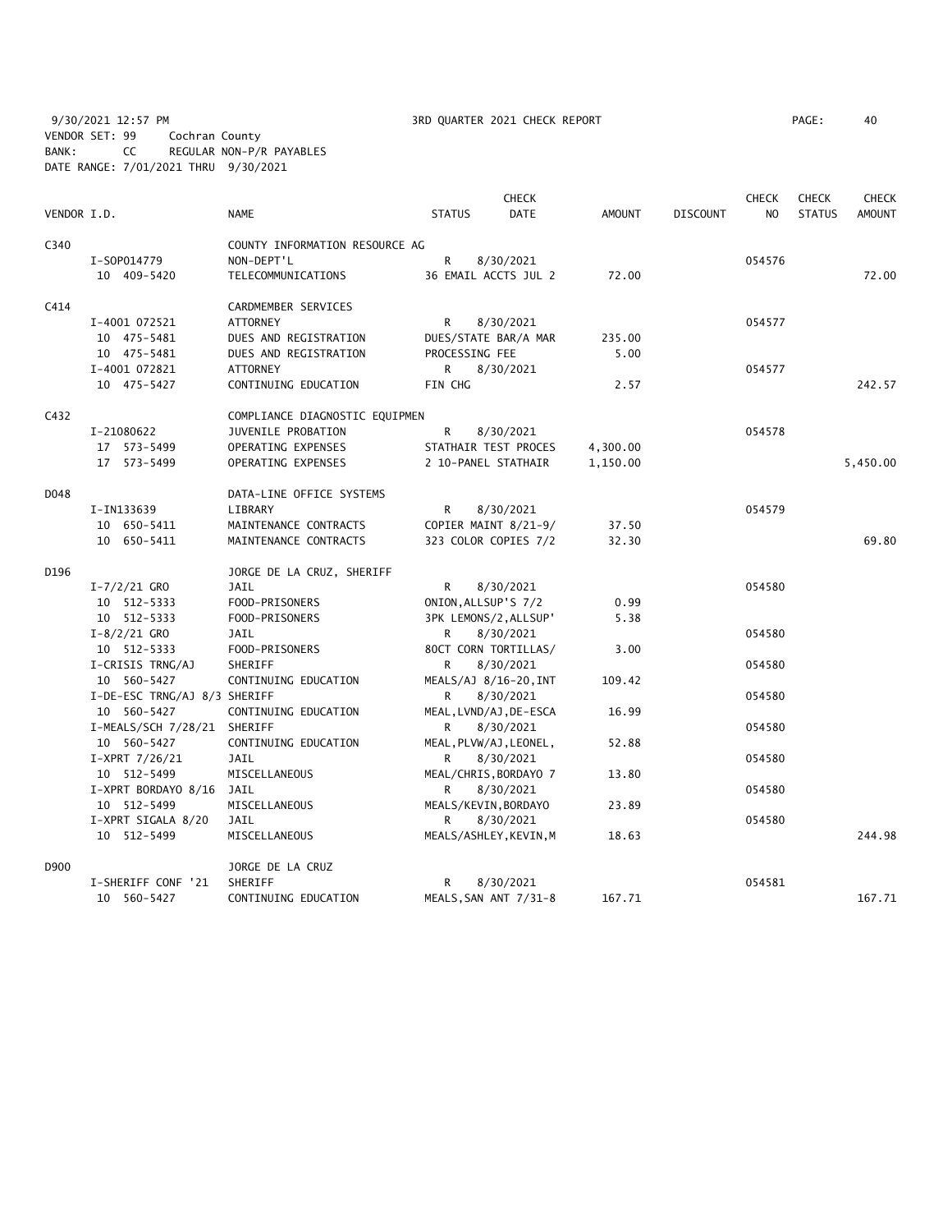9/30/2021 12:57 PM 3RD QUARTER 2021 CHECK REPORT PAGE: 40
VENDOR SET: 99 Cochran County
BANK: CC REGULAR NON-P/R PAYABLES
DATE RANGE: 7/01/2021 THRU 9/30/2021

| VENDOR I.D. | NAME | STATUS | CHECK DATE | AMOUNT | DISCOUNT | CHECK NO | CHECK STATUS | CHECK AMOUNT |
|---|---|---|---|---|---|---|---|---|
| C340 | COUNTY INFORMATION RESOURCE AG | | | | | | | |
| I-SOP014779 | NON-DEPT'L | R | 8/30/2021 | | | 054576 | | |
| 10 409-5420 | TELECOMMUNICATIONS | 36 EMAIL ACCTS JUL 2 | | 72.00 | | | | 72.00 |
| C414 | CARDMEMBER SERVICES | | | | | | | |
| I-4001 072521 | ATTORNEY | R | 8/30/2021 | | | 054577 | | |
| 10 475-5481 | DUES AND REGISTRATION | DUES/STATE BAR/A MAR | | 235.00 | | | | |
| 10 475-5481 | DUES AND REGISTRATION | PROCESSING FEE | | 5.00 | | | | |
| I-4001 072821 | ATTORNEY | R | 8/30/2021 | | | 054577 | | |
| 10 475-5427 | CONTINUING EDUCATION | FIN CHG | | 2.57 | | | | 242.57 |
| C432 | COMPLIANCE DIAGNOSTIC EQUIPMEN | | | | | | | |
| I-21080622 | JUVENILE PROBATION | R | 8/30/2021 | | | 054578 | | |
| 17 573-5499 | OPERATING EXPENSES | STATHAIR TEST PROCES | | 4,300.00 | | | | |
| 17 573-5499 | OPERATING EXPENSES | 2 10-PANEL STATHAIR | | 1,150.00 | | | | 5,450.00 |
| D048 | DATA-LINE OFFICE SYSTEMS | | | | | | | |
| I-IN133639 | LIBRARY | R | 8/30/2021 | | | 054579 | | |
| 10 650-5411 | MAINTENANCE CONTRACTS | COPIER MAINT 8/21-9/ | | 37.50 | | | | |
| 10 650-5411 | MAINTENANCE CONTRACTS | 323 COLOR COPIES 7/2 | | 32.30 | | | | 69.80 |
| D196 | JORGE DE LA CRUZ, SHERIFF | | | | | | | |
| I-7/2/21 GRO | JAIL | R | 8/30/2021 | | | 054580 | | |
| 10 512-5333 | FOOD-PRISONERS | ONION,ALLSUP'S 7/2 | | 0.99 | | | | |
| 10 512-5333 | FOOD-PRISONERS | 3PK LEMONS/2,ALLSUP' | | 5.38 | | | | |
| I-8/2/21 GRO | JAIL | R | 8/30/2021 | | | 054580 | | |
| 10 512-5333 | FOOD-PRISONERS | 80CT CORN TORTILLAS/ | | 3.00 | | | | |
| I-CRISIS TRNG/AJ | SHERIFF | R | 8/30/2021 | | | 054580 | | |
| 10 560-5427 | CONTINUING EDUCATION | MEALS/AJ 8/16-20,INT | | 109.42 | | | | |
| I-DE-ESC TRNG/AJ 8/3 | SHERIFF | R | 8/30/2021 | | | 054580 | | |
| 10 560-5427 | CONTINUING EDUCATION | MEAL,LVND/AJ,DE-ESCA | | 16.99 | | | | |
| I-MEALS/SCH 7/28/21 | SHERIFF | R | 8/30/2021 | | | 054580 | | |
| 10 560-5427 | CONTINUING EDUCATION | MEAL,PLVW/AJ,LEONEL, | | 52.88 | | | | |
| I-XPRT 7/26/21 | JAIL | R | 8/30/2021 | | | 054580 | | |
| 10 512-5499 | MISCELLANEOUS | MEAL/CHRIS,BORDAYO 7 | | 13.80 | | | | |
| I-XPRT BORDAYO 8/16 | JAIL | R | 8/30/2021 | | | 054580 | | |
| 10 512-5499 | MISCELLANEOUS | MEALS/KEVIN,BORDAYO | | 23.89 | | | | |
| I-XPRT SIGALA 8/20 | JAIL | R | 8/30/2021 | | | 054580 | | |
| 10 512-5499 | MISCELLANEOUS | MEALS/ASHLEY,KEVIN,M | | 18.63 | | | | 244.98 |
| D900 | JORGE DE LA CRUZ | | | | | | | |
| I-SHERIFF CONF '21 | SHERIFF | R | 8/30/2021 | | | 054581 | | |
| 10 560-5427 | CONTINUING EDUCATION | MEALS,SAN ANT 7/31-8 | | 167.71 | | | | 167.71 |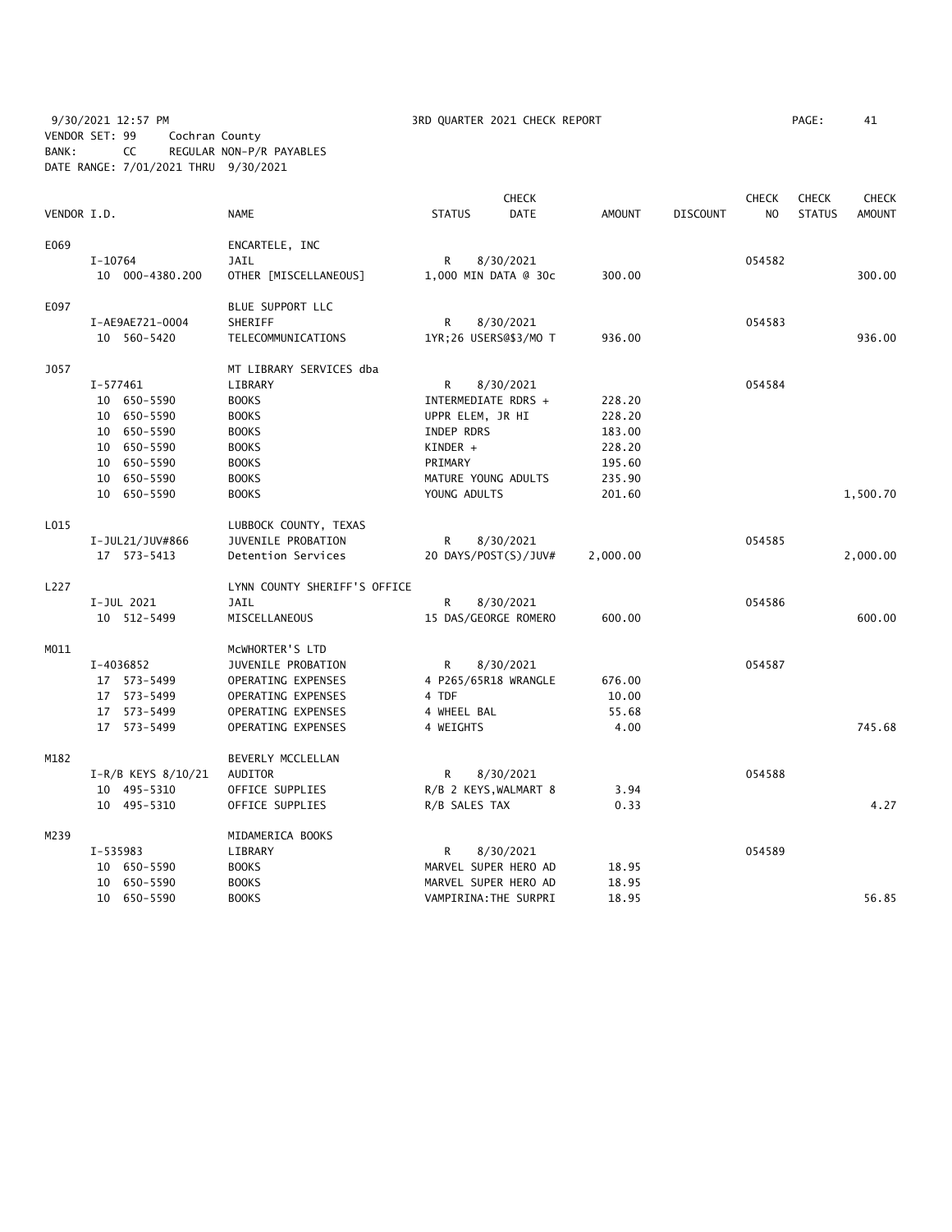9/30/2021 12:57 PM 3RD QUARTER 2021 CHECK REPORT PAGE: 41
VENDOR SET: 99 Cochran County
BANK: CC REGULAR NON-P/R PAYABLES
DATE RANGE: 7/01/2021 THRU 9/30/2021

| VENDOR I.D. | | NAME | STATUS | CHECK DATE | AMOUNT | DISCOUNT | CHECK NO | CHECK STATUS | CHECK AMOUNT |
|---|---|---|---|---|---|---|---|---|---|
| E069 | | ENCARTELE, INC | | | | | | | |
| | I-10764 | JAIL | R | 8/30/2021 | | | 054582 | | |
| | 10 000-4380.200 | OTHER [MISCELLANEOUS] | 1,000 MIN DATA @ 30c | | 300.00 | | | | 300.00 |
| E097 | | BLUE SUPPORT LLC | | | | | | | |
| | I-AE9AE721-0004 | SHERIFF | R | 8/30/2021 | | | 054583 | | |
| | 10 560-5420 | TELECOMMUNICATIONS | 1YR;26 USERS@$3/MO T | | 936.00 | | | | 936.00 |
| J057 | | MT LIBRARY SERVICES dba | | | | | | | |
| | I-577461 | LIBRARY | R | 8/30/2021 | | | 054584 | | |
| | 10 650-5590 | BOOKS | INTERMEDIATE RDRS + | | 228.20 | | | | |
| | 10 650-5590 | BOOKS | UPPR ELEM, JR HI | | 228.20 | | | | |
| | 10 650-5590 | BOOKS | INDEP RDRS | | 183.00 | | | | |
| | 10 650-5590 | BOOKS | KINDER + | | 228.20 | | | | |
| | 10 650-5590 | BOOKS | PRIMARY | | 195.60 | | | | |
| | 10 650-5590 | BOOKS | MATURE YOUNG ADULTS | | 235.90 | | | | |
| | 10 650-5590 | BOOKS | YOUNG ADULTS | | 201.60 | | | | 1,500.70 |
| L015 | | LUBBOCK COUNTY, TEXAS | | | | | | | |
| | I-JUL21/JUV#866 | JUVENILE PROBATION | R | 8/30/2021 | | | 054585 | | |
| | 17 573-5413 | Detention Services | 20 DAYS/POST(S)/JUV# | | 2,000.00 | | | | 2,000.00 |
| L227 | | LYNN COUNTY SHERIFF'S OFFICE | | | | | | | |
| | I-JUL 2021 | JAIL | R | 8/30/2021 | | | 054586 | | |
| | 10 512-5499 | MISCELLANEOUS | 15 DAS/GEORGE ROMERO | | 600.00 | | | | 600.00 |
| M011 | | McWHORTER'S LTD | | | | | | | |
| | I-4036852 | JUVENILE PROBATION | R | 8/30/2021 | | | 054587 | | |
| | 17 573-5499 | OPERATING EXPENSES | 4 P265/65R18 WRANGLE | | 676.00 | | | | |
| | 17 573-5499 | OPERATING EXPENSES | 4 TDF | | 10.00 | | | | |
| | 17 573-5499 | OPERATING EXPENSES | 4 WHEEL BAL | | 55.68 | | | | |
| | 17 573-5499 | OPERATING EXPENSES | 4 WEIGHTS | | 4.00 | | | | 745.68 |
| M182 | | BEVERLY MCCLELLAN | | | | | | | |
| | I-R/B KEYS 8/10/21 | AUDITOR | R | 8/30/2021 | | | 054588 | | |
| | 10 495-5310 | OFFICE SUPPLIES | R/B 2 KEYS,WALMART 8 | | 3.94 | | | | |
| | 10 495-5310 | OFFICE SUPPLIES | R/B SALES TAX | | 0.33 | | | | 4.27 |
| M239 | | MIDAMERICA BOOKS | | | | | | | |
| | I-535983 | LIBRARY | R | 8/30/2021 | | | 054589 | | |
| | 10 650-5590 | BOOKS | MARVEL SUPER HERO AD | | 18.95 | | | | |
| | 10 650-5590 | BOOKS | MARVEL SUPER HERO AD | | 18.95 | | | | |
| | 10 650-5590 | BOOKS | VAMPIRINA:THE SURPRI | | 18.95 | | | | 56.85 |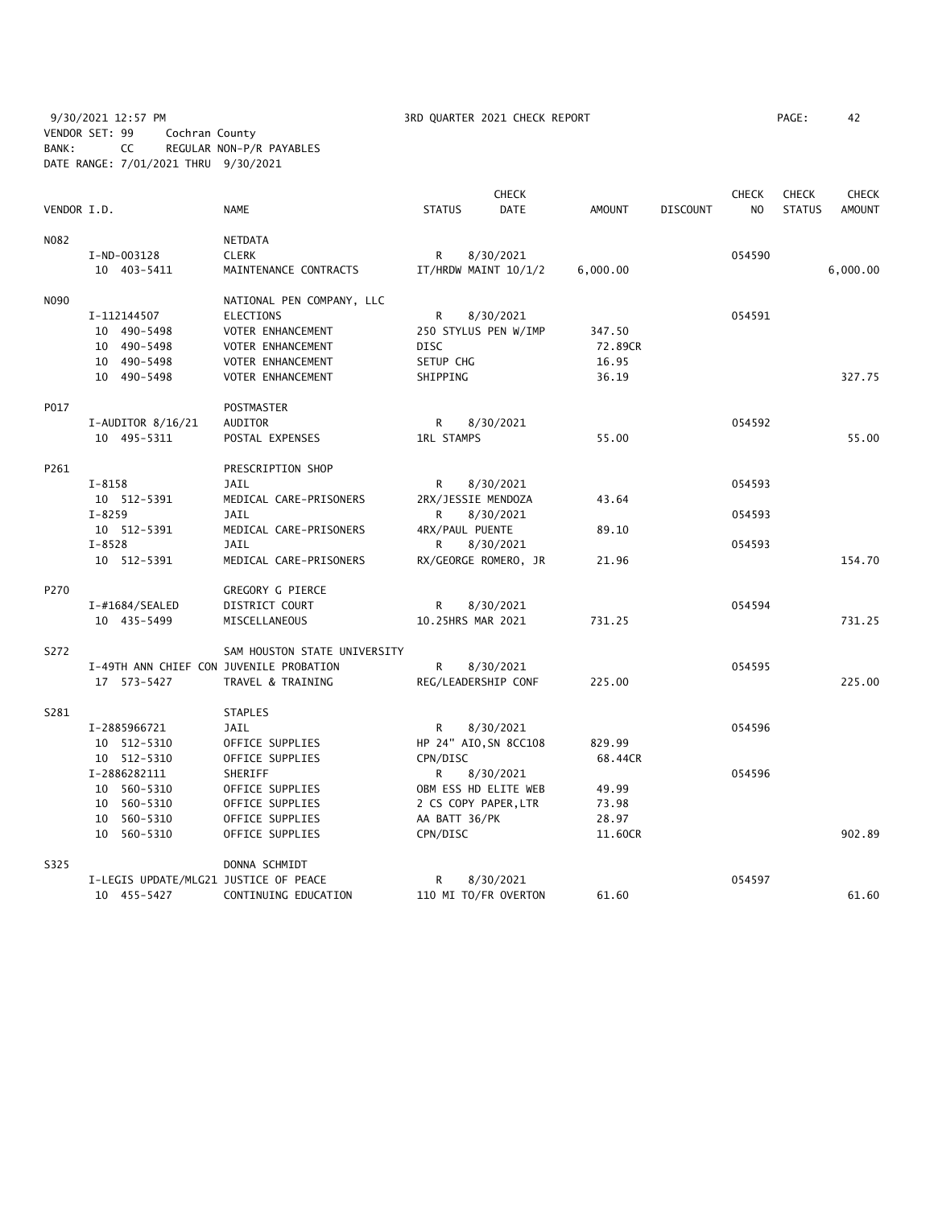9/30/2021 12:57 PM 3RD QUARTER 2021 CHECK REPORT
VENDOR SET: 99 Cochran County
BANK: CC REGULAR NON-P/R PAYABLES
DATE RANGE: 7/01/2021 THRU 9/30/2021

| VENDOR I.D. | NAME | STATUS | CHECK DATE | AMOUNT | DISCOUNT | CHECK NO | CHECK STATUS | CHECK AMOUNT |
|---|---|---|---|---|---|---|---|---|
| N082 | NETDATA | | | | | | | |
| I-ND-003128 | CLERK | R | 8/30/2021 | | | 054590 | | |
| 10 403-5411 | MAINTENANCE CONTRACTS | IT/HRDW MAINT 10/1/2 | | 6,000.00 | | | | 6,000.00 |
| N090 | NATIONAL PEN COMPANY, LLC | | | | | | | |
| I-112144507 | ELECTIONS | R | 8/30/2021 | | | 054591 | | |
| 10 490-5498 | VOTER ENHANCEMENT | 250 STYLUS PEN W/IMP | | 347.50 | | | | |
| 10 490-5498 | VOTER ENHANCEMENT | DISC | | 72.89CR | | | | |
| 10 490-5498 | VOTER ENHANCEMENT | SETUP CHG | | 16.95 | | | | |
| 10 490-5498 | VOTER ENHANCEMENT | SHIPPING | | 36.19 | | | | 327.75 |
| P017 | POSTMASTER | | | | | | | |
| I-AUDITOR 8/16/21 | AUDITOR | R | 8/30/2021 | | | 054592 | | |
| 10 495-5311 | POSTAL EXPENSES | 1RL STAMPS | | 55.00 | | | | 55.00 |
| P261 | PRESCRIPTION SHOP | | | | | | | |
| I-8158 | JAIL | R | 8/30/2021 | | | 054593 | | |
| 10 512-5391 | MEDICAL CARE-PRISONERS | 2RX/JESSIE MENDOZA | | 43.64 | | | | |
| I-8259 | JAIL | R | 8/30/2021 | | | 054593 | | |
| 10 512-5391 | MEDICAL CARE-PRISONERS | 4RX/PAUL PUENTE | | 89.10 | | | | |
| I-8528 | JAIL | R | 8/30/2021 | | | 054593 | | |
| 10 512-5391 | MEDICAL CARE-PRISONERS | RX/GEORGE ROMERO, JR | | 21.96 | | | | 154.70 |
| P270 | GREGORY G PIERCE | | | | | | | |
| I-#1684/SEALED | DISTRICT COURT | R | 8/30/2021 | | | 054594 | | |
| 10 435-5499 | MISCELLANEOUS | 10.25HRS MAR 2021 | | 731.25 | | | | 731.25 |
| S272 | SAM HOUSTON STATE UNIVERSITY | | | | | | | |
| I-49TH ANN CHIEF CON | JUVENILE PROBATION | R | 8/30/2021 | | | 054595 | | |
| 17 573-5427 | TRAVEL & TRAINING | REG/LEADERSHIP CONF | | 225.00 | | | | 225.00 |
| S281 | STAPLES | | | | | | | |
| I-2885966721 | JAIL | R | 8/30/2021 | | | 054596 | | |
| 10 512-5310 | OFFICE SUPPLIES | HP 24" AIO,SN 8CC108 | | 829.99 | | | | |
| 10 512-5310 | OFFICE SUPPLIES | CPN/DISC | | 68.44CR | | | | |
| I-2886282111 | SHERIFF | R | 8/30/2021 | | | 054596 | | |
| 10 560-5310 | OFFICE SUPPLIES | OBM ESS HD ELITE WEB | | 49.99 | | | | |
| 10 560-5310 | OFFICE SUPPLIES | 2 CS COPY PAPER,LTR | | 73.98 | | | | |
| 10 560-5310 | OFFICE SUPPLIES | AA BATT 36/PK | | 28.97 | | | | |
| 10 560-5310 | OFFICE SUPPLIES | CPN/DISC | | 11.60CR | | | | 902.89 |
| S325 | DONNA SCHMIDT | | | | | | | |
| I-LEGIS UPDATE/MLG21 | JUSTICE OF PEACE | R | 8/30/2021 | | | 054597 | | |
| 10 455-5427 | CONTINUING EDUCATION | 110 MI TO/FR OVERTON | | 61.60 | | | | 61.60 |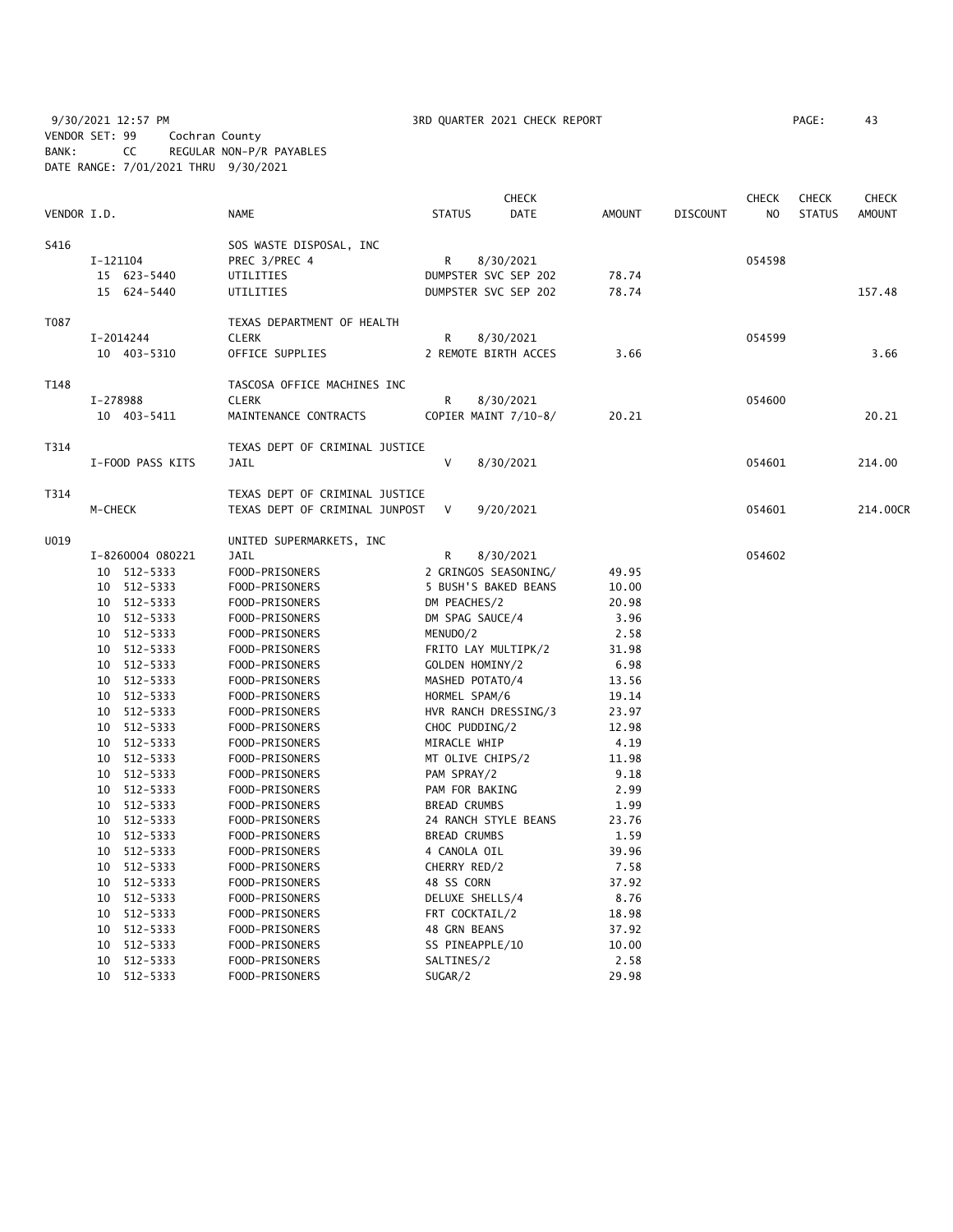9/30/2021 12:57 PM 3RD QUARTER 2021 CHECK REPORT
VENDOR SET: 99 Cochran County
BANK: CC REGULAR NON-P/R PAYABLES
DATE RANGE: 7/01/2021 THRU 9/30/2021

| VENDOR I.D. | NAME | STATUS | CHECK DATE | AMOUNT | DISCOUNT | CHECK NO | CHECK STATUS | CHECK AMOUNT |
|---|---|---|---|---|---|---|---|---|
| S416 | SOS WASTE DISPOSAL, INC | | | | | | | |
| I-121104 | PREC 3/PREC 4 | R | 8/30/2021 | | | 054598 | | |
| 15 623-5440 | UTILITIES | DUMPSTER SVC SEP 202 | | 78.74 | | | | |
| 15 624-5440 | UTILITIES | DUMPSTER SVC SEP 202 | | 78.74 | | | | 157.48 |
| T087 | TEXAS DEPARTMENT OF HEALTH | | | | | | | |
| I-2014244 | CLERK | R | 8/30/2021 | | | 054599 | | |
| 10 403-5310 | OFFICE SUPPLIES | 2 REMOTE BIRTH ACCES | | 3.66 | | | | 3.66 |
| T148 | TASCOSA OFFICE MACHINES INC | | | | | | | |
| I-278988 | CLERK | R | 8/30/2021 | | | 054600 | | |
| 10 403-5411 | MAINTENANCE CONTRACTS | COPIER MAINT 7/10-8/ | | 20.21 | | | | 20.21 |
| T314 | TEXAS DEPT OF CRIMINAL JUSTICE | | | | | | | |
| I-FOOD PASS KITS | JAIL | V | 8/30/2021 | | | 054601 | | 214.00 |
| T314 | TEXAS DEPT OF CRIMINAL JUSTICE | | | | | | | |
| M-CHECK | TEXAS DEPT OF CRIMINAL JUNPOST | V | 9/20/2021 | | | 054601 | | 214.00CR |
| U019 | UNITED SUPERMARKETS, INC | | | | | | | |
| I-8260004 080221 | JAIL | R | 8/30/2021 | | | 054602 | | |
| 10 512-5333 | FOOD-PRISONERS | 2 GRINGOS SEASONING/ | | 49.95 | | | | |
| 10 512-5333 | FOOD-PRISONERS | 5 BUSH'S BAKED BEANS | | 10.00 | | | | |
| 10 512-5333 | FOOD-PRISONERS | DM PEACHES/2 | | 20.98 | | | | |
| 10 512-5333 | FOOD-PRISONERS | DM SPAG SAUCE/4 | | 3.96 | | | | |
| 10 512-5333 | FOOD-PRISONERS | MENUDO/2 | | 2.58 | | | | |
| 10 512-5333 | FOOD-PRISONERS | FRITO LAY MULTIPK/2 | | 31.98 | | | | |
| 10 512-5333 | FOOD-PRISONERS | GOLDEN HOMINY/2 | | 6.98 | | | | |
| 10 512-5333 | FOOD-PRISONERS | MASHED POTATO/4 | | 13.56 | | | | |
| 10 512-5333 | FOOD-PRISONERS | HORMEL SPAM/6 | | 19.14 | | | | |
| 10 512-5333 | FOOD-PRISONERS | HVR RANCH DRESSING/3 | | 23.97 | | | | |
| 10 512-5333 | FOOD-PRISONERS | CHOC PUDDING/2 | | 12.98 | | | | |
| 10 512-5333 | FOOD-PRISONERS | MIRACLE WHIP | | 4.19 | | | | |
| 10 512-5333 | FOOD-PRISONERS | MT OLIVE CHIPS/2 | | 11.98 | | | | |
| 10 512-5333 | FOOD-PRISONERS | PAM SPRAY/2 | | 9.18 | | | | |
| 10 512-5333 | FOOD-PRISONERS | PAM FOR BAKING | | 2.99 | | | | |
| 10 512-5333 | FOOD-PRISONERS | BREAD CRUMBS | | 1.99 | | | | |
| 10 512-5333 | FOOD-PRISONERS | 24 RANCH STYLE BEANS | | 23.76 | | | | |
| 10 512-5333 | FOOD-PRISONERS | BREAD CRUMBS | | 1.59 | | | | |
| 10 512-5333 | FOOD-PRISONERS | 4 CANOLA OIL | | 39.96 | | | | |
| 10 512-5333 | FOOD-PRISONERS | CHERRY RED/2 | | 7.58 | | | | |
| 10 512-5333 | FOOD-PRISONERS | 48 SS CORN | | 37.92 | | | | |
| 10 512-5333 | FOOD-PRISONERS | DELUXE SHELLS/4 | | 8.76 | | | | |
| 10 512-5333 | FOOD-PRISONERS | FRT COCKTAIL/2 | | 18.98 | | | | |
| 10 512-5333 | FOOD-PRISONERS | 48 GRN BEANS | | 37.92 | | | | |
| 10 512-5333 | FOOD-PRISONERS | SS PINEAPPLE/10 | | 10.00 | | | | |
| 10 512-5333 | FOOD-PRISONERS | SALTINES/2 | | 2.58 | | | | |
| 10 512-5333 | FOOD-PRISONERS | SUGAR/2 | | 29.98 | | | | |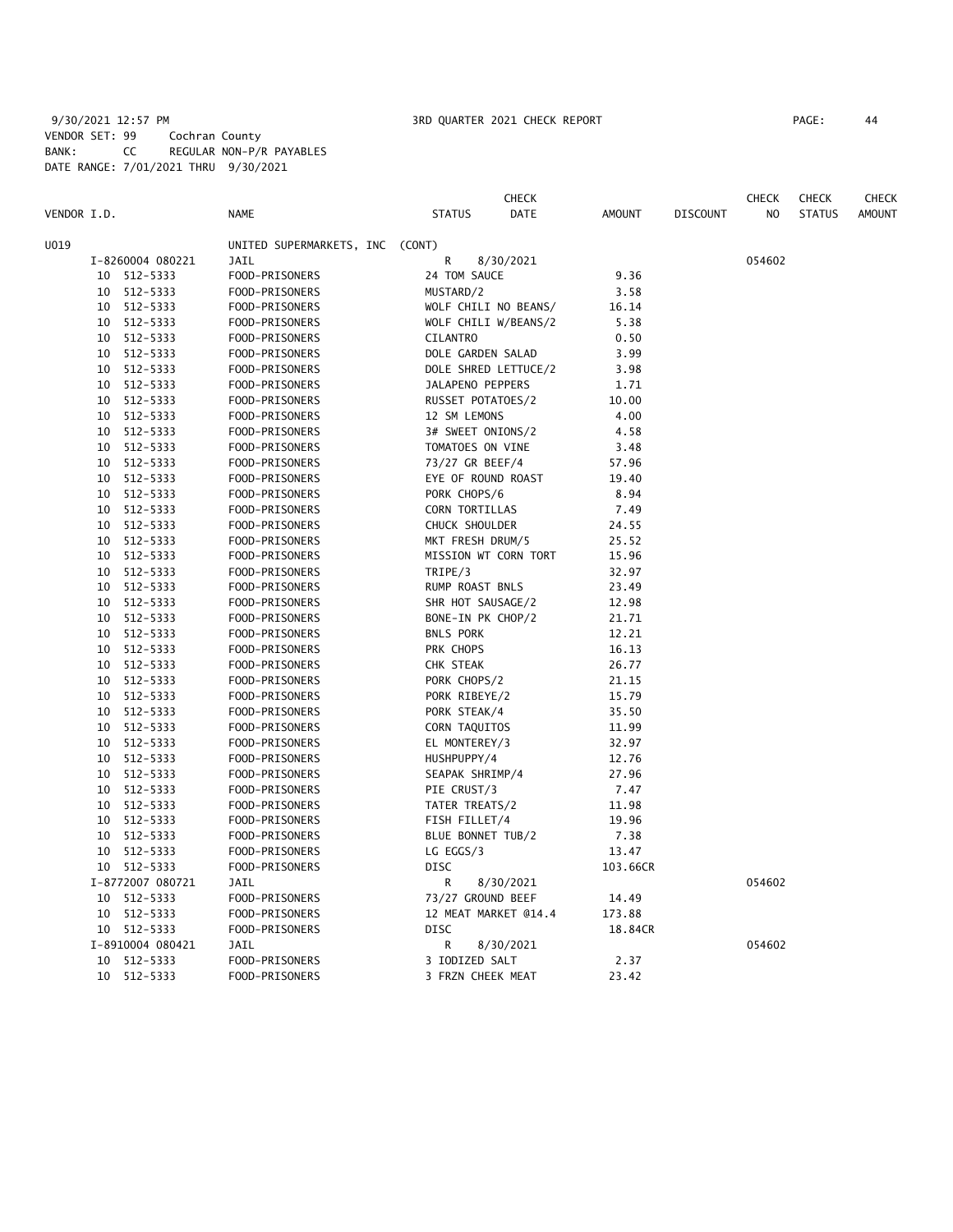9/30/2021 12:57 PM 3RD QUARTER 2021 CHECK REPORT PAGE: 44
VENDOR SET: 99 Cochran County
BANK: CC REGULAR NON-P/R PAYABLES
DATE RANGE: 7/01/2021 THRU 9/30/2021

| VENDOR I.D. | NAME | STATUS | CHECK DATE | AMOUNT | DISCOUNT | CHECK NO | CHECK STATUS | CHECK AMOUNT |
|---|---|---|---|---|---|---|---|---|
| U019 | UNITED SUPERMARKETS, INC (CONT) | | | | | | | |
| I-8260004 080221 | JAIL | R | 8/30/2021 | | | 054602 | | |
| 10 512-5333 | FOOD-PRISONERS | 24 TOM SAUCE | | 9.36 | | | | |
| 10 512-5333 | FOOD-PRISONERS | MUSTARD/2 | | 3.58 | | | | |
| 10 512-5333 | FOOD-PRISONERS | WOLF CHILI NO BEANS/ | | 16.14 | | | | |
| 10 512-5333 | FOOD-PRISONERS | WOLF CHILI W/BEANS/2 | | 5.38 | | | | |
| 10 512-5333 | FOOD-PRISONERS | CILANTRO | | 0.50 | | | | |
| 10 512-5333 | FOOD-PRISONERS | DOLE GARDEN SALAD | | 3.99 | | | | |
| 10 512-5333 | FOOD-PRISONERS | DOLE SHRED LETTUCE/2 | | 3.98 | | | | |
| 10 512-5333 | FOOD-PRISONERS | JALAPENO PEPPERS | | 1.71 | | | | |
| 10 512-5333 | FOOD-PRISONERS | RUSSET POTATOES/2 | | 10.00 | | | | |
| 10 512-5333 | FOOD-PRISONERS | 12 SM LEMONS | | 4.00 | | | | |
| 10 512-5333 | FOOD-PRISONERS | 3# SWEET ONIONS/2 | | 4.58 | | | | |
| 10 512-5333 | FOOD-PRISONERS | TOMATOES ON VINE | | 3.48 | | | | |
| 10 512-5333 | FOOD-PRISONERS | 73/27 GR BEEF/4 | | 57.96 | | | | |
| 10 512-5333 | FOOD-PRISONERS | EYE OF ROUND ROAST | | 19.40 | | | | |
| 10 512-5333 | FOOD-PRISONERS | PORK CHOPS/6 | | 8.94 | | | | |
| 10 512-5333 | FOOD-PRISONERS | CORN TORTILLAS | | 7.49 | | | | |
| 10 512-5333 | FOOD-PRISONERS | CHUCK SHOULDER | | 24.55 | | | | |
| 10 512-5333 | FOOD-PRISONERS | MKT FRESH DRUM/5 | | 25.52 | | | | |
| 10 512-5333 | FOOD-PRISONERS | MISSION WT CORN TORT | | 15.96 | | | | |
| 10 512-5333 | FOOD-PRISONERS | TRIPE/3 | | 32.97 | | | | |
| 10 512-5333 | FOOD-PRISONERS | RUMP ROAST BNLS | | 23.49 | | | | |
| 10 512-5333 | FOOD-PRISONERS | SHR HOT SAUSAGE/2 | | 12.98 | | | | |
| 10 512-5333 | FOOD-PRISONERS | BONE-IN PK CHOP/2 | | 21.71 | | | | |
| 10 512-5333 | FOOD-PRISONERS | BNLS PORK | | 12.21 | | | | |
| 10 512-5333 | FOOD-PRISONERS | PRK CHOPS | | 16.13 | | | | |
| 10 512-5333 | FOOD-PRISONERS | CHK STEAK | | 26.77 | | | | |
| 10 512-5333 | FOOD-PRISONERS | PORK CHOPS/2 | | 21.15 | | | | |
| 10 512-5333 | FOOD-PRISONERS | PORK RIBEYE/2 | | 15.79 | | | | |
| 10 512-5333 | FOOD-PRISONERS | PORK STEAK/4 | | 35.50 | | | | |
| 10 512-5333 | FOOD-PRISONERS | CORN TAQUITOS | | 11.99 | | | | |
| 10 512-5333 | FOOD-PRISONERS | EL MONTEREY/3 | | 32.97 | | | | |
| 10 512-5333 | FOOD-PRISONERS | HUSHPUPPY/4 | | 12.76 | | | | |
| 10 512-5333 | FOOD-PRISONERS | SEAPAK SHRIMP/4 | | 27.96 | | | | |
| 10 512-5333 | FOOD-PRISONERS | PIE CRUST/3 | | 7.47 | | | | |
| 10 512-5333 | FOOD-PRISONERS | TATER TREATS/2 | | 11.98 | | | | |
| 10 512-5333 | FOOD-PRISONERS | FISH FILLET/4 | | 19.96 | | | | |
| 10 512-5333 | FOOD-PRISONERS | BLUE BONNET TUB/2 | | 7.38 | | | | |
| 10 512-5333 | FOOD-PRISONERS | LG EGGS/3 | | 13.47 | | | | |
| 10 512-5333 | FOOD-PRISONERS | DISC | | 103.66CR | | | | |
| I-8772007 080721 | JAIL | R | 8/30/2021 | | | 054602 | | |
| 10 512-5333 | FOOD-PRISONERS | 73/27 GROUND BEEF | | 14.49 | | | | |
| 10 512-5333 | FOOD-PRISONERS | 12 MEAT MARKET @14.4 | | 173.88 | | | | |
| 10 512-5333 | FOOD-PRISONERS | DISC | | 18.84CR | | | | |
| I-8910004 080421 | JAIL | R | 8/30/2021 | | | 054602 | | |
| 10 512-5333 | FOOD-PRISONERS | 3 IODIZED SALT | | 2.37 | | | | |
| 10 512-5333 | FOOD-PRISONERS | 3 FRZN CHEEK MEAT | | 23.42 | | | | |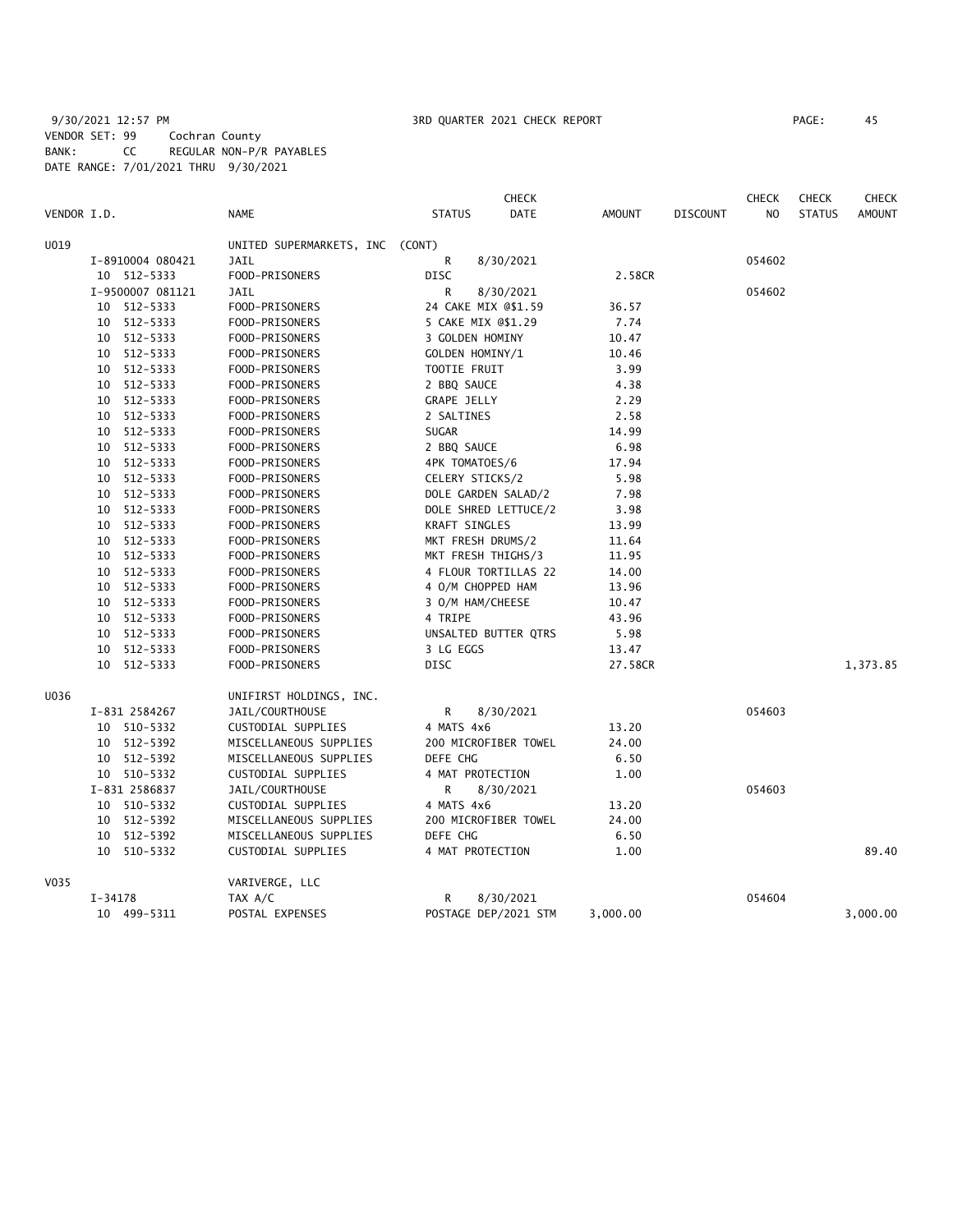9/30/2021 12:57 PM 3RD QUARTER 2021 CHECK REPORT PAGE: 45
VENDOR SET: 99 Cochran County
BANK: CC REGULAR NON-P/R PAYABLES
DATE RANGE: 7/01/2021 THRU 9/30/2021

| VENDOR I.D. | NAME | STATUS | CHECK DATE | AMOUNT | DISCOUNT | CHECK NO | CHECK STATUS | CHECK AMOUNT |
|---|---|---|---|---|---|---|---|---|
| U019 | UNITED SUPERMARKETS, INC (CONT) | | | | | | | |
| I-8910004 080421 | JAIL | R | 8/30/2021 | | | 054602 | | |
| 10 512-5333 | FOOD-PRISONERS | DISC | | 2.58CR | | | | |
| I-9500007 081121 | JAIL | R | 8/30/2021 | | | 054602 | | |
| 10 512-5333 | FOOD-PRISONERS | 24 CAKE MIX @$1.59 | | 36.57 | | | | |
| 10 512-5333 | FOOD-PRISONERS | 5 CAKE MIX @$1.29 | | 7.74 | | | | |
| 10 512-5333 | FOOD-PRISONERS | 3 GOLDEN HOMINY | | 10.47 | | | | |
| 10 512-5333 | FOOD-PRISONERS | GOLDEN HOMINY/1 | | 10.46 | | | | |
| 10 512-5333 | FOOD-PRISONERS | TOOTIE FRUIT | | 3.99 | | | | |
| 10 512-5333 | FOOD-PRISONERS | 2 BBQ SAUCE | | 4.38 | | | | |
| 10 512-5333 | FOOD-PRISONERS | GRAPE JELLY | | 2.29 | | | | |
| 10 512-5333 | FOOD-PRISONERS | 2 SALTINES | | 2.58 | | | | |
| 10 512-5333 | FOOD-PRISONERS | SUGAR | | 14.99 | | | | |
| 10 512-5333 | FOOD-PRISONERS | 2 BBQ SAUCE | | 6.98 | | | | |
| 10 512-5333 | FOOD-PRISONERS | 4PK TOMATOES/6 | | 17.94 | | | | |
| 10 512-5333 | FOOD-PRISONERS | CELERY STICKS/2 | | 5.98 | | | | |
| 10 512-5333 | FOOD-PRISONERS | DOLE GARDEN SALAD/2 | | 7.98 | | | | |
| 10 512-5333 | FOOD-PRISONERS | DOLE SHRED LETTUCE/2 | | 3.98 | | | | |
| 10 512-5333 | FOOD-PRISONERS | KRAFT SINGLES | | 13.99 | | | | |
| 10 512-5333 | FOOD-PRISONERS | MKT FRESH DRUMS/2 | | 11.64 | | | | |
| 10 512-5333 | FOOD-PRISONERS | MKT FRESH THIGHS/3 | | 11.95 | | | | |
| 10 512-5333 | FOOD-PRISONERS | 4 FLOUR TORTILLAS 22 | | 14.00 | | | | |
| 10 512-5333 | FOOD-PRISONERS | 4 O/M CHOPPED HAM | | 13.96 | | | | |
| 10 512-5333 | FOOD-PRISONERS | 3 O/M HAM/CHEESE | | 10.47 | | | | |
| 10 512-5333 | FOOD-PRISONERS | 4 TRIPE | | 43.96 | | | | |
| 10 512-5333 | FOOD-PRISONERS | UNSALTED BUTTER QTRS | | 5.98 | | | | |
| 10 512-5333 | FOOD-PRISONERS | 3 LG EGGS | | 13.47 | | | | |
| 10 512-5333 | FOOD-PRISONERS | DISC | | 27.58CR | | | | 1,373.85 |
| U036 | UNIFIRST HOLDINGS, INC. | | | | | | | |
| I-831 2584267 | JAIL/COURTHOUSE | R | 8/30/2021 | | | 054603 | | |
| 10 510-5332 | CUSTODIAL SUPPLIES | 4 MATS 4x6 | | 13.20 | | | | |
| 10 512-5392 | MISCELLANEOUS SUPPLIES | 200 MICROFIBER TOWEL | | 24.00 | | | | |
| 10 512-5392 | MISCELLANEOUS SUPPLIES | DEFE CHG | | 6.50 | | | | |
| 10 510-5332 | CUSTODIAL SUPPLIES | 4 MAT PROTECTION | | 1.00 | | | | |
| I-831 2586837 | JAIL/COURTHOUSE | R | 8/30/2021 | | | 054603 | | |
| 10 510-5332 | CUSTODIAL SUPPLIES | 4 MATS 4x6 | | 13.20 | | | | |
| 10 512-5392 | MISCELLANEOUS SUPPLIES | 200 MICROFIBER TOWEL | | 24.00 | | | | |
| 10 512-5392 | MISCELLANEOUS SUPPLIES | DEFE CHG | | 6.50 | | | | |
| 10 510-5332 | CUSTODIAL SUPPLIES | 4 MAT PROTECTION | | 1.00 | | | | 89.40 |
| V035 | VARIVERGE, LLC | | | | | | | |
| I-34178 | TAX A/C | R | 8/30/2021 | | | 054604 | | |
| 10 499-5311 | POSTAL EXPENSES | POSTAGE DEP/2021 STM | | 3,000.00 | | | | 3,000.00 |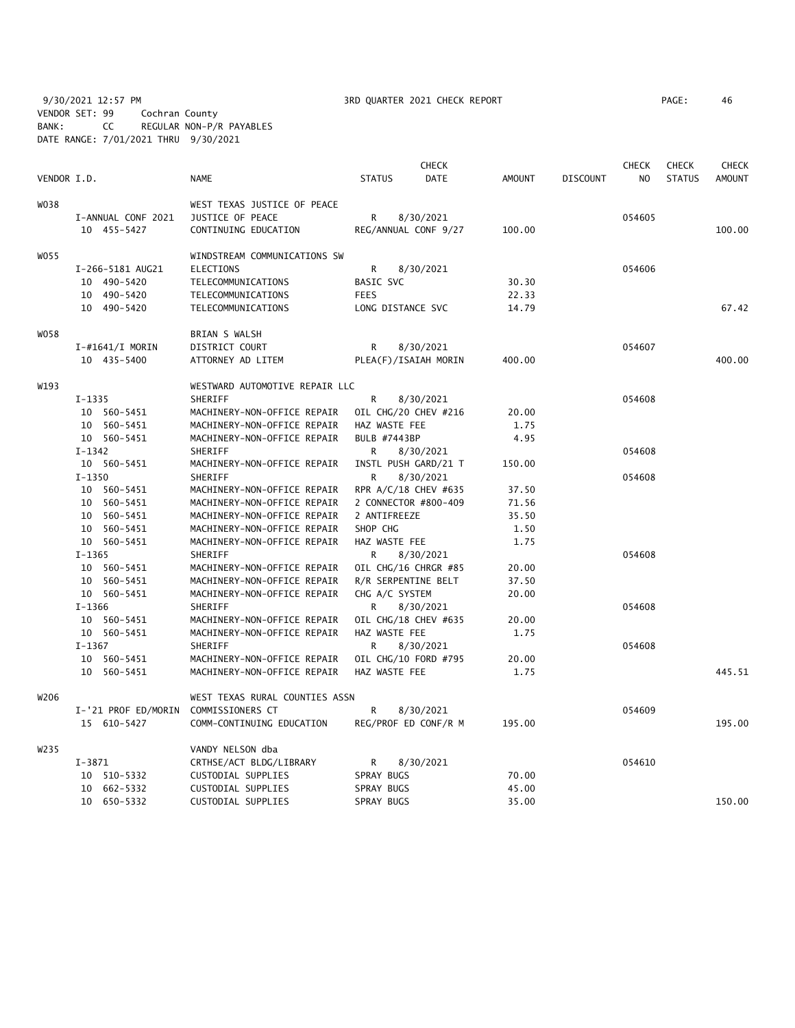9/30/2021 12:57 PM 3RD QUARTER 2021 CHECK REPORT PAGE: 46
VENDOR SET: 99 Cochran County
BANK: CC REGULAR NON-P/R PAYABLES
DATE RANGE: 7/01/2021 THRU 9/30/2021

| VENDOR I.D. | NAME | STATUS | CHECK DATE | AMOUNT | DISCOUNT | CHECK NO | CHECK STATUS | CHECK AMOUNT |
|---|---|---|---|---|---|---|---|---|
| W038 | WEST TEXAS JUSTICE OF PEACE | | | | | | | |
| I-ANNUAL CONF 2021 | JUSTICE OF PEACE | R | 8/30/2021 | | | 054605 | | |
| 10 455-5427 | CONTINUING EDUCATION | REG/ANNUAL CONF 9/27 | | 100.00 | | | | 100.00 |
| W055 | WINDSTREAM COMMUNICATIONS SW | | | | | | | |
| I-266-5181 AUG21 | ELECTIONS | R | 8/30/2021 | | | 054606 | | |
| 10 490-5420 | TELECOMMUNICATIONS | BASIC SVC | | 30.30 | | | | |
| 10 490-5420 | TELECOMMUNICATIONS | FEES | | 22.33 | | | | |
| 10 490-5420 | TELECOMMUNICATIONS | LONG DISTANCE SVC | | 14.79 | | | | 67.42 |
| W058 | BRIAN S WALSH | | | | | | | |
| I-#1641/I MORIN | DISTRICT COURT | R | 8/30/2021 | | | 054607 | | |
| 10 435-5400 | ATTORNEY AD LITEM | PLEA(F)/ISAIAH MORIN | | 400.00 | | | | 400.00 |
| W193 | WESTWARD AUTOMOTIVE REPAIR LLC | | | | | | | |
| I-1335 | SHERIFF | R | 8/30/2021 | | | 054608 | | |
| 10 560-5451 | MACHINERY-NON-OFFICE REPAIR | OIL CHG/20 CHEV #216 | | 20.00 | | | | |
| 10 560-5451 | MACHINERY-NON-OFFICE REPAIR | HAZ WASTE FEE | | 1.75 | | | | |
| 10 560-5451 | MACHINERY-NON-OFFICE REPAIR | BULB #7443BP | | 4.95 | | | | |
| I-1342 | SHERIFF | R | 8/30/2021 | | | 054608 | | |
| 10 560-5451 | MACHINERY-NON-OFFICE REPAIR | INSTL PUSH GARD/21 T | | 150.00 | | | | |
| I-1350 | SHERIFF | R | 8/30/2021 | | | 054608 | | |
| 10 560-5451 | MACHINERY-NON-OFFICE REPAIR | RPR A/C/18 CHEV #635 | | 37.50 | | | | |
| 10 560-5451 | MACHINERY-NON-OFFICE REPAIR | 2 CONNECTOR #800-409 | | 71.56 | | | | |
| 10 560-5451 | MACHINERY-NON-OFFICE REPAIR | 2 ANTIFREEZE | | 35.50 | | | | |
| 10 560-5451 | MACHINERY-NON-OFFICE REPAIR | SHOP CHG | | 1.50 | | | | |
| 10 560-5451 | MACHINERY-NON-OFFICE REPAIR | HAZ WASTE FEE | | 1.75 | | | | |
| I-1365 | SHERIFF | R | 8/30/2021 | | | 054608 | | |
| 10 560-5451 | MACHINERY-NON-OFFICE REPAIR | OIL CHG/16 CHRGR #85 | | 20.00 | | | | |
| 10 560-5451 | MACHINERY-NON-OFFICE REPAIR | R/R SERPENTINE BELT | | 37.50 | | | | |
| 10 560-5451 | MACHINERY-NON-OFFICE REPAIR | CHG A/C SYSTEM | | 20.00 | | | | |
| I-1366 | SHERIFF | R | 8/30/2021 | | | 054608 | | |
| 10 560-5451 | MACHINERY-NON-OFFICE REPAIR | OIL CHG/18 CHEV #635 | | 20.00 | | | | |
| 10 560-5451 | MACHINERY-NON-OFFICE REPAIR | HAZ WASTE FEE | | 1.75 | | | | |
| I-1367 | SHERIFF | R | 8/30/2021 | | | 054608 | | |
| 10 560-5451 | MACHINERY-NON-OFFICE REPAIR | OIL CHG/10 FORD #795 | | 20.00 | | | | |
| 10 560-5451 | MACHINERY-NON-OFFICE REPAIR | HAZ WASTE FEE | | 1.75 | | | | 445.51 |
| W206 | WEST TEXAS RURAL COUNTIES ASSN | | | | | | | |
| I-'21 PROF ED/MORIN | COMMISSIONERS CT | R | 8/30/2021 | | | 054609 | | |
| 15 610-5427 | COMM-CONTINUING EDUCATION | REG/PROF ED CONF/R M | | 195.00 | | | | 195.00 |
| W235 | VANDY NELSON dba | | | | | | | |
| I-3871 | CRTHSE/ACT BLDG/LIBRARY | R | 8/30/2021 | | | 054610 | | |
| 10 510-5332 | CUSTODIAL SUPPLIES | SPRAY BUGS | | 70.00 | | | | |
| 10 662-5332 | CUSTODIAL SUPPLIES | SPRAY BUGS | | 45.00 | | | | |
| 10 650-5332 | CUSTODIAL SUPPLIES | SPRAY BUGS | | 35.00 | | | | 150.00 |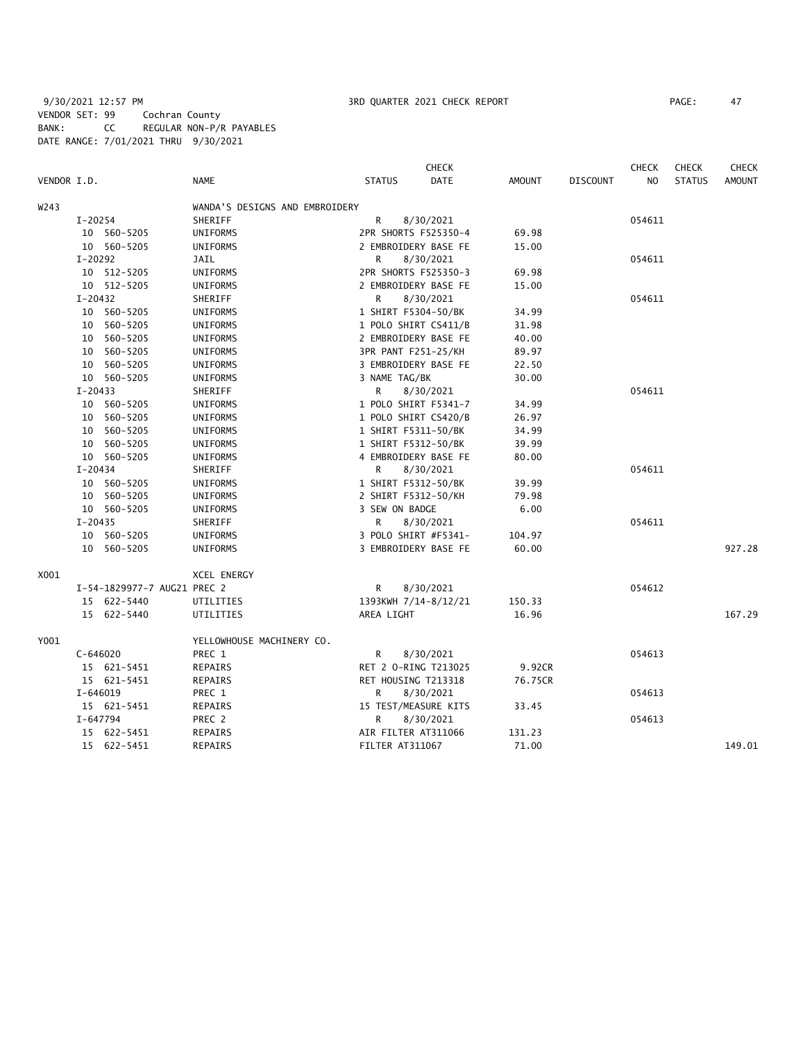9/30/2021 12:57 PM 3RD QUARTER 2021 CHECK REPORT PAGE: 47
VENDOR SET: 99 Cochran County
BANK: CC REGULAR NON-P/R PAYABLES
DATE RANGE: 7/01/2021 THRU 9/30/2021

| VENDOR I.D. | NAME | STATUS | CHECK DATE | AMOUNT | DISCOUNT | CHECK NO | CHECK STATUS | CHECK AMOUNT |
|---|---|---|---|---|---|---|---|---|
| W243 | WANDA'S DESIGNS AND EMBROIDERY | | | | | | | |
| I-20254 | SHERIFF | R | 8/30/2021 | | | 054611 | | |
| 10 560-5205 | UNIFORMS | 2PR SHORTS F525350-4 | | 69.98 | | | | |
| 10 560-5205 | UNIFORMS | 2 EMBROIDERY BASE FE | | 15.00 | | | | |
| I-20292 | JAIL | R | 8/30/2021 | | | 054611 | | |
| 10 512-5205 | UNIFORMS | 2PR SHORTS F525350-3 | | 69.98 | | | | |
| 10 512-5205 | UNIFORMS | 2 EMBROIDERY BASE FE | | 15.00 | | | | |
| I-20432 | SHERIFF | R | 8/30/2021 | | | 054611 | | |
| 10 560-5205 | UNIFORMS | 1 SHIRT F5304-50/BK | | 34.99 | | | | |
| 10 560-5205 | UNIFORMS | 1 POLO SHIRT CS411/B | | 31.98 | | | | |
| 10 560-5205 | UNIFORMS | 2 EMBROIDERY BASE FE | | 40.00 | | | | |
| 10 560-5205 | UNIFORMS | 3PR PANT F251-25/KH | | 89.97 | | | | |
| 10 560-5205 | UNIFORMS | 3 EMBROIDERY BASE FE | | 22.50 | | | | |
| 10 560-5205 | UNIFORMS | 3 NAME TAG/BK | | 30.00 | | | | |
| I-20433 | SHERIFF | R | 8/30/2021 | | | 054611 | | |
| 10 560-5205 | UNIFORMS | 1 POLO SHIRT F5341-7 | | 34.99 | | | | |
| 10 560-5205 | UNIFORMS | 1 POLO SHIRT CS420/B | | 26.97 | | | | |
| 10 560-5205 | UNIFORMS | 1 SHIRT F5311-50/BK | | 34.99 | | | | |
| 10 560-5205 | UNIFORMS | 1 SHIRT F5312-50/BK | | 39.99 | | | | |
| 10 560-5205 | UNIFORMS | 4 EMBROIDERY BASE FE | | 80.00 | | | | |
| I-20434 | SHERIFF | R | 8/30/2021 | | | 054611 | | |
| 10 560-5205 | UNIFORMS | 1 SHIRT F5312-50/BK | | 39.99 | | | | |
| 10 560-5205 | UNIFORMS | 2 SHIRT F5312-50/KH | | 79.98 | | | | |
| 10 560-5205 | UNIFORMS | 3 SEW ON BADGE | | 6.00 | | | | |
| I-20435 | SHERIFF | R | 8/30/2021 | | | 054611 | | |
| 10 560-5205 | UNIFORMS | 3 POLO SHIRT #F5341- | | 104.97 | | | | |
| 10 560-5205 | UNIFORMS | 3 EMBROIDERY BASE FE | | 60.00 | | | | 927.28 |
| X001 | XCEL ENERGY | | | | | | | |
| I-54-1829977-7 AUG21 | PREC 2 | R | 8/30/2021 | | | 054612 | | |
| 15 622-5440 | UTILITIES | 1393KWH 7/14-8/12/21 | | 150.33 | | | | |
| 15 622-5440 | UTILITIES | AREA LIGHT | | 16.96 | | | | 167.29 |
| Y001 | YELLOWHOUSE MACHINERY CO. | | | | | | | |
| C-646020 | PREC 1 | R | 8/30/2021 | | | 054613 | | |
| 15 621-5451 | REPAIRS | RET 2 O-RING T213025 | | 9.92CR | | | | |
| 15 621-5451 | REPAIRS | RET HOUSING T213318 | | 76.75CR | | | | |
| I-646019 | PREC 1 | R | 8/30/2021 | | | 054613 | | |
| 15 621-5451 | REPAIRS | 15 TEST/MEASURE KITS | | 33.45 | | | | |
| I-647794 | PREC 2 | R | 8/30/2021 | | | 054613 | | |
| 15 622-5451 | REPAIRS | AIR FILTER AT311066 | | 131.23 | | | | |
| 15 622-5451 | REPAIRS | FILTER AT311067 | | 71.00 | | | | 149.01 |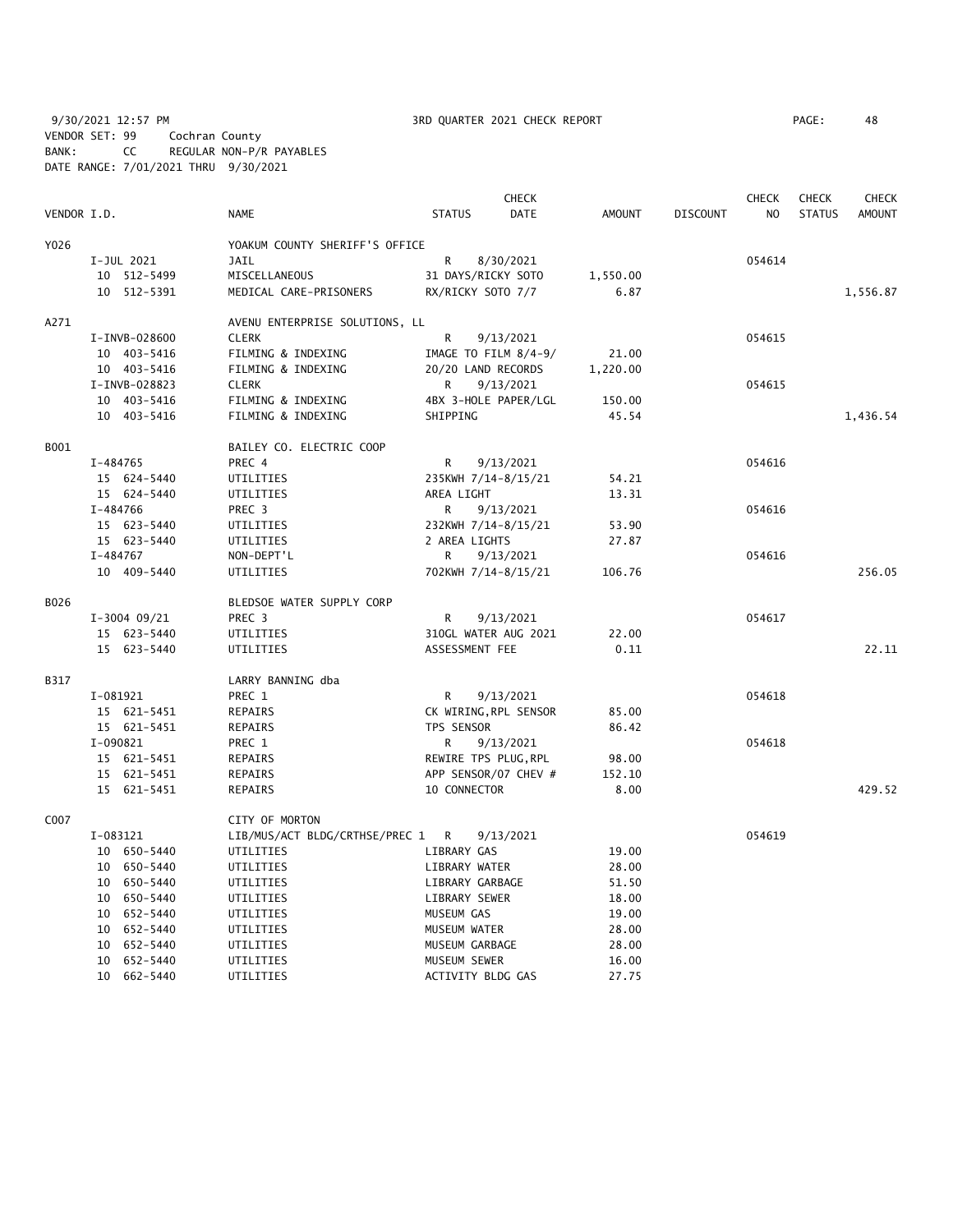9/30/2021 12:57 PM 3RD QUARTER 2021 CHECK REPORT PAGE: 48
VENDOR SET: 99 Cochran County
BANK: CC REGULAR NON-P/R PAYABLES
DATE RANGE: 7/01/2021 THRU 9/30/2021

| VENDOR I.D. | NAME | STATUS | CHECK DATE | AMOUNT | DISCOUNT | CHECK NO | CHECK STATUS | CHECK AMOUNT |
|---|---|---|---|---|---|---|---|---|
| Y026 | YOAKUM COUNTY SHERIFF'S OFFICE | | | | | | | |
| I-JUL 2021 | JAIL | R | 8/30/2021 | | | 054614 | | |
| 10 512-5499 | MISCELLANEOUS | 31 DAYS/RICKY SOTO | | 1,550.00 | | | | |
| 10 512-5391 | MEDICAL CARE-PRISONERS | RX/RICKY SOTO 7/7 | | 6.87 | | | | 1,556.87 |
| A271 | AVENU ENTERPRISE SOLUTIONS, LL | | | | | | | |
| I-INVB-028600 | CLERK | R | 9/13/2021 | | | 054615 | | |
| 10 403-5416 | FILMING & INDEXING | IMAGE TO FILM 8/4-9/ | | 21.00 | | | | |
| 10 403-5416 | FILMING & INDEXING | 20/20 LAND RECORDS | | 1,220.00 | | | | |
| I-INVB-028823 | CLERK | R | 9/13/2021 | | | 054615 | | |
| 10 403-5416 | FILMING & INDEXING | 4BX 3-HOLE PAPER/LGL | | 150.00 | | | | |
| 10 403-5416 | FILMING & INDEXING | SHIPPING | | 45.54 | | | | 1,436.54 |
| B001 | BAILEY CO. ELECTRIC COOP | | | | | | | |
| I-484765 | PREC 4 | R | 9/13/2021 | | | 054616 | | |
| 15 624-5440 | UTILITIES | 235KWH 7/14-8/15/21 | | 54.21 | | | | |
| 15 624-5440 | UTILITIES | AREA LIGHT | | 13.31 | | | | |
| I-484766 | PREC 3 | R | 9/13/2021 | | | 054616 | | |
| 15 623-5440 | UTILITIES | 232KWH 7/14-8/15/21 | | 53.90 | | | | |
| 15 623-5440 | UTILITIES | 2 AREA LIGHTS | | 27.87 | | | | |
| I-484767 | NON-DEPT'L | R | 9/13/2021 | | | 054616 | | |
| 10 409-5440 | UTILITIES | 702KWH 7/14-8/15/21 | | 106.76 | | | | 256.05 |
| B026 | BLEDSOE WATER SUPPLY CORP | | | | | | | |
| I-3004 09/21 | PREC 3 | R | 9/13/2021 | | | 054617 | | |
| 15 623-5440 | UTILITIES | 310GL WATER AUG 2021 | | 22.00 | | | | |
| 15 623-5440 | UTILITIES | ASSESSMENT FEE | | 0.11 | | | | 22.11 |
| B317 | LARRY BANNING dba | | | | | | | |
| I-081921 | PREC 1 | R | 9/13/2021 | | | 054618 | | |
| 15 621-5451 | REPAIRS | CK WIRING,RPL SENSOR | | 85.00 | | | | |
| 15 621-5451 | REPAIRS | TPS SENSOR | | 86.42 | | | | |
| I-090821 | PREC 1 | R | 9/13/2021 | | | 054618 | | |
| 15 621-5451 | REPAIRS | REWIRE TPS PLUG,RPL | | 98.00 | | | | |
| 15 621-5451 | REPAIRS | APP SENSOR/07 CHEV # | | 152.10 | | | | |
| 15 621-5451 | REPAIRS | 10 CONNECTOR | | 8.00 | | | | 429.52 |
| C007 | CITY OF MORTON | | | | | | | |
| I-083121 | LIB/MUS/ACT BLDG/CRTHSE/PREC 1 | R | 9/13/2021 | | | 054619 | | |
| 10 650-5440 | UTILITIES | LIBRARY GAS | | 19.00 | | | | |
| 10 650-5440 | UTILITIES | LIBRARY WATER | | 28.00 | | | | |
| 10 650-5440 | UTILITIES | LIBRARY GARBAGE | | 51.50 | | | | |
| 10 650-5440 | UTILITIES | LIBRARY SEWER | | 18.00 | | | | |
| 10 652-5440 | UTILITIES | MUSEUM GAS | | 19.00 | | | | |
| 10 652-5440 | UTILITIES | MUSEUM WATER | | 28.00 | | | | |
| 10 652-5440 | UTILITIES | MUSEUM GARBAGE | | 28.00 | | | | |
| 10 652-5440 | UTILITIES | MUSEUM SEWER | | 16.00 | | | | |
| 10 662-5440 | UTILITIES | ACTIVITY BLDG GAS | | 27.75 | | | | |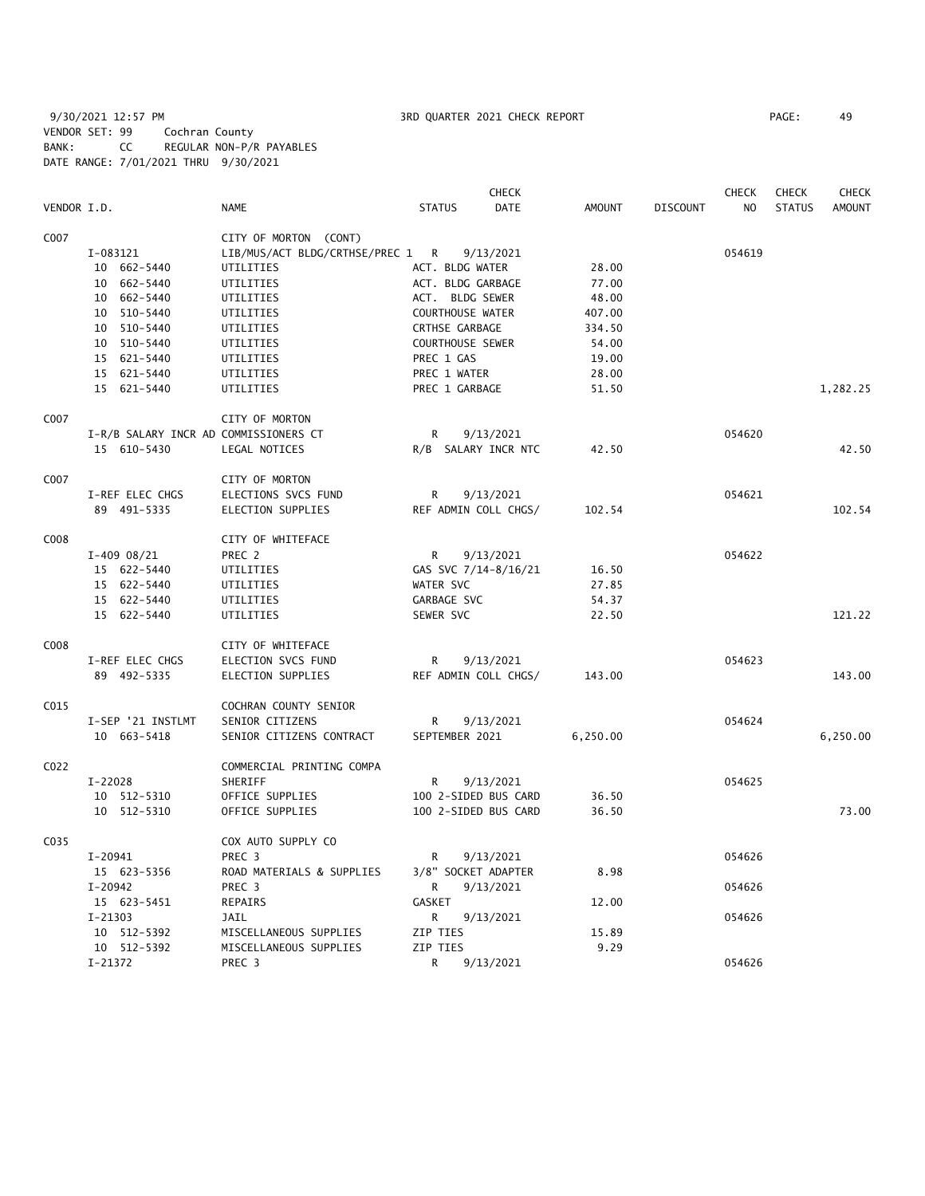9/30/2021 12:57 PM 3RD QUARTER 2021 CHECK REPORT

VENDOR SET: 99 Cochran County
BANK: CC REGULAR NON-P/R PAYABLES
DATE RANGE: 7/01/2021 THRU 9/30/2021

| VENDOR I.D. | NAME | STATUS | CHECK DATE | AMOUNT | DISCOUNT | CHECK NO | CHECK STATUS | CHECK AMOUNT |
|---|---|---|---|---|---|---|---|---|
| C007 | CITY OF MORTON (CONT) | | | | | | | |
| I-083121 | LIB/MUS/ACT BLDG/CRTHSE/PREC 1 | R | 9/13/2021 | | | 054619 | | |
| 10 662-5440 | UTILITIES | ACT. BLDG WATER | | 28.00 | | | | |
| 10 662-5440 | UTILITIES | ACT. BLDG GARBAGE | | 77.00 | | | | |
| 10 662-5440 | UTILITIES | ACT. BLDG SEWER | | 48.00 | | | | |
| 10 510-5440 | UTILITIES | COURTHOUSE WATER | | 407.00 | | | | |
| 10 510-5440 | UTILITIES | CRTHSE GARBAGE | | 334.50 | | | | |
| 10 510-5440 | UTILITIES | COURTHOUSE SEWER | | 54.00 | | | | |
| 15 621-5440 | UTILITIES | PREC 1 GAS | | 19.00 | | | | |
| 15 621-5440 | UTILITIES | PREC 1 WATER | | 28.00 | | | | |
| 15 621-5440 | UTILITIES | PREC 1 GARBAGE | | 51.50 | | | | 1,282.25 |
| C007 | CITY OF MORTON | | | | | | | |
| I-R/B SALARY INCR AD | COMMISSIONERS CT | R | 9/13/2021 | | | 054620 | | |
| 15 610-5430 | LEGAL NOTICES | R/B SALARY INCR NTC | | 42.50 | | | | 42.50 |
| C007 | CITY OF MORTON | | | | | | | |
| I-REF ELEC CHGS | ELECTIONS SVCS FUND | R | 9/13/2021 | | | 054621 | | |
| 89 491-5335 | ELECTION SUPPLIES | REF ADMIN COLL CHGS/ | | 102.54 | | | | 102.54 |
| C008 | CITY OF WHITEFACE | | | | | | | |
| I-409 08/21 | PREC 2 | R | 9/13/2021 | | | 054622 | | |
| 15 622-5440 | UTILITIES | GAS SVC 7/14-8/16/21 | | 16.50 | | | | |
| 15 622-5440 | UTILITIES | WATER SVC | | 27.85 | | | | |
| 15 622-5440 | UTILITIES | GARBAGE SVC | | 54.37 | | | | |
| 15 622-5440 | UTILITIES | SEWER SVC | | 22.50 | | | | 121.22 |
| C008 | CITY OF WHITEFACE | | | | | | | |
| I-REF ELEC CHGS | ELECTION SVCS FUND | R | 9/13/2021 | | | 054623 | | |
| 89 492-5335 | ELECTION SUPPLIES | REF ADMIN COLL CHGS/ | | 143.00 | | | | 143.00 |
| C015 | COCHRAN COUNTY SENIOR | | | | | | | |
| I-SEP '21 INSTLMT | SENIOR CITIZENS | R | 9/13/2021 | | | 054624 | | |
| 10 663-5418 | SENIOR CITIZENS CONTRACT | SEPTEMBER 2021 | | 6,250.00 | | | | 6,250.00 |
| C022 | COMMERCIAL PRINTING COMPA | | | | | | | |
| I-22028 | SHERIFF | R | 9/13/2021 | | | 054625 | | |
| 10 512-5310 | OFFICE SUPPLIES | 100 2-SIDED BUS CARD | | 36.50 | | | | |
| 10 512-5310 | OFFICE SUPPLIES | 100 2-SIDED BUS CARD | | 36.50 | | | | 73.00 |
| C035 | COX AUTO SUPPLY CO | | | | | | | |
| I-20941 | PREC 3 | R | 9/13/2021 | | | 054626 | | |
| 15 623-5356 | ROAD MATERIALS & SUPPLIES | 3/8" SOCKET ADAPTER | | 8.98 | | | | |
| I-20942 | PREC 3 | R | 9/13/2021 | | | 054626 | | |
| 15 623-5451 | REPAIRS | GASKET | | 12.00 | | | | |
| I-21303 | JAIL | R | 9/13/2021 | | | 054626 | | |
| 10 512-5392 | MISCELLANEOUS SUPPLIES | ZIP TIES | | 15.89 | | | | |
| 10 512-5392 | MISCELLANEOUS SUPPLIES | ZIP TIES | | 9.29 | | | | |
| I-21372 | PREC 3 | R | 9/13/2021 | | | 054626 | | |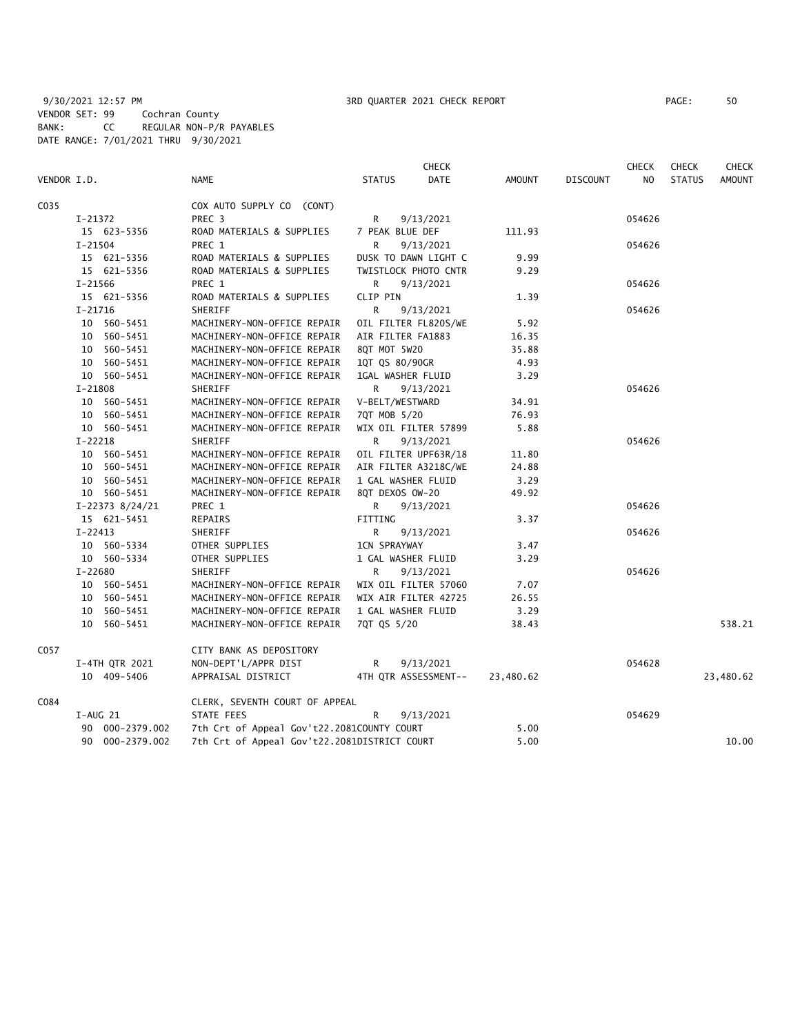9/30/2021 12:57 PM 3RD QUARTER 2021 CHECK REPORT

VENDOR SET: 99 Cochran County
BANK: CC REGULAR NON-P/R PAYABLES
DATE RANGE: 7/01/2021 THRU 9/30/2021

| VENDOR I.D. | NAME | STATUS | CHECK DATE | AMOUNT | DISCOUNT | CHECK NO | CHECK STATUS | CHECK AMOUNT |
|---|---|---|---|---|---|---|---|---|
| C035 | COX AUTO SUPPLY CO (CONT) | | | | | | | |
| I-21372 | PREC 3 | R | 9/13/2021 | | | 054626 | | |
| 15 623-5356 | ROAD MATERIALS & SUPPLIES | 7 PEAK BLUE DEF | | 111.93 | | | | |
| I-21504 | PREC 1 | R | 9/13/2021 | | | 054626 | | |
| 15 621-5356 | ROAD MATERIALS & SUPPLIES | DUSK TO DAWN LIGHT C | | 9.99 | | | | |
| 15 621-5356 | ROAD MATERIALS & SUPPLIES | TWISTLOCK PHOTO CNTR | | 9.29 | | | | |
| I-21566 | PREC 1 | R | 9/13/2021 | | | 054626 | | |
| 15 621-5356 | ROAD MATERIALS & SUPPLIES | CLIP PIN | | 1.39 | | | | |
| I-21716 | SHERIFF | R | 9/13/2021 | | | 054626 | | |
| 10 560-5451 | MACHINERY-NON-OFFICE REPAIR | OIL FILTER FL820S/WE | | 5.92 | | | | |
| 10 560-5451 | MACHINERY-NON-OFFICE REPAIR | AIR FILTER FA1883 | | 16.35 | | | | |
| 10 560-5451 | MACHINERY-NON-OFFICE REPAIR | 8QT MOT 5W20 | | 35.88 | | | | |
| 10 560-5451 | MACHINERY-NON-OFFICE REPAIR | 1QT QS 80/90GR | | 4.93 | | | | |
| 10 560-5451 | MACHINERY-NON-OFFICE REPAIR | 1GAL WASHER FLUID | | 3.29 | | | | |
| I-21808 | SHERIFF | R | 9/13/2021 | | | 054626 | | |
| 10 560-5451 | MACHINERY-NON-OFFICE REPAIR | V-BELT/WESTWARD | | 34.91 | | | | |
| 10 560-5451 | MACHINERY-NON-OFFICE REPAIR | 7QT MOB 5/20 | | 76.93 | | | | |
| 10 560-5451 | MACHINERY-NON-OFFICE REPAIR | WIX OIL FILTER 57899 | | 5.88 | | | | |
| I-22218 | SHERIFF | R | 9/13/2021 | | | 054626 | | |
| 10 560-5451 | MACHINERY-NON-OFFICE REPAIR | OIL FILTER UPF63R/18 | | 11.80 | | | | |
| 10 560-5451 | MACHINERY-NON-OFFICE REPAIR | AIR FILTER A3218C/WE | | 24.88 | | | | |
| 10 560-5451 | MACHINERY-NON-OFFICE REPAIR | 1 GAL WASHER FLUID | | 3.29 | | | | |
| 10 560-5451 | MACHINERY-NON-OFFICE REPAIR | 8QT DEXOS OW-20 | | 49.92 | | | | |
| I-22373 8/24/21 | PREC 1 | R | 9/13/2021 | | | 054626 | | |
| 15 621-5451 | REPAIRS | FITTING | | 3.37 | | | | |
| I-22413 | SHERIFF | R | 9/13/2021 | | | 054626 | | |
| 10 560-5334 | OTHER SUPPLIES | 1CN SPRAYWAY | | 3.47 | | | | |
| 10 560-5334 | OTHER SUPPLIES | 1 GAL WASHER FLUID | | 3.29 | | | | |
| I-22680 | SHERIFF | R | 9/13/2021 | | | 054626 | | |
| 10 560-5451 | MACHINERY-NON-OFFICE REPAIR | WIX OIL FILTER 57060 | | 7.07 | | | | |
| 10 560-5451 | MACHINERY-NON-OFFICE REPAIR | WIX AIR FILTER 42725 | | 26.55 | | | | |
| 10 560-5451 | MACHINERY-NON-OFFICE REPAIR | 1 GAL WASHER FLUID | | 3.29 | | | | |
| 10 560-5451 | MACHINERY-NON-OFFICE REPAIR | 7QT QS 5/20 | | 38.43 | | | | 538.21 |
| C057 | CITY BANK AS DEPOSITORY | | | | | | | |
| I-4TH QTR 2021 | NON-DEPT'L/APPR DIST | R | 9/13/2021 | | | 054628 | | |
| 10 409-5406 | APPRAISAL DISTRICT | 4TH QTR ASSESSMENT-- | | 23,480.62 | | | | 23,480.62 |
| C084 | CLERK, SEVENTH COURT OF APPEAL | | | | | | | |
| I-AUG 21 | STATE FEES | R | 9/13/2021 | | | 054629 | | |
| 90 000-2379.002 | 7th Crt of Appeal Gov't22.2081 | COUNTY COURT | | 5.00 | | | | |
| 90 000-2379.002 | 7th Crt of Appeal Gov't22.2081 | DISTRICT COURT | | 5.00 | | | | 10.00 |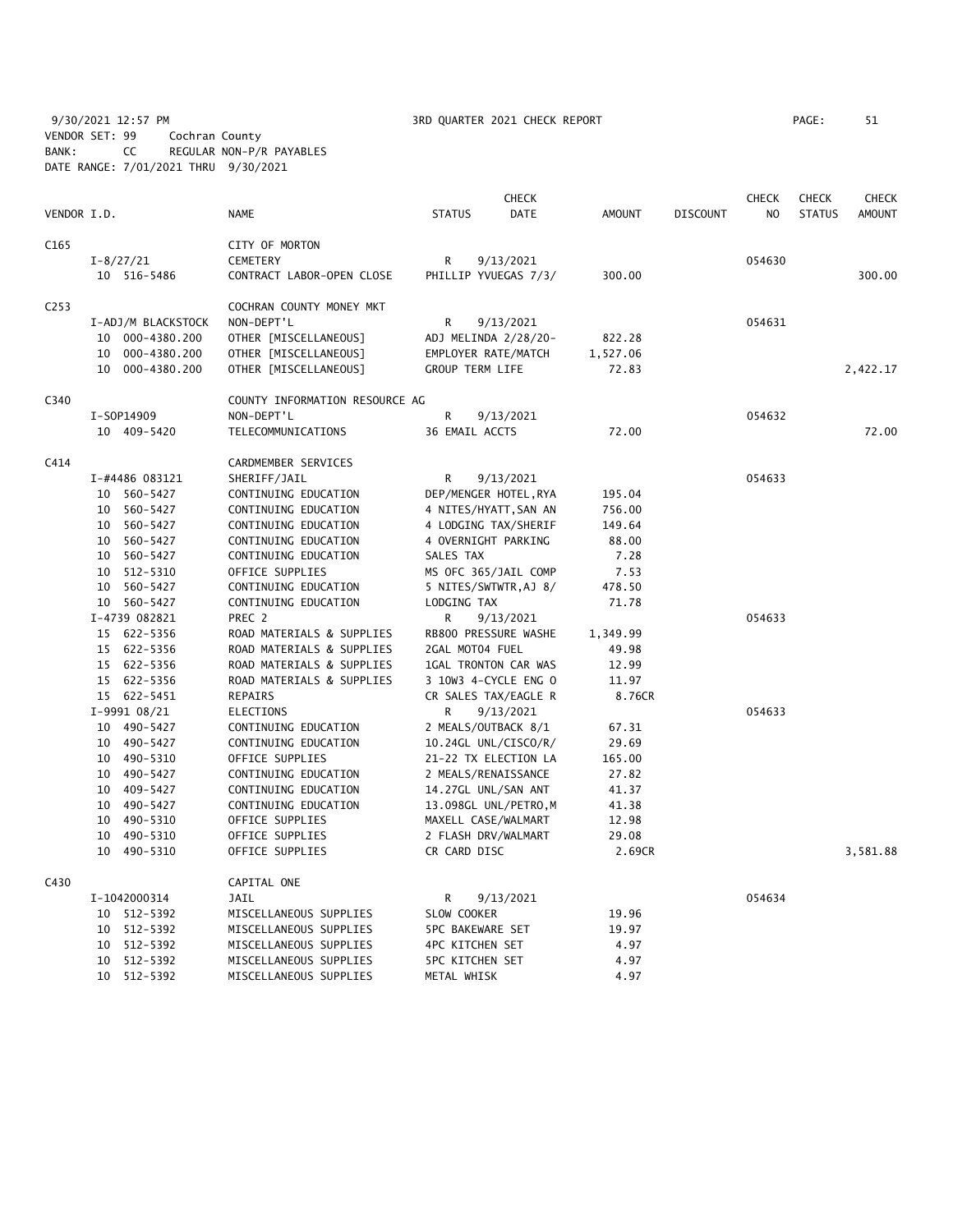9/30/2021 12:57 PM 3RD QUARTER 2021 CHECK REPORT

VENDOR SET: 99 Cochran County
BANK: CC REGULAR NON-P/R PAYABLES
DATE RANGE: 7/01/2021 THRU 9/30/2021

| VENDOR I.D. | NAME | STATUS | CHECK DATE | AMOUNT | DISCOUNT | CHECK NO | CHECK STATUS | CHECK AMOUNT |
|---|---|---|---|---|---|---|---|---|
| C165 | CITY OF MORTON | | | | | | | |
| I-8/27/21 | CEMETERY | R | 9/13/2021 | | | 054630 | | |
| 10 516-5486 | CONTRACT LABOR-OPEN CLOSE | PHILLIP YVUEGAS 7/3/ | | 300.00 | | | | 300.00 |
| C253 | COCHRAN COUNTY MONEY MKT | | | | | | | |
| I-ADJ/M BLACKSTOCK | NON-DEPT'L | R | 9/13/2021 | | | 054631 | | |
| 10 000-4380.200 | OTHER [MISCELLANEOUS] | ADJ MELINDA 2/28/20- | | 822.28 | | | | |
| 10 000-4380.200 | OTHER [MISCELLANEOUS] | EMPLOYER RATE/MATCH | | 1,527.06 | | | | |
| 10 000-4380.200 | OTHER [MISCELLANEOUS] | GROUP TERM LIFE | | 72.83 | | | | 2,422.17 |
| C340 | COUNTY INFORMATION RESOURCE AG | | | | | | | |
| I-SOP14909 | NON-DEPT'L | R | 9/13/2021 | | | 054632 | | |
| 10 409-5420 | TELECOMMUNICATIONS | 36 EMAIL ACCTS | | 72.00 | | | | 72.00 |
| C414 | CARDMEMBER SERVICES | | | | | | | |
| I-#4486 083121 | SHERIFF/JAIL | R | 9/13/2021 | | | 054633 | | |
| 10 560-5427 | CONTINUING EDUCATION | DEP/MENGER HOTEL,RYA | | 195.04 | | | | |
| 10 560-5427 | CONTINUING EDUCATION | 4 NITES/HYATT,SAN AN | | 756.00 | | | | |
| 10 560-5427 | CONTINUING EDUCATION | 4 LODGING TAX/SHERIF | | 149.64 | | | | |
| 10 560-5427 | CONTINUING EDUCATION | 4 OVERNIGHT PARKING | | 88.00 | | | | |
| 10 560-5427 | CONTINUING EDUCATION | SALES TAX | | 7.28 | | | | |
| 10 512-5310 | OFFICE SUPPLIES | MS OFC 365/JAIL COMP | | 7.53 | | | | |
| 10 560-5427 | CONTINUING EDUCATION | 5 NITES/SWTWTR,AJ 8/ | | 478.50 | | | | |
| 10 560-5427 | CONTINUING EDUCATION | LODGING TAX | | 71.78 | | | | |
| I-4739 082821 | PREC 2 | R | 9/13/2021 | | | 054633 | | |
| 15 622-5356 | ROAD MATERIALS & SUPPLIES | RB800 PRESSURE WASHE | | 1,349.99 | | | | |
| 15 622-5356 | ROAD MATERIALS & SUPPLIES | 2GAL MOTO4 FUEL | | 49.98 | | | | |
| 15 622-5356 | ROAD MATERIALS & SUPPLIES | 1GAL TRONTON CAR WAS | | 12.99 | | | | |
| 15 622-5356 | ROAD MATERIALS & SUPPLIES | 3 10W3 4-CYCLE ENG O | | 11.97 | | | | |
| 15 622-5451 | REPAIRS | CR SALES TAX/EAGLE R | | 8.76CR | | | | |
| I-9991 08/21 | ELECTIONS | R | 9/13/2021 | | | 054633 | | |
| 10 490-5427 | CONTINUING EDUCATION | 2 MEALS/OUTBACK 8/1 | | 67.31 | | | | |
| 10 490-5427 | CONTINUING EDUCATION | 10.24GL UNL/CISCO/R/ | | 29.69 | | | | |
| 10 490-5310 | OFFICE SUPPLIES | 21-22 TX ELECTION LA | | 165.00 | | | | |
| 10 490-5427 | CONTINUING EDUCATION | 2 MEALS/RENAISSANCE | | 27.82 | | | | |
| 10 409-5427 | CONTINUING EDUCATION | 14.27GL UNL/SAN ANT | | 41.37 | | | | |
| 10 490-5427 | CONTINUING EDUCATION | 13.098GL UNL/PETRO,M | | 41.38 | | | | |
| 10 490-5310 | OFFICE SUPPLIES | MAXELL CASE/WALMART | | 12.98 | | | | |
| 10 490-5310 | OFFICE SUPPLIES | 2 FLASH DRV/WALMART | | 29.08 | | | | |
| 10 490-5310 | OFFICE SUPPLIES | CR CARD DISC | | 2.69CR | | | | 3,581.88 |
| C430 | CAPITAL ONE | | | | | | | |
| I-1042000314 | JAIL | R | 9/13/2021 | | | 054634 | | |
| 10 512-5392 | MISCELLANEOUS SUPPLIES | SLOW COOKER | | 19.96 | | | | |
| 10 512-5392 | MISCELLANEOUS SUPPLIES | 5PC BAKEWARE SET | | 19.97 | | | | |
| 10 512-5392 | MISCELLANEOUS SUPPLIES | 4PC KITCHEN SET | | 4.97 | | | | |
| 10 512-5392 | MISCELLANEOUS SUPPLIES | 5PC KITCHEN SET | | 4.97 | | | | |
| 10 512-5392 | MISCELLANEOUS SUPPLIES | METAL WHISK | | 4.97 | | | | |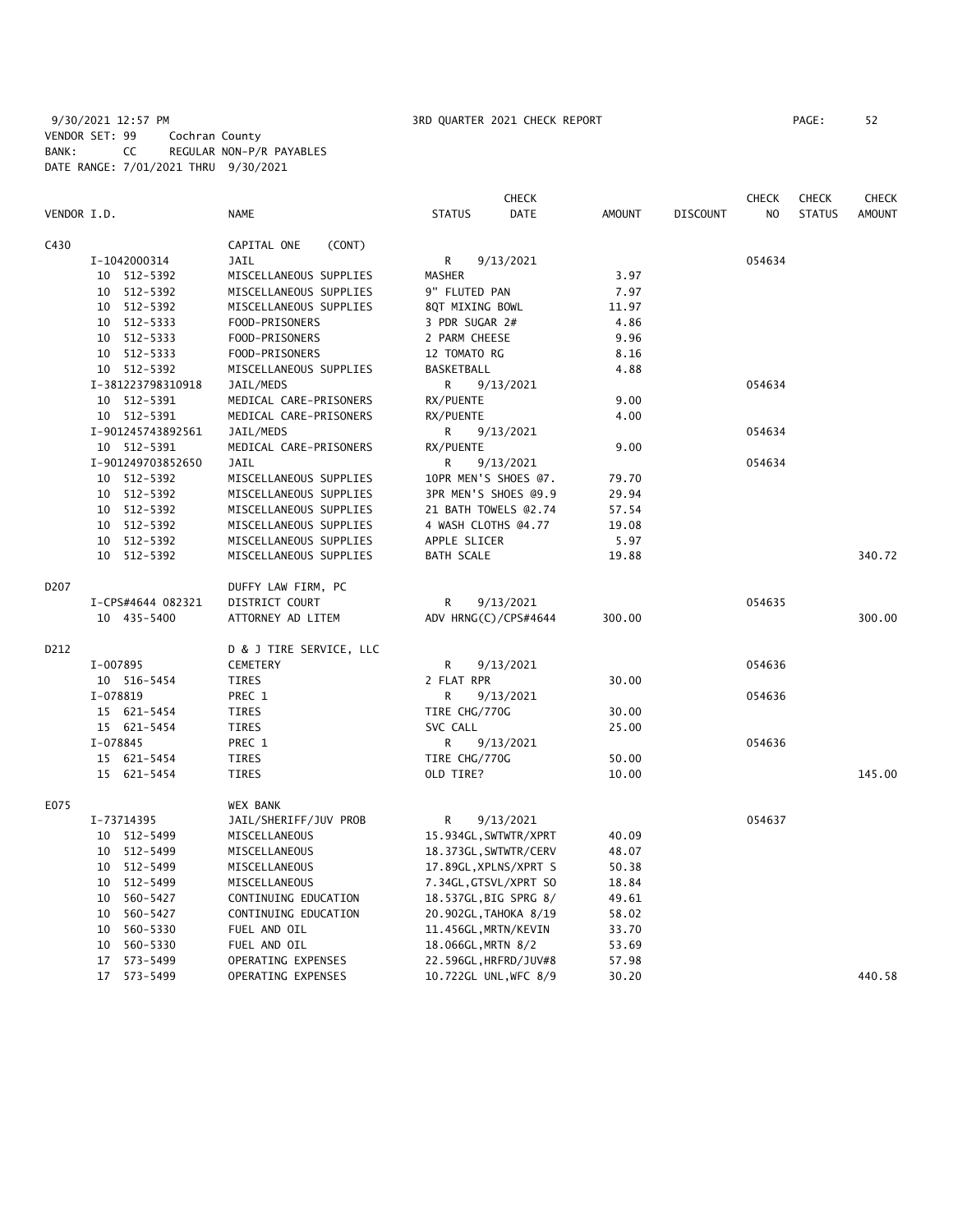9/30/2021 12:57 PM 3RD QUARTER 2021 CHECK REPORT PAGE: 52
VENDOR SET: 99 Cochran County
BANK: CC REGULAR NON-P/R PAYABLES
DATE RANGE: 7/01/2021 THRU 9/30/2021

| VENDOR I.D. | NAME | STATUS | CHECK DATE | AMOUNT | DISCOUNT | CHECK NO | CHECK STATUS | CHECK AMOUNT |
|---|---|---|---|---|---|---|---|---|
| C430 | CAPITAL ONE (CONT) | | | | | | | |
| I-1042000314 | JAIL | R | 9/13/2021 | | | 054634 | | |
| 10 512-5392 | MISCELLANEOUS SUPPLIES | MASHER | | 3.97 | | | | |
| 10 512-5392 | MISCELLANEOUS SUPPLIES | 9" FLUTED PAN | | 7.97 | | | | |
| 10 512-5392 | MISCELLANEOUS SUPPLIES | 8QT MIXING BOWL | | 11.97 | | | | |
| 10 512-5333 | FOOD-PRISONERS | 3 PDR SUGAR 2# | | 4.86 | | | | |
| 10 512-5333 | FOOD-PRISONERS | 2 PARM CHEESE | | 9.96 | | | | |
| 10 512-5333 | FOOD-PRISONERS | 12 TOMATO RG | | 8.16 | | | | |
| 10 512-5392 | MISCELLANEOUS SUPPLIES | BASKETBALL | | 4.88 | | | | |
| I-381223798310918 | JAIL/MEDS | R | 9/13/2021 | | | 054634 | | |
| 10 512-5391 | MEDICAL CARE-PRISONERS | RX/PUENTE | | 9.00 | | | | |
| 10 512-5391 | MEDICAL CARE-PRISONERS | RX/PUENTE | | 4.00 | | | | |
| I-901245743892561 | JAIL/MEDS | R | 9/13/2021 | | | 054634 | | |
| 10 512-5391 | MEDICAL CARE-PRISONERS | RX/PUENTE | | 9.00 | | | | |
| I-901249703852650 | JAIL | R | 9/13/2021 | | | 054634 | | |
| 10 512-5392 | MISCELLANEOUS SUPPLIES | 10PR MEN'S SHOES @7. | | 79.70 | | | | |
| 10 512-5392 | MISCELLANEOUS SUPPLIES | 3PR MEN'S SHOES @9.9 | | 29.94 | | | | |
| 10 512-5392 | MISCELLANEOUS SUPPLIES | 21 BATH TOWELS @2.74 | | 57.54 | | | | |
| 10 512-5392 | MISCELLANEOUS SUPPLIES | 4 WASH CLOTHS @4.77 | | 19.08 | | | | |
| 10 512-5392 | MISCELLANEOUS SUPPLIES | APPLE SLICER | | 5.97 | | | | |
| 10 512-5392 | MISCELLANEOUS SUPPLIES | BATH SCALE | | 19.88 | | | | 340.72 |
| D207 | DUFFY LAW FIRM, PC | | | | | | | |
| I-CPS#4644 082321 | DISTRICT COURT | R | 9/13/2021 | | | 054635 | | |
| 10 435-5400 | ATTORNEY AD LITEM | ADV HRNG(C)/CPS#4644 | | 300.00 | | | | 300.00 |
| D212 | D & J TIRE SERVICE, LLC | | | | | | | |
| I-007895 | CEMETERY | R | 9/13/2021 | | | 054636 | | |
| 10 516-5454 | TIRES | 2 FLAT RPR | | 30.00 | | | | |
| I-078819 | PREC 1 | R | 9/13/2021 | | | 054636 | | |
| 15 621-5454 | TIRES | TIRE CHG/770G | | 30.00 | | | | |
| 15 621-5454 | TIRES | SVC CALL | | 25.00 | | | | |
| I-078845 | PREC 1 | R | 9/13/2021 | | | 054636 | | |
| 15 621-5454 | TIRES | TIRE CHG/770G | | 50.00 | | | | |
| 15 621-5454 | TIRES | OLD TIRE? | | 10.00 | | | | 145.00 |
| E075 | WEX BANK | | | | | | | |
| I-73714395 | JAIL/SHERIFF/JUV PROB | R | 9/13/2021 | | | 054637 | | |
| 10 512-5499 | MISCELLANEOUS | 15.934GL,SWTWTR/XPRT | | 40.09 | | | | |
| 10 512-5499 | MISCELLANEOUS | 18.373GL,SWTWTR/CERV | | 48.07 | | | | |
| 10 512-5499 | MISCELLANEOUS | 17.89GL,XPLNS/XPRT S | | 50.38 | | | | |
| 10 512-5499 | MISCELLANEOUS | 7.34GL,GTSVL/XPRT SO | | 18.84 | | | | |
| 10 560-5427 | CONTINUING EDUCATION | 18.537GL,BIG SPRG 8/ | | 49.61 | | | | |
| 10 560-5427 | CONTINUING EDUCATION | 20.902GL,TAHOKA 8/19 | | 58.02 | | | | |
| 10 560-5330 | FUEL AND OIL | 11.456GL,MRTN/KEVIN | | 33.70 | | | | |
| 10 560-5330 | FUEL AND OIL | 18.066GL,MRTN 8/2 | | 53.69 | | | | |
| 17 573-5499 | OPERATING EXPENSES | 22.596GL,HRFRD/JUV#8 | | 57.98 | | | | |
| 17 573-5499 | OPERATING EXPENSES | 10.722GL UNL,WFC 8/9 | | 30.20 | | | | 440.58 |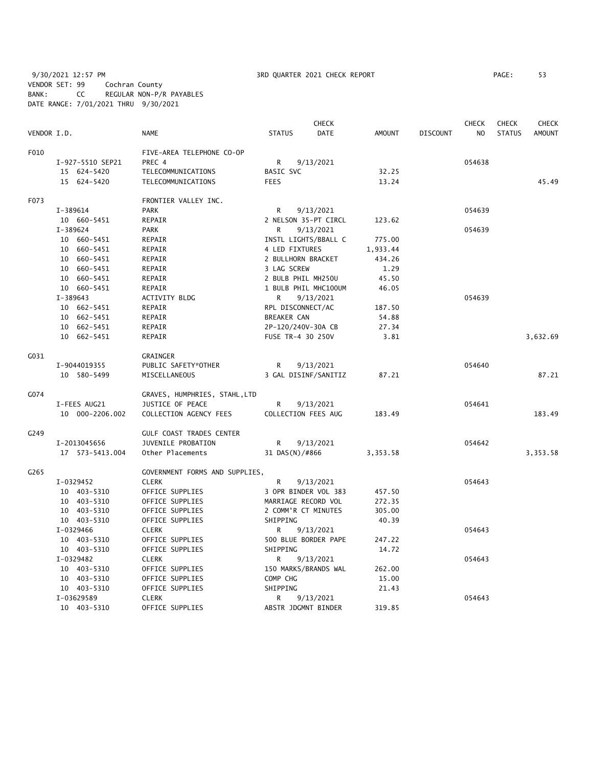9/30/2021 12:57 PM 3RD QUARTER 2021 CHECK REPORT PAGE: 53
VENDOR SET: 99 Cochran County
BANK: CC REGULAR NON-P/R PAYABLES
DATE RANGE: 7/01/2021 THRU 9/30/2021

| VENDOR I.D. | NAME | STATUS | CHECK DATE | AMOUNT | DISCOUNT | CHECK NO | CHECK STATUS | CHECK AMOUNT |
|---|---|---|---|---|---|---|---|---|
| F010 | FIVE-AREA TELEPHONE CO-OP | | | | | | | |
| I-927-5510 SEP21 | PREC 4 | R | 9/13/2021 | | | 054638 | | |
| 15 624-5420 | TELECOMMUNICATIONS | BASIC SVC | | 32.25 | | | | |
| 15 624-5420 | TELECOMMUNICATIONS | FEES | | 13.24 | | | | 45.49 |
| F073 | FRONTIER VALLEY INC. | | | | | | | |
| I-389614 | PARK | R | 9/13/2021 | | | 054639 | | |
| 10 660-5451 | REPAIR | 2 NELSON 35-PT CIRCL | | 123.62 | | | | |
| I-389624 | PARK | R | 9/13/2021 | | | 054639 | | |
| 10 660-5451 | REPAIR | INSTL LIGHTS/BBALL C | | 775.00 | | | | |
| 10 660-5451 | REPAIR | 4 LED FIXTURES | | 1,933.44 | | | | |
| 10 660-5451 | REPAIR | 2 BULLHORN BRACKET | | 434.26 | | | | |
| 10 660-5451 | REPAIR | 3 LAG SCREW | | 1.29 | | | | |
| 10 660-5451 | REPAIR | 2 BULB PHIL MH250U | | 45.50 | | | | |
| 10 660-5451 | REPAIR | 1 BULB PHIL MHC100UM | | 46.05 | | | | |
| I-389643 | ACTIVITY BLDG | R | 9/13/2021 | | | 054639 | | |
| 10 662-5451 | REPAIR | RPL DISCONNECT/AC | | 187.50 | | | | |
| 10 662-5451 | REPAIR | BREAKER CAN | | 54.88 | | | | |
| 10 662-5451 | REPAIR | 2P-120/240V-30A CB | | 27.34 | | | | |
| 10 662-5451 | REPAIR | FUSE TR-4 30 250V | | 3.81 | | | | 3,632.69 |
| G031 | GRAINGER | | | | | | | |
| I-9044019355 | PUBLIC SAFETY*OTHER | R | 9/13/2021 | | | 054640 | | |
| 10 580-5499 | MISCELLANEOUS | 3 GAL DISINF/SANITIZ | | 87.21 | | | | 87.21 |
| G074 | GRAVES, HUMPHRIES, STAHL,LTD | | | | | | | |
| I-FEES AUG21 | JUSTICE OF PEACE | R | 9/13/2021 | | | 054641 | | |
| 10 000-2206.002 | COLLECTION AGENCY FEES | COLLECTION FEES AUG | | 183.49 | | | | 183.49 |
| G249 | GULF COAST TRADES CENTER | | | | | | | |
| I-2013045656 | JUVENILE PROBATION | R | 9/13/2021 | | | 054642 | | |
| 17 573-5413.004 | Other Placements | 31 DAS(N)/#866 | | 3,353.58 | | | | 3,353.58 |
| G265 | GOVERNMENT FORMS AND SUPPLIES, | | | | | | | |
| I-0329452 | CLERK | R | 9/13/2021 | | | 054643 | | |
| 10 403-5310 | OFFICE SUPPLIES | 3 OPR BINDER VOL 383 | | 457.50 | | | | |
| 10 403-5310 | OFFICE SUPPLIES | MARRIAGE RECORD VOL | | 272.35 | | | | |
| 10 403-5310 | OFFICE SUPPLIES | 2 COMM'R CT MINUTES | | 305.00 | | | | |
| 10 403-5310 | OFFICE SUPPLIES | SHIPPING | | 40.39 | | | | |
| I-0329466 | CLERK | R | 9/13/2021 | | | 054643 | | |
| 10 403-5310 | OFFICE SUPPLIES | 500 BLUE BORDER PAPE | | 247.22 | | | | |
| 10 403-5310 | OFFICE SUPPLIES | SHIPPING | | 14.72 | | | | |
| I-0329482 | CLERK | R | 9/13/2021 | | | 054643 | | |
| 10 403-5310 | OFFICE SUPPLIES | 150 MARKS/BRANDS WAL | | 262.00 | | | | |
| 10 403-5310 | OFFICE SUPPLIES | COMP CHG | | 15.00 | | | | |
| 10 403-5310 | OFFICE SUPPLIES | SHIPPING | | 21.43 | | | | |
| I-03629589 | CLERK | R | 9/13/2021 | | | 054643 | | |
| 10 403-5310 | OFFICE SUPPLIES | ABSTR JDGMNT BINDER | | 319.85 | | | | |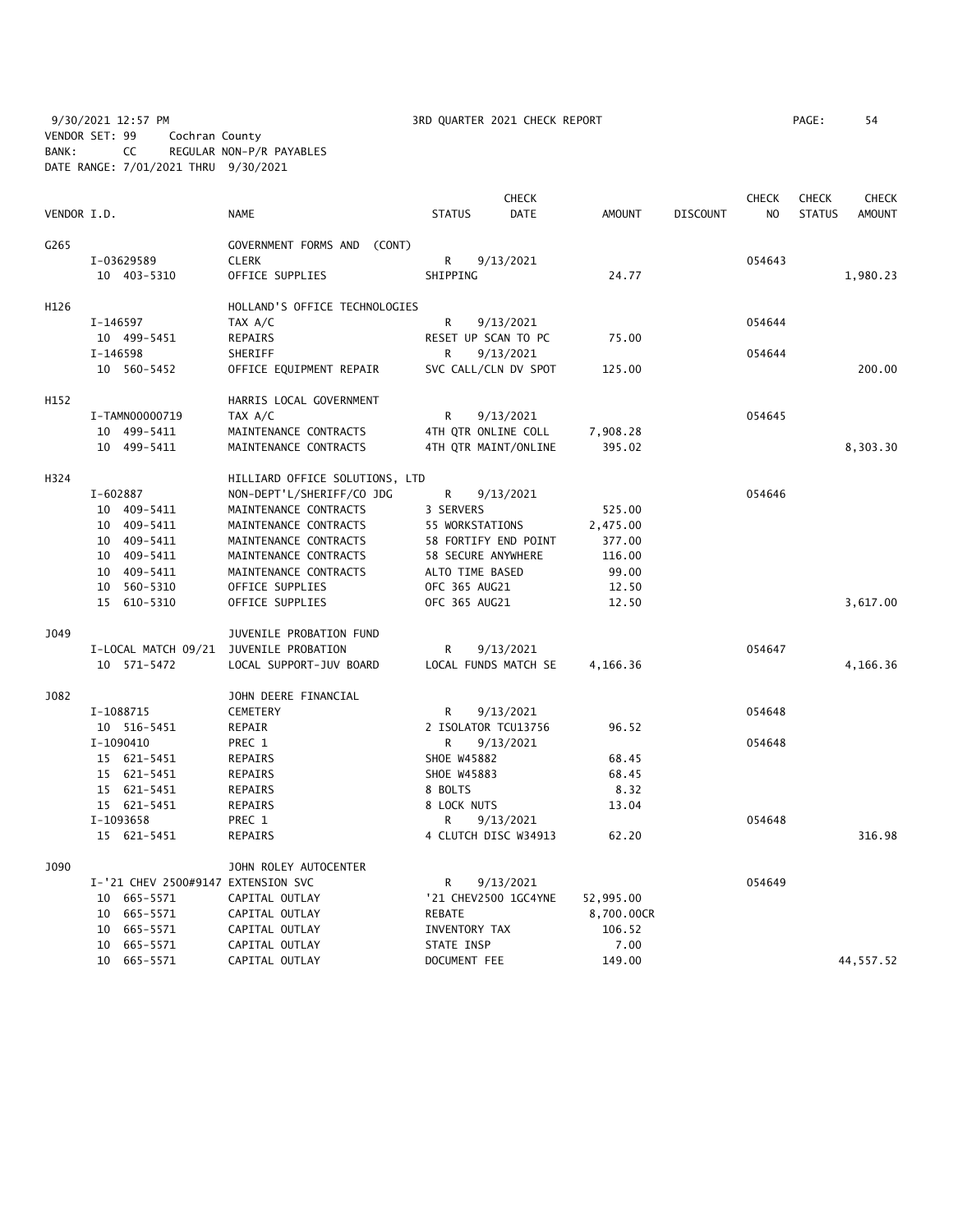9/30/2021 12:57 PM 3RD QUARTER 2021 CHECK REPORT
VENDOR SET: 99 Cochran County
BANK: CC REGULAR NON-P/R PAYABLES
DATE RANGE: 7/01/2021 THRU 9/30/2021

| VENDOR I.D. | NAME | STATUS | CHECK DATE | AMOUNT | DISCOUNT | CHECK NO | CHECK STATUS | CHECK AMOUNT |
|---|---|---|---|---|---|---|---|---|
| G265 | GOVERNMENT FORMS AND (CONT) | | | | | | | |
| I-03629589 | CLERK | R | 9/13/2021 | | | 054643 | | |
| 10 403-5310 | OFFICE SUPPLIES | SHIPPING | | 24.77 | | | | 1,980.23 |
| H126 | HOLLAND'S OFFICE TECHNOLOGIES | | | | | | | |
| I-146597 | TAX A/C | R | 9/13/2021 | | | 054644 | | |
| 10 499-5451 | REPAIRS | RESET UP SCAN TO PC | | 75.00 | | | | |
| I-146598 | SHERIFF | R | 9/13/2021 | | | 054644 | | |
| 10 560-5452 | OFFICE EQUIPMENT REPAIR | SVC CALL/CLN DV SPOT | | 125.00 | | | | 200.00 |
| H152 | HARRIS LOCAL GOVERNMENT | | | | | | | |
| I-TAMN00000719 | TAX A/C | R | 9/13/2021 | | | 054645 | | |
| 10 499-5411 | MAINTENANCE CONTRACTS | 4TH QTR ONLINE COLL | | 7,908.28 | | | | |
| 10 499-5411 | MAINTENANCE CONTRACTS | 4TH QTR MAINT/ONLINE | | 395.02 | | | | 8,303.30 |
| H324 | HILLIARD OFFICE SOLUTIONS, LTD | | | | | | | |
| I-602887 | NON-DEPT'L/SHERIFF/CO JDG | R | 9/13/2021 | | | 054646 | | |
| 10 409-5411 | MAINTENANCE CONTRACTS | 3 SERVERS | | 525.00 | | | | |
| 10 409-5411 | MAINTENANCE CONTRACTS | 55 WORKSTATIONS | | 2,475.00 | | | | |
| 10 409-5411 | MAINTENANCE CONTRACTS | 58 FORTIFY END POINT | | 377.00 | | | | |
| 10 409-5411 | MAINTENANCE CONTRACTS | 58 SECURE ANYWHERE | | 116.00 | | | | |
| 10 409-5411 | MAINTENANCE CONTRACTS | ALTO TIME BASED | | 99.00 | | | | |
| 10 560-5310 | OFFICE SUPPLIES | OFC 365 AUG21 | | 12.50 | | | | |
| 15 610-5310 | OFFICE SUPPLIES | OFC 365 AUG21 | | 12.50 | | | | 3,617.00 |
| J049 | JUVENILE PROBATION FUND | | | | | | | |
| I-LOCAL MATCH 09/21 | JUVENILE PROBATION | R | 9/13/2021 | | | 054647 | | |
| 10 571-5472 | LOCAL SUPPORT-JUV BOARD | LOCAL FUNDS MATCH SE | | 4,166.36 | | | | 4,166.36 |
| J082 | JOHN DEERE FINANCIAL | | | | | | | |
| I-1088715 | CEMETERY | R | 9/13/2021 | | | 054648 | | |
| 10 516-5451 | REPAIR | 2 ISOLATOR TCU13756 | | 96.52 | | | | |
| I-1090410 | PREC 1 | R | 9/13/2021 | | | 054648 | | |
| 15 621-5451 | REPAIRS | SHOE W45882 | | 68.45 | | | | |
| 15 621-5451 | REPAIRS | SHOE W45883 | | 68.45 | | | | |
| 15 621-5451 | REPAIRS | 8 BOLTS | | 8.32 | | | | |
| 15 621-5451 | REPAIRS | 8 LOCK NUTS | | 13.04 | | | | |
| I-1093658 | PREC 1 | R | 9/13/2021 | | | 054648 | | |
| 15 621-5451 | REPAIRS | 4 CLUTCH DISC W34913 | | 62.20 | | | | 316.98 |
| J090 | JOHN ROLEY AUTOCENTER | | | | | | | |
| I-'21 CHEV 2500#9147 | EXTENSION SVC | R | 9/13/2021 | | | 054649 | | |
| 10 665-5571 | CAPITAL OUTLAY | '21 CHEV2500 1GC4YNE | | 52,995.00 | | | | |
| 10 665-5571 | CAPITAL OUTLAY | REBATE | | 8,700.00CR | | | | |
| 10 665-5571 | CAPITAL OUTLAY | INVENTORY TAX | | 106.52 | | | | |
| 10 665-5571 | CAPITAL OUTLAY | STATE INSP | | 7.00 | | | | |
| 10 665-5571 | CAPITAL OUTLAY | DOCUMENT FEE | | 149.00 | | | | 44,557.52 |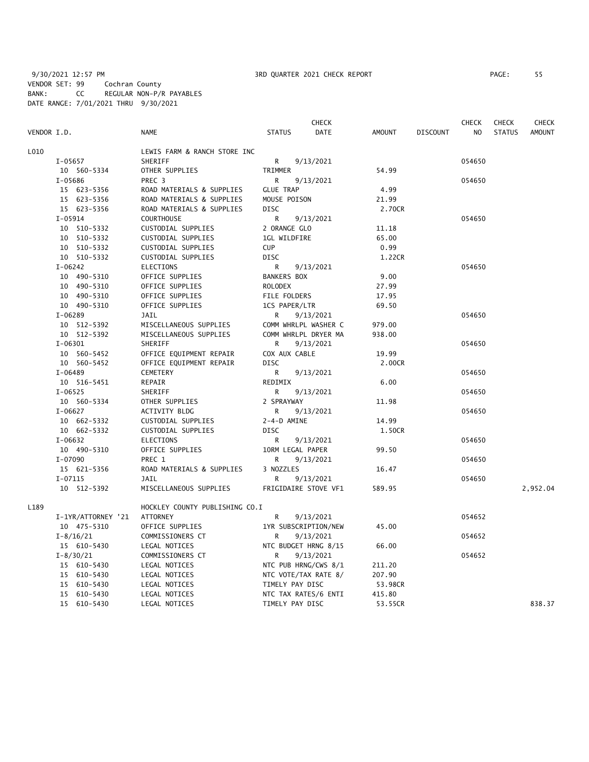9/30/2021 12:57 PM 3RD QUARTER 2021 CHECK REPORT PAGE: 55
VENDOR SET: 99 Cochran County
BANK: CC REGULAR NON-P/R PAYABLES
DATE RANGE: 7/01/2021 THRU 9/30/2021

| VENDOR I.D. | NAME | STATUS | CHECK DATE | AMOUNT | DISCOUNT | CHECK NO | CHECK STATUS | CHECK AMOUNT |
|---|---|---|---|---|---|---|---|---|
| L010 | LEWIS FARM & RANCH STORE INC | | | | | | | |
| I-05657 | SHERIFF | R | 9/13/2021 | | | 054650 | | |
| 10 560-5334 | OTHER SUPPLIES | TRIMMER | | 54.99 | | | | |
| I-05686 | PREC 3 | R | 9/13/2021 | | | 054650 | | |
| 15 623-5356 | ROAD MATERIALS & SUPPLIES | GLUE TRAP | | 4.99 | | | | |
| 15 623-5356 | ROAD MATERIALS & SUPPLIES | MOUSE POISON | | 21.99 | | | | |
| 15 623-5356 | ROAD MATERIALS & SUPPLIES | DISC | | 2.70CR | | | | |
| I-05914 | COURTHOUSE | R | 9/13/2021 | | | 054650 | | |
| 10 510-5332 | CUSTODIAL SUPPLIES | 2 ORANGE GLO | | 11.18 | | | | |
| 10 510-5332 | CUSTODIAL SUPPLIES | 1GL WILDFIRE | | 65.00 | | | | |
| 10 510-5332 | CUSTODIAL SUPPLIES | CUP | | 0.99 | | | | |
| 10 510-5332 | CUSTODIAL SUPPLIES | DISC | | 1.22CR | | | | |
| I-06242 | ELECTIONS | R | 9/13/2021 | | | 054650 | | |
| 10 490-5310 | OFFICE SUPPLIES | BANKERS BOX | | 9.00 | | | | |
| 10 490-5310 | OFFICE SUPPLIES | ROLODEX | | 27.99 | | | | |
| 10 490-5310 | OFFICE SUPPLIES | FILE FOLDERS | | 17.95 | | | | |
| 10 490-5310 | OFFICE SUPPLIES | 1CS PAPER/LTR | | 69.50 | | | | |
| I-06289 | JAIL | R | 9/13/2021 | | | 054650 | | |
| 10 512-5392 | MISCELLANEOUS SUPPLIES | COMM WHRLPL WASHER C | | 979.00 | | | | |
| 10 512-5392 | MISCELLANEOUS SUPPLIES | COMM WHRLPL DRYER MA | | 938.00 | | | | |
| I-06301 | SHERIFF | R | 9/13/2021 | | | 054650 | | |
| 10 560-5452 | OFFICE EQUIPMENT REPAIR | COX AUX CABLE | | 19.99 | | | | |
| 10 560-5452 | OFFICE EQUIPMENT REPAIR | DISC | | 2.00CR | | | | |
| I-06489 | CEMETERY | R | 9/13/2021 | | | 054650 | | |
| 10 516-5451 | REPAIR | REDIMIX | | 6.00 | | | | |
| I-06525 | SHERIFF | R | 9/13/2021 | | | 054650 | | |
| 10 560-5334 | OTHER SUPPLIES | 2 SPRAYWAY | | 11.98 | | | | |
| I-06627 | ACTIVITY BLDG | R | 9/13/2021 | | | 054650 | | |
| 10 662-5332 | CUSTODIAL SUPPLIES | 2-4-D AMINE | | 14.99 | | | | |
| 10 662-5332 | CUSTODIAL SUPPLIES | DISC | | 1.50CR | | | | |
| I-06632 | ELECTIONS | R | 9/13/2021 | | | 054650 | | |
| 10 490-5310 | OFFICE SUPPLIES | 10RM LEGAL PAPER | | 99.50 | | | | |
| I-07090 | PREC 1 | R | 9/13/2021 | | | 054650 | | |
| 15 621-5356 | ROAD MATERIALS & SUPPLIES | 3 NOZZLES | | 16.47 | | | | |
| I-07115 | JAIL | R | 9/13/2021 | | | 054650 | | |
| 10 512-5392 | MISCELLANEOUS SUPPLIES | FRIGIDAIRE STOVE VF1 | | 589.95 | | | | 2,952.04 |
| L189 | HOCKLEY COUNTY PUBLISHING CO.I | | | | | | | |
| I-1YR/ATTORNEY '21 | ATTORNEY | R | 9/13/2021 | | | 054652 | | |
| 10 475-5310 | OFFICE SUPPLIES | 1YR SUBSCRIPTION/NEW | | 45.00 | | | | |
| I-8/16/21 | COMMISSIONERS CT | R | 9/13/2021 | | | 054652 | | |
| 15 610-5430 | LEGAL NOTICES | NTC BUDGET HRNG 8/15 | | 66.00 | | | | |
| I-8/30/21 | COMMISSIONERS CT | R | 9/13/2021 | | | 054652 | | |
| 15 610-5430 | LEGAL NOTICES | NTC PUB HRNG/CWS 8/1 | | 211.20 | | | | |
| 15 610-5430 | LEGAL NOTICES | NTC VOTE/TAX RATE 8/ | | 207.90 | | | | |
| 15 610-5430 | LEGAL NOTICES | TIMELY PAY DISC | | 53.98CR | | | | |
| 15 610-5430 | LEGAL NOTICES | NTC TAX RATES/6 ENTI | | 415.80 | | | | |
| 15 610-5430 | LEGAL NOTICES | TIMELY PAY DISC | | 53.55CR | | | | 838.37 |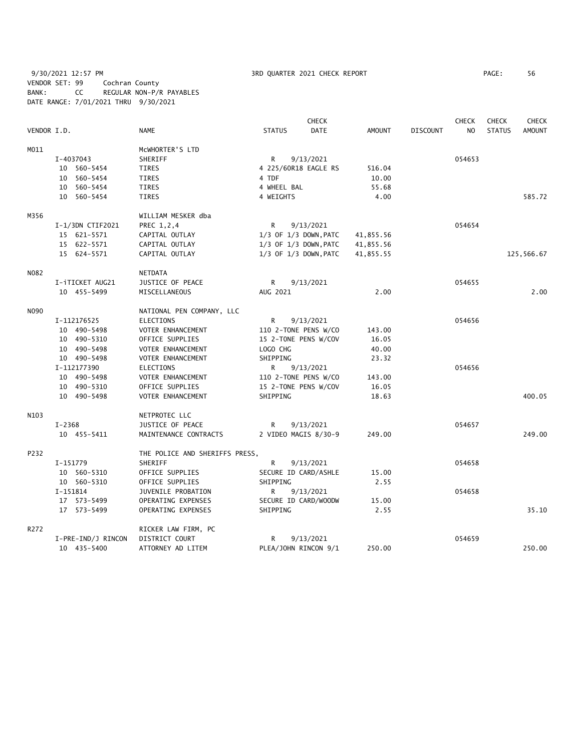9/30/2021 12:57 PM 3RD QUARTER 2021 CHECK REPORT PAGE: 56
VENDOR SET: 99 Cochran County
BANK: CC REGULAR NON-P/R PAYABLES
DATE RANGE: 7/01/2021 THRU 9/30/2021

| VENDOR I.D. | NAME | STATUS | CHECK DATE | AMOUNT | DISCOUNT | CHECK NO | CHECK STATUS | CHECK AMOUNT |
|---|---|---|---|---|---|---|---|---|
| M011 | McWHORTER'S LTD | | | | | | | |
| I-4037043 | SHERIFF | R | 9/13/2021 | | | 054653 | | |
| 10 560-5454 | TIRES | 4 225/60R18 EAGLE RS | | 516.04 | | | | |
| 10 560-5454 | TIRES | 4 TDF | | 10.00 | | | | |
| 10 560-5454 | TIRES | 4 WHEEL BAL | | 55.68 | | | | |
| 10 560-5454 | TIRES | 4 WEIGHTS | | 4.00 | | | | 585.72 |
| M356 | WILLIAM MESKER dba | | | | | | | |
| I-1/3DN CTIF2021 | PREC 1,2,4 | R | 9/13/2021 | | | 054654 | | |
| 15 621-5571 | CAPITAL OUTLAY | 1/3 OF 1/3 DOWN,PATC | | 41,855.56 | | | | |
| 15 622-5571 | CAPITAL OUTLAY | 1/3 OF 1/3 DOWN,PATC | | 41,855.56 | | | | |
| 15 624-5571 | CAPITAL OUTLAY | 1/3 OF 1/3 DOWN,PATC | | 41,855.55 | | | | 125,566.67 |
| N082 | NETDATA | | | | | | | |
| I-iTICKET AUG21 | JUSTICE OF PEACE | R | 9/13/2021 | | | 054655 | | |
| 10 455-5499 | MISCELLANEOUS | AUG 2021 | | 2.00 | | | | 2.00 |
| N090 | NATIONAL PEN COMPANY, LLC | | | | | | | |
| I-112176525 | ELECTIONS | R | 9/13/2021 | | | 054656 | | |
| 10 490-5498 | VOTER ENHANCEMENT | 110 2-TONE PENS W/CO | | 143.00 | | | | |
| 10 490-5310 | OFFICE SUPPLIES | 15 2-TONE PENS W/COV | | 16.05 | | | | |
| 10 490-5498 | VOTER ENHANCEMENT | LOGO CHG | | 40.00 | | | | |
| 10 490-5498 | VOTER ENHANCEMENT | SHIPPING | | 23.32 | | | | |
| I-112177390 | ELECTIONS | R | 9/13/2021 | | | 054656 | | |
| 10 490-5498 | VOTER ENHANCEMENT | 110 2-TONE PENS W/CO | | 143.00 | | | | |
| 10 490-5310 | OFFICE SUPPLIES | 15 2-TONE PENS W/COV | | 16.05 | | | | |
| 10 490-5498 | VOTER ENHANCEMENT | SHIPPING | | 18.63 | | | | 400.05 |
| N103 | NETPROTEC LLC | | | | | | | |
| I-2368 | JUSTICE OF PEACE | R | 9/13/2021 | | | 054657 | | |
| 10 455-5411 | MAINTENANCE CONTRACTS | 2 VIDEO MAGIS 8/30-9 | | 249.00 | | | | 249.00 |
| P232 | THE POLICE AND SHERIFFS PRESS, | | | | | | | |
| I-151779 | SHERIFF | R | 9/13/2021 | | | 054658 | | |
| 10 560-5310 | OFFICE SUPPLIES | SECURE ID CARD/ASHLE | | 15.00 | | | | |
| 10 560-5310 | OFFICE SUPPLIES | SHIPPING | | 2.55 | | | | |
| I-151814 | JUVENILE PROBATION | R | 9/13/2021 | | | 054658 | | |
| 17 573-5499 | OPERATING EXPENSES | SECURE ID CARD/WOODW | | 15.00 | | | | |
| 17 573-5499 | OPERATING EXPENSES | SHIPPING | | 2.55 | | | | 35.10 |
| R272 | RICKER LAW FIRM, PC | | | | | | | |
| I-PRE-IND/J RINCON | DISTRICT COURT | R | 9/13/2021 | | | 054659 | | |
| 10 435-5400 | ATTORNEY AD LITEM | PLEA/JOHN RINCON 9/1 | | 250.00 | | | | 250.00 |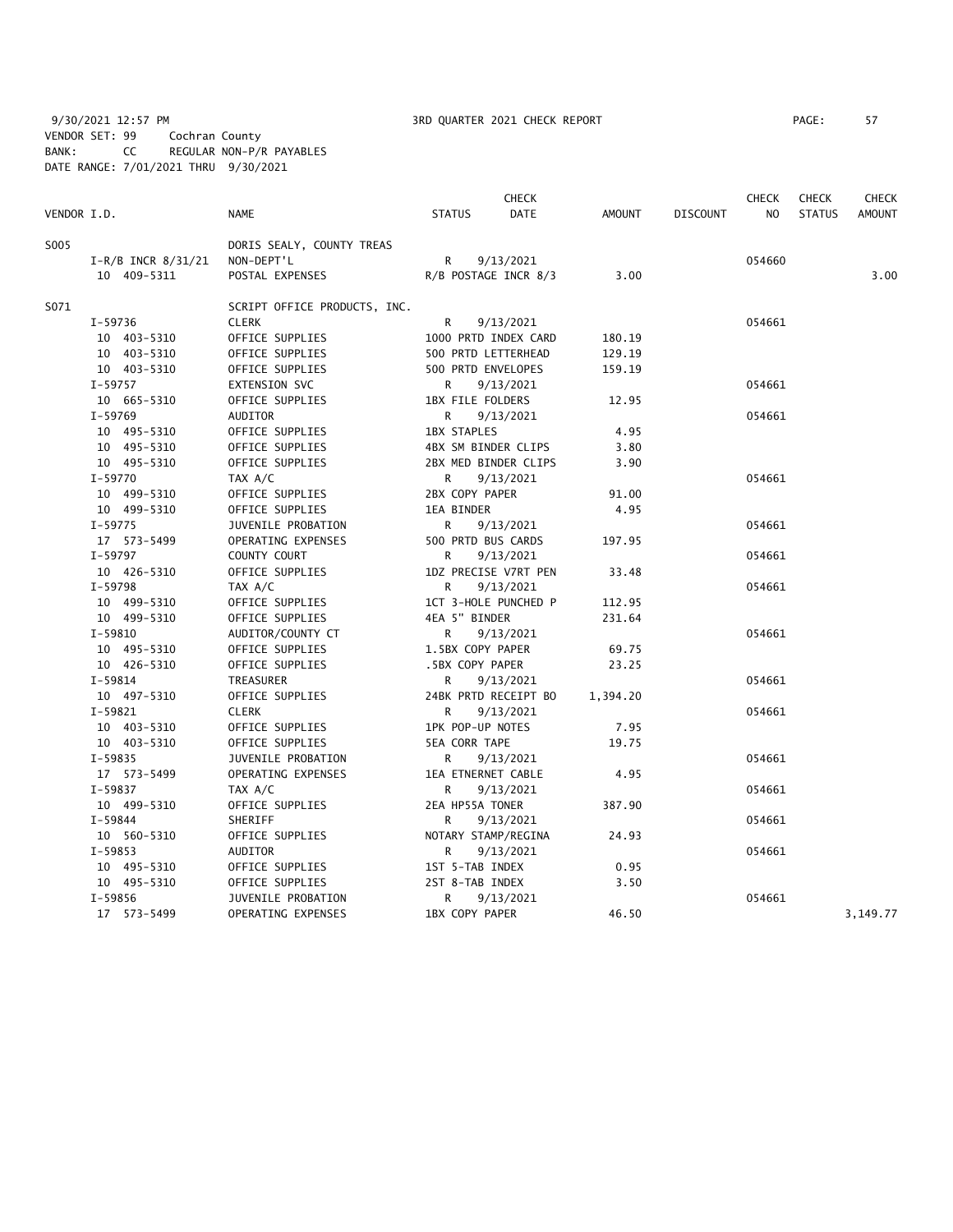9/30/2021 12:57 PM 3RD QUARTER 2021 CHECK REPORT PAGE: 57

VENDOR SET: 99 Cochran County
BANK: CC REGULAR NON-P/R PAYABLES
DATE RANGE: 7/01/2021 THRU 9/30/2021

| VENDOR I.D. | NAME | STATUS | CHECK DATE | AMOUNT | DISCOUNT | CHECK NO | CHECK STATUS | CHECK AMOUNT |
|---|---|---|---|---|---|---|---|---|
| S005 | DORIS SEALY, COUNTY TREAS | | | | | | | |
| I-R/B INCR 8/31/21 | NON-DEPT'L | R | 9/13/2021 | | | 054660 | | |
| 10 409-5311 | POSTAL EXPENSES | R/B POSTAGE INCR 8/3 | | 3.00 | | | | 3.00 |
| S071 | SCRIPT OFFICE PRODUCTS, INC. | | | | | | | |
| I-59736 | CLERK | R | 9/13/2021 | | | 054661 | | |
| 10 403-5310 | OFFICE SUPPLIES | 1000 PRTD INDEX CARD | | 180.19 | | | | |
| 10 403-5310 | OFFICE SUPPLIES | 500 PRTD LETTERHEAD | | 129.19 | | | | |
| 10 403-5310 | OFFICE SUPPLIES | 500 PRTD ENVELOPES | | 159.19 | | | | |
| I-59757 | EXTENSION SVC | R | 9/13/2021 | | | 054661 | | |
| 10 665-5310 | OFFICE SUPPLIES | 1BX FILE FOLDERS | | 12.95 | | | | |
| I-59769 | AUDITOR | R | 9/13/2021 | | | 054661 | | |
| 10 495-5310 | OFFICE SUPPLIES | 1BX STAPLES | | 4.95 | | | | |
| 10 495-5310 | OFFICE SUPPLIES | 4BX SM BINDER CLIPS | | 3.80 | | | | |
| 10 495-5310 | OFFICE SUPPLIES | 2BX MED BINDER CLIPS | | 3.90 | | | | |
| I-59770 | TAX A/C | R | 9/13/2021 | | | 054661 | | |
| 10 499-5310 | OFFICE SUPPLIES | 2BX COPY PAPER | | 91.00 | | | | |
| 10 499-5310 | OFFICE SUPPLIES | 1EA BINDER | | 4.95 | | | | |
| I-59775 | JUVENILE PROBATION | R | 9/13/2021 | | | 054661 | | |
| 17 573-5499 | OPERATING EXPENSES | 500 PRTD BUS CARDS | | 197.95 | | | | |
| I-59797 | COUNTY COURT | R | 9/13/2021 | | | 054661 | | |
| 10 426-5310 | OFFICE SUPPLIES | 1DZ PRECISE V7RT PEN | | 33.48 | | | | |
| I-59798 | TAX A/C | R | 9/13/2021 | | | 054661 | | |
| 10 499-5310 | OFFICE SUPPLIES | 1CT 3-HOLE PUNCHED P | | 112.95 | | | | |
| 10 499-5310 | OFFICE SUPPLIES | 4EA 5" BINDER | | 231.64 | | | | |
| I-59810 | AUDITOR/COUNTY CT | R | 9/13/2021 | | | 054661 | | |
| 10 495-5310 | OFFICE SUPPLIES | 1.5BX COPY PAPER | | 69.75 | | | | |
| 10 426-5310 | OFFICE SUPPLIES | .5BX COPY PAPER | | 23.25 | | | | |
| I-59814 | TREASURER | R | 9/13/2021 | | | 054661 | | |
| 10 497-5310 | OFFICE SUPPLIES | 24BK PRTD RECEIPT BO | | 1,394.20 | | | | |
| I-59821 | CLERK | R | 9/13/2021 | | | 054661 | | |
| 10 403-5310 | OFFICE SUPPLIES | 1PK POP-UP NOTES | | 7.95 | | | | |
| 10 403-5310 | OFFICE SUPPLIES | 5EA CORR TAPE | | 19.75 | | | | |
| I-59835 | JUVENILE PROBATION | R | 9/13/2021 | | | 054661 | | |
| 17 573-5499 | OPERATING EXPENSES | 1EA ETNERNET CABLE | | 4.95 | | | | |
| I-59837 | TAX A/C | R | 9/13/2021 | | | 054661 | | |
| 10 499-5310 | OFFICE SUPPLIES | 2EA HP55A TONER | | 387.90 | | | | |
| I-59844 | SHERIFF | R | 9/13/2021 | | | 054661 | | |
| 10 560-5310 | OFFICE SUPPLIES | NOTARY STAMP/REGINA | | 24.93 | | | | |
| I-59853 | AUDITOR | R | 9/13/2021 | | | 054661 | | |
| 10 495-5310 | OFFICE SUPPLIES | 1ST 5-TAB INDEX | | 0.95 | | | | |
| 10 495-5310 | OFFICE SUPPLIES | 2ST 8-TAB INDEX | | 3.50 | | | | |
| I-59856 | JUVENILE PROBATION | R | 9/13/2021 | | | 054661 | | |
| 17 573-5499 | OPERATING EXPENSES | 1BX COPY PAPER | | 46.50 | | | | 3,149.77 |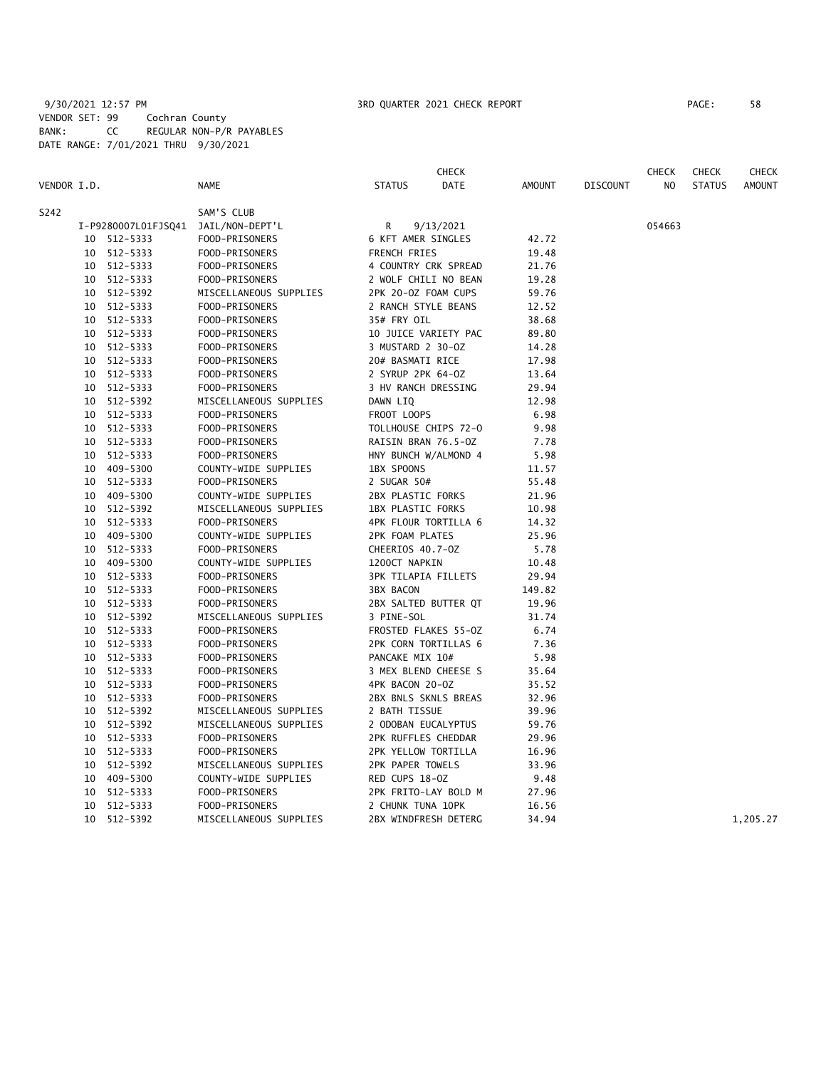9/30/2021 12:57 PM 3RD QUARTER 2021 CHECK REPORT

VENDOR SET: 99 Cochran County
BANK: CC REGULAR NON-P/R PAYABLES
DATE RANGE: 7/01/2021 THRU 9/30/2021

| VENDOR I.D. | NAME | STATUS | CHECK DATE | AMOUNT | DISCOUNT | CHECK NO | CHECK STATUS | CHECK AMOUNT |
|---|---|---|---|---|---|---|---|---|
| S242 | SAM'S CLUB | | | | | | | |
| I-P9280007L01FJSQ41 | JAIL/NON-DEPT'L | R | 9/13/2021 | | | 054663 | | |
| 10 512-5333 | FOOD-PRISONERS | 6 KFT AMER SINGLES | | 42.72 | | | | |
| 10 512-5333 | FOOD-PRISONERS | FRENCH FRIES | | 19.48 | | | | |
| 10 512-5333 | FOOD-PRISONERS | 4 COUNTRY CRK SPREAD | | 21.76 | | | | |
| 10 512-5333 | FOOD-PRISONERS | 2 WOLF CHILI NO BEAN | | 19.28 | | | | |
| 10 512-5392 | MISCELLANEOUS SUPPLIES | 2PK 20-OZ FOAM CUPS | | 59.76 | | | | |
| 10 512-5333 | FOOD-PRISONERS | 2 RANCH STYLE BEANS | | 12.52 | | | | |
| 10 512-5333 | FOOD-PRISONERS | 35# FRY OIL | | 38.68 | | | | |
| 10 512-5333 | FOOD-PRISONERS | 10 JUICE VARIETY PAC | | 89.80 | | | | |
| 10 512-5333 | FOOD-PRISONERS | 3 MUSTARD 2 30-OZ | | 14.28 | | | | |
| 10 512-5333 | FOOD-PRISONERS | 20# BASMATI RICE | | 17.98 | | | | |
| 10 512-5333 | FOOD-PRISONERS | 2 SYRUP 2PK 64-OZ | | 13.64 | | | | |
| 10 512-5333 | FOOD-PRISONERS | 3 HV RANCH DRESSING | | 29.94 | | | | |
| 10 512-5392 | MISCELLANEOUS SUPPLIES | DAWN LIQ | | 12.98 | | | | |
| 10 512-5333 | FOOD-PRISONERS | FROOT LOOPS | | 6.98 | | | | |
| 10 512-5333 | FOOD-PRISONERS | TOLLHOUSE CHIPS 72-O | | 9.98 | | | | |
| 10 512-5333 | FOOD-PRISONERS | RAISIN BRAN 76.5-OZ | | 7.78 | | | | |
| 10 512-5333 | FOOD-PRISONERS | HNY BUNCH W/ALMOND 4 | | 5.98 | | | | |
| 10 409-5300 | COUNTY-WIDE SUPPLIES | 1BX SPOONS | | 11.57 | | | | |
| 10 512-5333 | FOOD-PRISONERS | 2 SUGAR 50# | | 55.48 | | | | |
| 10 409-5300 | COUNTY-WIDE SUPPLIES | 2BX PLASTIC FORKS | | 21.96 | | | | |
| 10 512-5392 | MISCELLANEOUS SUPPLIES | 1BX PLASTIC FORKS | | 10.98 | | | | |
| 10 512-5333 | FOOD-PRISONERS | 4PK FLOUR TORTILLA 6 | | 14.32 | | | | |
| 10 409-5300 | COUNTY-WIDE SUPPLIES | 2PK FOAM PLATES | | 25.96 | | | | |
| 10 512-5333 | FOOD-PRISONERS | CHEERIOS 40.7-OZ | | 5.78 | | | | |
| 10 409-5300 | COUNTY-WIDE SUPPLIES | 1200CT NAPKIN | | 10.48 | | | | |
| 10 512-5333 | FOOD-PRISONERS | 3PK TILAPIA FILLETS | | 29.94 | | | | |
| 10 512-5333 | FOOD-PRISONERS | 3BX BACON | | 149.82 | | | | |
| 10 512-5333 | FOOD-PRISONERS | 2BX SALTED BUTTER QT | | 19.96 | | | | |
| 10 512-5392 | MISCELLANEOUS SUPPLIES | 3 PINE-SOL | | 31.74 | | | | |
| 10 512-5333 | FOOD-PRISONERS | FROSTED FLAKES 55-OZ | | 6.74 | | | | |
| 10 512-5333 | FOOD-PRISONERS | 2PK CORN TORTILLAS 6 | | 7.36 | | | | |
| 10 512-5333 | FOOD-PRISONERS | PANCAKE MIX 10# | | 5.98 | | | | |
| 10 512-5333 | FOOD-PRISONERS | 3 MEX BLEND CHEESE S | | 35.64 | | | | |
| 10 512-5333 | FOOD-PRISONERS | 4PK BACON 20-OZ | | 35.52 | | | | |
| 10 512-5333 | FOOD-PRISONERS | 2BX BNLS SKNLS BREAS | | 32.96 | | | | |
| 10 512-5392 | MISCELLANEOUS SUPPLIES | 2 BATH TISSUE | | 39.96 | | | | |
| 10 512-5392 | MISCELLANEOUS SUPPLIES | 2 ODOBAN EUCALYPTUS | | 59.76 | | | | |
| 10 512-5333 | FOOD-PRISONERS | 2PK RUFFLES CHEDDAR | | 29.96 | | | | |
| 10 512-5333 | FOOD-PRISONERS | 2PK YELLOW TORTILLA | | 16.96 | | | | |
| 10 512-5392 | MISCELLANEOUS SUPPLIES | 2PK PAPER TOWELS | | 33.96 | | | | |
| 10 409-5300 | COUNTY-WIDE SUPPLIES | RED CUPS 18-OZ | | 9.48 | | | | |
| 10 512-5333 | FOOD-PRISONERS | 2PK FRITO-LAY BOLD M | | 27.96 | | | | |
| 10 512-5333 | FOOD-PRISONERS | 2 CHUNK TUNA 10PK | | 16.56 | | | | |
| 10 512-5392 | MISCELLANEOUS SUPPLIES | 2BX WINDFRESH DETERG | | 34.94 | | | | 1,205.27 |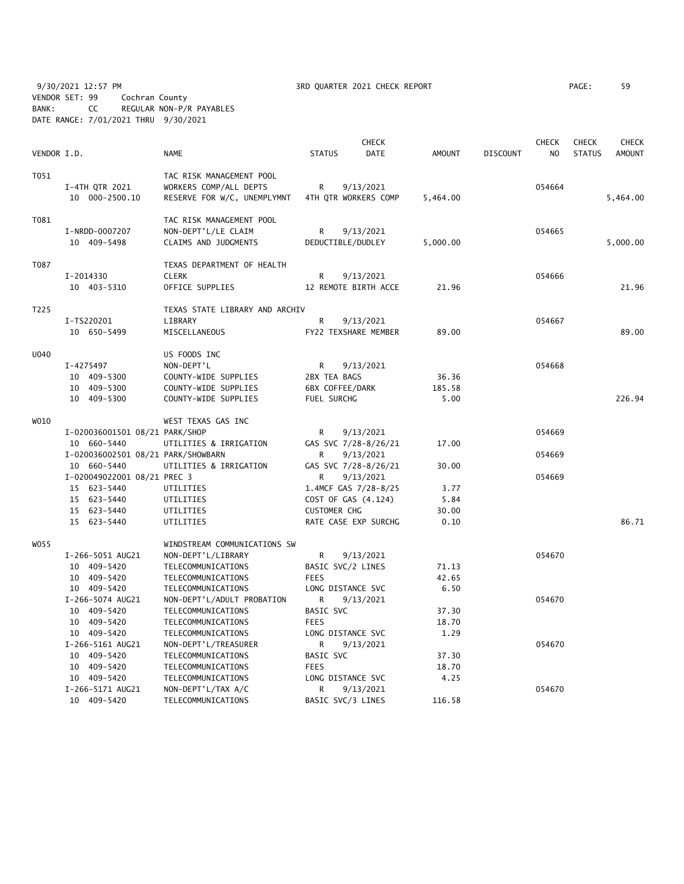9/30/2021 12:57 PM 3RD QUARTER 2021 CHECK REPORT PAGE: 59
VENDOR SET: 99 Cochran County
BANK: CC REGULAR NON-P/R PAYABLES
DATE RANGE: 7/01/2021 THRU 9/30/2021

| VENDOR I.D. | NAME | STATUS | CHECK DATE | AMOUNT | DISCOUNT | CHECK NO | CHECK STATUS | CHECK AMOUNT |
|---|---|---|---|---|---|---|---|---|
| T051 | TAC RISK MANAGEMENT POOL | | | | | | | |
| I-4TH QTR 2021 | WORKERS COMP/ALL DEPTS | R | 9/13/2021 | | | 054664 | | |
| 10 000-2500.10 | RESERVE FOR W/C, UNEMPLYMNT | 4TH QTR WORKERS COMP | | 5,464.00 | | | | 5,464.00 |
| T081 | TAC RISK MANAGEMENT POOL | | | | | | | |
| I-NRDD-0007207 | NON-DEPT'L/LE CLAIM | R | 9/13/2021 | | | 054665 | | |
| 10 409-5498 | CLAIMS AND JUDGMENTS | DEDUCTIBLE/DUDLEY | | 5,000.00 | | | | 5,000.00 |
| T087 | TEXAS DEPARTMENT OF HEALTH | | | | | | | |
| I-2014330 | CLERK | R | 9/13/2021 | | | 054666 | | |
| 10 403-5310 | OFFICE SUPPLIES | 12 REMOTE BIRTH ACCE | | 21.96 | | | | 21.96 |
| T225 | TEXAS STATE LIBRARY AND ARCHIV | | | | | | | |
| I-TS220201 | LIBRARY | R | 9/13/2021 | | | 054667 | | |
| 10 650-5499 | MISCELLANEOUS | FY22 TEXSHARE MEMBER | | 89.00 | | | | 89.00 |
| U040 | US FOODS INC | | | | | | | |
| I-4275497 | NON-DEPT'L | R | 9/13/2021 | | | 054668 | | |
| 10 409-5300 | COUNTY-WIDE SUPPLIES | 2BX TEA BAGS | | 36.36 | | | | |
| 10 409-5300 | COUNTY-WIDE SUPPLIES | 6BX COFFEE/DARK | | 185.58 | | | | |
| 10 409-5300 | COUNTY-WIDE SUPPLIES | FUEL SURCHG | | 5.00 | | | | 226.94 |
| W010 | WEST TEXAS GAS INC | | | | | | | |
| I-020036001501 08/21 | PARK/SHOP | R | 9/13/2021 | | | 054669 | | |
| 10 660-5440 | UTILITIES & IRRIGATION | GAS SVC 7/28-8/26/21 | | 17.00 | | | | |
| I-020036002501 08/21 | PARK/SHOWBARN | R | 9/13/2021 | | | 054669 | | |
| 10 660-5440 | UTILITIES & IRRIGATION | GAS SVC 7/28-8/26/21 | | 30.00 | | | | |
| I-020049022001 08/21 | PREC 3 | R | 9/13/2021 | | | 054669 | | |
| 15 623-5440 | UTILITIES | 1.4MCF GAS 7/28-8/25 | | 3.77 | | | | |
| 15 623-5440 | UTILITIES | COST OF GAS (4.124) | | 5.84 | | | | |
| 15 623-5440 | UTILITIES | CUSTOMER CHG | | 30.00 | | | | |
| 15 623-5440 | UTILITIES | RATE CASE EXP SURCHG | | 0.10 | | | | 86.71 |
| W055 | WINDSTREAM COMMUNICATIONS SW | | | | | | | |
| I-266-5051 AUG21 | NON-DEPT'L/LIBRARY | R | 9/13/2021 | | | 054670 | | |
| 10 409-5420 | TELECOMMUNICATIONS | BASIC SVC/2 LINES | | 71.13 | | | | |
| 10 409-5420 | TELECOMMUNICATIONS | FEES | | 42.65 | | | | |
| 10 409-5420 | TELECOMMUNICATIONS | LONG DISTANCE SVC | | 6.50 | | | | |
| I-266-5074 AUG21 | NON-DEPT'L/ADULT PROBATION | R | 9/13/2021 | | | 054670 | | |
| 10 409-5420 | TELECOMMUNICATIONS | BASIC SVC | | 37.30 | | | | |
| 10 409-5420 | TELECOMMUNICATIONS | FEES | | 18.70 | | | | |
| 10 409-5420 | TELECOMMUNICATIONS | LONG DISTANCE SVC | | 1.29 | | | | |
| I-266-5161 AUG21 | NON-DEPT'L/TREASURER | R | 9/13/2021 | | | 054670 | | |
| 10 409-5420 | TELECOMMUNICATIONS | BASIC SVC | | 37.30 | | | | |
| 10 409-5420 | TELECOMMUNICATIONS | FEES | | 18.70 | | | | |
| 10 409-5420 | TELECOMMUNICATIONS | LONG DISTANCE SVC | | 4.25 | | | | |
| I-266-5171 AUG21 | NON-DEPT'L/TAX A/C | R | 9/13/2021 | | | 054670 | | |
| 10 409-5420 | TELECOMMUNICATIONS | BASIC SVC/3 LINES | | 116.58 | | | | |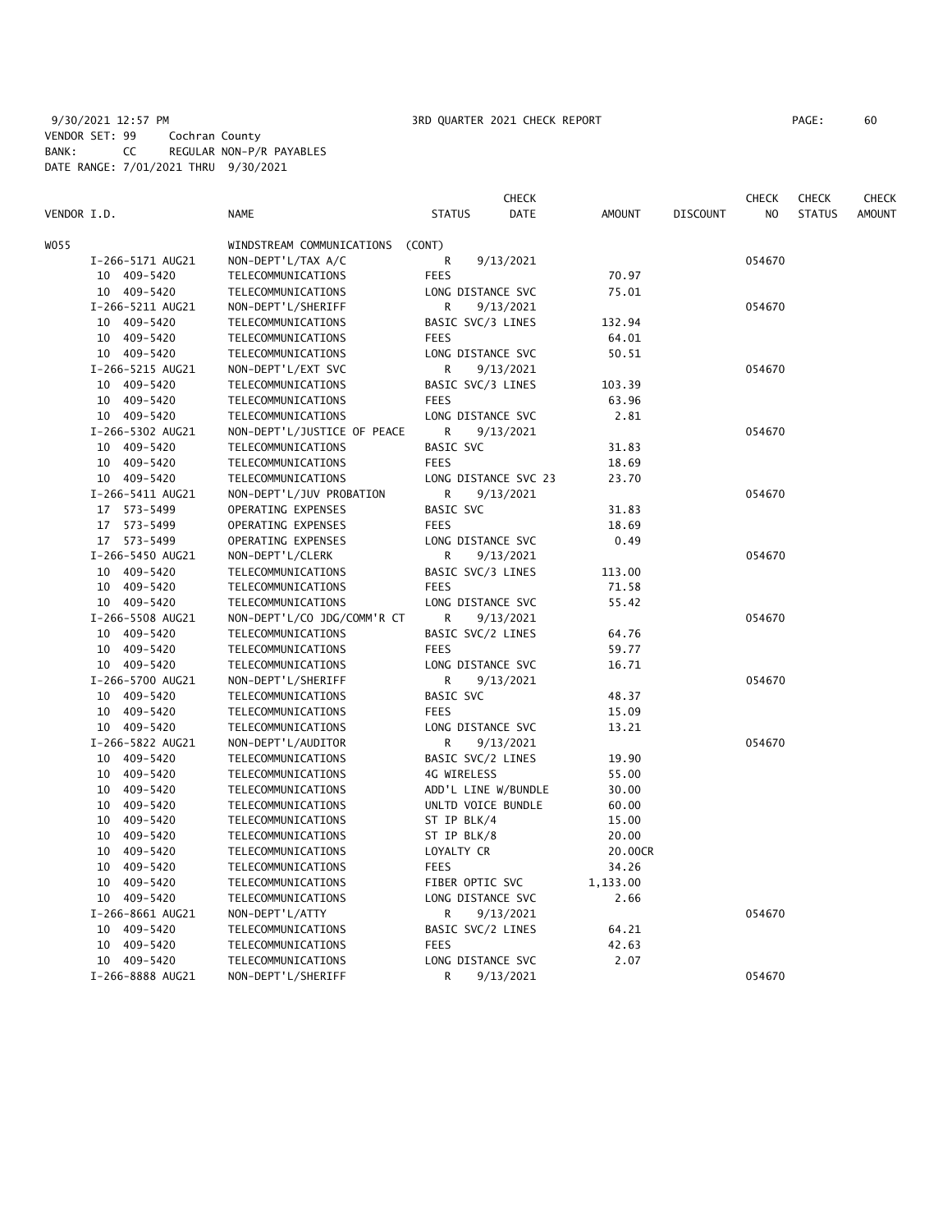9/30/2021 12:57 PM 3RD QUARTER 2021 CHECK REPORT PAGE: 60
VENDOR SET: 99 Cochran County
BANK: CC REGULAR NON-P/R PAYABLES
DATE RANGE: 7/01/2021 THRU 9/30/2021

| VENDOR I.D. | NAME | STATUS | CHECK DATE | AMOUNT | DISCOUNT | CHECK NO | CHECK STATUS | CHECK AMOUNT |
|---|---|---|---|---|---|---|---|---|
| W055 | WINDSTREAM COMMUNICATIONS (CONT) | | | | | | | |
| I-266-5171 AUG21 | NON-DEPT'L/TAX A/C | R | 9/13/2021 | | | 054670 | | |
| 10 409-5420 | TELECOMMUNICATIONS | FEES | | 70.97 | | | | |
| 10 409-5420 | TELECOMMUNICATIONS | LONG DISTANCE SVC | | 75.01 | | | | |
| I-266-5211 AUG21 | NON-DEPT'L/SHERIFF | R | 9/13/2021 | | | 054670 | | |
| 10 409-5420 | TELECOMMUNICATIONS | BASIC SVC/3 LINES | | 132.94 | | | | |
| 10 409-5420 | TELECOMMUNICATIONS | FEES | | 64.01 | | | | |
| 10 409-5420 | TELECOMMUNICATIONS | LONG DISTANCE SVC | | 50.51 | | | | |
| I-266-5215 AUG21 | NON-DEPT'L/EXT SVC | R | 9/13/2021 | | | 054670 | | |
| 10 409-5420 | TELECOMMUNICATIONS | BASIC SVC/3 LINES | | 103.39 | | | | |
| 10 409-5420 | TELECOMMUNICATIONS | FEES | | 63.96 | | | | |
| 10 409-5420 | TELECOMMUNICATIONS | LONG DISTANCE SVC | | 2.81 | | | | |
| I-266-5302 AUG21 | NON-DEPT'L/JUSTICE OF PEACE | R | 9/13/2021 | | | 054670 | | |
| 10 409-5420 | TELECOMMUNICATIONS | BASIC SVC | | 31.83 | | | | |
| 10 409-5420 | TELECOMMUNICATIONS | FEES | | 18.69 | | | | |
| 10 409-5420 | TELECOMMUNICATIONS | LONG DISTANCE SVC 23 | | 23.70 | | | | |
| I-266-5411 AUG21 | NON-DEPT'L/JUV PROBATION | R | 9/13/2021 | | | 054670 | | |
| 17 573-5499 | OPERATING EXPENSES | BASIC SVC | | 31.83 | | | | |
| 17 573-5499 | OPERATING EXPENSES | FEES | | 18.69 | | | | |
| 17 573-5499 | OPERATING EXPENSES | LONG DISTANCE SVC | | 0.49 | | | | |
| I-266-5450 AUG21 | NON-DEPT'L/CLERK | R | 9/13/2021 | | | 054670 | | |
| 10 409-5420 | TELECOMMUNICATIONS | BASIC SVC/3 LINES | | 113.00 | | | | |
| 10 409-5420 | TELECOMMUNICATIONS | FEES | | 71.58 | | | | |
| 10 409-5420 | TELECOMMUNICATIONS | LONG DISTANCE SVC | | 55.42 | | | | |
| I-266-5508 AUG21 | NON-DEPT'L/CO JDG/COMM'R CT | R | 9/13/2021 | | | 054670 | | |
| 10 409-5420 | TELECOMMUNICATIONS | BASIC SVC/2 LINES | | 64.76 | | | | |
| 10 409-5420 | TELECOMMUNICATIONS | FEES | | 59.77 | | | | |
| 10 409-5420 | TELECOMMUNICATIONS | LONG DISTANCE SVC | | 16.71 | | | | |
| I-266-5700 AUG21 | NON-DEPT'L/SHERIFF | R | 9/13/2021 | | | 054670 | | |
| 10 409-5420 | TELECOMMUNICATIONS | BASIC SVC | | 48.37 | | | | |
| 10 409-5420 | TELECOMMUNICATIONS | FEES | | 15.09 | | | | |
| 10 409-5420 | TELECOMMUNICATIONS | LONG DISTANCE SVC | | 13.21 | | | | |
| I-266-5822 AUG21 | NON-DEPT'L/AUDITOR | R | 9/13/2021 | | | 054670 | | |
| 10 409-5420 | TELECOMMUNICATIONS | BASIC SVC/2 LINES | | 19.90 | | | | |
| 10 409-5420 | TELECOMMUNICATIONS | 4G WIRELESS | | 55.00 | | | | |
| 10 409-5420 | TELECOMMUNICATIONS | ADD'L LINE W/BUNDLE | | 30.00 | | | | |
| 10 409-5420 | TELECOMMUNICATIONS | UNLTD VOICE BUNDLE | | 60.00 | | | | |
| 10 409-5420 | TELECOMMUNICATIONS | ST IP BLK/4 | | 15.00 | | | | |
| 10 409-5420 | TELECOMMUNICATIONS | ST IP BLK/8 | | 20.00 | | | | |
| 10 409-5420 | TELECOMMUNICATIONS | LOYALTY CR | | 20.00CR | | | | |
| 10 409-5420 | TELECOMMUNICATIONS | FEES | | 34.26 | | | | |
| 10 409-5420 | TELECOMMUNICATIONS | FIBER OPTIC SVC | | 1,133.00 | | | | |
| 10 409-5420 | TELECOMMUNICATIONS | LONG DISTANCE SVC | | 2.66 | | | | |
| I-266-8661 AUG21 | NON-DEPT'L/ATTY | R | 9/13/2021 | | | 054670 | | |
| 10 409-5420 | TELECOMMUNICATIONS | BASIC SVC/2 LINES | | 64.21 | | | | |
| 10 409-5420 | TELECOMMUNICATIONS | FEES | | 42.63 | | | | |
| 10 409-5420 | TELECOMMUNICATIONS | LONG DISTANCE SVC | | 2.07 | | | | |
| I-266-8888 AUG21 | NON-DEPT'L/SHERIFF | R | 9/13/2021 | | | 054670 | | |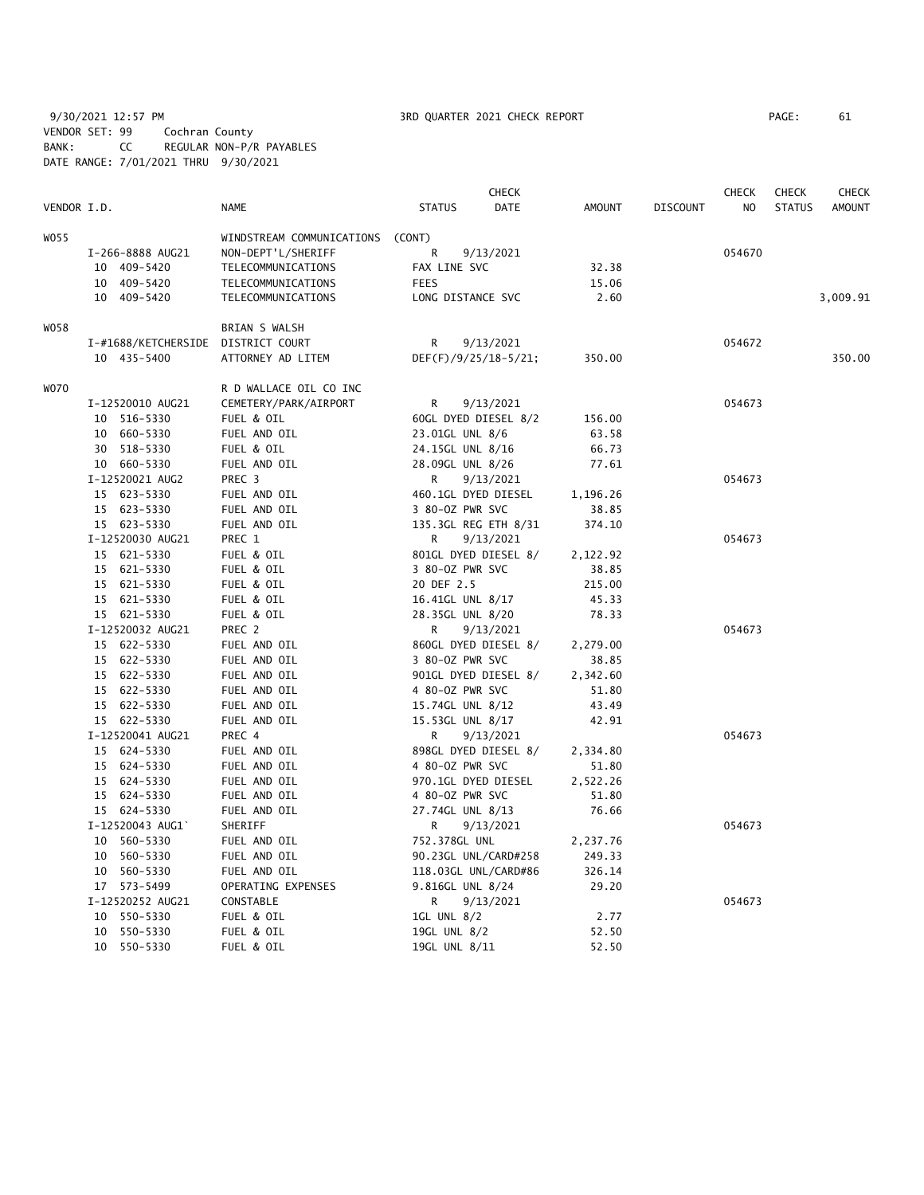9/30/2021 12:57 PM 3RD QUARTER 2021 CHECK REPORT

VENDOR SET: 99 Cochran County
BANK: CC REGULAR NON-P/R PAYABLES
DATE RANGE: 7/01/2021 THRU 9/30/2021

| VENDOR I.D. | NAME | STATUS | CHECK DATE | AMOUNT | DISCOUNT | CHECK NO | CHECK STATUS | CHECK AMOUNT |
|---|---|---|---|---|---|---|---|---|
| W055 | WINDSTREAM COMMUNICATIONS | (CONT) | | | | | | |
| I-266-8888 AUG21 | NON-DEPT'L/SHERIFF | R | 9/13/2021 | | | 054670 | | |
| 10 409-5420 | TELECOMMUNICATIONS | FAX LINE SVC | | 32.38 | | | | |
| 10 409-5420 | TELECOMMUNICATIONS | FEES | | 15.06 | | | | |
| 10 409-5420 | TELECOMMUNICATIONS | LONG DISTANCE SVC | | 2.60 | | | | 3,009.91 |
| W058 | BRIAN S WALSH | | | | | | | |
| I-#1688/KETCHERSIDE | DISTRICT COURT | R | 9/13/2021 | | | 054672 | | |
| 10 435-5400 | ATTORNEY AD LITEM | DEF(F)/9/25/18-5/21; | | 350.00 | | | | 350.00 |
| W070 | R D WALLACE OIL CO INC | | | | | | | |
| I-12520010 AUG21 | CEMETERY/PARK/AIRPORT | R | 9/13/2021 | | | 054673 | | |
| 10 516-5330 | FUEL & OIL | 60GL DYED DIESEL 8/2 | | 156.00 | | | | |
| 10 660-5330 | FUEL AND OIL | 23.01GL UNL 8/6 | | 63.58 | | | | |
| 30 518-5330 | FUEL & OIL | 24.15GL UNL 8/16 | | 66.73 | | | | |
| 10 660-5330 | FUEL AND OIL | 28.09GL UNL 8/26 | | 77.61 | | | | |
| I-12520021 AUG2 | PREC 3 | R | 9/13/2021 | | | 054673 | | |
| 15 623-5330 | FUEL AND OIL | 460.1GL DYED DIESEL | | 1,196.26 | | | | |
| 15 623-5330 | FUEL AND OIL | 3 80-OZ PWR SVC | | 38.85 | | | | |
| 15 623-5330 | FUEL AND OIL | 135.3GL REG ETH 8/31 | | 374.10 | | | | |
| I-12520030 AUG21 | PREC 1 | R | 9/13/2021 | | | 054673 | | |
| 15 621-5330 | FUEL & OIL | 801GL DYED DIESEL 8/ | | 2,122.92 | | | | |
| 15 621-5330 | FUEL & OIL | 3 80-OZ PWR SVC | | 38.85 | | | | |
| 15 621-5330 | FUEL & OIL | 20 DEF 2.5 | | 215.00 | | | | |
| 15 621-5330 | FUEL & OIL | 16.41GL UNL 8/17 | | 45.33 | | | | |
| 15 621-5330 | FUEL & OIL | 28.35GL UNL 8/20 | | 78.33 | | | | |
| I-12520032 AUG21 | PREC 2 | R | 9/13/2021 | | | 054673 | | |
| 15 622-5330 | FUEL AND OIL | 860GL DYED DIESEL 8/ | | 2,279.00 | | | | |
| 15 622-5330 | FUEL AND OIL | 3 80-OZ PWR SVC | | 38.85 | | | | |
| 15 622-5330 | FUEL AND OIL | 901GL DYED DIESEL 8/ | | 2,342.60 | | | | |
| 15 622-5330 | FUEL AND OIL | 4 80-OZ PWR SVC | | 51.80 | | | | |
| 15 622-5330 | FUEL AND OIL | 15.74GL UNL 8/12 | | 43.49 | | | | |
| 15 622-5330 | FUEL AND OIL | 15.53GL UNL 8/17 | | 42.91 | | | | |
| I-12520041 AUG21 | PREC 4 | R | 9/13/2021 | | | 054673 | | |
| 15 624-5330 | FUEL AND OIL | 898GL DYED DIESEL 8/ | | 2,334.80 | | | | |
| 15 624-5330 | FUEL AND OIL | 4 80-OZ PWR SVC | | 51.80 | | | | |
| 15 624-5330 | FUEL AND OIL | 970.1GL DYED DIESEL | | 2,522.26 | | | | |
| 15 624-5330 | FUEL AND OIL | 4 80-OZ PWR SVC | | 51.80 | | | | |
| 15 624-5330 | FUEL AND OIL | 27.74GL UNL 8/13 | | 76.66 | | | | |
| I-12520043 AUG1` | SHERIFF | R | 9/13/2021 | | | 054673 | | |
| 10 560-5330 | FUEL AND OIL | 752.378GL UNL | | 2,237.76 | | | | |
| 10 560-5330 | FUEL AND OIL | 90.23GL UNL/CARD#258 | | 249.33 | | | | |
| 10 560-5330 | FUEL AND OIL | 118.03GL UNL/CARD#86 | | 326.14 | | | | |
| 17 573-5499 | OPERATING EXPENSES | 9.816GL UNL 8/24 | | 29.20 | | | | |
| I-12520252 AUG21 | CONSTABLE | R | 9/13/2021 | | | 054673 | | |
| 10 550-5330 | FUEL & OIL | 1GL UNL 8/2 | | 2.77 | | | | |
| 10 550-5330 | FUEL & OIL | 19GL UNL 8/2 | | 52.50 | | | | |
| 10 550-5330 | FUEL & OIL | 19GL UNL 8/11 | | 52.50 | | | | |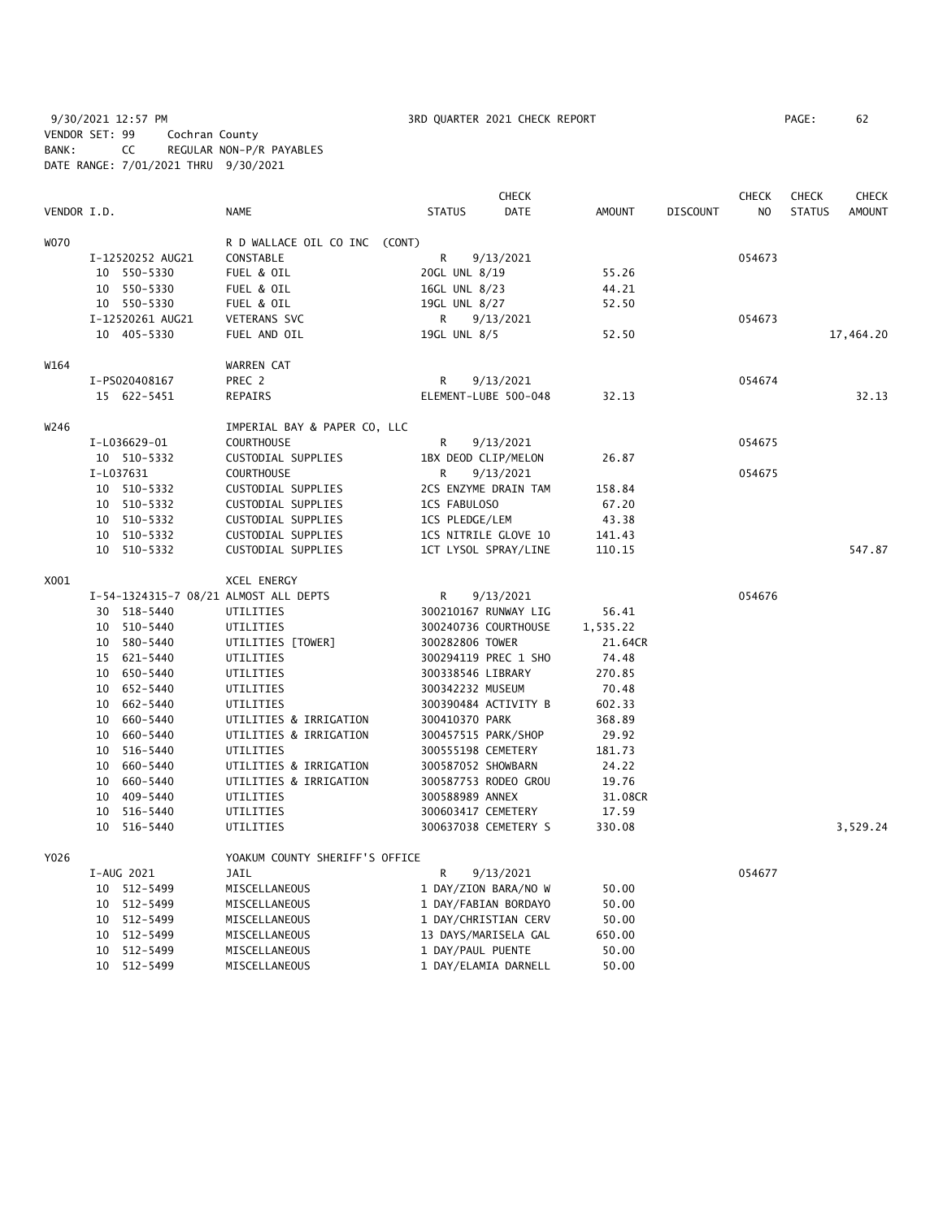9/30/2021 12:57 PM 3RD QUARTER 2021 CHECK REPORT
VENDOR SET: 99 Cochran County
BANK: CC REGULAR NON-P/R PAYABLES
DATE RANGE: 7/01/2021 THRU 9/30/2021

| VENDOR I.D. | NAME | STATUS | CHECK DATE | AMOUNT | DISCOUNT | CHECK NO | CHECK STATUS | CHECK AMOUNT |
|---|---|---|---|---|---|---|---|---|
| W070 | R D WALLACE OIL CO INC (CONT) | | | | | | | |
| I-12520252 AUG21 | CONSTABLE | R | 9/13/2021 | | | 054673 | | |
| 10 550-5330 | FUEL & OIL | 20GL UNL 8/19 | | 55.26 | | | | |
| 10 550-5330 | FUEL & OIL | 16GL UNL 8/23 | | 44.21 | | | | |
| 10 550-5330 | FUEL & OIL | 19GL UNL 8/27 | | 52.50 | | | | |
| I-12520261 AUG21 | VETERANS SVC | R | 9/13/2021 | | | 054673 | | |
| 10 405-5330 | FUEL AND OIL | 19GL UNL 8/5 | | 52.50 | | | | 17,464.20 |
| W164 | WARREN CAT | | | | | | | |
| I-PS020408167 | PREC 2 | R | 9/13/2021 | | | 054674 | | |
| 15 622-5451 | REPAIRS | ELEMENT-LUBE 500-048 | | 32.13 | | | | 32.13 |
| W246 | IMPERIAL BAY & PAPER CO, LLC | | | | | | | |
| I-L036629-01 | COURTHOUSE | R | 9/13/2021 | | | 054675 | | |
| 10 510-5332 | CUSTODIAL SUPPLIES | 1BX DEOD CLIP/MELON | | 26.87 | | | | |
| I-L037631 | COURTHOUSE | R | 9/13/2021 | | | 054675 | | |
| 10 510-5332 | CUSTODIAL SUPPLIES | 2CS ENZYME DRAIN TAM | | 158.84 | | | | |
| 10 510-5332 | CUSTODIAL SUPPLIES | 1CS FABULOSO | | 67.20 | | | | |
| 10 510-5332 | CUSTODIAL SUPPLIES | 1CS PLEDGE/LEM | | 43.38 | | | | |
| 10 510-5332 | CUSTODIAL SUPPLIES | 1CS NITRILE GLOVE 10 | | 141.43 | | | | |
| 10 510-5332 | CUSTODIAL SUPPLIES | 1CT LYSOL SPRAY/LINE | | 110.15 | | | | 547.87 |
| X001 | XCEL ENERGY | | | | | | | |
| I-54-1324315-7 08/21 | ALMOST ALL DEPTS | R | 9/13/2021 | | | 054676 | | |
| 30 518-5440 | UTILITIES | 300210167 RUNWAY LIG | | 56.41 | | | | |
| 10 510-5440 | UTILITIES | 300240736 COURTHOUSE | | 1,535.22 | | | | |
| 10 580-5440 | UTILITIES [TOWER] | 300282806 TOWER | | 21.64CR | | | | |
| 15 621-5440 | UTILITIES | 300294119 PREC 1 SHO | | 74.48 | | | | |
| 10 650-5440 | UTILITIES | 300338546 LIBRARY | | 270.85 | | | | |
| 10 652-5440 | UTILITIES | 300342232 MUSEUM | | 70.48 | | | | |
| 10 662-5440 | UTILITIES | 300390484 ACTIVITY B | | 602.33 | | | | |
| 10 660-5440 | UTILITIES & IRRIGATION | 300410370 PARK | | 368.89 | | | | |
| 10 660-5440 | UTILITIES & IRRIGATION | 300457515 PARK/SHOP | | 29.92 | | | | |
| 10 516-5440 | UTILITIES | 300555198 CEMETERY | | 181.73 | | | | |
| 10 660-5440 | UTILITIES & IRRIGATION | 300587052 SHOWBARN | | 24.22 | | | | |
| 10 660-5440 | UTILITIES & IRRIGATION | 300587753 RODEO GROU | | 19.76 | | | | |
| 10 409-5440 | UTILITIES | 300588989 ANNEX | | 31.08CR | | | | |
| 10 516-5440 | UTILITIES | 300603417 CEMETERY | | 17.59 | | | | |
| 10 516-5440 | UTILITIES | 300637038 CEMETERY S | | 330.08 | | | | 3,529.24 |
| Y026 | YOAKUM COUNTY SHERIFF'S OFFICE | | | | | | | |
| I-AUG 2021 | JAIL | R | 9/13/2021 | | | 054677 | | |
| 10 512-5499 | MISCELLANEOUS | 1 DAY/ZION BARA/NO W | | 50.00 | | | | |
| 10 512-5499 | MISCELLANEOUS | 1 DAY/FABIAN BORDAYO | | 50.00 | | | | |
| 10 512-5499 | MISCELLANEOUS | 1 DAY/CHRISTIAN CERV | | 50.00 | | | | |
| 10 512-5499 | MISCELLANEOUS | 13 DAYS/MARISELA GAL | | 650.00 | | | | |
| 10 512-5499 | MISCELLANEOUS | 1 DAY/PAUL PUENTE | | 50.00 | | | | |
| 10 512-5499 | MISCELLANEOUS | 1 DAY/ELAMIA DARNELL | | 50.00 | | | | |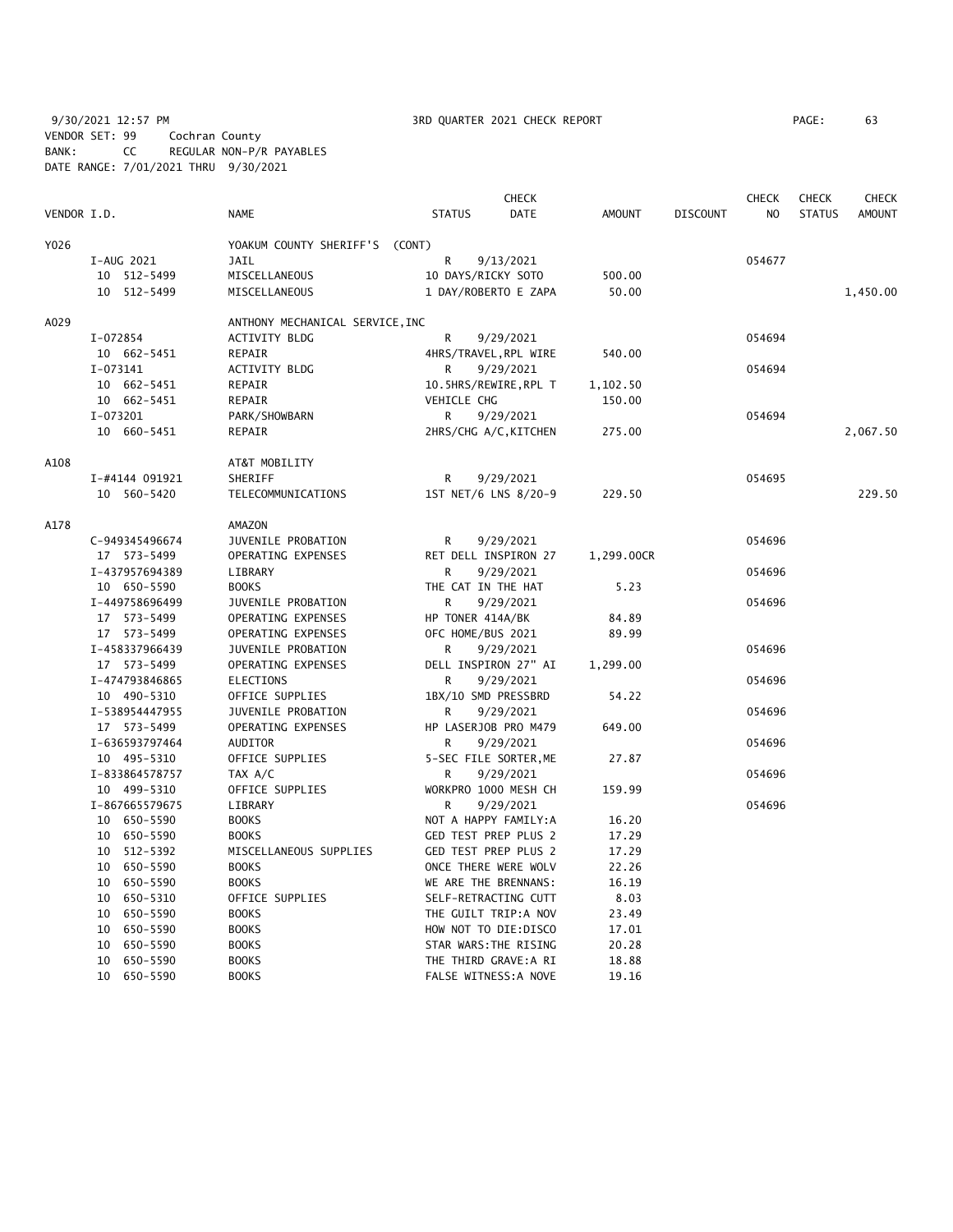9/30/2021 12:57 PM    3RD QUARTER 2021 CHECK REPORT

VENDOR SET: 99    Cochran County
BANK: CC    REGULAR NON-P/R PAYABLES
DATE RANGE: 7/01/2021 THRU 9/30/2021

| VENDOR I.D. | NAME | STATUS | CHECK DATE | AMOUNT | DISCOUNT | CHECK NO | CHECK STATUS | CHECK AMOUNT |
|---|---|---|---|---|---|---|---|---|
| Y026 | YOAKUM COUNTY SHERIFF'S (CONT) | | | | | | | |
| I-AUG 2021 | JAIL | R | 9/13/2021 | | | 054677 | | |
| 10 512-5499 | MISCELLANEOUS | 10 DAYS/RICKY SOTO | | 500.00 | | | | |
| 10 512-5499 | MISCELLANEOUS | 1 DAY/ROBERTO E ZAPA | | 50.00 | | | | 1,450.00 |
| A029 | ANTHONY MECHANICAL SERVICE, INC | | | | | | | |
| I-072854 | ACTIVITY BLDG | R | 9/29/2021 | | | 054694 | | |
| 10 662-5451 | REPAIR | 4HRS/TRAVEL, RPL WIRE | | 540.00 | | | | |
| I-073141 | ACTIVITY BLDG | R | 9/29/2021 | | | 054694 | | |
| 10 662-5451 | REPAIR | 10.5HRS/REWIRE, RPL T | | 1,102.50 | | | | |
| 10 662-5451 | REPAIR | VEHICLE CHG | | 150.00 | | | | |
| I-073201 | PARK/SHOWBARN | R | 9/29/2021 | | | 054694 | | |
| 10 660-5451 | REPAIR | 2HRS/CHG A/C, KITCHEN | | 275.00 | | | | 2,067.50 |
| A108 | AT&T MOBILITY | | | | | | | |
| I-#4144 091921 | SHERIFF | R | 9/29/2021 | | | 054695 | | |
| 10 560-5420 | TELECOMMUNICATIONS | 1ST NET/6 LNS 8/20-9 | | 229.50 | | | | 229.50 |
| A178 | AMAZON | | | | | | | |
| C-949345496674 | JUVENILE PROBATION | R | 9/29/2021 | | | 054696 | | |
| 17 573-5499 | OPERATING EXPENSES | RET DELL INSPIRON 27 | | 1,299.00CR | | | | |
| I-437957694389 | LIBRARY | R | 9/29/2021 | | | 054696 | | |
| 10 650-5590 | BOOKS | THE CAT IN THE HAT | | 5.23 | | | | |
| I-449758696499 | JUVENILE PROBATION | R | 9/29/2021 | | | 054696 | | |
| 17 573-5499 | OPERATING EXPENSES | HP TONER 414A/BK | | 84.89 | | | | |
| 17 573-5499 | OPERATING EXPENSES | OFC HOME/BUS 2021 | | 89.99 | | | | |
| I-458337966439 | JUVENILE PROBATION | R | 9/29/2021 | | | 054696 | | |
| 17 573-5499 | OPERATING EXPENSES | DELL INSPIRON 27" AI | | 1,299.00 | | | | |
| I-474793846865 | ELECTIONS | R | 9/29/2021 | | | 054696 | | |
| 10 490-5310 | OFFICE SUPPLIES | 1BX/10 SMD PRESSBRD | | 54.22 | | | | |
| I-538954447955 | JUVENILE PROBATION | R | 9/29/2021 | | | 054696 | | |
| 17 573-5499 | OPERATING EXPENSES | HP LASERJOB PRO M479 | | 649.00 | | | | |
| I-636593797464 | AUDITOR | R | 9/29/2021 | | | 054696 | | |
| 10 495-5310 | OFFICE SUPPLIES | 5-SEC FILE SORTER, ME | | 27.87 | | | | |
| I-833864578757 | TAX A/C | R | 9/29/2021 | | | 054696 | | |
| 10 499-5310 | OFFICE SUPPLIES | WORKPRO 1000 MESH CH | | 159.99 | | | | |
| I-867665579675 | LIBRARY | R | 9/29/2021 | | | 054696 | | |
| 10 650-5590 | BOOKS | NOT A HAPPY FAMILY:A | | 16.20 | | | | |
| 10 650-5590 | BOOKS | GED TEST PREP PLUS 2 | | 17.29 | | | | |
| 10 512-5392 | MISCELLANEOUS SUPPLIES | GED TEST PREP PLUS 2 | | 17.29 | | | | |
| 10 650-5590 | BOOKS | ONCE THERE WERE WOLV | | 22.26 | | | | |
| 10 650-5590 | BOOKS | WE ARE THE BRENNANS: | | 16.19 | | | | |
| 10 650-5310 | OFFICE SUPPLIES | SELF-RETRACTING CUTT | | 8.03 | | | | |
| 10 650-5590 | BOOKS | THE GUILT TRIP:A NOV | | 23.49 | | | | |
| 10 650-5590 | BOOKS | HOW NOT TO DIE:DISCO | | 17.01 | | | | |
| 10 650-5590 | BOOKS | STAR WARS:THE RISING | | 20.28 | | | | |
| 10 650-5590 | BOOKS | THE THIRD GRAVE:A RI | | 18.88 | | | | |
| 10 650-5590 | BOOKS | FALSE WITNESS:A NOVE | | 19.16 | | | | |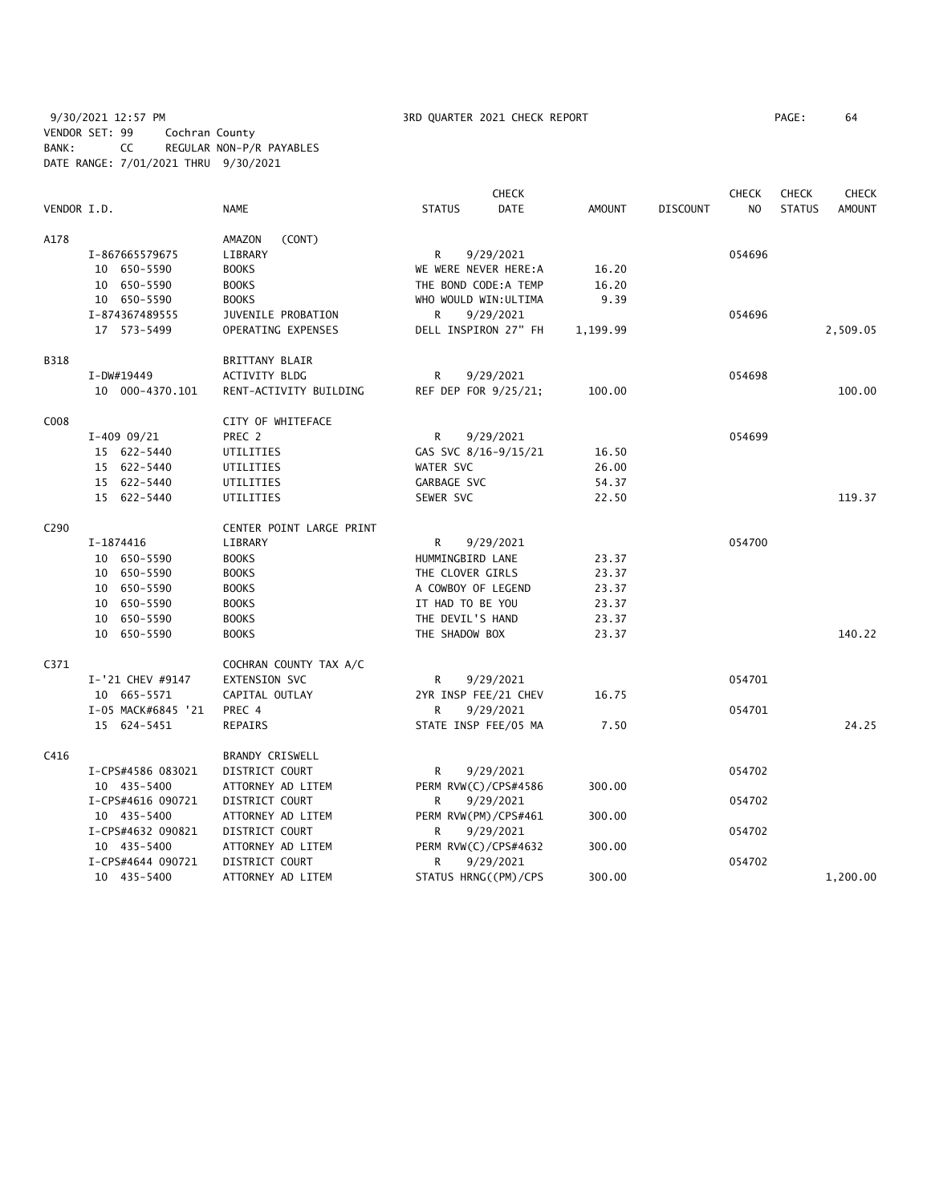9/30/2021 12:57 PM 3RD QUARTER 2021 CHECK REPORT PAGE: 64
VENDOR SET: 99 Cochran County
BANK: CC REGULAR NON-P/R PAYABLES
DATE RANGE: 7/01/2021 THRU 9/30/2021

| VENDOR I.D. | NAME | STATUS | CHECK DATE | AMOUNT | DISCOUNT | CHECK NO | CHECK STATUS | CHECK AMOUNT |
|---|---|---|---|---|---|---|---|---|
| A178 | AMAZON (CONT) | | | | | | | |
| I-867665579675 | LIBRARY | R | 9/29/2021 | | | 054696 | | |
| 10 650-5590 | BOOKS | WE WERE NEVER HERE:A | | 16.20 | | | | |
| 10 650-5590 | BOOKS | THE BOND CODE:A TEMP | | 16.20 | | | | |
| 10 650-5590 | BOOKS | WHO WOULD WIN:ULTIMA | | 9.39 | | | | |
| I-874367489555 | JUVENILE PROBATION | R | 9/29/2021 | | | 054696 | | |
| 17 573-5499 | OPERATING EXPENSES | DELL INSPIRON 27" FH | | 1,199.99 | | | | 2,509.05 |
| B318 | BRITTANY BLAIR | | | | | | | |
| I-DW#19449 | ACTIVITY BLDG | R | 9/29/2021 | | | 054698 | | |
| 10 000-4370.101 | RENT-ACTIVITY BUILDING | REF DEP FOR 9/25/21; | | 100.00 | | | | 100.00 |
| C008 | CITY OF WHITEFACE | | | | | | | |
| I-409 09/21 | PREC 2 | R | 9/29/2021 | | | 054699 | | |
| 15 622-5440 | UTILITIES | GAS SVC 8/16-9/15/21 | | 16.50 | | | | |
| 15 622-5440 | UTILITIES | WATER SVC | | 26.00 | | | | |
| 15 622-5440 | UTILITIES | GARBAGE SVC | | 54.37 | | | | |
| 15 622-5440 | UTILITIES | SEWER SVC | | 22.50 | | | | 119.37 |
| C290 | CENTER POINT LARGE PRINT | | | | | | | |
| I-1874416 | LIBRARY | R | 9/29/2021 | | | 054700 | | |
| 10 650-5590 | BOOKS | HUMMINGBIRD LANE | | 23.37 | | | | |
| 10 650-5590 | BOOKS | THE CLOVER GIRLS | | 23.37 | | | | |
| 10 650-5590 | BOOKS | A COWBOY OF LEGEND | | 23.37 | | | | |
| 10 650-5590 | BOOKS | IT HAD TO BE YOU | | 23.37 | | | | |
| 10 650-5590 | BOOKS | THE DEVIL'S HAND | | 23.37 | | | | |
| 10 650-5590 | BOOKS | THE SHADOW BOX | | 23.37 | | | | 140.22 |
| C371 | COCHRAN COUNTY TAX A/C | | | | | | | |
| I-'21 CHEV #9147 | EXTENSION SVC | R | 9/29/2021 | | | 054701 | | |
| 10 665-5571 | CAPITAL OUTLAY | 2YR INSP FEE/21 CHEV | | 16.75 | | | | |
| I-05 MACK#6845 '21 | PREC 4 | R | 9/29/2021 | | | 054701 | | |
| 15 624-5451 | REPAIRS | STATE INSP FEE/05 MA | | 7.50 | | | | 24.25 |
| C416 | BRANDY CRISWELL | | | | | | | |
| I-CPS#4586 083021 | DISTRICT COURT | R | 9/29/2021 | | | 054702 | | |
| 10 435-5400 | ATTORNEY AD LITEM | PERM RVW(C)/CPS#4586 | | 300.00 | | | | |
| I-CPS#4616 090721 | DISTRICT COURT | R | 9/29/2021 | | | 054702 | | |
| 10 435-5400 | ATTORNEY AD LITEM | PERM RVW(PM)/CPS#461 | | 300.00 | | | | |
| I-CPS#4632 090821 | DISTRICT COURT | R | 9/29/2021 | | | 054702 | | |
| 10 435-5400 | ATTORNEY AD LITEM | PERM RVW(C)/CPS#4632 | | 300.00 | | | | |
| I-CPS#4644 090721 | DISTRICT COURT | R | 9/29/2021 | | | 054702 | | |
| 10 435-5400 | ATTORNEY AD LITEM | STATUS HRNG((PM)/CPS | | 300.00 | | | | 1,200.00 |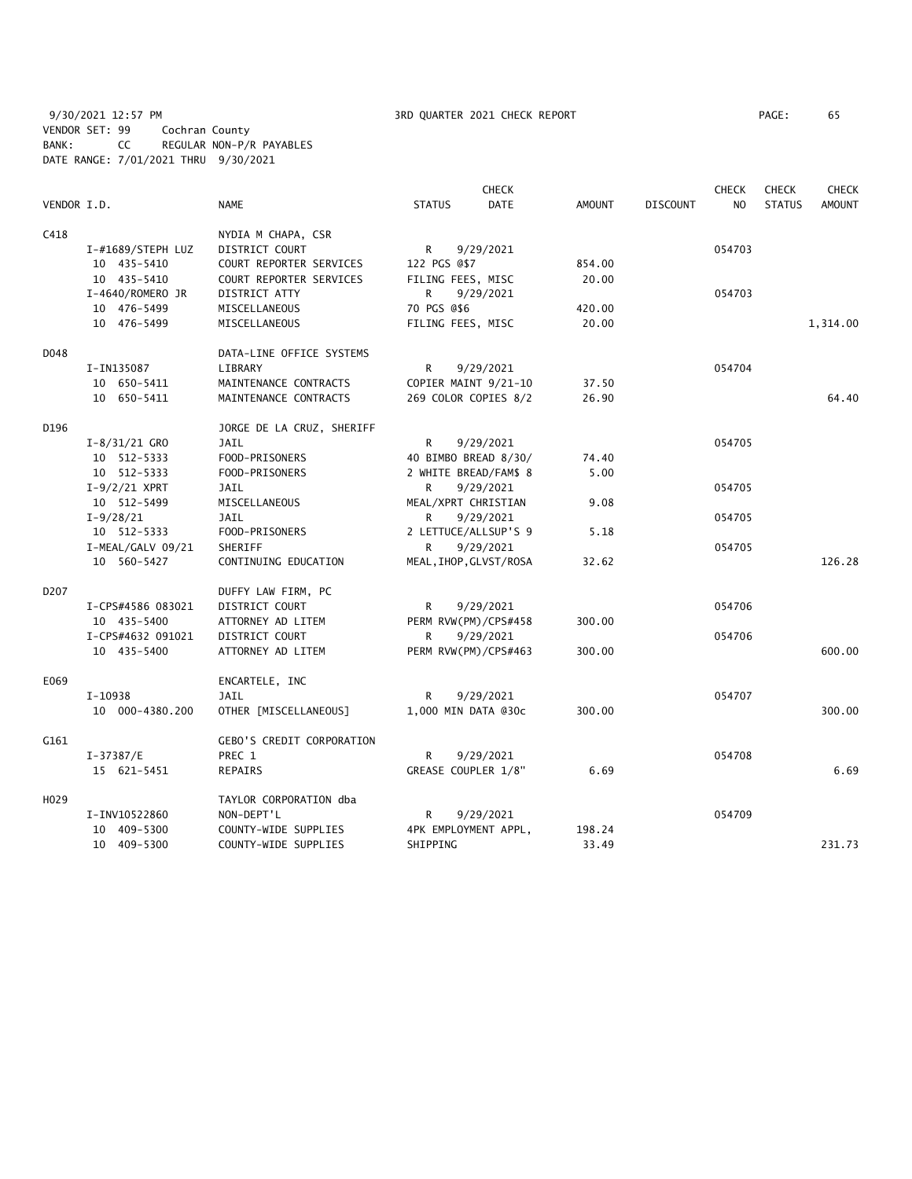9/30/2021 12:57 PM 3RD QUARTER 2021 CHECK REPORT
VENDOR SET: 99 Cochran County
BANK: CC REGULAR NON-P/R PAYABLES
DATE RANGE: 7/01/2021 THRU 9/30/2021

| VENDOR I.D. | | NAME | STATUS | CHECK DATE | AMOUNT | DISCOUNT | CHECK NO | CHECK STATUS | CHECK AMOUNT |
|---|---|---|---|---|---|---|---|---|---|
| C418 | | NYDIA M CHAPA, CSR | | | | | | | |
| | I-#1689/STEPH LUZ | DISTRICT COURT | R | 9/29/2021 | | | 054703 | | |
| | 10 435-5410 | COURT REPORTER SERVICES | 122 PGS @$7 | | 854.00 | | | | |
| | 10 435-5410 | COURT REPORTER SERVICES | FILING FEES, MISC | | 20.00 | | | | |
| | I-4640/ROMERO JR | DISTRICT ATTY | R | 9/29/2021 | | | 054703 | | |
| | 10 476-5499 | MISCELLANEOUS | 70 PGS @$6 | | 420.00 | | | | |
| | 10 476-5499 | MISCELLANEOUS | FILING FEES, MISC | | 20.00 | | | | 1,314.00 |
| D048 | | DATA-LINE OFFICE SYSTEMS | | | | | | | |
| | I-IN135087 | LIBRARY | R | 9/29/2021 | | | 054704 | | |
| | 10 650-5411 | MAINTENANCE CONTRACTS | COPIER MAINT 9/21-10 | | 37.50 | | | | |
| | 10 650-5411 | MAINTENANCE CONTRACTS | 269 COLOR COPIES 8/2 | | 26.90 | | | | 64.40 |
| D196 | | JORGE DE LA CRUZ, SHERIFF | | | | | | | |
| | I-8/31/21 GRO | JAIL | R | 9/29/2021 | | | 054705 | | |
| | 10 512-5333 | FOOD-PRISONERS | 40 BIMBO BREAD 8/30/ | | 74.40 | | | | |
| | 10 512-5333 | FOOD-PRISONERS | 2 WHITE BREAD/FAM$ 8 | | 5.00 | | | | |
| | I-9/2/21 XPRT | JAIL | R | 9/29/2021 | | | 054705 | | |
| | 10 512-5499 | MISCELLANEOUS | MEAL/XPRT CHRISTIAN | | 9.08 | | | | |
| | I-9/28/21 | JAIL | R | 9/29/2021 | | | 054705 | | |
| | 10 512-5333 | FOOD-PRISONERS | 2 LETTUCE/ALLSUP'S 9 | | 5.18 | | | | |
| | I-MEAL/GALV 09/21 | SHERIFF | R | 9/29/2021 | | | 054705 | | |
| | 10 560-5427 | CONTINUING EDUCATION | MEAL, IHOP, GLVST/ROSA | | 32.62 | | | | 126.28 |
| D207 | | DUFFY LAW FIRM, PC | | | | | | | |
| | I-CPS#4586 083021 | DISTRICT COURT | R | 9/29/2021 | | | 054706 | | |
| | 10 435-5400 | ATTORNEY AD LITEM | PERM RVW(PM)/CPS#458 | | 300.00 | | | | |
| | I-CPS#4632 091021 | DISTRICT COURT | R | 9/29/2021 | | | 054706 | | |
| | 10 435-5400 | ATTORNEY AD LITEM | PERM RVW(PM)/CPS#463 | | 300.00 | | | | 600.00 |
| E069 | | ENCARTELE, INC | | | | | | | |
| | I-10938 | JAIL | R | 9/29/2021 | | | 054707 | | |
| | 10 000-4380.200 | OTHER [MISCELLANEOUS] | 1,000 MIN DATA @30c | | 300.00 | | | | 300.00 |
| G161 | | GEBO'S CREDIT CORPORATION | | | | | | | |
| | I-37387/E | PREC 1 | R | 9/29/2021 | | | 054708 | | |
| | 15 621-5451 | REPAIRS | GREASE COUPLER 1/8" | | 6.69 | | | | 6.69 |
| H029 | | TAYLOR CORPORATION dba | | | | | | | |
| | I-INV10522860 | NON-DEPT'L | R | 9/29/2021 | | | 054709 | | |
| | 10 409-5300 | COUNTY-WIDE SUPPLIES | 4PK EMPLOYMENT APPL, | | 198.24 | | | | |
| | 10 409-5300 | COUNTY-WIDE SUPPLIES | SHIPPING | | 33.49 | | | | 231.73 |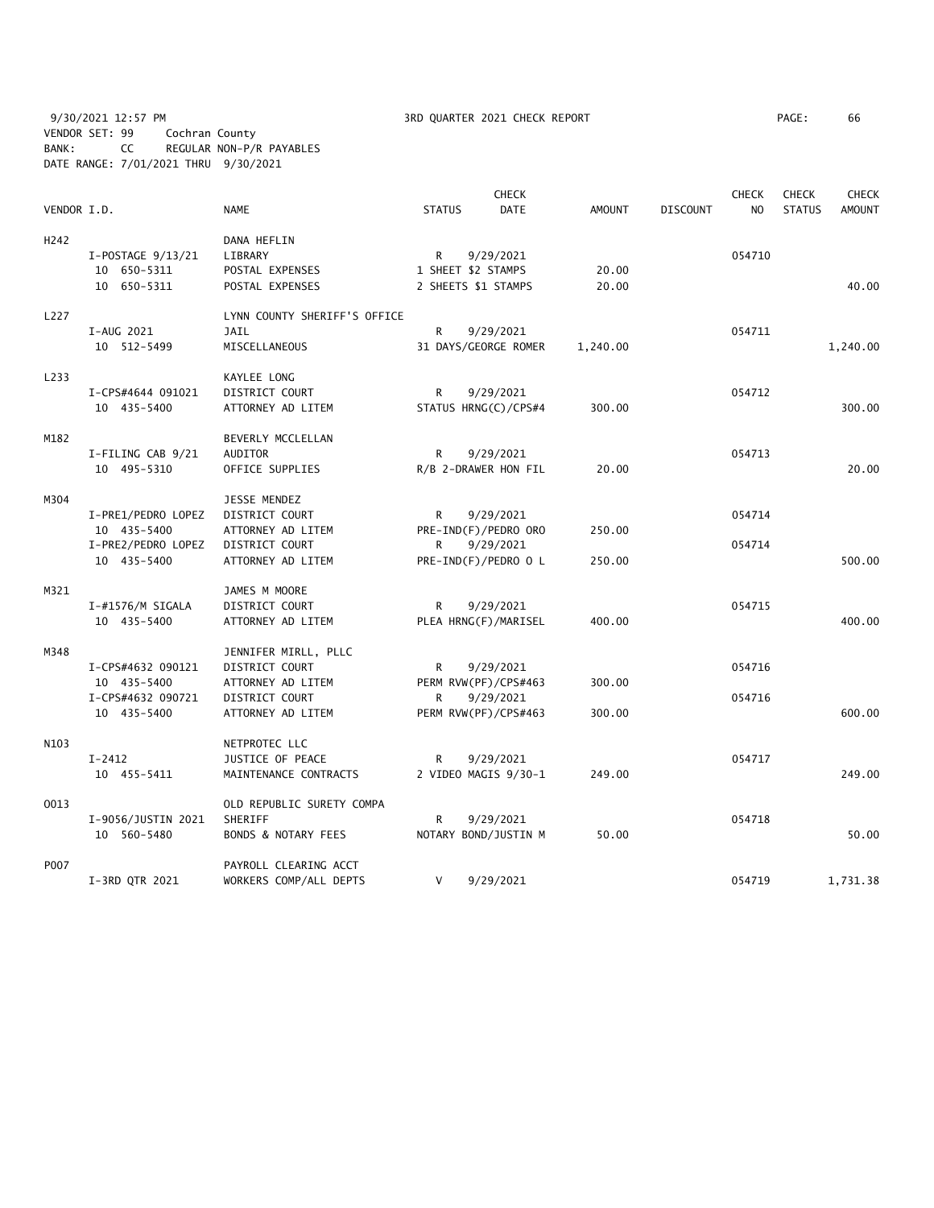9/30/2021 12:57 PM    3RD QUARTER 2021 CHECK REPORT    PAGE: 66

VENDOR SET: 99    Cochran County
BANK: CC    REGULAR NON-P/R PAYABLES
DATE RANGE: 7/01/2021 THRU 9/30/2021

| VENDOR I.D. | NAME | STATUS | CHECK DATE | AMOUNT | DISCOUNT | CHECK NO | CHECK STATUS | CHECK AMOUNT |
|---|---|---|---|---|---|---|---|---|
| H242 | DANA HEFLIN | | | | | | | |
| I-POSTAGE 9/13/21 | LIBRARY | R | 9/29/2021 | | | 054710 | | |
| 10 650-5311 | POSTAL EXPENSES | 1 SHEET $2 STAMPS | | 20.00 | | | | |
| 10 650-5311 | POSTAL EXPENSES | 2 SHEETS $1 STAMPS | | 20.00 | | | | 40.00 |
| L227 | LYNN COUNTY SHERIFF'S OFFICE | | | | | | | |
| I-AUG 2021 | JAIL | R | 9/29/2021 | | | 054711 | | |
| 10 512-5499 | MISCELLANEOUS | 31 DAYS/GEORGE ROMER | | 1,240.00 | | | | 1,240.00 |
| L233 | KAYLEE LONG | | | | | | | |
| I-CPS#4644 091021 | DISTRICT COURT | R | 9/29/2021 | | | 054712 | | |
| 10 435-5400 | ATTORNEY AD LITEM | STATUS HRNG(C)/CPS#4 | | 300.00 | | | | 300.00 |
| M182 | BEVERLY MCCLELLAN | | | | | | | |
| I-FILING CAB 9/21 | AUDITOR | R | 9/29/2021 | | | 054713 | | |
| 10 495-5310 | OFFICE SUPPLIES | R/B 2-DRAWER HON FIL | | 20.00 | | | | 20.00 |
| M304 | JESSE MENDEZ | | | | | | | |
| I-PRE1/PEDRO LOPEZ | DISTRICT COURT | R | 9/29/2021 | | | 054714 | | |
| 10 435-5400 | ATTORNEY AD LITEM | PRE-IND(F)/PEDRO ORO | | 250.00 | | | | |
| I-PRE2/PEDRO LOPEZ | DISTRICT COURT | R | 9/29/2021 | | | 054714 | | |
| 10 435-5400 | ATTORNEY AD LITEM | PRE-IND(F)/PEDRO O L | | 250.00 | | | | 500.00 |
| M321 | JAMES M MOORE | | | | | | | |
| I-#1576/M SIGALA | DISTRICT COURT | R | 9/29/2021 | | | 054715 | | |
| 10 435-5400 | ATTORNEY AD LITEM | PLEA HRNG(F)/MARISEL | | 400.00 | | | | 400.00 |
| M348 | JENNIFER MIRLL, PLLC | | | | | | | |
| I-CPS#4632 090121 | DISTRICT COURT | R | 9/29/2021 | | | 054716 | | |
| 10 435-5400 | ATTORNEY AD LITEM | PERM RVW(PF)/CPS#463 | | 300.00 | | | | |
| I-CPS#4632 090721 | DISTRICT COURT | R | 9/29/2021 | | | 054716 | | |
| 10 435-5400 | ATTORNEY AD LITEM | PERM RVW(PF)/CPS#463 | | 300.00 | | | | 600.00 |
| N103 | NETPROTEC LLC | | | | | | | |
| I-2412 | JUSTICE OF PEACE | R | 9/29/2021 | | | 054717 | | |
| 10 455-5411 | MAINTENANCE CONTRACTS | 2 VIDEO MAGIS 9/30-1 | | 249.00 | | | | 249.00 |
| O013 | OLD REPUBLIC SURETY COMPA | | | | | | | |
| I-9056/JUSTIN 2021 | SHERIFF | R | 9/29/2021 | | | 054718 | | |
| 10 560-5480 | BONDS & NOTARY FEES | NOTARY BOND/JUSTIN M | | 50.00 | | | | 50.00 |
| P007 | PAYROLL CLEARING ACCT | | | | | | | |
| I-3RD QTR 2021 | WORKERS COMP/ALL DEPTS | V | 9/29/2021 | | | 054719 | | 1,731.38 |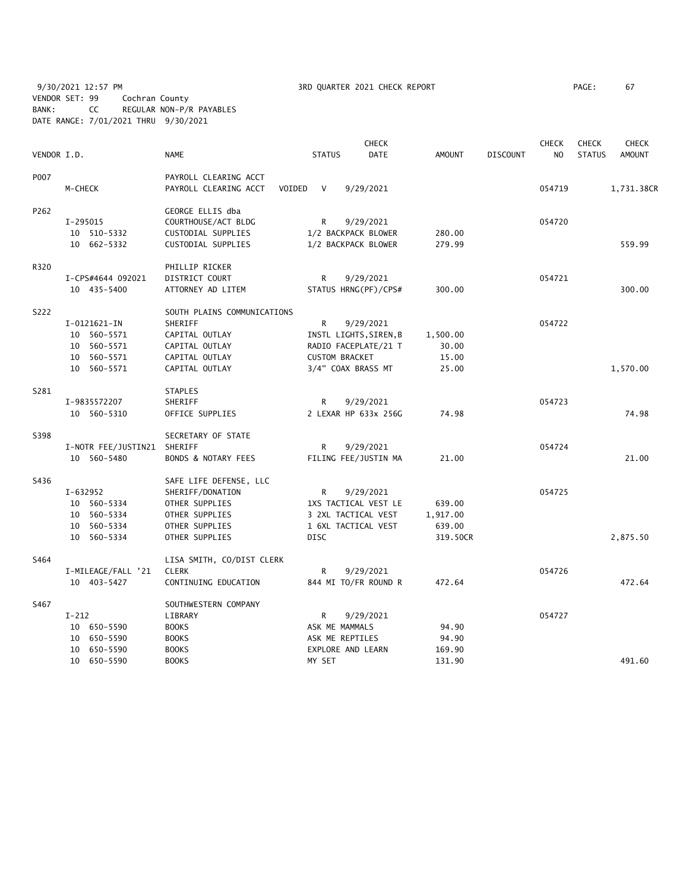9/30/2021 12:57 PM 3RD QUARTER 2021 CHECK REPORT

VENDOR SET: 99 Cochran County
BANK: CC REGULAR NON-P/R PAYABLES
DATE RANGE: 7/01/2021 THRU 9/30/2021

| VENDOR I.D. | NAME | STATUS | CHECK DATE | AMOUNT | DISCOUNT | CHECK NO | CHECK STATUS | CHECK AMOUNT |
|---|---|---|---|---|---|---|---|---|
| P007 | PAYROLL CLEARING ACCT | | | | | | | |
| M-CHECK | PAYROLL CLEARING ACCT VOIDED | V | 9/29/2021 | | | 054719 | | 1,731.38CR |
| P262 | GEORGE ELLIS dba | | | | | | | |
| I-295015 | COURTHOUSE/ACT BLDG | R | 9/29/2021 | | | 054720 | | |
| 10 510-5332 | CUSTODIAL SUPPLIES | 1/2 BACKPACK BLOWER | | 280.00 | | | | |
| 10 662-5332 | CUSTODIAL SUPPLIES | 1/2 BACKPACK BLOWER | | 279.99 | | | | 559.99 |
| R320 | PHILLIP RICKER | | | | | | | |
| I-CPS#4644 092021 | DISTRICT COURT | R | 9/29/2021 | | | 054721 | | |
| 10 435-5400 | ATTORNEY AD LITEM | STATUS HRNG(PF)/CPS# | | 300.00 | | | | 300.00 |
| S222 | SOUTH PLAINS COMMUNICATIONS | | | | | | | |
| I-0121621-IN | SHERIFF | R | 9/29/2021 | | | 054722 | | |
| 10 560-5571 | CAPITAL OUTLAY | INSTL LIGHTS,SIREN,B | | 1,500.00 | | | | |
| 10 560-5571 | CAPITAL OUTLAY | RADIO FACEPLATE/21 T | | 30.00 | | | | |
| 10 560-5571 | CAPITAL OUTLAY | CUSTOM BRACKET | | 15.00 | | | | |
| 10 560-5571 | CAPITAL OUTLAY | 3/4" COAX BRASS MT | | 25.00 | | | | 1,570.00 |
| S281 | STAPLES | | | | | | | |
| I-9835572207 | SHERIFF | R | 9/29/2021 | | | 054723 | | |
| 10 560-5310 | OFFICE SUPPLIES | 2 LEXAR HP 633x 256G | | 74.98 | | | | 74.98 |
| S398 | SECRETARY OF STATE | | | | | | | |
| I-NOTR FEE/JUSTIN21 | SHERIFF | R | 9/29/2021 | | | 054724 | | |
| 10 560-5480 | BONDS & NOTARY FEES | FILING FEE/JUSTIN MA | | 21.00 | | | | 21.00 |
| S436 | SAFE LIFE DEFENSE, LLC | | | | | | | |
| I-632952 | SHERIFF/DONATION | R | 9/29/2021 | | | 054725 | | |
| 10 560-5334 | OTHER SUPPLIES | 1XS TACTICAL VEST LE | | 639.00 | | | | |
| 10 560-5334 | OTHER SUPPLIES | 3 2XL TACTICAL VEST | | 1,917.00 | | | | |
| 10 560-5334 | OTHER SUPPLIES | 1 6XL TACTICAL VEST | | 639.00 | | | | |
| 10 560-5334 | OTHER SUPPLIES | DISC | | 319.50CR | | | | 2,875.50 |
| S464 | LISA SMITH, CO/DIST CLERK | | | | | | | |
| I-MILEAGE/FALL '21 | CLERK | R | 9/29/2021 | | | 054726 | | |
| 10 403-5427 | CONTINUING EDUCATION | 844 MI TO/FR ROUND R | | 472.64 | | | | 472.64 |
| S467 | SOUTHWESTERN COMPANY | | | | | | | |
| I-212 | LIBRARY | R | 9/29/2021 | | | 054727 | | |
| 10 650-5590 | BOOKS | ASK ME MAMMALS | | 94.90 | | | | |
| 10 650-5590 | BOOKS | ASK ME REPTILES | | 94.90 | | | | |
| 10 650-5590 | BOOKS | EXPLORE AND LEARN | | 169.90 | | | | |
| 10 650-5590 | BOOKS | MY SET | | 131.90 | | | | 491.60 |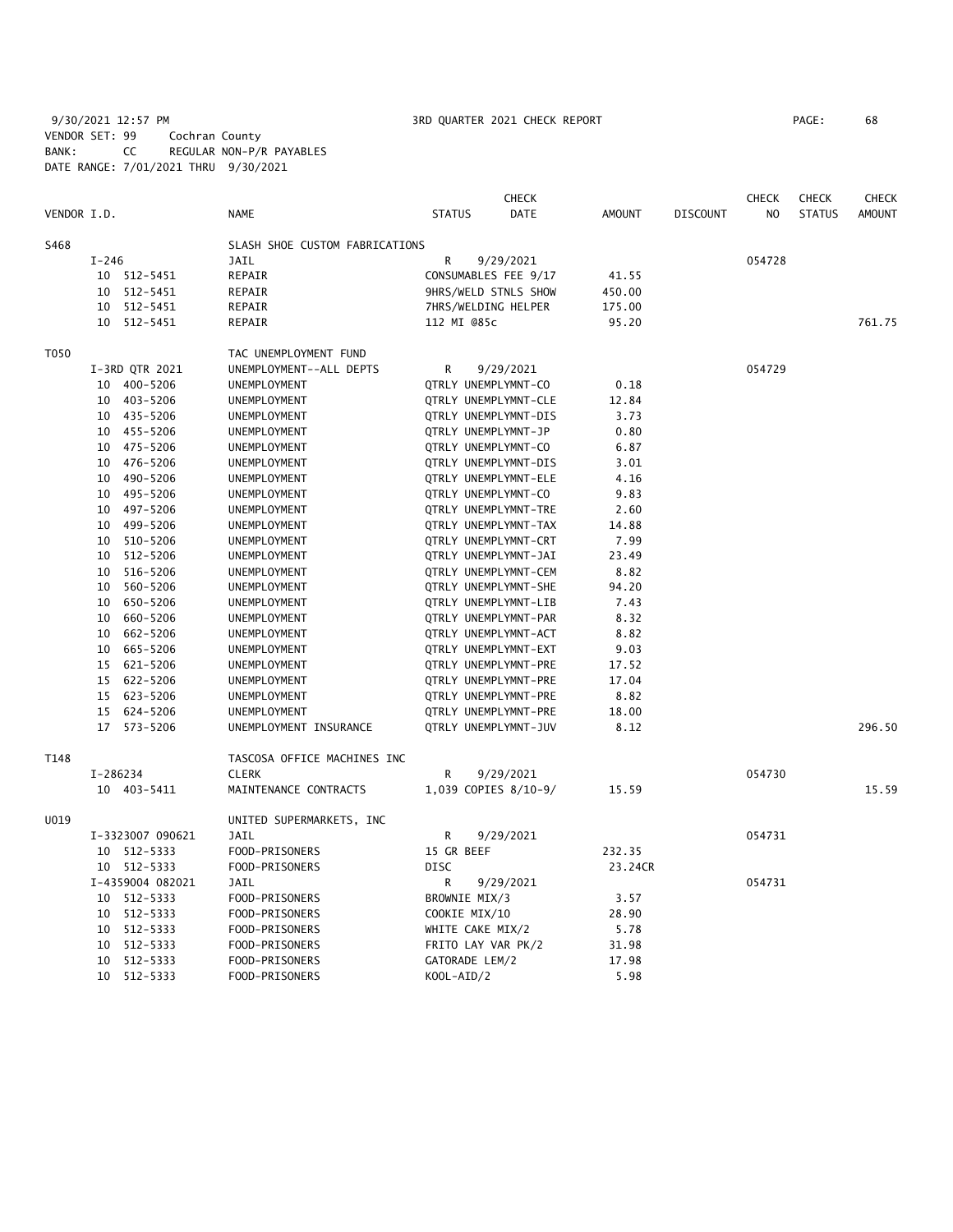9/30/2021 12:57 PM 3RD QUARTER 2021 CHECK REPORT PAGE: 68
VENDOR SET: 99 Cochran County
BANK: CC REGULAR NON-P/R PAYABLES
DATE RANGE: 7/01/2021 THRU 9/30/2021

| VENDOR I.D. | NAME | STATUS | CHECK DATE | AMOUNT | DISCOUNT | CHECK NO | CHECK STATUS | CHECK AMOUNT |
|---|---|---|---|---|---|---|---|---|
| S468 | SLASH SHOE CUSTOM FABRICATIONS | | | | | | | |
| I-246 | JAIL | R | 9/29/2021 | | | 054728 | | |
| 10 512-5451 | REPAIR | CONSUMABLES FEE 9/17 | | 41.55 | | | | |
| 10 512-5451 | REPAIR | 9HRS/WELD STNLS SHOW | | 450.00 | | | | |
| 10 512-5451 | REPAIR | 7HRS/WELDING HELPER | | 175.00 | | | | |
| 10 512-5451 | REPAIR | 112 MI @85c | | 95.20 | | | | 761.75 |
| T050 | TAC UNEMPLOYMENT FUND | | | | | | | |
| I-3RD QTR 2021 | UNEMPLOYMENT--ALL DEPTS | R | 9/29/2021 | | | 054729 | | |
| 10 400-5206 | UNEMPLOYMENT | QTRLY UNEMPLYMNT-CO | | 0.18 | | | | |
| 10 403-5206 | UNEMPLOYMENT | QTRLY UNEMPLYMNT-CLE | | 12.84 | | | | |
| 10 435-5206 | UNEMPLOYMENT | QTRLY UNEMPLYMNT-DIS | | 3.73 | | | | |
| 10 455-5206 | UNEMPLOYMENT | QTRLY UNEMPLYMNT-JP | | 0.80 | | | | |
| 10 475-5206 | UNEMPLOYMENT | QTRLY UNEMPLYMNT-CO | | 6.87 | | | | |
| 10 476-5206 | UNEMPLOYMENT | QTRLY UNEMPLYMNT-DIS | | 3.01 | | | | |
| 10 490-5206 | UNEMPLOYMENT | QTRLY UNEMPLYMNT-ELE | | 4.16 | | | | |
| 10 495-5206 | UNEMPLOYMENT | QTRLY UNEMPLYMNT-CO | | 9.83 | | | | |
| 10 497-5206 | UNEMPLOYMENT | QTRLY UNEMPLYMNT-TRE | | 2.60 | | | | |
| 10 499-5206 | UNEMPLOYMENT | QTRLY UNEMPLYMNT-TAX | | 14.88 | | | | |
| 10 510-5206 | UNEMPLOYMENT | QTRLY UNEMPLYMNT-CRT | | 7.99 | | | | |
| 10 512-5206 | UNEMPLOYMENT | QTRLY UNEMPLYMNT-JAI | | 23.49 | | | | |
| 10 516-5206 | UNEMPLOYMENT | QTRLY UNEMPLYMNT-CEM | | 8.82 | | | | |
| 10 560-5206 | UNEMPLOYMENT | QTRLY UNEMPLYMNT-SHE | | 94.20 | | | | |
| 10 650-5206 | UNEMPLOYMENT | QTRLY UNEMPLYMNT-LIB | | 7.43 | | | | |
| 10 660-5206 | UNEMPLOYMENT | QTRLY UNEMPLYMNT-PAR | | 8.32 | | | | |
| 10 662-5206 | UNEMPLOYMENT | QTRLY UNEMPLYMNT-ACT | | 8.82 | | | | |
| 10 665-5206 | UNEMPLOYMENT | QTRLY UNEMPLYMNT-EXT | | 9.03 | | | | |
| 15 621-5206 | UNEMPLOYMENT | QTRLY UNEMPLYMNT-PRE | | 17.52 | | | | |
| 15 622-5206 | UNEMPLOYMENT | QTRLY UNEMPLYMNT-PRE | | 17.04 | | | | |
| 15 623-5206 | UNEMPLOYMENT | QTRLY UNEMPLYMNT-PRE | | 8.82 | | | | |
| 15 624-5206 | UNEMPLOYMENT | QTRLY UNEMPLYMNT-PRE | | 18.00 | | | | |
| 17 573-5206 | UNEMPLOYMENT INSURANCE | QTRLY UNEMPLYMNT-JUV | | 8.12 | | | | 296.50 |
| T148 | TASCOSA OFFICE MACHINES INC | | | | | | | |
| I-286234 | CLERK | R | 9/29/2021 | | | 054730 | | |
| 10 403-5411 | MAINTENANCE CONTRACTS | 1,039 COPIES 8/10-9/ | | 15.59 | | | | 15.59 |
| U019 | UNITED SUPERMARKETS, INC | | | | | | | |
| I-3323007 090621 | JAIL | R | 9/29/2021 | | | 054731 | | |
| 10 512-5333 | FOOD-PRISONERS | 15 GR BEEF | | 232.35 | | | | |
| 10 512-5333 | FOOD-PRISONERS | DISC | | 23.24CR | | | | |
| I-4359004 082021 | JAIL | R | 9/29/2021 | | | 054731 | | |
| 10 512-5333 | FOOD-PRISONERS | BROWNIE MIX/3 | | 3.57 | | | | |
| 10 512-5333 | FOOD-PRISONERS | COOKIE MIX/10 | | 28.90 | | | | |
| 10 512-5333 | FOOD-PRISONERS | WHITE CAKE MIX/2 | | 5.78 | | | | |
| 10 512-5333 | FOOD-PRISONERS | FRITO LAY VAR PK/2 | | 31.98 | | | | |
| 10 512-5333 | FOOD-PRISONERS | GATORADE LEM/2 | | 17.98 | | | | |
| 10 512-5333 | FOOD-PRISONERS | KOOL-AID/2 | | 5.98 | | | | |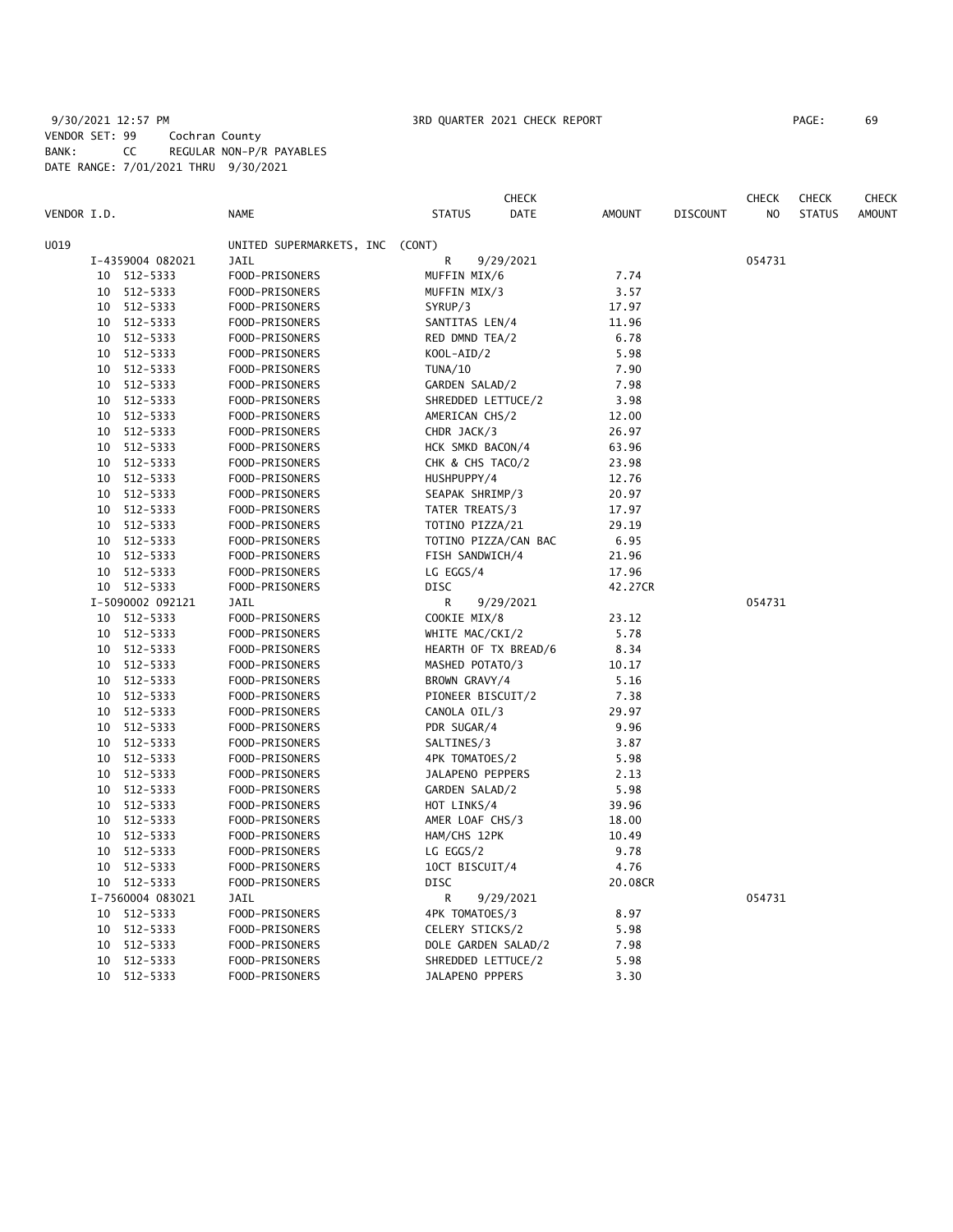9/30/2021 12:57 PM 3RD QUARTER 2021 CHECK REPORT PAGE: 69

VENDOR SET: 99 Cochran County
BANK: CC REGULAR NON-P/R PAYABLES
DATE RANGE: 7/01/2021 THRU 9/30/2021

| VENDOR I.D. | NAME | STATUS | CHECK DATE | AMOUNT | DISCOUNT | CHECK NO | CHECK STATUS | CHECK AMOUNT |
|---|---|---|---|---|---|---|---|---|
| U019 | UNITED SUPERMARKETS, INC (CONT) | | | | | | | |
| I-4359004 082021 | JAIL | R | 9/29/2021 | | | 054731 | | |
| 10 512-5333 | FOOD-PRISONERS | MUFFIN MIX/6 | | 7.74 | | | | |
| 10 512-5333 | FOOD-PRISONERS | MUFFIN MIX/3 | | 3.57 | | | | |
| 10 512-5333 | FOOD-PRISONERS | SYRUP/3 | | 17.97 | | | | |
| 10 512-5333 | FOOD-PRISONERS | SANTITAS LEN/4 | | 11.96 | | | | |
| 10 512-5333 | FOOD-PRISONERS | RED DMND TEA/2 | | 6.78 | | | | |
| 10 512-5333 | FOOD-PRISONERS | KOOL-AID/2 | | 5.98 | | | | |
| 10 512-5333 | FOOD-PRISONERS | TUNA/10 | | 7.90 | | | | |
| 10 512-5333 | FOOD-PRISONERS | GARDEN SALAD/2 | | 7.98 | | | | |
| 10 512-5333 | FOOD-PRISONERS | SHREDDED LETTUCE/2 | | 3.98 | | | | |
| 10 512-5333 | FOOD-PRISONERS | AMERICAN CHS/2 | | 12.00 | | | | |
| 10 512-5333 | FOOD-PRISONERS | CHDR JACK/3 | | 26.97 | | | | |
| 10 512-5333 | FOOD-PRISONERS | HCK SMKD BACON/4 | | 63.96 | | | | |
| 10 512-5333 | FOOD-PRISONERS | CHK & CHS TACO/2 | | 23.98 | | | | |
| 10 512-5333 | FOOD-PRISONERS | HUSHPUPPY/4 | | 12.76 | | | | |
| 10 512-5333 | FOOD-PRISONERS | SEAPAK SHRIMP/3 | | 20.97 | | | | |
| 10 512-5333 | FOOD-PRISONERS | TATER TREATS/3 | | 17.97 | | | | |
| 10 512-5333 | FOOD-PRISONERS | TOTINO PIZZA/21 | | 29.19 | | | | |
| 10 512-5333 | FOOD-PRISONERS | TOTINO PIZZA/CAN BAC | | 6.95 | | | | |
| 10 512-5333 | FOOD-PRISONERS | FISH SANDWICH/4 | | 21.96 | | | | |
| 10 512-5333 | FOOD-PRISONERS | LG EGGS/4 | | 17.96 | | | | |
| 10 512-5333 | FOOD-PRISONERS | DISC | | 42.27CR | | | | |
| I-5090002 092121 | JAIL | R | 9/29/2021 | | | 054731 | | |
| 10 512-5333 | FOOD-PRISONERS | COOKIE MIX/8 | | 23.12 | | | | |
| 10 512-5333 | FOOD-PRISONERS | WHITE MAC/CKI/2 | | 5.78 | | | | |
| 10 512-5333 | FOOD-PRISONERS | HEARTH OF TX BREAD/6 | | 8.34 | | | | |
| 10 512-5333 | FOOD-PRISONERS | MASHED POTATO/3 | | 10.17 | | | | |
| 10 512-5333 | FOOD-PRISONERS | BROWN GRAVY/4 | | 5.16 | | | | |
| 10 512-5333 | FOOD-PRISONERS | PIONEER BISCUIT/2 | | 7.38 | | | | |
| 10 512-5333 | FOOD-PRISONERS | CANOLA OIL/3 | | 29.97 | | | | |
| 10 512-5333 | FOOD-PRISONERS | PDR SUGAR/4 | | 9.96 | | | | |
| 10 512-5333 | FOOD-PRISONERS | SALTINES/3 | | 3.87 | | | | |
| 10 512-5333 | FOOD-PRISONERS | 4PK TOMATOES/2 | | 5.98 | | | | |
| 10 512-5333 | FOOD-PRISONERS | JALAPENO PEPPERS | | 2.13 | | | | |
| 10 512-5333 | FOOD-PRISONERS | GARDEN SALAD/2 | | 5.98 | | | | |
| 10 512-5333 | FOOD-PRISONERS | HOT LINKS/4 | | 39.96 | | | | |
| 10 512-5333 | FOOD-PRISONERS | AMER LOAF CHS/3 | | 18.00 | | | | |
| 10 512-5333 | FOOD-PRISONERS | HAM/CHS 12PK | | 10.49 | | | | |
| 10 512-5333 | FOOD-PRISONERS | LG EGGS/2 | | 9.78 | | | | |
| 10 512-5333 | FOOD-PRISONERS | 10CT BISCUIT/4 | | 4.76 | | | | |
| 10 512-5333 | FOOD-PRISONERS | DISC | | 20.08CR | | | | |
| I-7560004 083021 | JAIL | R | 9/29/2021 | | | 054731 | | |
| 10 512-5333 | FOOD-PRISONERS | 4PK TOMATOES/3 | | 8.97 | | | | |
| 10 512-5333 | FOOD-PRISONERS | CELERY STICKS/2 | | 5.98 | | | | |
| 10 512-5333 | FOOD-PRISONERS | DOLE GARDEN SALAD/2 | | 7.98 | | | | |
| 10 512-5333 | FOOD-PRISONERS | SHREDDED LETTUCE/2 | | 5.98 | | | | |
| 10 512-5333 | FOOD-PRISONERS | JALAPENO PPPERS | | 3.30 | | | | |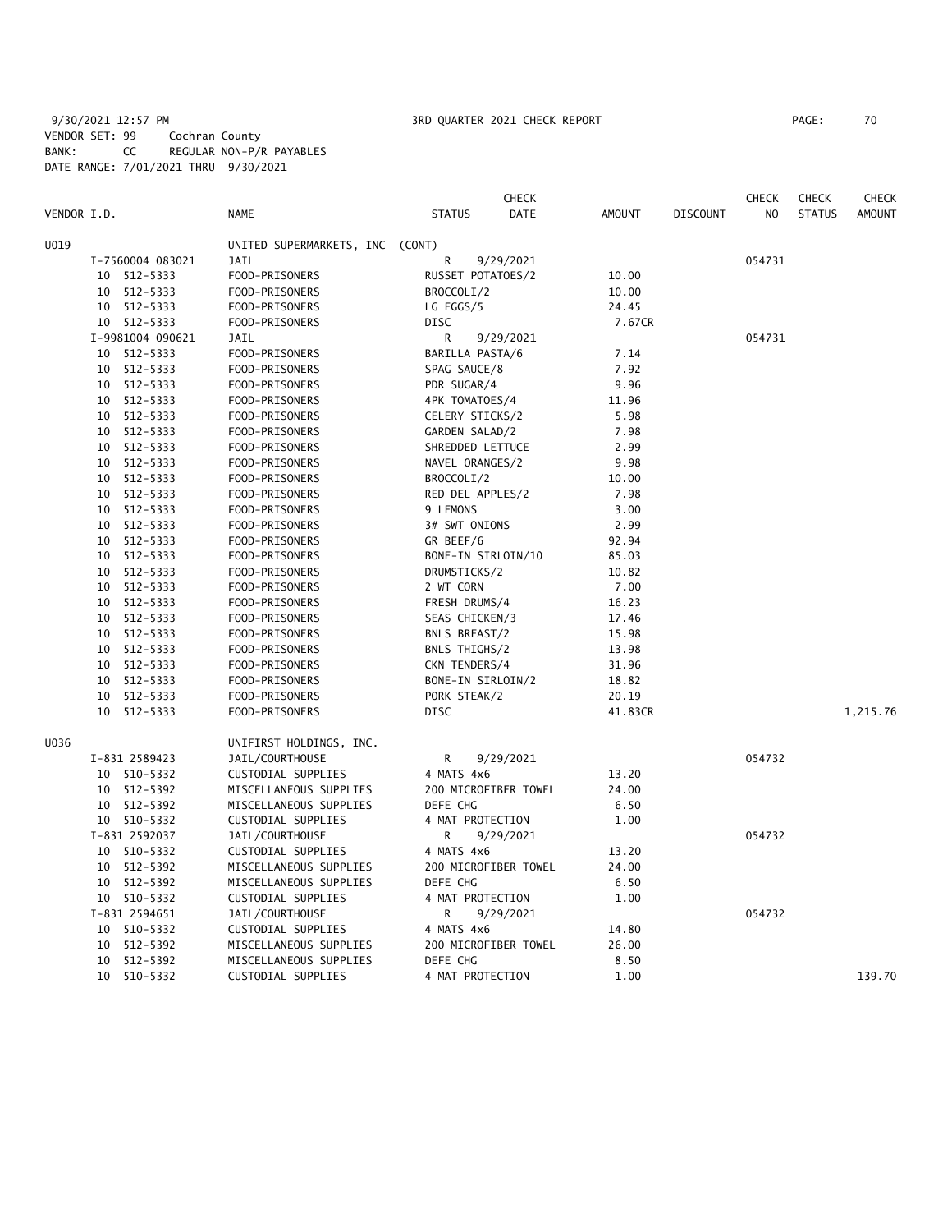9/30/2021 12:57 PM 3RD QUARTER 2021 CHECK REPORT PAGE: 70
VENDOR SET: 99 Cochran County
BANK: CC REGULAR NON-P/R PAYABLES
DATE RANGE: 7/01/2021 THRU 9/30/2021

| VENDOR I.D. | NAME | STATUS | CHECK DATE | AMOUNT | DISCOUNT | CHECK NO | CHECK STATUS | CHECK AMOUNT |
|---|---|---|---|---|---|---|---|---|
| U019 | UNITED SUPERMARKETS, INC (CONT) | | | | | | | |
| I-7560004 083021 | JAIL | R | 9/29/2021 | | | 054731 | | |
| 10 512-5333 | FOOD-PRISONERS | RUSSET POTATOES/2 | | 10.00 | | | | |
| 10 512-5333 | FOOD-PRISONERS | BROCCOLI/2 | | 10.00 | | | | |
| 10 512-5333 | FOOD-PRISONERS | LG EGGS/5 | | 24.45 | | | | |
| 10 512-5333 | FOOD-PRISONERS | DISC | | 7.67CR | | | | |
| I-9981004 090621 | JAIL | R | 9/29/2021 | | | 054731 | | |
| 10 512-5333 | FOOD-PRISONERS | BARILLA PASTA/6 | | 7.14 | | | | |
| 10 512-5333 | FOOD-PRISONERS | SPAG SAUCE/8 | | 7.92 | | | | |
| 10 512-5333 | FOOD-PRISONERS | PDR SUGAR/4 | | 9.96 | | | | |
| 10 512-5333 | FOOD-PRISONERS | 4PK TOMATOES/4 | | 11.96 | | | | |
| 10 512-5333 | FOOD-PRISONERS | CELERY STICKS/2 | | 5.98 | | | | |
| 10 512-5333 | FOOD-PRISONERS | GARDEN SALAD/2 | | 7.98 | | | | |
| 10 512-5333 | FOOD-PRISONERS | SHREDDED LETTUCE | | 2.99 | | | | |
| 10 512-5333 | FOOD-PRISONERS | NAVEL ORANGES/2 | | 9.98 | | | | |
| 10 512-5333 | FOOD-PRISONERS | BROCCOLI/2 | | 10.00 | | | | |
| 10 512-5333 | FOOD-PRISONERS | RED DEL APPLES/2 | | 7.98 | | | | |
| 10 512-5333 | FOOD-PRISONERS | 9 LEMONS | | 3.00 | | | | |
| 10 512-5333 | FOOD-PRISONERS | 3# SWT ONIONS | | 2.99 | | | | |
| 10 512-5333 | FOOD-PRISONERS | GR BEEF/6 | | 92.94 | | | | |
| 10 512-5333 | FOOD-PRISONERS | BONE-IN SIRLOIN/10 | | 85.03 | | | | |
| 10 512-5333 | FOOD-PRISONERS | DRUMSTICKS/2 | | 10.82 | | | | |
| 10 512-5333 | FOOD-PRISONERS | 2 WT CORN | | 7.00 | | | | |
| 10 512-5333 | FOOD-PRISONERS | FRESH DRUMS/4 | | 16.23 | | | | |
| 10 512-5333 | FOOD-PRISONERS | SEAS CHICKEN/3 | | 17.46 | | | | |
| 10 512-5333 | FOOD-PRISONERS | BNLS BREAST/2 | | 15.98 | | | | |
| 10 512-5333 | FOOD-PRISONERS | BNLS THIGHS/2 | | 13.98 | | | | |
| 10 512-5333 | FOOD-PRISONERS | CKN TENDERS/4 | | 31.96 | | | | |
| 10 512-5333 | FOOD-PRISONERS | BONE-IN SIRLOIN/2 | | 18.82 | | | | |
| 10 512-5333 | FOOD-PRISONERS | PORK STEAK/2 | | 20.19 | | | | |
| 10 512-5333 | FOOD-PRISONERS | DISC | | 41.83CR | | | | 1,215.76 |
| U036 | UNIFIRST HOLDINGS, INC. | | | | | | | |
| I-831 2589423 | JAIL/COURTHOUSE | R | 9/29/2021 | | | 054732 | | |
| 10 510-5332 | CUSTODIAL SUPPLIES | 4 MATS 4x6 | | 13.20 | | | | |
| 10 512-5392 | MISCELLANEOUS SUPPLIES | 200 MICROFIBER TOWEL | | 24.00 | | | | |
| 10 512-5392 | MISCELLANEOUS SUPPLIES | DEFE CHG | | 6.50 | | | | |
| 10 510-5332 | CUSTODIAL SUPPLIES | 4 MAT PROTECTION | | 1.00 | | | | |
| I-831 2592037 | JAIL/COURTHOUSE | R | 9/29/2021 | | | 054732 | | |
| 10 510-5332 | CUSTODIAL SUPPLIES | 4 MATS 4x6 | | 13.20 | | | | |
| 10 512-5392 | MISCELLANEOUS SUPPLIES | 200 MICROFIBER TOWEL | | 24.00 | | | | |
| 10 512-5392 | MISCELLANEOUS SUPPLIES | DEFE CHG | | 6.50 | | | | |
| 10 510-5332 | CUSTODIAL SUPPLIES | 4 MAT PROTECTION | | 1.00 | | | | |
| I-831 2594651 | JAIL/COURTHOUSE | R | 9/29/2021 | | | 054732 | | |
| 10 510-5332 | CUSTODIAL SUPPLIES | 4 MATS 4x6 | | 14.80 | | | | |
| 10 512-5392 | MISCELLANEOUS SUPPLIES | 200 MICROFIBER TOWEL | | 26.00 | | | | |
| 10 512-5392 | MISCELLANEOUS SUPPLIES | DEFE CHG | | 8.50 | | | | |
| 10 510-5332 | CUSTODIAL SUPPLIES | 4 MAT PROTECTION | | 1.00 | | | | 139.70 |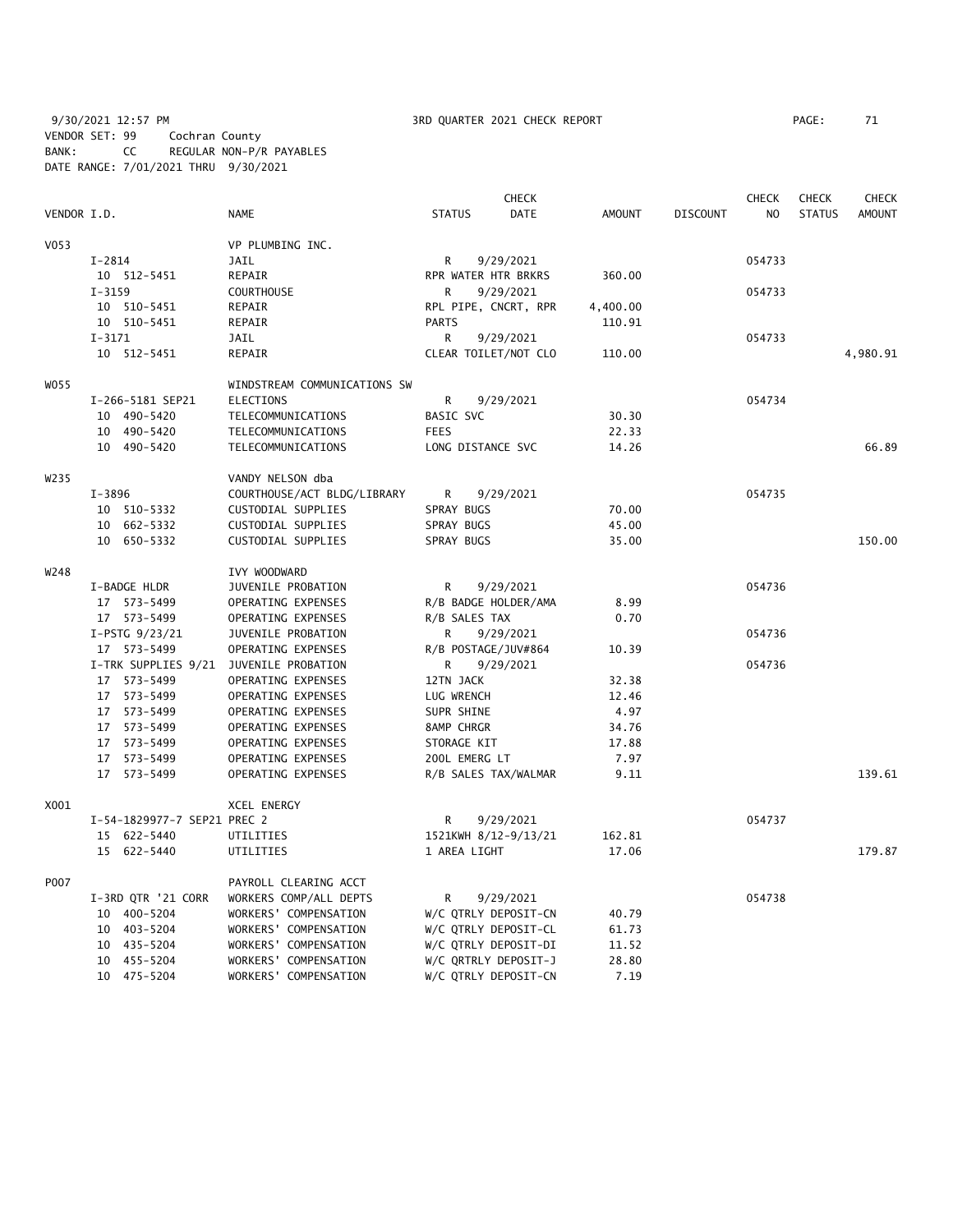9/30/2021 12:57 PM 3RD QUARTER 2021 CHECK REPORT PAGE: 71
VENDOR SET: 99 Cochran County
BANK: CC REGULAR NON-P/R PAYABLES
DATE RANGE: 7/01/2021 THRU 9/30/2021

| VENDOR I.D. | NAME | STATUS | CHECK DATE | AMOUNT | DISCOUNT | CHECK NO | CHECK STATUS | CHECK AMOUNT |
|---|---|---|---|---|---|---|---|---|
| V053 | VP PLUMBING INC. | | | | | | | |
| I-2814 | JAIL | R | 9/29/2021 | | | 054733 | | |
| 10 512-5451 | REPAIR | RPR WATER HTR BRKRS | | 360.00 | | | | |
| I-3159 | COURTHOUSE | R | 9/29/2021 | | | 054733 | | |
| 10 510-5451 | REPAIR | RPL PIPE, CNCRT, RPR | | 4,400.00 | | | | |
| 10 510-5451 | REPAIR | PARTS | | 110.91 | | | | |
| I-3171 | JAIL | R | 9/29/2021 | | | 054733 | | |
| 10 512-5451 | REPAIR | CLEAR TOILET/NOT CLO | | 110.00 | | | | 4,980.91 |
| W055 | WINDSTREAM COMMUNICATIONS SW | | | | | | | |
| I-266-5181 SEP21 | ELECTIONS | R | 9/29/2021 | | | 054734 | | |
| 10 490-5420 | TELECOMMUNICATIONS | BASIC SVC | | 30.30 | | | | |
| 10 490-5420 | TELECOMMUNICATIONS | FEES | | 22.33 | | | | |
| 10 490-5420 | TELECOMMUNICATIONS | LONG DISTANCE SVC | | 14.26 | | | | 66.89 |
| W235 | VANDY NELSON dba | | | | | | | |
| I-3896 | COURTHOUSE/ACT BLDG/LIBRARY | R | 9/29/2021 | | | 054735 | | |
| 10 510-5332 | CUSTODIAL SUPPLIES | SPRAY BUGS | | 70.00 | | | | |
| 10 662-5332 | CUSTODIAL SUPPLIES | SPRAY BUGS | | 45.00 | | | | |
| 10 650-5332 | CUSTODIAL SUPPLIES | SPRAY BUGS | | 35.00 | | | | 150.00 |
| W248 | IVY WOODWARD | | | | | | | |
| I-BADGE HLDR | JUVENILE PROBATION | R | 9/29/2021 | | | 054736 | | |
| 17 573-5499 | OPERATING EXPENSES | R/B BADGE HOLDER/AMA | | 8.99 | | | | |
| 17 573-5499 | OPERATING EXPENSES | R/B SALES TAX | | 0.70 | | | | |
| I-PSTG 9/23/21 | JUVENILE PROBATION | R | 9/29/2021 | | | 054736 | | |
| 17 573-5499 | OPERATING EXPENSES | R/B POSTAGE/JUV#864 | | 10.39 | | | | |
| I-TRK SUPPLIES 9/21 | JUVENILE PROBATION | R | 9/29/2021 | | | 054736 | | |
| 17 573-5499 | OPERATING EXPENSES | 12TN JACK | | 32.38 | | | | |
| 17 573-5499 | OPERATING EXPENSES | LUG WRENCH | | 12.46 | | | | |
| 17 573-5499 | OPERATING EXPENSES | SUPR SHINE | | 4.97 | | | | |
| 17 573-5499 | OPERATING EXPENSES | 8AMP CHRGR | | 34.76 | | | | |
| 17 573-5499 | OPERATING EXPENSES | STORAGE KIT | | 17.88 | | | | |
| 17 573-5499 | OPERATING EXPENSES | 200L EMERG LT | | 7.97 | | | | |
| 17 573-5499 | OPERATING EXPENSES | R/B SALES TAX/WALMAR | | 9.11 | | | | 139.61 |
| X001 | XCEL ENERGY | | | | | | | |
| I-54-1829977-7 SEP21 PREC 2 | | R | 9/29/2021 | | | 054737 | | |
| 15 622-5440 | UTILITIES | 1521KWH 8/12-9/13/21 | | 162.81 | | | | |
| 15 622-5440 | UTILITIES | 1 AREA LIGHT | | 17.06 | | | | 179.87 |
| P007 | PAYROLL CLEARING ACCT | | | | | | | |
| I-3RD QTR '21 CORR | WORKERS COMP/ALL DEPTS | R | 9/29/2021 | | | 054738 | | |
| 10 400-5204 | WORKERS' COMPENSATION | W/C QTRLY DEPOSIT-CN | | 40.79 | | | | |
| 10 403-5204 | WORKERS' COMPENSATION | W/C QTRLY DEPOSIT-CL | | 61.73 | | | | |
| 10 435-5204 | WORKERS' COMPENSATION | W/C QTRLY DEPOSIT-DI | | 11.52 | | | | |
| 10 455-5204 | WORKERS' COMPENSATION | W/C QRTRLY DEPOSIT-J | | 28.80 | | | | |
| 10 475-5204 | WORKERS' COMPENSATION | W/C QTRLY DEPOSIT-CN | | 7.19 | | | | |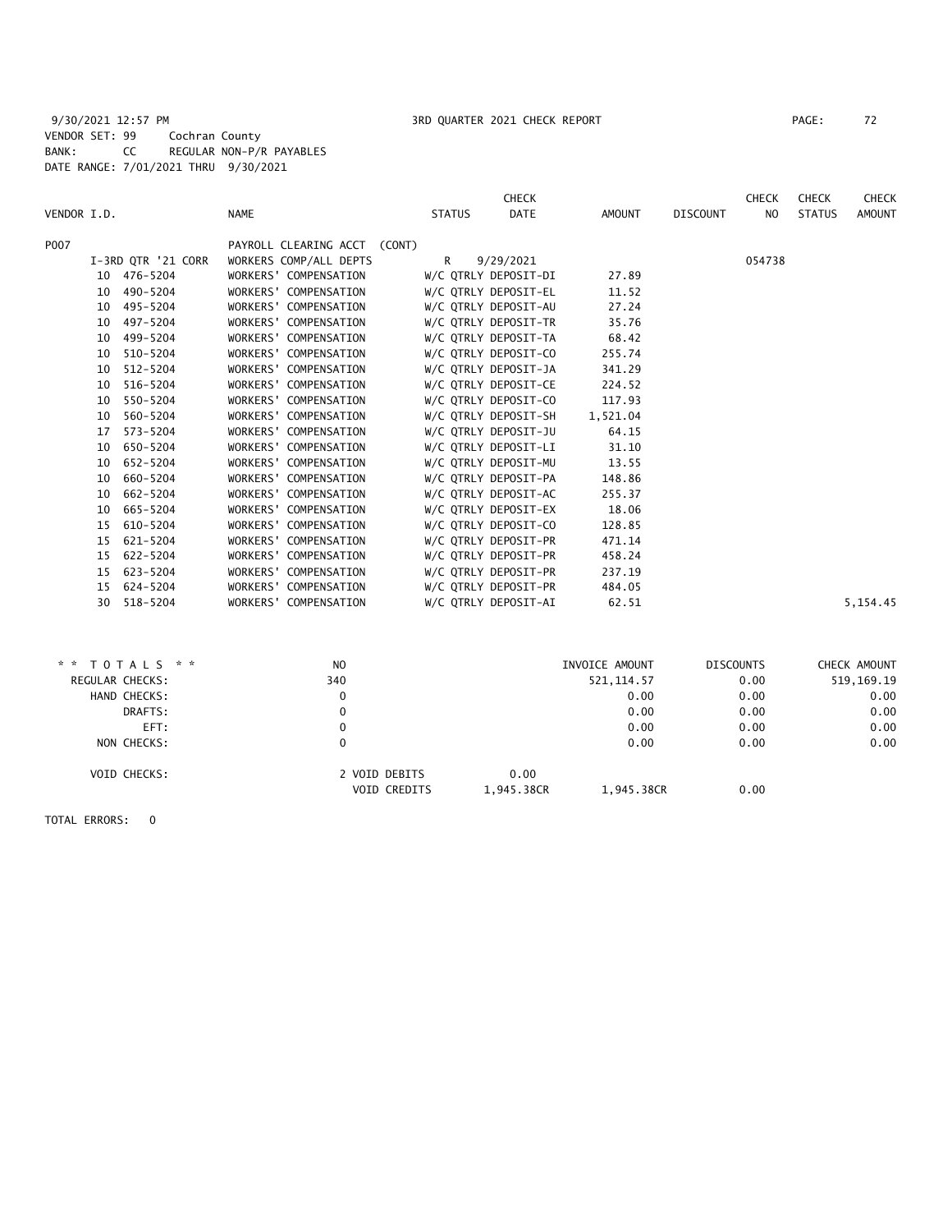9/30/2021 12:57 PM 3RD QUARTER 2021 CHECK REPORT

VENDOR SET: 99 Cochran County
BANK: CC REGULAR NON-P/R PAYABLES
DATE RANGE: 7/01/2021 THRU 9/30/2021

| VENDOR I.D. | NAME | STATUS | CHECK DATE | AMOUNT | DISCOUNT | CHECK NO | CHECK STATUS | CHECK AMOUNT |
|---|---|---|---|---|---|---|---|---|
| P007 | PAYROLL CLEARING ACCT (CONT) | | | | | | | |
| I-3RD QTR '21 CORR | WORKERS COMP/ALL DEPTS | R | 9/29/2021 | | | 054738 | | |
| 10 476-5204 | WORKERS' COMPENSATION | W/C QTRLY DEPOSIT-DI | | 27.89 | | | | |
| 10 490-5204 | WORKERS' COMPENSATION | W/C QTRLY DEPOSIT-EL | | 11.52 | | | | |
| 10 495-5204 | WORKERS' COMPENSATION | W/C QTRLY DEPOSIT-AU | | 27.24 | | | | |
| 10 497-5204 | WORKERS' COMPENSATION | W/C QTRLY DEPOSIT-TR | | 35.76 | | | | |
| 10 499-5204 | WORKERS' COMPENSATION | W/C QTRLY DEPOSIT-TA | | 68.42 | | | | |
| 10 510-5204 | WORKERS' COMPENSATION | W/C QTRLY DEPOSIT-CO | | 255.74 | | | | |
| 10 512-5204 | WORKERS' COMPENSATION | W/C QTRLY DEPOSIT-JA | | 341.29 | | | | |
| 10 516-5204 | WORKERS' COMPENSATION | W/C QTRLY DEPOSIT-CE | | 224.52 | | | | |
| 10 550-5204 | WORKERS' COMPENSATION | W/C QTRLY DEPOSIT-CO | | 117.93 | | | | |
| 10 560-5204 | WORKERS' COMPENSATION | W/C QTRLY DEPOSIT-SH | | 1,521.04 | | | | |
| 17 573-5204 | WORKERS' COMPENSATION | W/C QTRLY DEPOSIT-JU | | 64.15 | | | | |
| 10 650-5204 | WORKERS' COMPENSATION | W/C QTRLY DEPOSIT-LI | | 31.10 | | | | |
| 10 652-5204 | WORKERS' COMPENSATION | W/C QTRLY DEPOSIT-MU | | 13.55 | | | | |
| 10 660-5204 | WORKERS' COMPENSATION | W/C QTRLY DEPOSIT-PA | | 148.86 | | | | |
| 10 662-5204 | WORKERS' COMPENSATION | W/C QTRLY DEPOSIT-AC | | 255.37 | | | | |
| 10 665-5204 | WORKERS' COMPENSATION | W/C QTRLY DEPOSIT-EX | | 18.06 | | | | |
| 15 610-5204 | WORKERS' COMPENSATION | W/C QTRLY DEPOSIT-CO | | 128.85 | | | | |
| 15 621-5204 | WORKERS' COMPENSATION | W/C QTRLY DEPOSIT-PR | | 471.14 | | | | |
| 15 622-5204 | WORKERS' COMPENSATION | W/C QTRLY DEPOSIT-PR | | 458.24 | | | | |
| 15 623-5204 | WORKERS' COMPENSATION | W/C QTRLY DEPOSIT-PR | | 237.19 | | | | |
| 15 624-5204 | WORKERS' COMPENSATION | W/C QTRLY DEPOSIT-PR | | 484.05 | | | | |
| 30 518-5204 | WORKERS' COMPENSATION | W/C QTRLY DEPOSIT-AI | | 62.51 | | | | 5,154.45 |

| ** TOTALS ** | NO | | INVOICE AMOUNT | DISCOUNTS | CHECK AMOUNT |
|---|---|---|---|---|---|
| REGULAR CHECKS: | 340 | | 521,114.57 | 0.00 | 519,169.19 |
| HAND CHECKS: | 0 | | 0.00 | 0.00 | 0.00 |
| DRAFTS: | 0 | | 0.00 | 0.00 | 0.00 |
| EFT: | 0 | | 0.00 | 0.00 | 0.00 |
| NON CHECKS: | 0 | | 0.00 | 0.00 | 0.00 |
| VOID CHECKS: | 2 VOID DEBITS | 0.00 | | | |
| | VOID CREDITS | 1,945.38CR | 1,945.38CR | 0.00 | |

TOTAL ERRORS: 0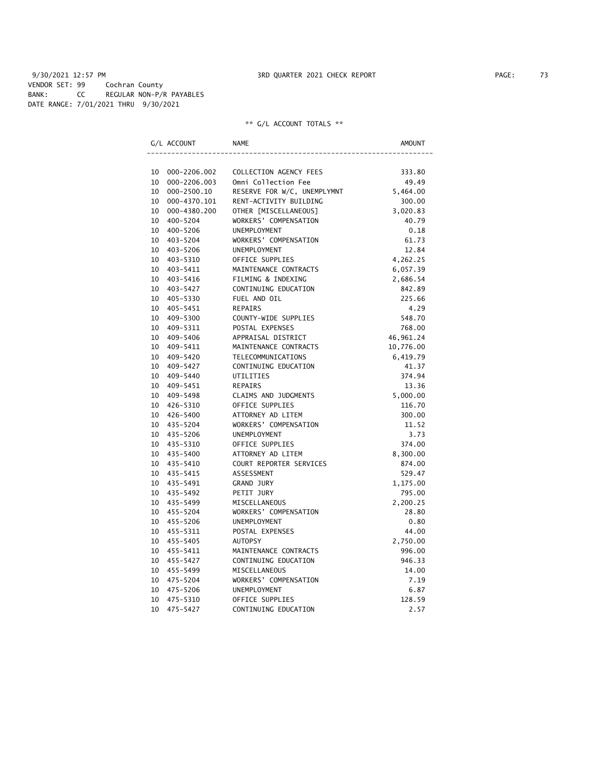9/30/2021 12:57 PM 3RD QUARTER 2021 CHECK REPORT

VENDOR SET: 99 Cochran County
BANK: CC REGULAR NON-P/R PAYABLES
DATE RANGE: 7/01/2021 THRU 9/30/2021

** G/L ACCOUNT TOTALS **

| G/L ACCOUNT | | NAME | AMOUNT |
|---|---|---|---|
| 10 | 000-2206.002 | COLLECTION AGENCY FEES | 333.80 |
| 10 | 000-2206.003 | Omni Collection Fee | 49.49 |
| 10 | 000-2500.10 | RESERVE FOR W/C, UNEMPLYMNT | 5,464.00 |
| 10 | 000-4370.101 | RENT-ACTIVITY BUILDING | 300.00 |
| 10 | 000-4380.200 | OTHER [MISCELLANEOUS] | 3,020.83 |
| 10 | 400-5204 | WORKERS' COMPENSATION | 40.79 |
| 10 | 400-5206 | UNEMPLOYMENT | 0.18 |
| 10 | 403-5204 | WORKERS' COMPENSATION | 61.73 |
| 10 | 403-5206 | UNEMPLOYMENT | 12.84 |
| 10 | 403-5310 | OFFICE SUPPLIES | 4,262.25 |
| 10 | 403-5411 | MAINTENANCE CONTRACTS | 6,057.39 |
| 10 | 403-5416 | FILMING & INDEXING | 2,686.54 |
| 10 | 403-5427 | CONTINUING EDUCATION | 842.89 |
| 10 | 405-5330 | FUEL AND OIL | 225.66 |
| 10 | 405-5451 | REPAIRS | 4.29 |
| 10 | 409-5300 | COUNTY-WIDE SUPPLIES | 548.70 |
| 10 | 409-5311 | POSTAL EXPENSES | 768.00 |
| 10 | 409-5406 | APPRAISAL DISTRICT | 46,961.24 |
| 10 | 409-5411 | MAINTENANCE CONTRACTS | 10,776.00 |
| 10 | 409-5420 | TELECOMMUNICATIONS | 6,419.79 |
| 10 | 409-5427 | CONTINUING EDUCATION | 41.37 |
| 10 | 409-5440 | UTILITIES | 374.94 |
| 10 | 409-5451 | REPAIRS | 13.36 |
| 10 | 409-5498 | CLAIMS AND JUDGMENTS | 5,000.00 |
| 10 | 426-5310 | OFFICE SUPPLIES | 116.70 |
| 10 | 426-5400 | ATTORNEY AD LITEM | 300.00 |
| 10 | 435-5204 | WORKERS' COMPENSATION | 11.52 |
| 10 | 435-5206 | UNEMPLOYMENT | 3.73 |
| 10 | 435-5310 | OFFICE SUPPLIES | 374.00 |
| 10 | 435-5400 | ATTORNEY AD LITEM | 8,300.00 |
| 10 | 435-5410 | COURT REPORTER SERVICES | 874.00 |
| 10 | 435-5415 | ASSESSMENT | 529.47 |
| 10 | 435-5491 | GRAND JURY | 1,175.00 |
| 10 | 435-5492 | PETIT JURY | 795.00 |
| 10 | 435-5499 | MISCELLANEOUS | 2,200.25 |
| 10 | 455-5204 | WORKERS' COMPENSATION | 28.80 |
| 10 | 455-5206 | UNEMPLOYMENT | 0.80 |
| 10 | 455-5311 | POSTAL EXPENSES | 44.00 |
| 10 | 455-5405 | AUTOPSY | 2,750.00 |
| 10 | 455-5411 | MAINTENANCE CONTRACTS | 996.00 |
| 10 | 455-5427 | CONTINUING EDUCATION | 946.33 |
| 10 | 455-5499 | MISCELLANEOUS | 14.00 |
| 10 | 475-5204 | WORKERS' COMPENSATION | 7.19 |
| 10 | 475-5206 | UNEMPLOYMENT | 6.87 |
| 10 | 475-5310 | OFFICE SUPPLIES | 128.59 |
| 10 | 475-5427 | CONTINUING EDUCATION | 2.57 |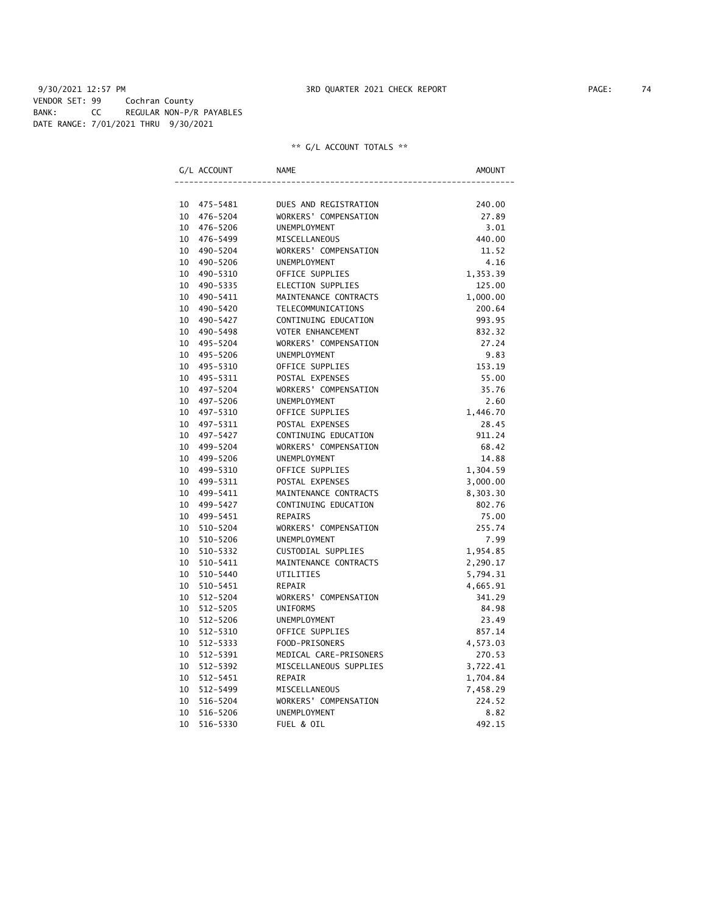9/30/2021 12:57 PM 3RD QUARTER 2021 CHECK REPORT

VENDOR SET: 99 Cochran County
BANK: CC REGULAR NON-P/R PAYABLES
DATE RANGE: 7/01/2021 THRU 9/30/2021

** G/L ACCOUNT TOTALS **

| G/L ACCOUNT | NAME | AMOUNT |
|---|---|---|
| 10 475-5481 | DUES AND REGISTRATION | 240.00 |
| 10 476-5204 | WORKERS' COMPENSATION | 27.89 |
| 10 476-5206 | UNEMPLOYMENT | 3.01 |
| 10 476-5499 | MISCELLANEOUS | 440.00 |
| 10 490-5204 | WORKERS' COMPENSATION | 11.52 |
| 10 490-5206 | UNEMPLOYMENT | 4.16 |
| 10 490-5310 | OFFICE SUPPLIES | 1,353.39 |
| 10 490-5335 | ELECTION SUPPLIES | 125.00 |
| 10 490-5411 | MAINTENANCE CONTRACTS | 1,000.00 |
| 10 490-5420 | TELECOMMUNICATIONS | 200.64 |
| 10 490-5427 | CONTINUING EDUCATION | 993.95 |
| 10 490-5498 | VOTER ENHANCEMENT | 832.32 |
| 10 495-5204 | WORKERS' COMPENSATION | 27.24 |
| 10 495-5206 | UNEMPLOYMENT | 9.83 |
| 10 495-5310 | OFFICE SUPPLIES | 153.19 |
| 10 495-5311 | POSTAL EXPENSES | 55.00 |
| 10 497-5204 | WORKERS' COMPENSATION | 35.76 |
| 10 497-5206 | UNEMPLOYMENT | 2.60 |
| 10 497-5310 | OFFICE SUPPLIES | 1,446.70 |
| 10 497-5311 | POSTAL EXPENSES | 28.45 |
| 10 497-5427 | CONTINUING EDUCATION | 911.24 |
| 10 499-5204 | WORKERS' COMPENSATION | 68.42 |
| 10 499-5206 | UNEMPLOYMENT | 14.88 |
| 10 499-5310 | OFFICE SUPPLIES | 1,304.59 |
| 10 499-5311 | POSTAL EXPENSES | 3,000.00 |
| 10 499-5411 | MAINTENANCE CONTRACTS | 8,303.30 |
| 10 499-5427 | CONTINUING EDUCATION | 802.76 |
| 10 499-5451 | REPAIRS | 75.00 |
| 10 510-5204 | WORKERS' COMPENSATION | 255.74 |
| 10 510-5206 | UNEMPLOYMENT | 7.99 |
| 10 510-5332 | CUSTODIAL SUPPLIES | 1,954.85 |
| 10 510-5411 | MAINTENANCE CONTRACTS | 2,290.17 |
| 10 510-5440 | UTILITIES | 5,794.31 |
| 10 510-5451 | REPAIR | 4,665.91 |
| 10 512-5204 | WORKERS' COMPENSATION | 341.29 |
| 10 512-5205 | UNIFORMS | 84.98 |
| 10 512-5206 | UNEMPLOYMENT | 23.49 |
| 10 512-5310 | OFFICE SUPPLIES | 857.14 |
| 10 512-5333 | FOOD-PRISONERS | 4,573.03 |
| 10 512-5391 | MEDICAL CARE-PRISONERS | 270.53 |
| 10 512-5392 | MISCELLANEOUS SUPPLIES | 3,722.41 |
| 10 512-5451 | REPAIR | 1,704.84 |
| 10 512-5499 | MISCELLANEOUS | 7,458.29 |
| 10 516-5204 | WORKERS' COMPENSATION | 224.52 |
| 10 516-5206 | UNEMPLOYMENT | 8.82 |
| 10 516-5330 | FUEL & OIL | 492.15 |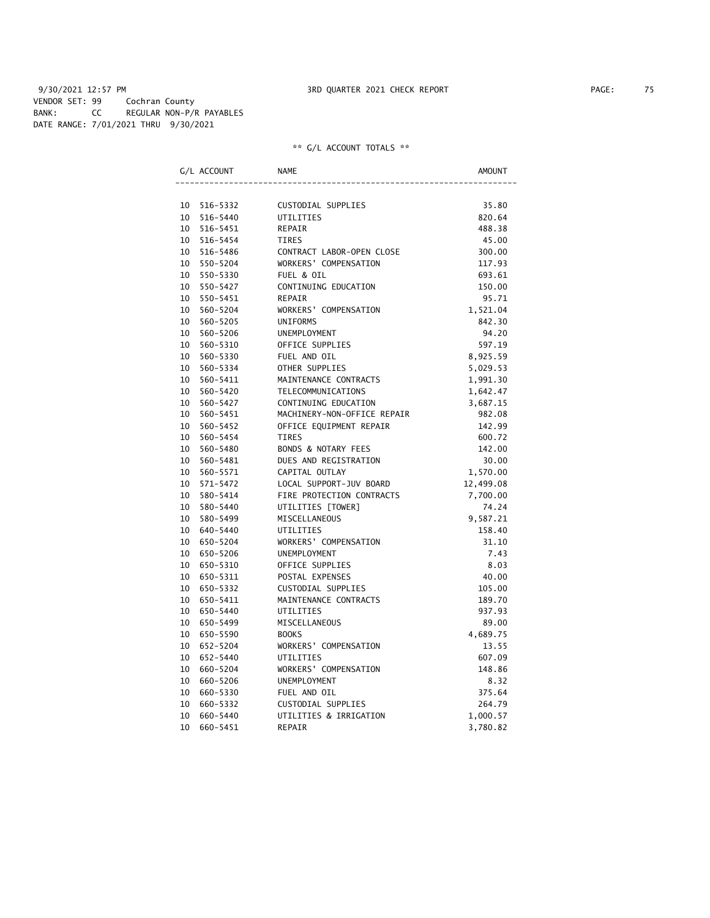9/30/2021 12:57 PM 3RD QUARTER 2021 CHECK REPORT

VENDOR SET: 99 Cochran County
BANK: CC REGULAR NON-P/R PAYABLES
DATE RANGE: 7/01/2021 THRU 9/30/2021

** G/L ACCOUNT TOTALS **

| G/L ACCOUNT | NAME | AMOUNT |
|---|---|---|
| 10 516-5332 | CUSTODIAL SUPPLIES | 35.80 |
| 10 516-5440 | UTILITIES | 820.64 |
| 10 516-5451 | REPAIR | 488.38 |
| 10 516-5454 | TIRES | 45.00 |
| 10 516-5486 | CONTRACT LABOR-OPEN CLOSE | 300.00 |
| 10 550-5204 | WORKERS' COMPENSATION | 117.93 |
| 10 550-5330 | FUEL & OIL | 693.61 |
| 10 550-5427 | CONTINUING EDUCATION | 150.00 |
| 10 550-5451 | REPAIR | 95.71 |
| 10 560-5204 | WORKERS' COMPENSATION | 1,521.04 |
| 10 560-5205 | UNIFORMS | 842.30 |
| 10 560-5206 | UNEMPLOYMENT | 94.20 |
| 10 560-5310 | OFFICE SUPPLIES | 597.19 |
| 10 560-5330 | FUEL AND OIL | 8,925.59 |
| 10 560-5334 | OTHER SUPPLIES | 5,029.53 |
| 10 560-5411 | MAINTENANCE CONTRACTS | 1,991.30 |
| 10 560-5420 | TELECOMMUNICATIONS | 1,642.47 |
| 10 560-5427 | CONTINUING EDUCATION | 3,687.15 |
| 10 560-5451 | MACHINERY-NON-OFFICE REPAIR | 982.08 |
| 10 560-5452 | OFFICE EQUIPMENT REPAIR | 142.99 |
| 10 560-5454 | TIRES | 600.72 |
| 10 560-5480 | BONDS & NOTARY FEES | 142.00 |
| 10 560-5481 | DUES AND REGISTRATION | 30.00 |
| 10 560-5571 | CAPITAL OUTLAY | 1,570.00 |
| 10 571-5472 | LOCAL SUPPORT-JUV BOARD | 12,499.08 |
| 10 580-5414 | FIRE PROTECTION CONTRACTS | 7,700.00 |
| 10 580-5440 | UTILITIES [TOWER] | 74.24 |
| 10 580-5499 | MISCELLANEOUS | 9,587.21 |
| 10 640-5440 | UTILITIES | 158.40 |
| 10 650-5204 | WORKERS' COMPENSATION | 31.10 |
| 10 650-5206 | UNEMPLOYMENT | 7.43 |
| 10 650-5310 | OFFICE SUPPLIES | 8.03 |
| 10 650-5311 | POSTAL EXPENSES | 40.00 |
| 10 650-5332 | CUSTODIAL SUPPLIES | 105.00 |
| 10 650-5411 | MAINTENANCE CONTRACTS | 189.70 |
| 10 650-5440 | UTILITIES | 937.93 |
| 10 650-5499 | MISCELLANEOUS | 89.00 |
| 10 650-5590 | BOOKS | 4,689.75 |
| 10 652-5204 | WORKERS' COMPENSATION | 13.55 |
| 10 652-5440 | UTILITIES | 607.09 |
| 10 660-5204 | WORKERS' COMPENSATION | 148.86 |
| 10 660-5206 | UNEMPLOYMENT | 8.32 |
| 10 660-5330 | FUEL AND OIL | 375.64 |
| 10 660-5332 | CUSTODIAL SUPPLIES | 264.79 |
| 10 660-5440 | UTILITIES & IRRIGATION | 1,000.57 |
| 10 660-5451 | REPAIR | 3,780.82 |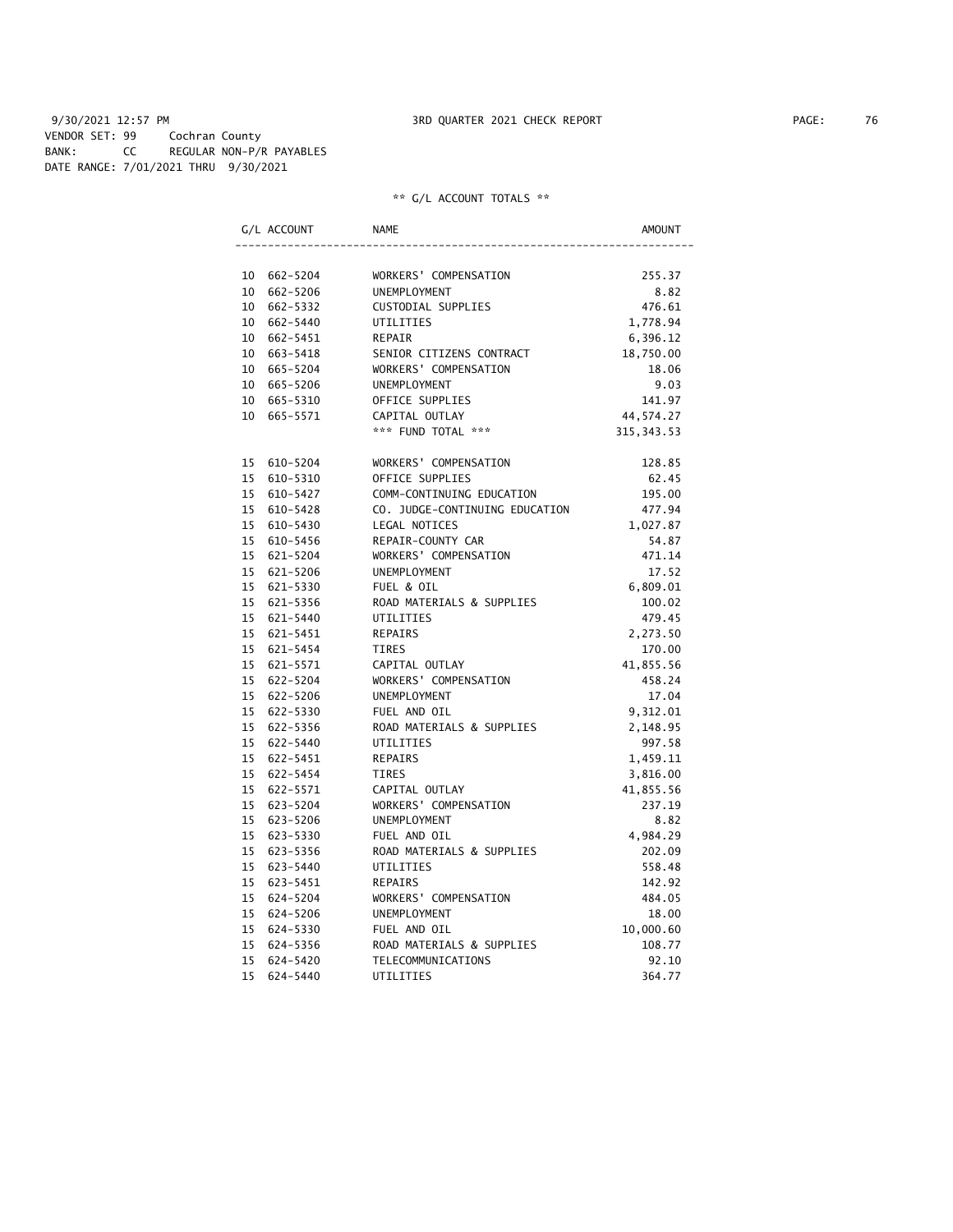9/30/2021 12:57 PM 3RD QUARTER 2021 CHECK REPORT

VENDOR SET: 99 Cochran County
BANK: CC REGULAR NON-P/R PAYABLES
DATE RANGE: 7/01/2021 THRU 9/30/2021

** G/L ACCOUNT TOTALS **

| G/L ACCOUNT | NAME | AMOUNT |
|---|---|---|
| 10 662-5204 | WORKERS' COMPENSATION | 255.37 |
| 10 662-5206 | UNEMPLOYMENT | 8.82 |
| 10 662-5332 | CUSTODIAL SUPPLIES | 476.61 |
| 10 662-5440 | UTILITIES | 1,778.94 |
| 10 662-5451 | REPAIR | 6,396.12 |
| 10 663-5418 | SENIOR CITIZENS CONTRACT | 18,750.00 |
| 10 665-5204 | WORKERS' COMPENSATION | 18.06 |
| 10 665-5206 | UNEMPLOYMENT | 9.03 |
| 10 665-5310 | OFFICE SUPPLIES | 141.97 |
| 10 665-5571 | CAPITAL OUTLAY | 44,574.27 |
| | *** FUND TOTAL *** | 315,343.53 |
| 15 610-5204 | WORKERS' COMPENSATION | 128.85 |
| 15 610-5310 | OFFICE SUPPLIES | 62.45 |
| 15 610-5427 | COMM-CONTINUING EDUCATION | 195.00 |
| 15 610-5428 | CO. JUDGE-CONTINUING EDUCATION | 477.94 |
| 15 610-5430 | LEGAL NOTICES | 1,027.87 |
| 15 610-5456 | REPAIR-COUNTY CAR | 54.87 |
| 15 621-5204 | WORKERS' COMPENSATION | 471.14 |
| 15 621-5206 | UNEMPLOYMENT | 17.52 |
| 15 621-5330 | FUEL & OIL | 6,809.01 |
| 15 621-5356 | ROAD MATERIALS & SUPPLIES | 100.02 |
| 15 621-5440 | UTILITIES | 479.45 |
| 15 621-5451 | REPAIRS | 2,273.50 |
| 15 621-5454 | TIRES | 170.00 |
| 15 621-5571 | CAPITAL OUTLAY | 41,855.56 |
| 15 622-5204 | WORKERS' COMPENSATION | 458.24 |
| 15 622-5206 | UNEMPLOYMENT | 17.04 |
| 15 622-5330 | FUEL AND OIL | 9,312.01 |
| 15 622-5356 | ROAD MATERIALS & SUPPLIES | 2,148.95 |
| 15 622-5440 | UTILITIES | 997.58 |
| 15 622-5451 | REPAIRS | 1,459.11 |
| 15 622-5454 | TIRES | 3,816.00 |
| 15 622-5571 | CAPITAL OUTLAY | 41,855.56 |
| 15 623-5204 | WORKERS' COMPENSATION | 237.19 |
| 15 623-5206 | UNEMPLOYMENT | 8.82 |
| 15 623-5330 | FUEL AND OIL | 4,984.29 |
| 15 623-5356 | ROAD MATERIALS & SUPPLIES | 202.09 |
| 15 623-5440 | UTILITIES | 558.48 |
| 15 623-5451 | REPAIRS | 142.92 |
| 15 624-5204 | WORKERS' COMPENSATION | 484.05 |
| 15 624-5206 | UNEMPLOYMENT | 18.00 |
| 15 624-5330 | FUEL AND OIL | 10,000.60 |
| 15 624-5356 | ROAD MATERIALS & SUPPLIES | 108.77 |
| 15 624-5420 | TELECOMMUNICATIONS | 92.10 |
| 15 624-5440 | UTILITIES | 364.77 |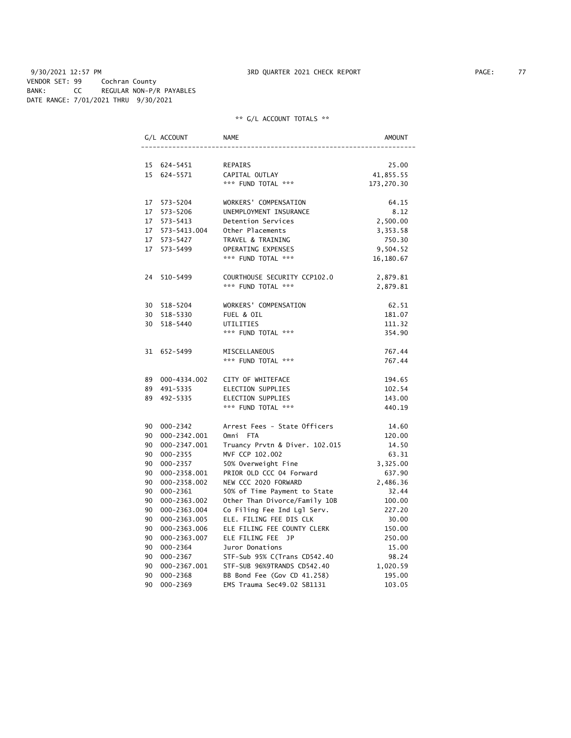9/30/2021 12:57 PM 3RD QUARTER 2021 CHECK REPORT

VENDOR SET: 99 Cochran County
BANK: CC REGULAR NON-P/R PAYABLES
DATE RANGE: 7/01/2021 THRU 9/30/2021

** G/L ACCOUNT TOTALS **

| G/L ACCOUNT | NAME | AMOUNT |
|---|---|---|
| 15 624-5451 | REPAIRS | 25.00 |
| 15 624-5571 | CAPITAL OUTLAY | 41,855.55 |
| | *** FUND TOTAL *** | 173,270.30 |
| 17 573-5204 | WORKERS' COMPENSATION | 64.15 |
| 17 573-5206 | UNEMPLOYMENT INSURANCE | 8.12 |
| 17 573-5413 | Detention Services | 2,500.00 |
| 17 573-5413.004 | Other Placements | 3,353.58 |
| 17 573-5427 | TRAVEL & TRAINING | 750.30 |
| 17 573-5499 | OPERATING EXPENSES | 9,504.52 |
| | *** FUND TOTAL *** | 16,180.67 |
| 24 510-5499 | COURTHOUSE SECURITY CCP102.0 | 2,879.81 |
| | *** FUND TOTAL *** | 2,879.81 |
| 30 518-5204 | WORKERS' COMPENSATION | 62.51 |
| 30 518-5330 | FUEL & OIL | 181.07 |
| 30 518-5440 | UTILITIES | 111.32 |
| | *** FUND TOTAL *** | 354.90 |
| 31 652-5499 | MISCELLANEOUS | 767.44 |
| | *** FUND TOTAL *** | 767.44 |
| 89 000-4334.002 | CITY OF WHITEFACE | 194.65 |
| 89 491-5335 | ELECTION SUPPLIES | 102.54 |
| 89 492-5335 | ELECTION SUPPLIES | 143.00 |
| | *** FUND TOTAL *** | 440.19 |
| 90 000-2342 | Arrest Fees - State Officers | 14.60 |
| 90 000-2342.001 | Omni FTA | 120.00 |
| 90 000-2347.001 | Truancy Prvtn & Diver. 102.015 | 14.50 |
| 90 000-2355 | MVF CCP 102.002 | 63.31 |
| 90 000-2357 | 50% Overweight Fine | 3,325.00 |
| 90 000-2358.001 | PRIOR OLD CCC 04 Forward | 637.90 |
| 90 000-2358.002 | NEW CCC 2020 FORWARD | 2,486.36 |
| 90 000-2361 | 50% of Time Payment to State | 32.44 |
| 90 000-2363.002 | Other Than Divorce/Family 10B | 100.00 |
| 90 000-2363.004 | Co Filing Fee Ind Lgl Serv. | 227.20 |
| 90 000-2363.005 | ELE. FILING FEE DIS CLK | 30.00 |
| 90 000-2363.006 | ELE FILING FEE COUNTY CLERK | 150.00 |
| 90 000-2363.007 | ELE FILING FEE JP | 250.00 |
| 90 000-2364 | Juror Donations | 15.00 |
| 90 000-2367 | STF-Sub 95% C(Trans CD542.40 | 98.24 |
| 90 000-2367.001 | STF-SUB 96%9TRANDS CD542.40 | 1,020.59 |
| 90 000-2368 | BB Bond Fee (Gov CD 41.258) | 195.00 |
| 90 000-2369 | EMS Trauma Sec49.02 SB1131 | 103.05 |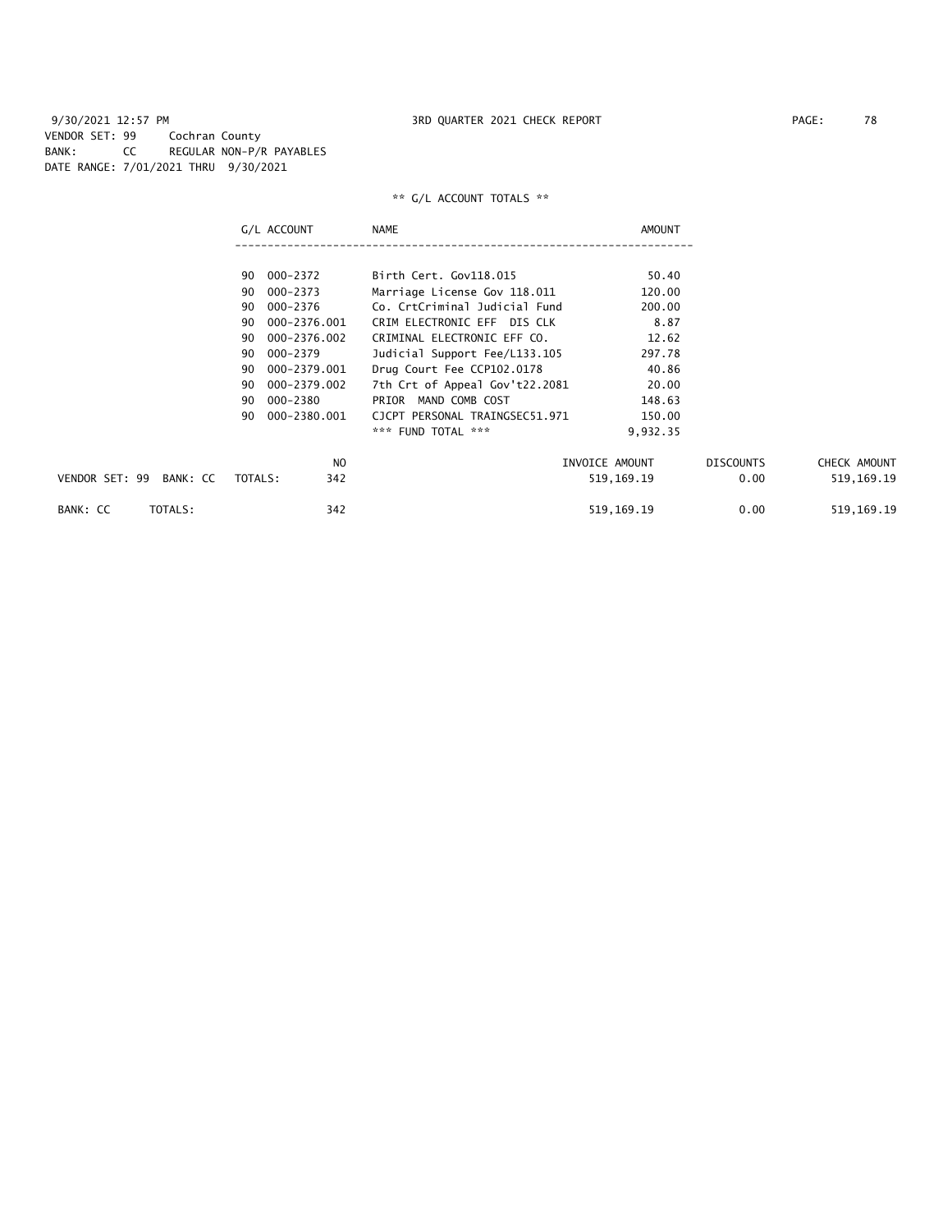9/30/2021 12:57 PM 3RD QUARTER 2021 CHECK REPORT

VENDOR SET: 99 Cochran County
BANK: CC REGULAR NON-P/R PAYABLES
DATE RANGE: 7/01/2021 THRU 9/30/2021

** G/L ACCOUNT TOTALS **

| G/L ACCOUNT | | NAME | AMOUNT |
|---|---|---|---|
| 90 | 000-2372 | Birth Cert. Gov118.015 | 50.40 |
| 90 | 000-2373 | Marriage License Gov 118.011 | 120.00 |
| 90 | 000-2376 | Co. CrtCriminal Judicial Fund | 200.00 |
| 90 | 000-2376.001 | CRIM ELECTRONIC EFF DIS CLK | 8.87 |
| 90 | 000-2376.002 | CRIMINAL ELECTRONIC EFF CO. | 12.62 |
| 90 | 000-2379 | Judicial Support Fee/L133.105 | 297.78 |
| 90 | 000-2379.001 | Drug Court Fee CCP102.0178 | 40.86 |
| 90 | 000-2379.002 | 7th Crt of Appeal Gov't22.2081 | 20.00 |
| 90 | 000-2380 | PRIOR MAND COMB COST | 148.63 |
| 90 | 000-2380.001 | CJCPT PERSONAL TRAINGSEC51.971 | 150.00 |
| | | *** FUND TOTAL *** | 9,932.35 |

| | NO | INVOICE AMOUNT | DISCOUNTS | CHECK AMOUNT |
|---|---|---|---|---|
| VENDOR SET: 99 BANK: CC TOTALS: | 342 | 519,169.19 | 0.00 | 519,169.19 |
| BANK: CC TOTALS: | 342 | 519,169.19 | 0.00 | 519,169.19 |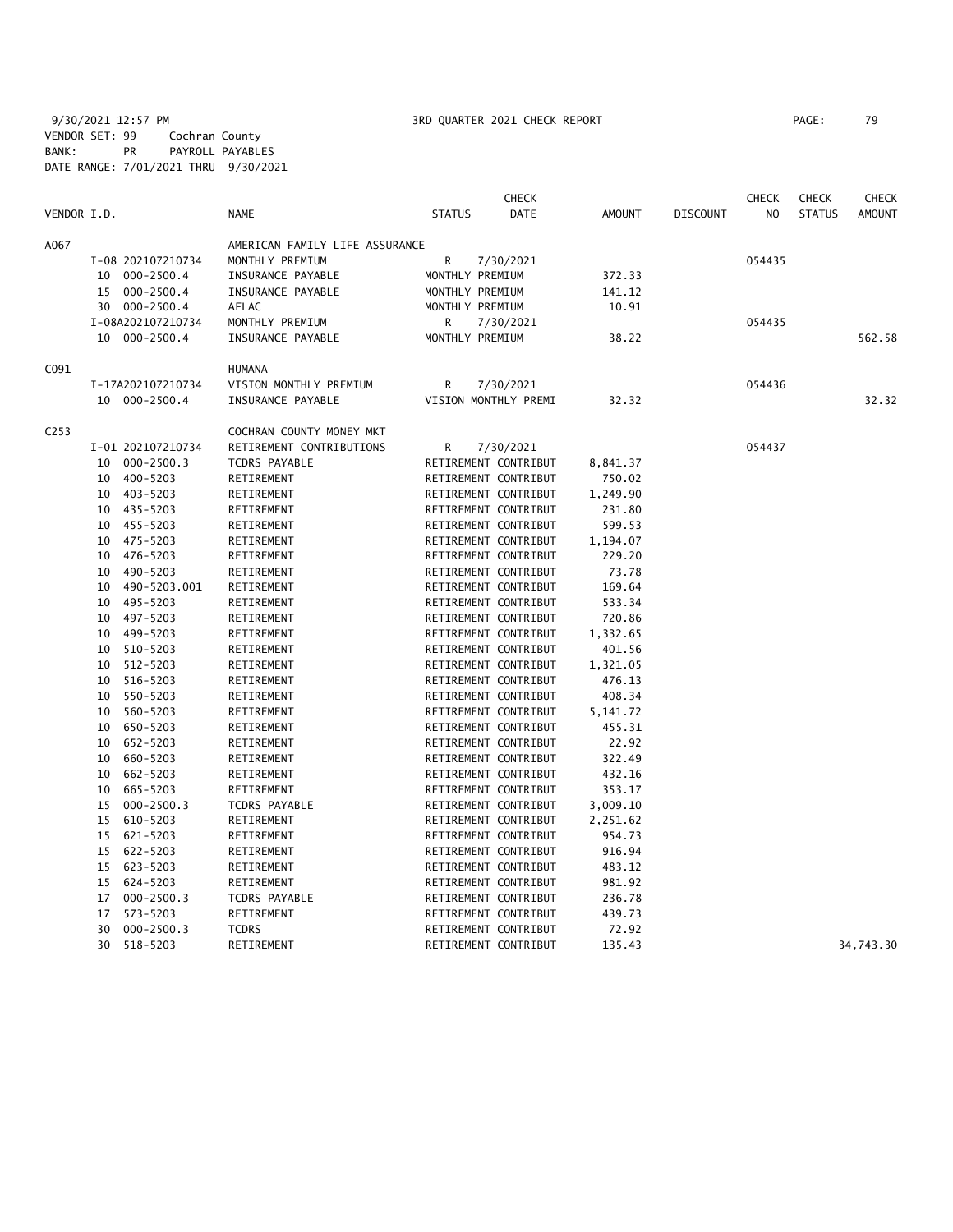9/30/2021 12:57 PM 3RD QUARTER 2021 CHECK REPORT PAGE: 79
VENDOR SET: 99 Cochran County
BANK: PR PAYROLL PAYABLES
DATE RANGE: 7/01/2021 THRU 9/30/2021

| VENDOR I.D. | | NAME | STATUS | CHECK DATE | AMOUNT | DISCOUNT | CHECK NO | CHECK STATUS | CHECK AMOUNT |
|---|---|---|---|---|---|---|---|---|---|
| A067 | | AMERICAN FAMILY LIFE ASSURANCE | | | | | | | |
| | I-08 202107210734 | MONTHLY PREMIUM | R | 7/30/2021 | | | 054435 | | |
| | 10 000-2500.4 | INSURANCE PAYABLE | MONTHLY PREMIUM | | 372.33 | | | | |
| | 15 000-2500.4 | INSURANCE PAYABLE | MONTHLY PREMIUM | | 141.12 | | | | |
| | 30 000-2500.4 | AFLAC | MONTHLY PREMIUM | | 10.91 | | | | |
| | I-08A202107210734 | MONTHLY PREMIUM | R | 7/30/2021 | | | 054435 | | |
| | 10 000-2500.4 | INSURANCE PAYABLE | MONTHLY PREMIUM | | 38.22 | | | | 562.58 |
| C091 | | HUMANA | | | | | | | |
| | I-17A202107210734 | VISION MONTHLY PREMIUM | R | 7/30/2021 | | | 054436 | | |
| | 10 000-2500.4 | INSURANCE PAYABLE | VISION MONTHLY PREMI | | 32.32 | | | | 32.32 |
| C253 | | COCHRAN COUNTY MONEY MKT | | | | | | | |
| | I-01 202107210734 | RETIREMENT CONTRIBUTIONS | R | 7/30/2021 | | | 054437 | | |
| | 10 000-2500.3 | TCDRS PAYABLE | RETIREMENT CONTRIBUT | | 8,841.37 | | | | |
| | 10 400-5203 | RETIREMENT | RETIREMENT CONTRIBUT | | 750.02 | | | | |
| | 10 403-5203 | RETIREMENT | RETIREMENT CONTRIBUT | | 1,249.90 | | | | |
| | 10 435-5203 | RETIREMENT | RETIREMENT CONTRIBUT | | 231.80 | | | | |
| | 10 455-5203 | RETIREMENT | RETIREMENT CONTRIBUT | | 599.53 | | | | |
| | 10 475-5203 | RETIREMENT | RETIREMENT CONTRIBUT | | 1,194.07 | | | | |
| | 10 476-5203 | RETIREMENT | RETIREMENT CONTRIBUT | | 229.20 | | | | |
| | 10 490-5203 | RETIREMENT | RETIREMENT CONTRIBUT | | 73.78 | | | | |
| | 10 490-5203.001 | RETIREMENT | RETIREMENT CONTRIBUT | | 169.64 | | | | |
| | 10 495-5203 | RETIREMENT | RETIREMENT CONTRIBUT | | 533.34 | | | | |
| | 10 497-5203 | RETIREMENT | RETIREMENT CONTRIBUT | | 720.86 | | | | |
| | 10 499-5203 | RETIREMENT | RETIREMENT CONTRIBUT | | 1,332.65 | | | | |
| | 10 510-5203 | RETIREMENT | RETIREMENT CONTRIBUT | | 401.56 | | | | |
| | 10 512-5203 | RETIREMENT | RETIREMENT CONTRIBUT | | 1,321.05 | | | | |
| | 10 516-5203 | RETIREMENT | RETIREMENT CONTRIBUT | | 476.13 | | | | |
| | 10 550-5203 | RETIREMENT | RETIREMENT CONTRIBUT | | 408.34 | | | | |
| | 10 560-5203 | RETIREMENT | RETIREMENT CONTRIBUT | | 5,141.72 | | | | |
| | 10 650-5203 | RETIREMENT | RETIREMENT CONTRIBUT | | 455.31 | | | | |
| | 10 652-5203 | RETIREMENT | RETIREMENT CONTRIBUT | | 22.92 | | | | |
| | 10 660-5203 | RETIREMENT | RETIREMENT CONTRIBUT | | 322.49 | | | | |
| | 10 662-5203 | RETIREMENT | RETIREMENT CONTRIBUT | | 432.16 | | | | |
| | 10 665-5203 | RETIREMENT | RETIREMENT CONTRIBUT | | 353.17 | | | | |
| | 15 000-2500.3 | TCDRS PAYABLE | RETIREMENT CONTRIBUT | | 3,009.10 | | | | |
| | 15 610-5203 | RETIREMENT | RETIREMENT CONTRIBUT | | 2,251.62 | | | | |
| | 15 621-5203 | RETIREMENT | RETIREMENT CONTRIBUT | | 954.73 | | | | |
| | 15 622-5203 | RETIREMENT | RETIREMENT CONTRIBUT | | 916.94 | | | | |
| | 15 623-5203 | RETIREMENT | RETIREMENT CONTRIBUT | | 483.12 | | | | |
| | 15 624-5203 | RETIREMENT | RETIREMENT CONTRIBUT | | 981.92 | | | | |
| | 17 000-2500.3 | TCDRS PAYABLE | RETIREMENT CONTRIBUT | | 236.78 | | | | |
| | 17 573-5203 | RETIREMENT | RETIREMENT CONTRIBUT | | 439.73 | | | | |
| | 30 000-2500.3 | TCDRS | RETIREMENT CONTRIBUT | | 72.92 | | | | |
| | 30 518-5203 | RETIREMENT | RETIREMENT CONTRIBUT | | 135.43 | | | | 34,743.30 |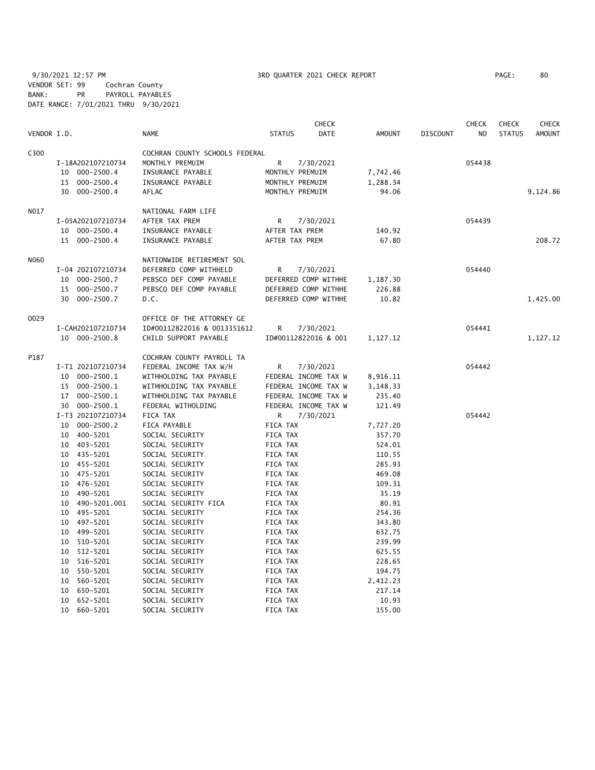9/30/2021 12:57 PM 3RD QUARTER 2021 CHECK REPORT PAGE: 80
VENDOR SET: 99 Cochran County
BANK: PR PAYROLL PAYABLES
DATE RANGE: 7/01/2021 THRU 9/30/2021

| VENDOR I.D. | | NAME | STATUS | CHECK DATE | AMOUNT | DISCOUNT | CHECK NO | CHECK STATUS | CHECK AMOUNT |
|---|---|---|---|---|---|---|---|---|---|
| C300 | | COCHRAN COUNTY SCHOOLS FEDERAL | | | | | | | |
| | I-18A202107210734 | MONTHLY PREMUIM | R | 7/30/2021 | | | 054438 | | |
| | 10 000-2500.4 | INSURANCE PAYABLE | MONTHLY PREMUIM | | 7,742.46 | | | | |
| | 15 000-2500.4 | INSURANCE PAYABLE | MONTHLY PREMUIM | | 1,288.34 | | | | |
| | 30 000-2500.4 | AFLAC | MONTHLY PREMUIM | | 94.06 | | | | 9,124.86 |
| N017 | | NATIONAL FARM LIFE | | | | | | | |
| | I-05A202107210734 | AFTER TAX PREM | R | 7/30/2021 | | | 054439 | | |
| | 10 000-2500.4 | INSURANCE PAYABLE | AFTER TAX PREM | | 140.92 | | | | |
| | 15 000-2500.4 | INSURANCE PAYABLE | AFTER TAX PREM | | 67.80 | | | | 208.72 |
| N060 | | NATIONWIDE RETIREMENT SOL | | | | | | | |
| | I-04 202107210734 | DEFERRED COMP WITHHELD | R | 7/30/2021 | | | 054440 | | |
| | 10 000-2500.7 | PEBSCO DEF COMP PAYABLE | DEFERRED COMP WITHHE | | 1,187.30 | | | | |
| | 15 000-2500.7 | PEBSCO DEF COMP PAYABLE | DEFERRED COMP WITHHE | | 226.88 | | | | |
| | 30 000-2500.7 | D.C. | DEFERRED COMP WITHHE | | 10.82 | | | | 1,425.00 |
| O029 | | OFFICE OF THE ATTORNEY GE | | | | | | | |
| | I-CAH202107210734 | ID#00112822016 & 0013351612 | R | 7/30/2021 | | | 054441 | | |
| | 10 000-2500.8 | CHILD SUPPORT PAYABLE | ID#00112822016 & 001 | | 1,127.12 | | | | 1,127.12 |
| P187 | | COCHRAN COUNTY PAYROLL TA | | | | | | | |
| | I-T1 202107210734 | FEDERAL INCOME TAX W/H | R | 7/30/2021 | | | 054442 | | |
| | 10 000-2500.1 | WITHHOLDING TAX PAYABLE | FEDERAL INCOME TAX W | | 8,916.11 | | | | |
| | 15 000-2500.1 | WITHHOLDING TAX PAYABLE | FEDERAL INCOME TAX W | | 3,148.33 | | | | |
| | 17 000-2500.1 | WITHHOLDING TAX PAYABLE | FEDERAL INCOME TAX W | | 235.40 | | | | |
| | 30 000-2500.1 | FEDERAL WITHOLDING | FEDERAL INCOME TAX W | | 121.49 | | | | |
| | I-T3 202107210734 | FICA TAX | R | 7/30/2021 | | | 054442 | | |
| | 10 000-2500.2 | FICA PAYABLE | FICA TAX | | 7,727.20 | | | | |
| | 10 400-5201 | SOCIAL SECURITY | FICA TAX | | 357.70 | | | | |
| | 10 403-5201 | SOCIAL SECURITY | FICA TAX | | 524.01 | | | | |
| | 10 435-5201 | SOCIAL SECURITY | FICA TAX | | 110.55 | | | | |
| | 10 455-5201 | SOCIAL SECURITY | FICA TAX | | 285.93 | | | | |
| | 10 475-5201 | SOCIAL SECURITY | FICA TAX | | 469.08 | | | | |
| | 10 476-5201 | SOCIAL SECURITY | FICA TAX | | 109.31 | | | | |
| | 10 490-5201 | SOCIAL SECURITY | FICA TAX | | 35.19 | | | | |
| | 10 490-5201.001 | SOCIAL SECURITY FICA | FICA TAX | | 80.91 | | | | |
| | 10 495-5201 | SOCIAL SECURITY | FICA TAX | | 254.36 | | | | |
| | 10 497-5201 | SOCIAL SECURITY | FICA TAX | | 343.80 | | | | |
| | 10 499-5201 | SOCIAL SECURITY | FICA TAX | | 632.75 | | | | |
| | 10 510-5201 | SOCIAL SECURITY | FICA TAX | | 239.99 | | | | |
| | 10 512-5201 | SOCIAL SECURITY | FICA TAX | | 625.55 | | | | |
| | 10 516-5201 | SOCIAL SECURITY | FICA TAX | | 228.65 | | | | |
| | 10 550-5201 | SOCIAL SECURITY | FICA TAX | | 194.75 | | | | |
| | 10 560-5201 | SOCIAL SECURITY | FICA TAX | | 2,412.23 | | | | |
| | 10 650-5201 | SOCIAL SECURITY | FICA TAX | | 217.14 | | | | |
| | 10 652-5201 | SOCIAL SECURITY | FICA TAX | | 10.93 | | | | |
| | 10 660-5201 | SOCIAL SECURITY | FICA TAX | | 155.00 | | | | |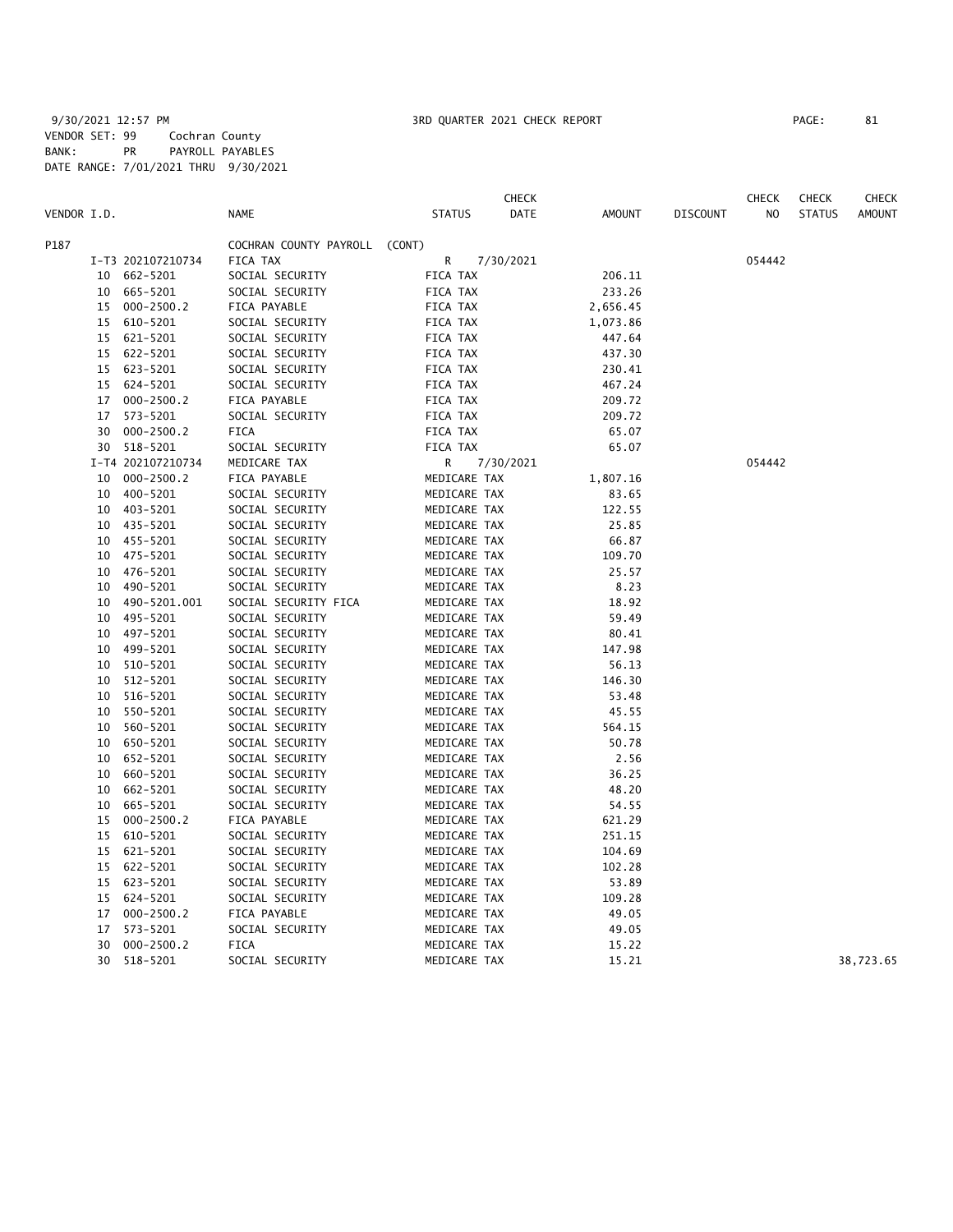9/30/2021 12:57 PM 3RD QUARTER 2021 CHECK REPORT

VENDOR SET: 99 Cochran County
BANK: PR PAYROLL PAYABLES
DATE RANGE: 7/01/2021 THRU 9/30/2021

| VENDOR I.D. | NAME | STATUS | CHECK DATE | AMOUNT | DISCOUNT | CHECK NO | CHECK STATUS | CHECK AMOUNT |
|---|---|---|---|---|---|---|---|---|
| P187 | COCHRAN COUNTY PAYROLL (CONT) | | | | | | | |
| I-T3 202107210734 | FICA TAX | R | 7/30/2021 | | | 054442 | | |
| 10 662-5201 | SOCIAL SECURITY | FICA TAX | | 206.11 | | | | |
| 10 665-5201 | SOCIAL SECURITY | FICA TAX | | 233.26 | | | | |
| 15 000-2500.2 | FICA PAYABLE | FICA TAX | | 2,656.45 | | | | |
| 15 610-5201 | SOCIAL SECURITY | FICA TAX | | 1,073.86 | | | | |
| 15 621-5201 | SOCIAL SECURITY | FICA TAX | | 447.64 | | | | |
| 15 622-5201 | SOCIAL SECURITY | FICA TAX | | 437.30 | | | | |
| 15 623-5201 | SOCIAL SECURITY | FICA TAX | | 230.41 | | | | |
| 15 624-5201 | SOCIAL SECURITY | FICA TAX | | 467.24 | | | | |
| 17 000-2500.2 | FICA PAYABLE | FICA TAX | | 209.72 | | | | |
| 17 573-5201 | SOCIAL SECURITY | FICA TAX | | 209.72 | | | | |
| 30 000-2500.2 | FICA | FICA TAX | | 65.07 | | | | |
| 30 518-5201 | SOCIAL SECURITY | FICA TAX | | 65.07 | | | | |
| I-T4 202107210734 | MEDICARE TAX | R | 7/30/2021 | | | 054442 | | |
| 10 000-2500.2 | FICA PAYABLE | MEDICARE TAX | | 1,807.16 | | | | |
| 10 400-5201 | SOCIAL SECURITY | MEDICARE TAX | | 83.65 | | | | |
| 10 403-5201 | SOCIAL SECURITY | MEDICARE TAX | | 122.55 | | | | |
| 10 435-5201 | SOCIAL SECURITY | MEDICARE TAX | | 25.85 | | | | |
| 10 455-5201 | SOCIAL SECURITY | MEDICARE TAX | | 66.87 | | | | |
| 10 475-5201 | SOCIAL SECURITY | MEDICARE TAX | | 109.70 | | | | |
| 10 476-5201 | SOCIAL SECURITY | MEDICARE TAX | | 25.57 | | | | |
| 10 490-5201 | SOCIAL SECURITY | MEDICARE TAX | | 8.23 | | | | |
| 10 490-5201.001 | SOCIAL SECURITY FICA | MEDICARE TAX | | 18.92 | | | | |
| 10 495-5201 | SOCIAL SECURITY | MEDICARE TAX | | 59.49 | | | | |
| 10 497-5201 | SOCIAL SECURITY | MEDICARE TAX | | 80.41 | | | | |
| 10 499-5201 | SOCIAL SECURITY | MEDICARE TAX | | 147.98 | | | | |
| 10 510-5201 | SOCIAL SECURITY | MEDICARE TAX | | 56.13 | | | | |
| 10 512-5201 | SOCIAL SECURITY | MEDICARE TAX | | 146.30 | | | | |
| 10 516-5201 | SOCIAL SECURITY | MEDICARE TAX | | 53.48 | | | | |
| 10 550-5201 | SOCIAL SECURITY | MEDICARE TAX | | 45.55 | | | | |
| 10 560-5201 | SOCIAL SECURITY | MEDICARE TAX | | 564.15 | | | | |
| 10 650-5201 | SOCIAL SECURITY | MEDICARE TAX | | 50.78 | | | | |
| 10 652-5201 | SOCIAL SECURITY | MEDICARE TAX | | 2.56 | | | | |
| 10 660-5201 | SOCIAL SECURITY | MEDICARE TAX | | 36.25 | | | | |
| 10 662-5201 | SOCIAL SECURITY | MEDICARE TAX | | 48.20 | | | | |
| 10 665-5201 | SOCIAL SECURITY | MEDICARE TAX | | 54.55 | | | | |
| 15 000-2500.2 | FICA PAYABLE | MEDICARE TAX | | 621.29 | | | | |
| 15 610-5201 | SOCIAL SECURITY | MEDICARE TAX | | 251.15 | | | | |
| 15 621-5201 | SOCIAL SECURITY | MEDICARE TAX | | 104.69 | | | | |
| 15 622-5201 | SOCIAL SECURITY | MEDICARE TAX | | 102.28 | | | | |
| 15 623-5201 | SOCIAL SECURITY | MEDICARE TAX | | 53.89 | | | | |
| 15 624-5201 | SOCIAL SECURITY | MEDICARE TAX | | 109.28 | | | | |
| 17 000-2500.2 | FICA PAYABLE | MEDICARE TAX | | 49.05 | | | | |
| 17 573-5201 | SOCIAL SECURITY | MEDICARE TAX | | 49.05 | | | | |
| 30 000-2500.2 | FICA | MEDICARE TAX | | 15.22 | | | | |
| 30 518-5201 | SOCIAL SECURITY | MEDICARE TAX | | 15.21 | | | | 38,723.65 |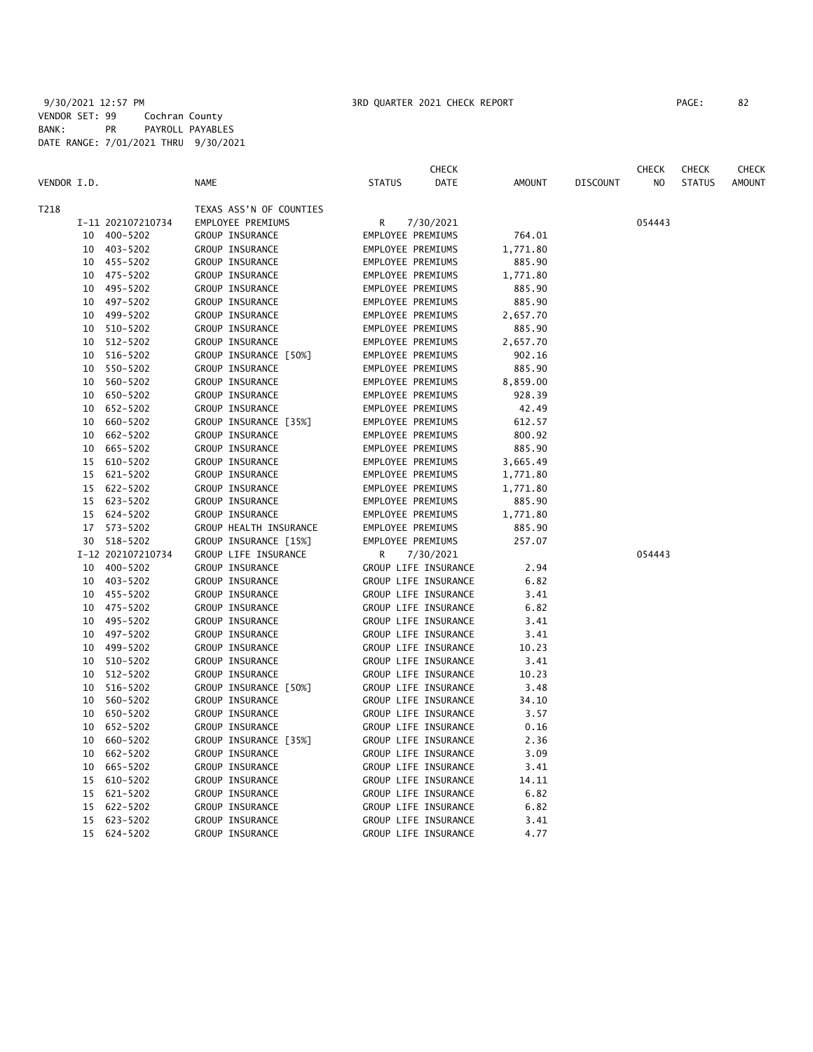9/30/2021 12:57 PM 3RD QUARTER 2021 CHECK REPORT

VENDOR SET: 99 Cochran County
BANK: PR PAYROLL PAYABLES
DATE RANGE: 7/01/2021 THRU 9/30/2021

| VENDOR I.D. | NAME | STATUS | CHECK DATE | AMOUNT | DISCOUNT | CHECK NO | CHECK STATUS | CHECK AMOUNT |
|---|---|---|---|---|---|---|---|---|
| T218 | TEXAS ASS'N OF COUNTIES | | | | | | | |
| I-11 202107210734 | EMPLOYEE PREMIUMS | R | 7/30/2021 | | | 054443 | | |
| 10 400-5202 | GROUP INSURANCE | EMPLOYEE PREMIUMS | | 764.01 | | | | |
| 10 403-5202 | GROUP INSURANCE | EMPLOYEE PREMIUMS | | 1,771.80 | | | | |
| 10 455-5202 | GROUP INSURANCE | EMPLOYEE PREMIUMS | | 885.90 | | | | |
| 10 475-5202 | GROUP INSURANCE | EMPLOYEE PREMIUMS | | 1,771.80 | | | | |
| 10 495-5202 | GROUP INSURANCE | EMPLOYEE PREMIUMS | | 885.90 | | | | |
| 10 497-5202 | GROUP INSURANCE | EMPLOYEE PREMIUMS | | 885.90 | | | | |
| 10 499-5202 | GROUP INSURANCE | EMPLOYEE PREMIUMS | | 2,657.70 | | | | |
| 10 510-5202 | GROUP INSURANCE | EMPLOYEE PREMIUMS | | 885.90 | | | | |
| 10 512-5202 | GROUP INSURANCE | EMPLOYEE PREMIUMS | | 2,657.70 | | | | |
| 10 516-5202 | GROUP INSURANCE [50%] | EMPLOYEE PREMIUMS | | 902.16 | | | | |
| 10 550-5202 | GROUP INSURANCE | EMPLOYEE PREMIUMS | | 885.90 | | | | |
| 10 560-5202 | GROUP INSURANCE | EMPLOYEE PREMIUMS | | 8,859.00 | | | | |
| 10 650-5202 | GROUP INSURANCE | EMPLOYEE PREMIUMS | | 928.39 | | | | |
| 10 652-5202 | GROUP INSURANCE | EMPLOYEE PREMIUMS | | 42.49 | | | | |
| 10 660-5202 | GROUP INSURANCE [35%] | EMPLOYEE PREMIUMS | | 612.57 | | | | |
| 10 662-5202 | GROUP INSURANCE | EMPLOYEE PREMIUMS | | 800.92 | | | | |
| 10 665-5202 | GROUP INSURANCE | EMPLOYEE PREMIUMS | | 885.90 | | | | |
| 15 610-5202 | GROUP INSURANCE | EMPLOYEE PREMIUMS | | 3,665.49 | | | | |
| 15 621-5202 | GROUP INSURANCE | EMPLOYEE PREMIUMS | | 1,771.80 | | | | |
| 15 622-5202 | GROUP INSURANCE | EMPLOYEE PREMIUMS | | 1,771.80 | | | | |
| 15 623-5202 | GROUP INSURANCE | EMPLOYEE PREMIUMS | | 885.90 | | | | |
| 15 624-5202 | GROUP INSURANCE | EMPLOYEE PREMIUMS | | 1,771.80 | | | | |
| 17 573-5202 | GROUP HEALTH INSURANCE | EMPLOYEE PREMIUMS | | 885.90 | | | | |
| 30 518-5202 | GROUP INSURANCE [15%] | EMPLOYEE PREMIUMS | | 257.07 | | | | |
| I-12 202107210734 | GROUP LIFE INSURANCE | R | 7/30/2021 | | | 054443 | | |
| 10 400-5202 | GROUP INSURANCE | GROUP LIFE INSURANCE | | 2.94 | | | | |
| 10 403-5202 | GROUP INSURANCE | GROUP LIFE INSURANCE | | 6.82 | | | | |
| 10 455-5202 | GROUP INSURANCE | GROUP LIFE INSURANCE | | 3.41 | | | | |
| 10 475-5202 | GROUP INSURANCE | GROUP LIFE INSURANCE | | 6.82 | | | | |
| 10 495-5202 | GROUP INSURANCE | GROUP LIFE INSURANCE | | 3.41 | | | | |
| 10 497-5202 | GROUP INSURANCE | GROUP LIFE INSURANCE | | 3.41 | | | | |
| 10 499-5202 | GROUP INSURANCE | GROUP LIFE INSURANCE | | 10.23 | | | | |
| 10 510-5202 | GROUP INSURANCE | GROUP LIFE INSURANCE | | 3.41 | | | | |
| 10 512-5202 | GROUP INSURANCE | GROUP LIFE INSURANCE | | 10.23 | | | | |
| 10 516-5202 | GROUP INSURANCE [50%] | GROUP LIFE INSURANCE | | 3.48 | | | | |
| 10 560-5202 | GROUP INSURANCE | GROUP LIFE INSURANCE | | 34.10 | | | | |
| 10 650-5202 | GROUP INSURANCE | GROUP LIFE INSURANCE | | 3.57 | | | | |
| 10 652-5202 | GROUP INSURANCE | GROUP LIFE INSURANCE | | 0.16 | | | | |
| 10 660-5202 | GROUP INSURANCE [35%] | GROUP LIFE INSURANCE | | 2.36 | | | | |
| 10 662-5202 | GROUP INSURANCE | GROUP LIFE INSURANCE | | 3.09 | | | | |
| 10 665-5202 | GROUP INSURANCE | GROUP LIFE INSURANCE | | 3.41 | | | | |
| 15 610-5202 | GROUP INSURANCE | GROUP LIFE INSURANCE | | 14.11 | | | | |
| 15 621-5202 | GROUP INSURANCE | GROUP LIFE INSURANCE | | 6.82 | | | | |
| 15 622-5202 | GROUP INSURANCE | GROUP LIFE INSURANCE | | 6.82 | | | | |
| 15 623-5202 | GROUP INSURANCE | GROUP LIFE INSURANCE | | 3.41 | | | | |
| 15 624-5202 | GROUP INSURANCE | GROUP LIFE INSURANCE | | 4.77 | | | | |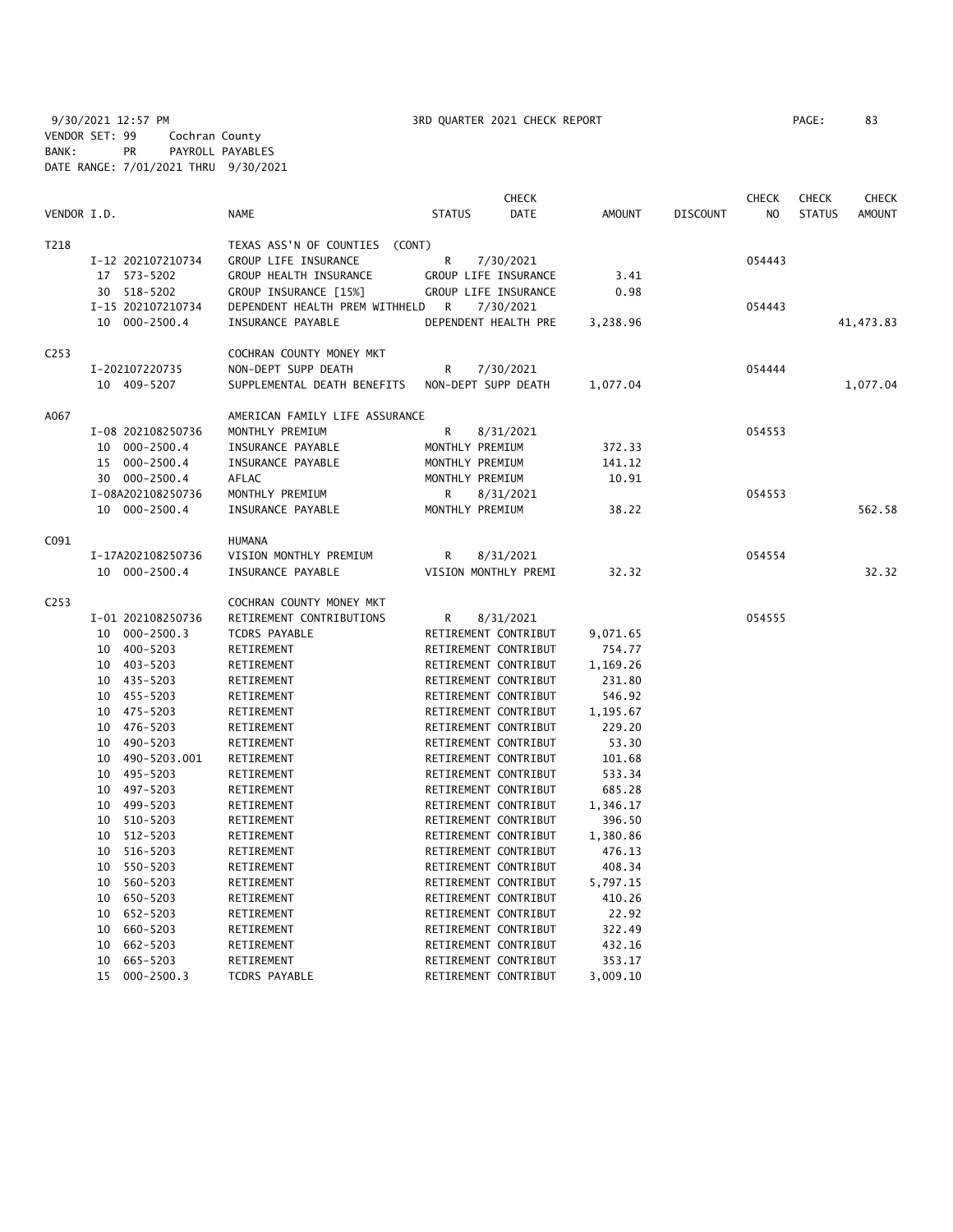9/30/2021 12:57 PM 3RD QUARTER 2021 CHECK REPORT

VENDOR SET: 99 Cochran County
BANK: PR PAYROLL PAYABLES
DATE RANGE: 7/01/2021 THRU 9/30/2021

| VENDOR I.D. | NAME | STATUS | CHECK DATE | AMOUNT | DISCOUNT | CHECK NO | CHECK STATUS | CHECK AMOUNT |
|---|---|---|---|---|---|---|---|---|
| T218 | TEXAS ASS'N OF COUNTIES (CONT) | | | | | | | |
| I-12 202107210734 | GROUP LIFE INSURANCE | R | 7/30/2021 | | | 054443 | | |
| 17 573-5202 | GROUP HEALTH INSURANCE | GROUP LIFE INSURANCE | | 3.41 | | | | |
| 30 518-5202 | GROUP INSURANCE [15%] | GROUP LIFE INSURANCE | | 0.98 | | | | |
| I-15 202107210734 | DEPENDENT HEALTH PREM WITHHELD | R | 7/30/2021 | | | 054443 | | |
| 10 000-2500.4 | INSURANCE PAYABLE | DEPENDENT HEALTH PRE | | 3,238.96 | | | | 41,473.83 |
| C253 | COCHRAN COUNTY MONEY MKT | | | | | | | |
| I-202107220735 | NON-DEPT SUPP DEATH | R | 7/30/2021 | | | 054444 | | |
| 10 409-5207 | SUPPLEMENTAL DEATH BENEFITS | NON-DEPT SUPP DEATH | | 1,077.04 | | | | 1,077.04 |
| A067 | AMERICAN FAMILY LIFE ASSURANCE | | | | | | | |
| I-08 202108250736 | MONTHLY PREMIUM | R | 8/31/2021 | | | 054553 | | |
| 10 000-2500.4 | INSURANCE PAYABLE | MONTHLY PREMIUM | | 372.33 | | | | |
| 15 000-2500.4 | INSURANCE PAYABLE | MONTHLY PREMIUM | | 141.12 | | | | |
| 30 000-2500.4 | AFLAC | MONTHLY PREMIUM | | 10.91 | | | | |
| I-08A202108250736 | MONTHLY PREMIUM | R | 8/31/2021 | | | 054553 | | |
| 10 000-2500.4 | INSURANCE PAYABLE | MONTHLY PREMIUM | | 38.22 | | | | 562.58 |
| C091 | HUMANA | | | | | | | |
| I-17A202108250736 | VISION MONTHLY PREMIUM | R | 8/31/2021 | | | 054554 | | |
| 10 000-2500.4 | INSURANCE PAYABLE | VISION MONTHLY PREMI | | 32.32 | | | | 32.32 |
| C253 | COCHRAN COUNTY MONEY MKT | | | | | | | |
| I-01 202108250736 | RETIREMENT CONTRIBUTIONS | R | 8/31/2021 | | | 054555 | | |
| 10 000-2500.3 | TCDRS PAYABLE | RETIREMENT CONTRIBUT | | 9,071.65 | | | | |
| 10 400-5203 | RETIREMENT | RETIREMENT CONTRIBUT | | 754.77 | | | | |
| 10 403-5203 | RETIREMENT | RETIREMENT CONTRIBUT | | 1,169.26 | | | | |
| 10 435-5203 | RETIREMENT | RETIREMENT CONTRIBUT | | 231.80 | | | | |
| 10 455-5203 | RETIREMENT | RETIREMENT CONTRIBUT | | 546.92 | | | | |
| 10 475-5203 | RETIREMENT | RETIREMENT CONTRIBUT | | 1,195.67 | | | | |
| 10 476-5203 | RETIREMENT | RETIREMENT CONTRIBUT | | 229.20 | | | | |
| 10 490-5203 | RETIREMENT | RETIREMENT CONTRIBUT | | 53.30 | | | | |
| 10 490-5203.001 | RETIREMENT | RETIREMENT CONTRIBUT | | 101.68 | | | | |
| 10 495-5203 | RETIREMENT | RETIREMENT CONTRIBUT | | 533.34 | | | | |
| 10 497-5203 | RETIREMENT | RETIREMENT CONTRIBUT | | 685.28 | | | | |
| 10 499-5203 | RETIREMENT | RETIREMENT CONTRIBUT | | 1,346.17 | | | | |
| 10 510-5203 | RETIREMENT | RETIREMENT CONTRIBUT | | 396.50 | | | | |
| 10 512-5203 | RETIREMENT | RETIREMENT CONTRIBUT | | 1,380.86 | | | | |
| 10 516-5203 | RETIREMENT | RETIREMENT CONTRIBUT | | 476.13 | | | | |
| 10 550-5203 | RETIREMENT | RETIREMENT CONTRIBUT | | 408.34 | | | | |
| 10 560-5203 | RETIREMENT | RETIREMENT CONTRIBUT | | 5,797.15 | | | | |
| 10 650-5203 | RETIREMENT | RETIREMENT CONTRIBUT | | 410.26 | | | | |
| 10 652-5203 | RETIREMENT | RETIREMENT CONTRIBUT | | 22.92 | | | | |
| 10 660-5203 | RETIREMENT | RETIREMENT CONTRIBUT | | 322.49 | | | | |
| 10 662-5203 | RETIREMENT | RETIREMENT CONTRIBUT | | 432.16 | | | | |
| 10 665-5203 | RETIREMENT | RETIREMENT CONTRIBUT | | 353.17 | | | | |
| 15 000-2500.3 | TCDRS PAYABLE | RETIREMENT CONTRIBUT | | 3,009.10 | | | | |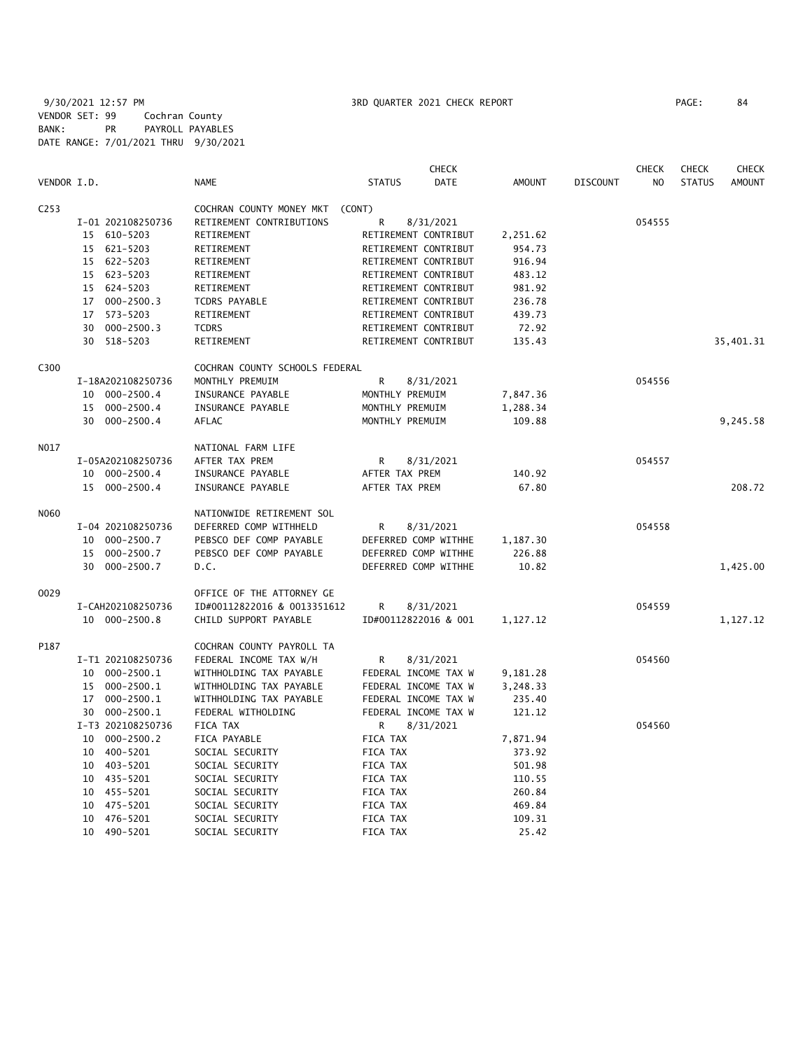9/30/2021 12:57 PM 3RD QUARTER 2021 CHECK REPORT PAGE: 84

VENDOR SET: 99 Cochran County
BANK: PR PAYROLL PAYABLES
DATE RANGE: 7/01/2021 THRU 9/30/2021

| VENDOR I.D. | | NAME | STATUS | CHECK DATE | AMOUNT | DISCOUNT | CHECK NO | CHECK STATUS | CHECK AMOUNT |
|---|---|---|---|---|---|---|---|---|---|
| C253 | | COCHRAN COUNTY MONEY MKT (CONT) | | | | | | | |
| | I-01 202108250736 | RETIREMENT CONTRIBUTIONS | R | 8/31/2021 | | | 054555 | | |
| | 15 610-5203 | RETIREMENT | RETIREMENT CONTRIBUT | | 2,251.62 | | | | |
| | 15 621-5203 | RETIREMENT | RETIREMENT CONTRIBUT | | 954.73 | | | | |
| | 15 622-5203 | RETIREMENT | RETIREMENT CONTRIBUT | | 916.94 | | | | |
| | 15 623-5203 | RETIREMENT | RETIREMENT CONTRIBUT | | 483.12 | | | | |
| | 15 624-5203 | RETIREMENT | RETIREMENT CONTRIBUT | | 981.92 | | | | |
| | 17 000-2500.3 | TCDRS PAYABLE | RETIREMENT CONTRIBUT | | 236.78 | | | | |
| | 17 573-5203 | RETIREMENT | RETIREMENT CONTRIBUT | | 439.73 | | | | |
| | 30 000-2500.3 | TCDRS | RETIREMENT CONTRIBUT | | 72.92 | | | | |
| | 30 518-5203 | RETIREMENT | RETIREMENT CONTRIBUT | | 135.43 | | | | 35,401.31 |
| C300 | | COCHRAN COUNTY SCHOOLS FEDERAL | | | | | | | |
| | I-18A202108250736 | MONTHLY PREMUIM | R | 8/31/2021 | | | 054556 | | |
| | 10 000-2500.4 | INSURANCE PAYABLE | MONTHLY PREMUIM | | 7,847.36 | | | | |
| | 15 000-2500.4 | INSURANCE PAYABLE | MONTHLY PREMUIM | | 1,288.34 | | | | |
| | 30 000-2500.4 | AFLAC | MONTHLY PREMUIM | | 109.88 | | | | 9,245.58 |
| N017 | | NATIONAL FARM LIFE | | | | | | | |
| | I-05A202108250736 | AFTER TAX PREM | R | 8/31/2021 | | | 054557 | | |
| | 10 000-2500.4 | INSURANCE PAYABLE | AFTER TAX PREM | | 140.92 | | | | |
| | 15 000-2500.4 | INSURANCE PAYABLE | AFTER TAX PREM | | 67.80 | | | | 208.72 |
| N060 | | NATIONWIDE RETIREMENT SOL | | | | | | | |
| | I-04 202108250736 | DEFERRED COMP WITHHELD | R | 8/31/2021 | | | 054558 | | |
| | 10 000-2500.7 | PEBSCO DEF COMP PAYABLE | DEFERRED COMP WITHHE | | 1,187.30 | | | | |
| | 15 000-2500.7 | PEBSCO DEF COMP PAYABLE | DEFERRED COMP WITHHE | | 226.88 | | | | |
| | 30 000-2500.7 | D.C. | DEFERRED COMP WITHHE | | 10.82 | | | | 1,425.00 |
| O029 | | OFFICE OF THE ATTORNEY GE | | | | | | | |
| | I-CAH202108250736 | ID#00112822016 & 0013351612 | R | 8/31/2021 | | | 054559 | | |
| | 10 000-2500.8 | CHILD SUPPORT PAYABLE | ID#00112822016 & 001 | | 1,127.12 | | | | 1,127.12 |
| P187 | | COCHRAN COUNTY PAYROLL TA | | | | | | | |
| | I-T1 202108250736 | FEDERAL INCOME TAX W/H | R | 8/31/2021 | | | 054560 | | |
| | 10 000-2500.1 | WITHHOLDING TAX PAYABLE | FEDERAL INCOME TAX W | | 9,181.28 | | | | |
| | 15 000-2500.1 | WITHHOLDING TAX PAYABLE | FEDERAL INCOME TAX W | | 3,248.33 | | | | |
| | 17 000-2500.1 | WITHHOLDING TAX PAYABLE | FEDERAL INCOME TAX W | | 235.40 | | | | |
| | 30 000-2500.1 | FEDERAL WITHOLDING | FEDERAL INCOME TAX W | | 121.12 | | | | |
| | I-T3 202108250736 | FICA TAX | R | 8/31/2021 | | | 054560 | | |
| | 10 000-2500.2 | FICA PAYABLE | FICA TAX | | 7,871.94 | | | | |
| | 10 400-5201 | SOCIAL SECURITY | FICA TAX | | 373.92 | | | | |
| | 10 403-5201 | SOCIAL SECURITY | FICA TAX | | 501.98 | | | | |
| | 10 435-5201 | SOCIAL SECURITY | FICA TAX | | 110.55 | | | | |
| | 10 455-5201 | SOCIAL SECURITY | FICA TAX | | 260.84 | | | | |
| | 10 475-5201 | SOCIAL SECURITY | FICA TAX | | 469.84 | | | | |
| | 10 476-5201 | SOCIAL SECURITY | FICA TAX | | 109.31 | | | | |
| | 10 490-5201 | SOCIAL SECURITY | FICA TAX | | 25.42 | | | | |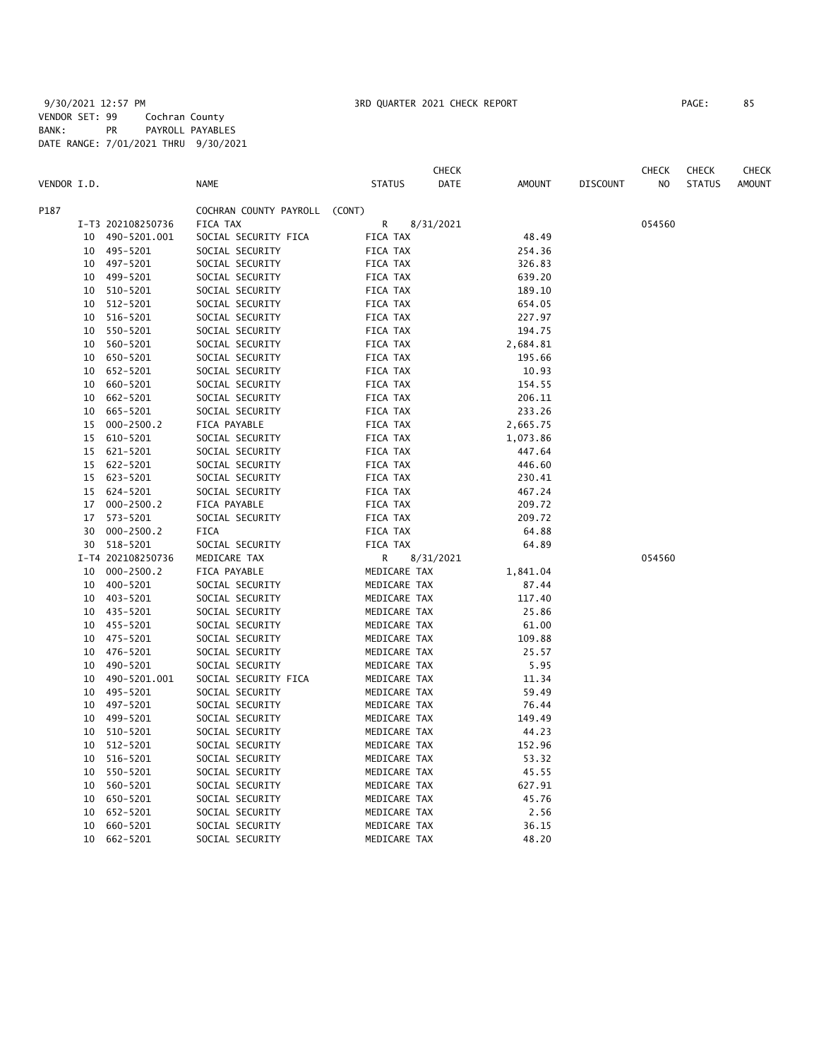9/30/2021 12:57 PM 3RD QUARTER 2021 CHECK REPORT

VENDOR SET: 99 Cochran County
BANK: PR PAYROLL PAYABLES
DATE RANGE: 7/01/2021 THRU 9/30/2021

| VENDOR I.D. | | NAME | STATUS | CHECK DATE | AMOUNT | DISCOUNT | CHECK NO | CHECK STATUS | CHECK AMOUNT |
|---|---|---|---|---|---|---|---|---|---|
| P187 | | COCHRAN COUNTY PAYROLL (CONT) | | | | | | | |
| | I-T3 202108250736 | FICA TAX | R | 8/31/2021 | | | 054560 | | |
| 10 | 490-5201.001 | SOCIAL SECURITY FICA | FICA TAX | | 48.49 | | | | |
| 10 | 495-5201 | SOCIAL SECURITY | FICA TAX | | 254.36 | | | | |
| 10 | 497-5201 | SOCIAL SECURITY | FICA TAX | | 326.83 | | | | |
| 10 | 499-5201 | SOCIAL SECURITY | FICA TAX | | 639.20 | | | | |
| 10 | 510-5201 | SOCIAL SECURITY | FICA TAX | | 189.10 | | | | |
| 10 | 512-5201 | SOCIAL SECURITY | FICA TAX | | 654.05 | | | | |
| 10 | 516-5201 | SOCIAL SECURITY | FICA TAX | | 227.97 | | | | |
| 10 | 550-5201 | SOCIAL SECURITY | FICA TAX | | 194.75 | | | | |
| 10 | 560-5201 | SOCIAL SECURITY | FICA TAX | | 2,684.81 | | | | |
| 10 | 650-5201 | SOCIAL SECURITY | FICA TAX | | 195.66 | | | | |
| 10 | 652-5201 | SOCIAL SECURITY | FICA TAX | | 10.93 | | | | |
| 10 | 660-5201 | SOCIAL SECURITY | FICA TAX | | 154.55 | | | | |
| 10 | 662-5201 | SOCIAL SECURITY | FICA TAX | | 206.11 | | | | |
| 10 | 665-5201 | SOCIAL SECURITY | FICA TAX | | 233.26 | | | | |
| 15 | 000-2500.2 | FICA PAYABLE | FICA TAX | | 2,665.75 | | | | |
| 15 | 610-5201 | SOCIAL SECURITY | FICA TAX | | 1,073.86 | | | | |
| 15 | 621-5201 | SOCIAL SECURITY | FICA TAX | | 447.64 | | | | |
| 15 | 622-5201 | SOCIAL SECURITY | FICA TAX | | 446.60 | | | | |
| 15 | 623-5201 | SOCIAL SECURITY | FICA TAX | | 230.41 | | | | |
| 15 | 624-5201 | SOCIAL SECURITY | FICA TAX | | 467.24 | | | | |
| 17 | 000-2500.2 | FICA PAYABLE | FICA TAX | | 209.72 | | | | |
| 17 | 573-5201 | SOCIAL SECURITY | FICA TAX | | 209.72 | | | | |
| 30 | 000-2500.2 | FICA | FICA TAX | | 64.88 | | | | |
| 30 | 518-5201 | SOCIAL SECURITY | FICA TAX | | 64.89 | | | | |
| | I-T4 202108250736 | MEDICARE TAX | R | 8/31/2021 | | | 054560 | | |
| 10 | 000-2500.2 | FICA PAYABLE | MEDICARE TAX | | 1,841.04 | | | | |
| 10 | 400-5201 | SOCIAL SECURITY | MEDICARE TAX | | 87.44 | | | | |
| 10 | 403-5201 | SOCIAL SECURITY | MEDICARE TAX | | 117.40 | | | | |
| 10 | 435-5201 | SOCIAL SECURITY | MEDICARE TAX | | 25.86 | | | | |
| 10 | 455-5201 | SOCIAL SECURITY | MEDICARE TAX | | 61.00 | | | | |
| 10 | 475-5201 | SOCIAL SECURITY | MEDICARE TAX | | 109.88 | | | | |
| 10 | 476-5201 | SOCIAL SECURITY | MEDICARE TAX | | 25.57 | | | | |
| 10 | 490-5201 | SOCIAL SECURITY | MEDICARE TAX | | 5.95 | | | | |
| 10 | 490-5201.001 | SOCIAL SECURITY FICA | MEDICARE TAX | | 11.34 | | | | |
| 10 | 495-5201 | SOCIAL SECURITY | MEDICARE TAX | | 59.49 | | | | |
| 10 | 497-5201 | SOCIAL SECURITY | MEDICARE TAX | | 76.44 | | | | |
| 10 | 499-5201 | SOCIAL SECURITY | MEDICARE TAX | | 149.49 | | | | |
| 10 | 510-5201 | SOCIAL SECURITY | MEDICARE TAX | | 44.23 | | | | |
| 10 | 512-5201 | SOCIAL SECURITY | MEDICARE TAX | | 152.96 | | | | |
| 10 | 516-5201 | SOCIAL SECURITY | MEDICARE TAX | | 53.32 | | | | |
| 10 | 550-5201 | SOCIAL SECURITY | MEDICARE TAX | | 45.55 | | | | |
| 10 | 560-5201 | SOCIAL SECURITY | MEDICARE TAX | | 627.91 | | | | |
| 10 | 650-5201 | SOCIAL SECURITY | MEDICARE TAX | | 45.76 | | | | |
| 10 | 652-5201 | SOCIAL SECURITY | MEDICARE TAX | | 2.56 | | | | |
| 10 | 660-5201 | SOCIAL SECURITY | MEDICARE TAX | | 36.15 | | | | |
| 10 | 662-5201 | SOCIAL SECURITY | MEDICARE TAX | | 48.20 | | | | |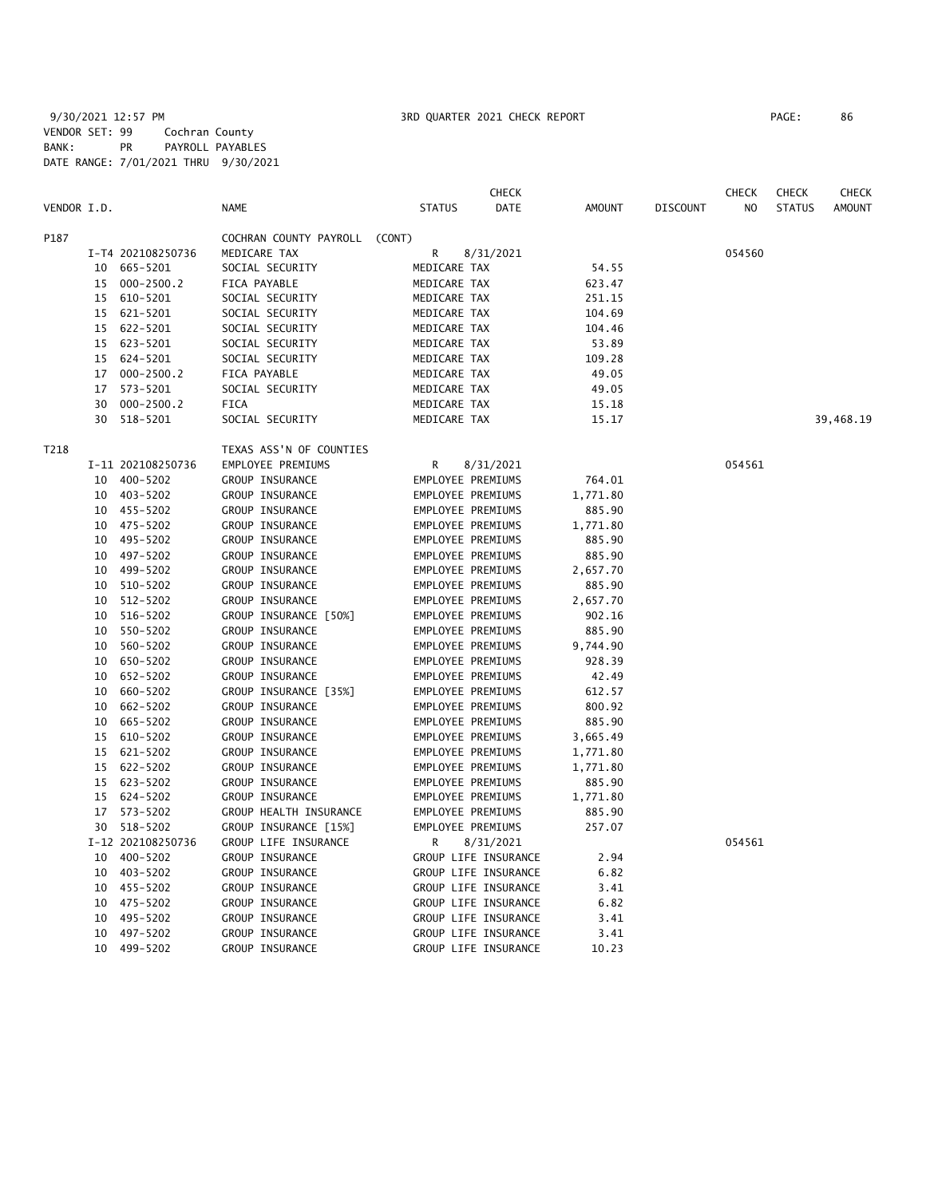9/30/2021 12:57 PM 3RD QUARTER 2021 CHECK REPORT PAGE: 86

VENDOR SET: 99 Cochran County
BANK: PR PAYROLL PAYABLES
DATE RANGE: 7/01/2021 THRU 9/30/2021

| VENDOR I.D. | | NAME | STATUS | CHECK DATE | AMOUNT | DISCOUNT | CHECK NO | CHECK STATUS | CHECK AMOUNT |
|---|---|---|---|---|---|---|---|---|---|
| P187 | | COCHRAN COUNTY PAYROLL (CONT) | | | | | | | |
| | I-T4 202108250736 | MEDICARE TAX | R | 8/31/2021 | | | 054560 | | |
| | 10 665-5201 | SOCIAL SECURITY | MEDICARE TAX | | 54.55 | | | | |
| | 15 000-2500.2 | FICA PAYABLE | MEDICARE TAX | | 623.47 | | | | |
| | 15 610-5201 | SOCIAL SECURITY | MEDICARE TAX | | 251.15 | | | | |
| | 15 621-5201 | SOCIAL SECURITY | MEDICARE TAX | | 104.69 | | | | |
| | 15 622-5201 | SOCIAL SECURITY | MEDICARE TAX | | 104.46 | | | | |
| | 15 623-5201 | SOCIAL SECURITY | MEDICARE TAX | | 53.89 | | | | |
| | 15 624-5201 | SOCIAL SECURITY | MEDICARE TAX | | 109.28 | | | | |
| | 17 000-2500.2 | FICA PAYABLE | MEDICARE TAX | | 49.05 | | | | |
| | 17 573-5201 | SOCIAL SECURITY | MEDICARE TAX | | 49.05 | | | | |
| | 30 000-2500.2 | FICA | MEDICARE TAX | | 15.18 | | | | |
| | 30 518-5201 | SOCIAL SECURITY | MEDICARE TAX | | 15.17 | | | | 39,468.19 |
| T218 | | TEXAS ASS'N OF COUNTIES | | | | | | | |
| | I-11 202108250736 | EMPLOYEE PREMIUMS | R | 8/31/2021 | | | 054561 | | |
| | 10 400-5202 | GROUP INSURANCE | EMPLOYEE PREMIUMS | | 764.01 | | | | |
| | 10 403-5202 | GROUP INSURANCE | EMPLOYEE PREMIUMS | | 1,771.80 | | | | |
| | 10 455-5202 | GROUP INSURANCE | EMPLOYEE PREMIUMS | | 885.90 | | | | |
| | 10 475-5202 | GROUP INSURANCE | EMPLOYEE PREMIUMS | | 1,771.80 | | | | |
| | 10 495-5202 | GROUP INSURANCE | EMPLOYEE PREMIUMS | | 885.90 | | | | |
| | 10 497-5202 | GROUP INSURANCE | EMPLOYEE PREMIUMS | | 885.90 | | | | |
| | 10 499-5202 | GROUP INSURANCE | EMPLOYEE PREMIUMS | | 2,657.70 | | | | |
| | 10 510-5202 | GROUP INSURANCE | EMPLOYEE PREMIUMS | | 885.90 | | | | |
| | 10 512-5202 | GROUP INSURANCE | EMPLOYEE PREMIUMS | | 2,657.70 | | | | |
| | 10 516-5202 | GROUP INSURANCE [50%] | EMPLOYEE PREMIUMS | | 902.16 | | | | |
| | 10 550-5202 | GROUP INSURANCE | EMPLOYEE PREMIUMS | | 885.90 | | | | |
| | 10 560-5202 | GROUP INSURANCE | EMPLOYEE PREMIUMS | | 9,744.90 | | | | |
| | 10 650-5202 | GROUP INSURANCE | EMPLOYEE PREMIUMS | | 928.39 | | | | |
| | 10 652-5202 | GROUP INSURANCE | EMPLOYEE PREMIUMS | | 42.49 | | | | |
| | 10 660-5202 | GROUP INSURANCE [35%] | EMPLOYEE PREMIUMS | | 612.57 | | | | |
| | 10 662-5202 | GROUP INSURANCE | EMPLOYEE PREMIUMS | | 800.92 | | | | |
| | 10 665-5202 | GROUP INSURANCE | EMPLOYEE PREMIUMS | | 885.90 | | | | |
| | 15 610-5202 | GROUP INSURANCE | EMPLOYEE PREMIUMS | | 3,665.49 | | | | |
| | 15 621-5202 | GROUP INSURANCE | EMPLOYEE PREMIUMS | | 1,771.80 | | | | |
| | 15 622-5202 | GROUP INSURANCE | EMPLOYEE PREMIUMS | | 1,771.80 | | | | |
| | 15 623-5202 | GROUP INSURANCE | EMPLOYEE PREMIUMS | | 885.90 | | | | |
| | 15 624-5202 | GROUP INSURANCE | EMPLOYEE PREMIUMS | | 1,771.80 | | | | |
| | 17 573-5202 | GROUP HEALTH INSURANCE | EMPLOYEE PREMIUMS | | 885.90 | | | | |
| | 30 518-5202 | GROUP INSURANCE [15%] | EMPLOYEE PREMIUMS | | 257.07 | | | | |
| | I-12 202108250736 | GROUP LIFE INSURANCE | R | 8/31/2021 | | | 054561 | | |
| | 10 400-5202 | GROUP INSURANCE | GROUP LIFE INSURANCE | | 2.94 | | | | |
| | 10 403-5202 | GROUP INSURANCE | GROUP LIFE INSURANCE | | 6.82 | | | | |
| | 10 455-5202 | GROUP INSURANCE | GROUP LIFE INSURANCE | | 3.41 | | | | |
| | 10 475-5202 | GROUP INSURANCE | GROUP LIFE INSURANCE | | 6.82 | | | | |
| | 10 495-5202 | GROUP INSURANCE | GROUP LIFE INSURANCE | | 3.41 | | | | |
| | 10 497-5202 | GROUP INSURANCE | GROUP LIFE INSURANCE | | 3.41 | | | | |
| | 10 499-5202 | GROUP INSURANCE | GROUP LIFE INSURANCE | | 10.23 | | | | |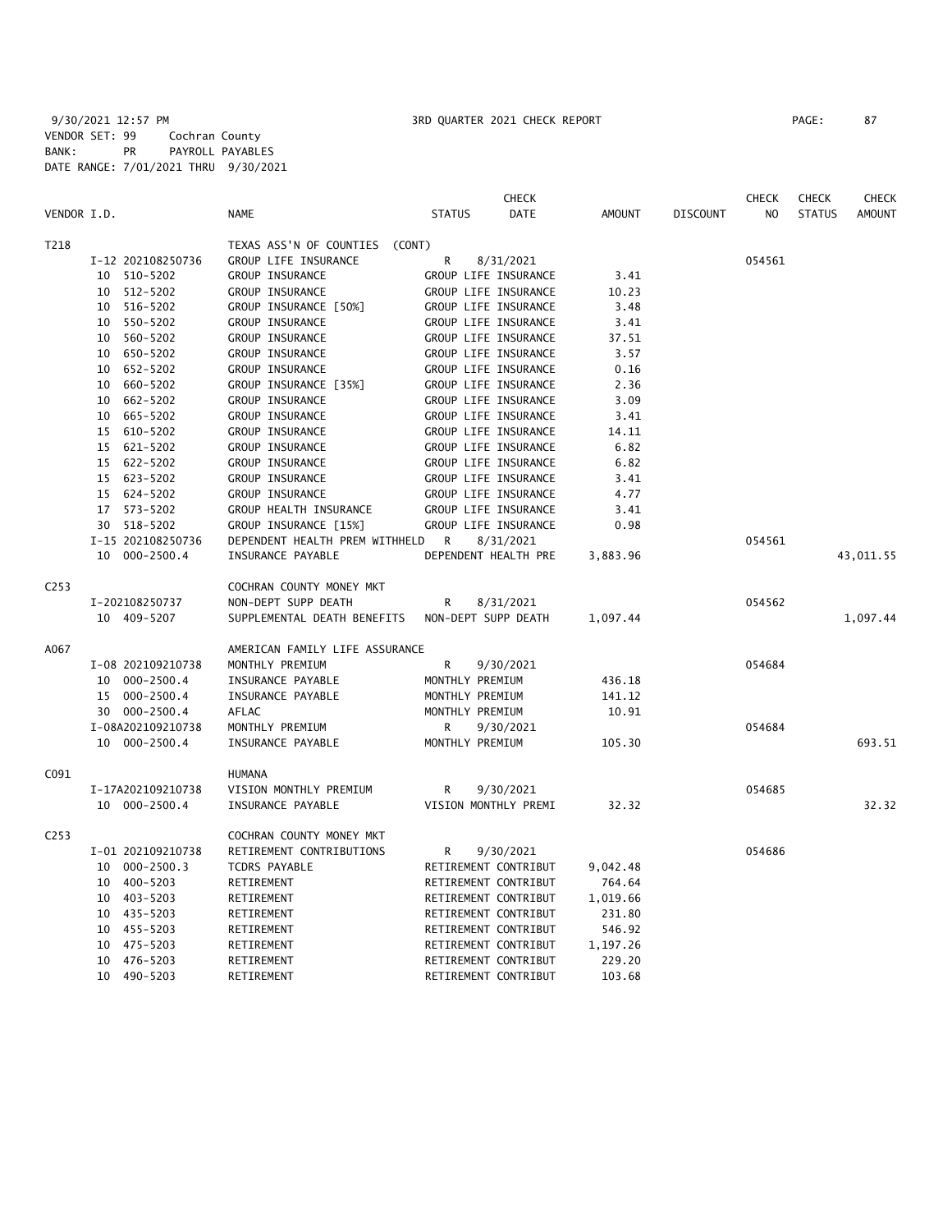9/30/2021 12:57 PM 3RD QUARTER 2021 CHECK REPORT PAGE: 87

VENDOR SET: 99 Cochran County
BANK: PR PAYROLL PAYABLES
DATE RANGE: 7/01/2021 THRU 9/30/2021

| VENDOR I.D. | | NAME | STATUS | CHECK DATE | AMOUNT | DISCOUNT | CHECK NO | CHECK STATUS | CHECK AMOUNT |
|---|---|---|---|---|---|---|---|---|---|
| T218 | | TEXAS ASS'N OF COUNTIES (CONT) | | | | | | | |
| | I-12 202108250736 | GROUP LIFE INSURANCE | R | 8/31/2021 | | | 054561 | | |
| | 10 510-5202 | GROUP INSURANCE | GROUP LIFE INSURANCE | | 3.41 | | | | |
| | 10 512-5202 | GROUP INSURANCE | GROUP LIFE INSURANCE | | 10.23 | | | | |
| | 10 516-5202 | GROUP INSURANCE [50%] | GROUP LIFE INSURANCE | | 3.48 | | | | |
| | 10 550-5202 | GROUP INSURANCE | GROUP LIFE INSURANCE | | 3.41 | | | | |
| | 10 560-5202 | GROUP INSURANCE | GROUP LIFE INSURANCE | | 37.51 | | | | |
| | 10 650-5202 | GROUP INSURANCE | GROUP LIFE INSURANCE | | 3.57 | | | | |
| | 10 652-5202 | GROUP INSURANCE | GROUP LIFE INSURANCE | | 0.16 | | | | |
| | 10 660-5202 | GROUP INSURANCE [35%] | GROUP LIFE INSURANCE | | 2.36 | | | | |
| | 10 662-5202 | GROUP INSURANCE | GROUP LIFE INSURANCE | | 3.09 | | | | |
| | 10 665-5202 | GROUP INSURANCE | GROUP LIFE INSURANCE | | 3.41 | | | | |
| | 15 610-5202 | GROUP INSURANCE | GROUP LIFE INSURANCE | | 14.11 | | | | |
| | 15 621-5202 | GROUP INSURANCE | GROUP LIFE INSURANCE | | 6.82 | | | | |
| | 15 622-5202 | GROUP INSURANCE | GROUP LIFE INSURANCE | | 6.82 | | | | |
| | 15 623-5202 | GROUP INSURANCE | GROUP LIFE INSURANCE | | 3.41 | | | | |
| | 15 624-5202 | GROUP INSURANCE | GROUP LIFE INSURANCE | | 4.77 | | | | |
| | 17 573-5202 | GROUP HEALTH INSURANCE | GROUP LIFE INSURANCE | | 3.41 | | | | |
| | 30 518-5202 | GROUP INSURANCE [15%] | GROUP LIFE INSURANCE | | 0.98 | | | | |
| | I-15 202108250736 | DEPENDENT HEALTH PREM WITHHELD | R | 8/31/2021 | | | 054561 | | |
| | 10 000-2500.4 | INSURANCE PAYABLE | DEPENDENT HEALTH PRE | | 3,883.96 | | | | 43,011.55 |
| C253 | | COCHRAN COUNTY MONEY MKT | | | | | | | |
| | I-202108250737 | NON-DEPT SUPP DEATH | R | 8/31/2021 | | | 054562 | | |
| | 10 409-5207 | SUPPLEMENTAL DEATH BENEFITS | NON-DEPT SUPP DEATH | | 1,097.44 | | | | 1,097.44 |
| A067 | | AMERICAN FAMILY LIFE ASSURANCE | | | | | | | |
| | I-08 202109210738 | MONTHLY PREMIUM | R | 9/30/2021 | | | 054684 | | |
| | 10 000-2500.4 | INSURANCE PAYABLE | MONTHLY PREMIUM | | 436.18 | | | | |
| | 15 000-2500.4 | INSURANCE PAYABLE | MONTHLY PREMIUM | | 141.12 | | | | |
| | 30 000-2500.4 | AFLAC | MONTHLY PREMIUM | | 10.91 | | | | |
| | I-08A202109210738 | MONTHLY PREMIUM | R | 9/30/2021 | | | 054684 | | |
| | 10 000-2500.4 | INSURANCE PAYABLE | MONTHLY PREMIUM | | 105.30 | | | | 693.51 |
| C091 | | HUMANA | | | | | | | |
| | I-17A202109210738 | VISION MONTHLY PREMIUM | R | 9/30/2021 | | | 054685 | | |
| | 10 000-2500.4 | INSURANCE PAYABLE | VISION MONTHLY PREMI | | 32.32 | | | | 32.32 |
| C253 | | COCHRAN COUNTY MONEY MKT | | | | | | | |
| | I-01 202109210738 | RETIREMENT CONTRIBUTIONS | R | 9/30/2021 | | | 054686 | | |
| | 10 000-2500.3 | TCDRS PAYABLE | RETIREMENT CONTRIBUT | | 9,042.48 | | | | |
| | 10 400-5203 | RETIREMENT | RETIREMENT CONTRIBUT | | 764.64 | | | | |
| | 10 403-5203 | RETIREMENT | RETIREMENT CONTRIBUT | | 1,019.66 | | | | |
| | 10 435-5203 | RETIREMENT | RETIREMENT CONTRIBUT | | 231.80 | | | | |
| | 10 455-5203 | RETIREMENT | RETIREMENT CONTRIBUT | | 546.92 | | | | |
| | 10 475-5203 | RETIREMENT | RETIREMENT CONTRIBUT | | 1,197.26 | | | | |
| | 10 476-5203 | RETIREMENT | RETIREMENT CONTRIBUT | | 229.20 | | | | |
| | 10 490-5203 | RETIREMENT | RETIREMENT CONTRIBUT | | 103.68 | | | | |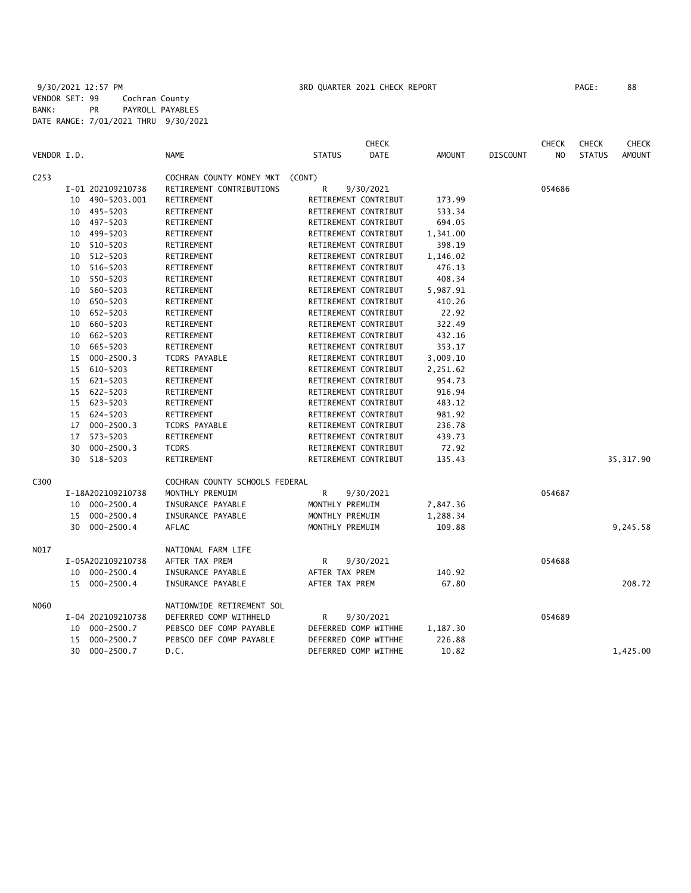9/30/2021 12:57 PM 3RD QUARTER 2021 CHECK REPORT PAGE: 88
VENDOR SET: 99 Cochran County
BANK: PR PAYROLL PAYABLES
DATE RANGE: 7/01/2021 THRU 9/30/2021

| VENDOR I.D. | NAME | STATUS | CHECK DATE | AMOUNT | DISCOUNT | CHECK NO | CHECK STATUS | CHECK AMOUNT |
|---|---|---|---|---|---|---|---|---|
| C253 | COCHRAN COUNTY MONEY MKT (CONT) | | | | | | | |
| I-01 202109210738 | RETIREMENT CONTRIBUTIONS | R | 9/30/2021 | | | 054686 | | |
| 10 490-5203.001 | RETIREMENT | RETIREMENT CONTRIBUT | | 173.99 | | | | |
| 10 495-5203 | RETIREMENT | RETIREMENT CONTRIBUT | | 533.34 | | | | |
| 10 497-5203 | RETIREMENT | RETIREMENT CONTRIBUT | | 694.05 | | | | |
| 10 499-5203 | RETIREMENT | RETIREMENT CONTRIBUT | | 1,341.00 | | | | |
| 10 510-5203 | RETIREMENT | RETIREMENT CONTRIBUT | | 398.19 | | | | |
| 10 512-5203 | RETIREMENT | RETIREMENT CONTRIBUT | | 1,146.02 | | | | |
| 10 516-5203 | RETIREMENT | RETIREMENT CONTRIBUT | | 476.13 | | | | |
| 10 550-5203 | RETIREMENT | RETIREMENT CONTRIBUT | | 408.34 | | | | |
| 10 560-5203 | RETIREMENT | RETIREMENT CONTRIBUT | | 5,987.91 | | | | |
| 10 650-5203 | RETIREMENT | RETIREMENT CONTRIBUT | | 410.26 | | | | |
| 10 652-5203 | RETIREMENT | RETIREMENT CONTRIBUT | | 22.92 | | | | |
| 10 660-5203 | RETIREMENT | RETIREMENT CONTRIBUT | | 322.49 | | | | |
| 10 662-5203 | RETIREMENT | RETIREMENT CONTRIBUT | | 432.16 | | | | |
| 10 665-5203 | RETIREMENT | RETIREMENT CONTRIBUT | | 353.17 | | | | |
| 15 000-2500.3 | TCDRS PAYABLE | RETIREMENT CONTRIBUT | | 3,009.10 | | | | |
| 15 610-5203 | RETIREMENT | RETIREMENT CONTRIBUT | | 2,251.62 | | | | |
| 15 621-5203 | RETIREMENT | RETIREMENT CONTRIBUT | | 954.73 | | | | |
| 15 622-5203 | RETIREMENT | RETIREMENT CONTRIBUT | | 916.94 | | | | |
| 15 623-5203 | RETIREMENT | RETIREMENT CONTRIBUT | | 483.12 | | | | |
| 15 624-5203 | RETIREMENT | RETIREMENT CONTRIBUT | | 981.92 | | | | |
| 17 000-2500.3 | TCDRS PAYABLE | RETIREMENT CONTRIBUT | | 236.78 | | | | |
| 17 573-5203 | RETIREMENT | RETIREMENT CONTRIBUT | | 439.73 | | | | |
| 30 000-2500.3 | TCDRS | RETIREMENT CONTRIBUT | | 72.92 | | | | |
| 30 518-5203 | RETIREMENT | RETIREMENT CONTRIBUT | | 135.43 | | | | 35,317.90 |
| C300 | COCHRAN COUNTY SCHOOLS FEDERAL | | | | | | | |
| I-18A202109210738 | MONTHLY PREMUIM | R | 9/30/2021 | | | 054687 | | |
| 10 000-2500.4 | INSURANCE PAYABLE | MONTHLY PREMUIM | | 7,847.36 | | | | |
| 15 000-2500.4 | INSURANCE PAYABLE | MONTHLY PREMUIM | | 1,288.34 | | | | |
| 30 000-2500.4 | AFLAC | MONTHLY PREMUIM | | 109.88 | | | | 9,245.58 |
| N017 | NATIONAL FARM LIFE | | | | | | | |
| I-05A202109210738 | AFTER TAX PREM | R | 9/30/2021 | | | 054688 | | |
| 10 000-2500.4 | INSURANCE PAYABLE | AFTER TAX PREM | | 140.92 | | | | |
| 15 000-2500.4 | INSURANCE PAYABLE | AFTER TAX PREM | | 67.80 | | | | 208.72 |
| N060 | NATIONWIDE RETIREMENT SOL | | | | | | | |
| I-04 202109210738 | DEFERRED COMP WITHHELD | R | 9/30/2021 | | | 054689 | | |
| 10 000-2500.7 | PEBSCO DEF COMP PAYABLE | DEFERRED COMP WITHHE | | 1,187.30 | | | | |
| 15 000-2500.7 | PEBSCO DEF COMP PAYABLE | DEFERRED COMP WITHHE | | 226.88 | | | | |
| 30 000-2500.7 | D.C. | DEFERRED COMP WITHHE | | 10.82 | | | | 1,425.00 |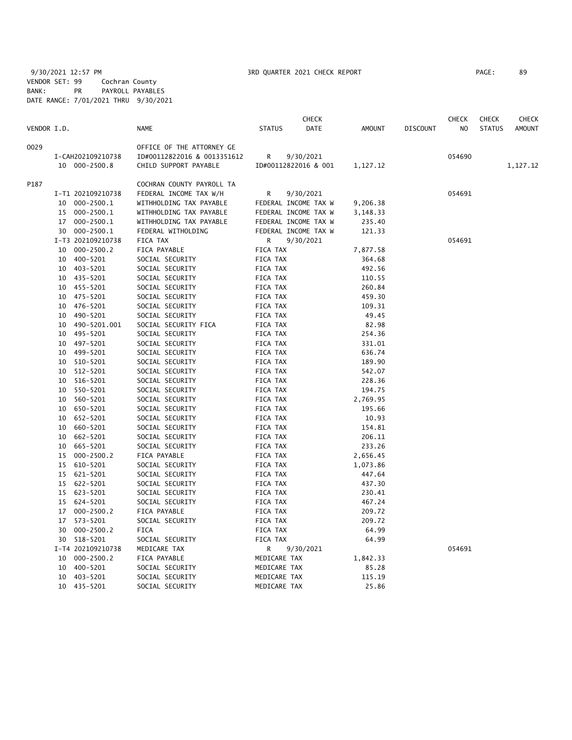9/30/2021 12:57 PM 3RD QUARTER 2021 CHECK REPORT

VENDOR SET: 99 Cochran County
BANK: PR PAYROLL PAYABLES
DATE RANGE: 7/01/2021 THRU 9/30/2021

| VENDOR I.D. | NAME | STATUS | CHECK DATE | AMOUNT | DISCOUNT | CHECK NO | CHECK STATUS | CHECK AMOUNT |
|---|---|---|---|---|---|---|---|---|
| 0029 | OFFICE OF THE ATTORNEY GE | | | | | | | |
| I-CAH202109210738 | ID#00112822016 & 0013351612 | R | 9/30/2021 | | | 054690 | | |
| 10 000-2500.8 | CHILD SUPPORT PAYABLE | ID#00112822016 & 001 | | 1,127.12 | | | | 1,127.12 |
| P187 | COCHRAN COUNTY PAYROLL TA | | | | | | | |
| I-T1 202109210738 | FEDERAL INCOME TAX W/H | R | 9/30/2021 | | | 054691 | | |
| 10 000-2500.1 | WITHHOLDING TAX PAYABLE | FEDERAL INCOME TAX W | | 9,206.38 | | | | |
| 15 000-2500.1 | WITHHOLDING TAX PAYABLE | FEDERAL INCOME TAX W | | 3,148.33 | | | | |
| 17 000-2500.1 | WITHHOLDING TAX PAYABLE | FEDERAL INCOME TAX W | | 235.40 | | | | |
| 30 000-2500.1 | FEDERAL WITHOLDING | FEDERAL INCOME TAX W | | 121.33 | | | | |
| I-T3 202109210738 | FICA TAX | R | 9/30/2021 | | | 054691 | | |
| 10 000-2500.2 | FICA PAYABLE | FICA TAX | | 7,877.58 | | | | |
| 10 400-5201 | SOCIAL SECURITY | FICA TAX | | 364.68 | | | | |
| 10 403-5201 | SOCIAL SECURITY | FICA TAX | | 492.56 | | | | |
| 10 435-5201 | SOCIAL SECURITY | FICA TAX | | 110.55 | | | | |
| 10 455-5201 | SOCIAL SECURITY | FICA TAX | | 260.84 | | | | |
| 10 475-5201 | SOCIAL SECURITY | FICA TAX | | 459.30 | | | | |
| 10 476-5201 | SOCIAL SECURITY | FICA TAX | | 109.31 | | | | |
| 10 490-5201 | SOCIAL SECURITY | FICA TAX | | 49.45 | | | | |
| 10 490-5201.001 | SOCIAL SECURITY FICA | FICA TAX | | 82.98 | | | | |
| 10 495-5201 | SOCIAL SECURITY | FICA TAX | | 254.36 | | | | |
| 10 497-5201 | SOCIAL SECURITY | FICA TAX | | 331.01 | | | | |
| 10 499-5201 | SOCIAL SECURITY | FICA TAX | | 636.74 | | | | |
| 10 510-5201 | SOCIAL SECURITY | FICA TAX | | 189.90 | | | | |
| 10 512-5201 | SOCIAL SECURITY | FICA TAX | | 542.07 | | | | |
| 10 516-5201 | SOCIAL SECURITY | FICA TAX | | 228.36 | | | | |
| 10 550-5201 | SOCIAL SECURITY | FICA TAX | | 194.75 | | | | |
| 10 560-5201 | SOCIAL SECURITY | FICA TAX | | 2,769.95 | | | | |
| 10 650-5201 | SOCIAL SECURITY | FICA TAX | | 195.66 | | | | |
| 10 652-5201 | SOCIAL SECURITY | FICA TAX | | 10.93 | | | | |
| 10 660-5201 | SOCIAL SECURITY | FICA TAX | | 154.81 | | | | |
| 10 662-5201 | SOCIAL SECURITY | FICA TAX | | 206.11 | | | | |
| 10 665-5201 | SOCIAL SECURITY | FICA TAX | | 233.26 | | | | |
| 15 000-2500.2 | FICA PAYABLE | FICA TAX | | 2,656.45 | | | | |
| 15 610-5201 | SOCIAL SECURITY | FICA TAX | | 1,073.86 | | | | |
| 15 621-5201 | SOCIAL SECURITY | FICA TAX | | 447.64 | | | | |
| 15 622-5201 | SOCIAL SECURITY | FICA TAX | | 437.30 | | | | |
| 15 623-5201 | SOCIAL SECURITY | FICA TAX | | 230.41 | | | | |
| 15 624-5201 | SOCIAL SECURITY | FICA TAX | | 467.24 | | | | |
| 17 000-2500.2 | FICA PAYABLE | FICA TAX | | 209.72 | | | | |
| 17 573-5201 | SOCIAL SECURITY | FICA TAX | | 209.72 | | | | |
| 30 000-2500.2 | FICA | FICA TAX | | 64.99 | | | | |
| 30 518-5201 | SOCIAL SECURITY | FICA TAX | | 64.99 | | | | |
| I-T4 202109210738 | MEDICARE TAX | R | 9/30/2021 | | | 054691 | | |
| 10 000-2500.2 | FICA PAYABLE | MEDICARE TAX | | 1,842.33 | | | | |
| 10 400-5201 | SOCIAL SECURITY | MEDICARE TAX | | 85.28 | | | | |
| 10 403-5201 | SOCIAL SECURITY | MEDICARE TAX | | 115.19 | | | | |
| 10 435-5201 | SOCIAL SECURITY | MEDICARE TAX | | 25.86 | | | | |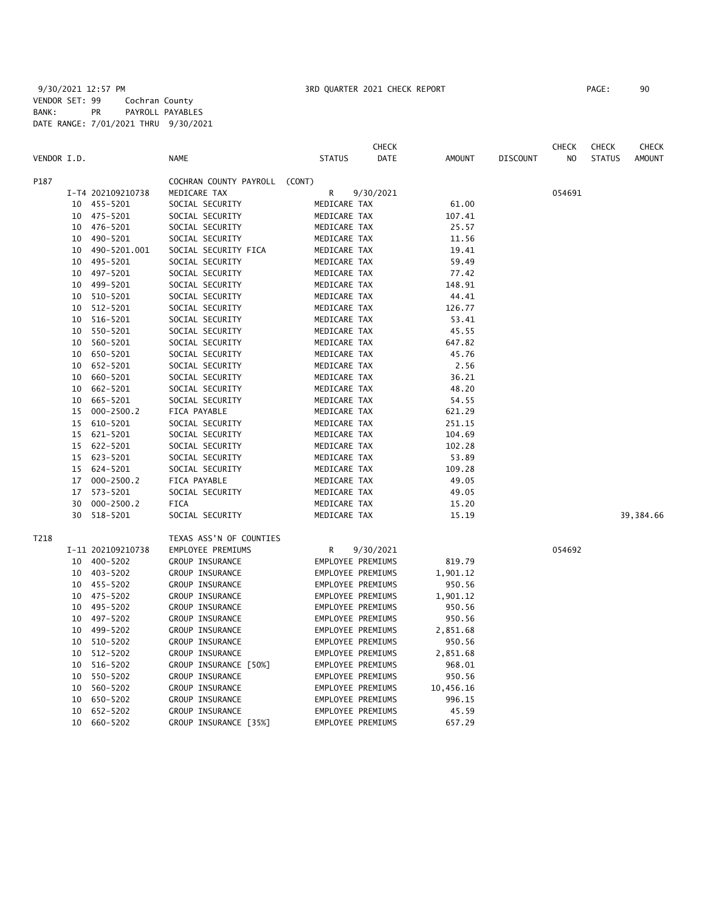9/30/2021 12:57 PM 3RD QUARTER 2021 CHECK REPORT PAGE: 90
VENDOR SET: 99 Cochran County
BANK: PR PAYROLL PAYABLES
DATE RANGE: 7/01/2021 THRU 9/30/2021

| VENDOR I.D. | | NAME | STATUS | CHECK DATE | AMOUNT | DISCOUNT | CHECK NO | CHECK STATUS | CHECK AMOUNT |
|---|---|---|---|---|---|---|---|---|---|
| P187 | | COCHRAN COUNTY PAYROLL (CONT) | | | | | | | |
| | I-T4 202109210738 | MEDICARE TAX | R | 9/30/2021 | | | 054691 | | |
| | 10 455-5201 | SOCIAL SECURITY | MEDICARE TAX | | 61.00 | | | | |
| | 10 475-5201 | SOCIAL SECURITY | MEDICARE TAX | | 107.41 | | | | |
| | 10 476-5201 | SOCIAL SECURITY | MEDICARE TAX | | 25.57 | | | | |
| | 10 490-5201 | SOCIAL SECURITY | MEDICARE TAX | | 11.56 | | | | |
| | 10 490-5201.001 | SOCIAL SECURITY FICA | MEDICARE TAX | | 19.41 | | | | |
| | 10 495-5201 | SOCIAL SECURITY | MEDICARE TAX | | 59.49 | | | | |
| | 10 497-5201 | SOCIAL SECURITY | MEDICARE TAX | | 77.42 | | | | |
| | 10 499-5201 | SOCIAL SECURITY | MEDICARE TAX | | 148.91 | | | | |
| | 10 510-5201 | SOCIAL SECURITY | MEDICARE TAX | | 44.41 | | | | |
| | 10 512-5201 | SOCIAL SECURITY | MEDICARE TAX | | 126.77 | | | | |
| | 10 516-5201 | SOCIAL SECURITY | MEDICARE TAX | | 53.41 | | | | |
| | 10 550-5201 | SOCIAL SECURITY | MEDICARE TAX | | 45.55 | | | | |
| | 10 560-5201 | SOCIAL SECURITY | MEDICARE TAX | | 647.82 | | | | |
| | 10 650-5201 | SOCIAL SECURITY | MEDICARE TAX | | 45.76 | | | | |
| | 10 652-5201 | SOCIAL SECURITY | MEDICARE TAX | | 2.56 | | | | |
| | 10 660-5201 | SOCIAL SECURITY | MEDICARE TAX | | 36.21 | | | | |
| | 10 662-5201 | SOCIAL SECURITY | MEDICARE TAX | | 48.20 | | | | |
| | 10 665-5201 | SOCIAL SECURITY | MEDICARE TAX | | 54.55 | | | | |
| | 15 000-2500.2 | FICA PAYABLE | MEDICARE TAX | | 621.29 | | | | |
| | 15 610-5201 | SOCIAL SECURITY | MEDICARE TAX | | 251.15 | | | | |
| | 15 621-5201 | SOCIAL SECURITY | MEDICARE TAX | | 104.69 | | | | |
| | 15 622-5201 | SOCIAL SECURITY | MEDICARE TAX | | 102.28 | | | | |
| | 15 623-5201 | SOCIAL SECURITY | MEDICARE TAX | | 53.89 | | | | |
| | 15 624-5201 | SOCIAL SECURITY | MEDICARE TAX | | 109.28 | | | | |
| | 17 000-2500.2 | FICA PAYABLE | MEDICARE TAX | | 49.05 | | | | |
| | 17 573-5201 | SOCIAL SECURITY | MEDICARE TAX | | 49.05 | | | | |
| | 30 000-2500.2 | FICA | MEDICARE TAX | | 15.20 | | | | |
| | 30 518-5201 | SOCIAL SECURITY | MEDICARE TAX | | 15.19 | | | | 39,384.66 |
| T218 | | TEXAS ASS'N OF COUNTIES | | | | | | | |
| | I-11 202109210738 | EMPLOYEE PREMIUMS | R | 9/30/2021 | | | 054692 | | |
| | 10 400-5202 | GROUP INSURANCE | EMPLOYEE PREMIUMS | | 819.79 | | | | |
| | 10 403-5202 | GROUP INSURANCE | EMPLOYEE PREMIUMS | | 1,901.12 | | | | |
| | 10 455-5202 | GROUP INSURANCE | EMPLOYEE PREMIUMS | | 950.56 | | | | |
| | 10 475-5202 | GROUP INSURANCE | EMPLOYEE PREMIUMS | | 1,901.12 | | | | |
| | 10 495-5202 | GROUP INSURANCE | EMPLOYEE PREMIUMS | | 950.56 | | | | |
| | 10 497-5202 | GROUP INSURANCE | EMPLOYEE PREMIUMS | | 950.56 | | | | |
| | 10 499-5202 | GROUP INSURANCE | EMPLOYEE PREMIUMS | | 2,851.68 | | | | |
| | 10 510-5202 | GROUP INSURANCE | EMPLOYEE PREMIUMS | | 950.56 | | | | |
| | 10 512-5202 | GROUP INSURANCE | EMPLOYEE PREMIUMS | | 2,851.68 | | | | |
| | 10 516-5202 | GROUP INSURANCE [50%] | EMPLOYEE PREMIUMS | | 968.01 | | | | |
| | 10 550-5202 | GROUP INSURANCE | EMPLOYEE PREMIUMS | | 950.56 | | | | |
| | 10 560-5202 | GROUP INSURANCE | EMPLOYEE PREMIUMS | | 10,456.16 | | | | |
| | 10 650-5202 | GROUP INSURANCE | EMPLOYEE PREMIUMS | | 996.15 | | | | |
| | 10 652-5202 | GROUP INSURANCE | EMPLOYEE PREMIUMS | | 45.59 | | | | |
| | 10 660-5202 | GROUP INSURANCE [35%] | EMPLOYEE PREMIUMS | | 657.29 | | | | |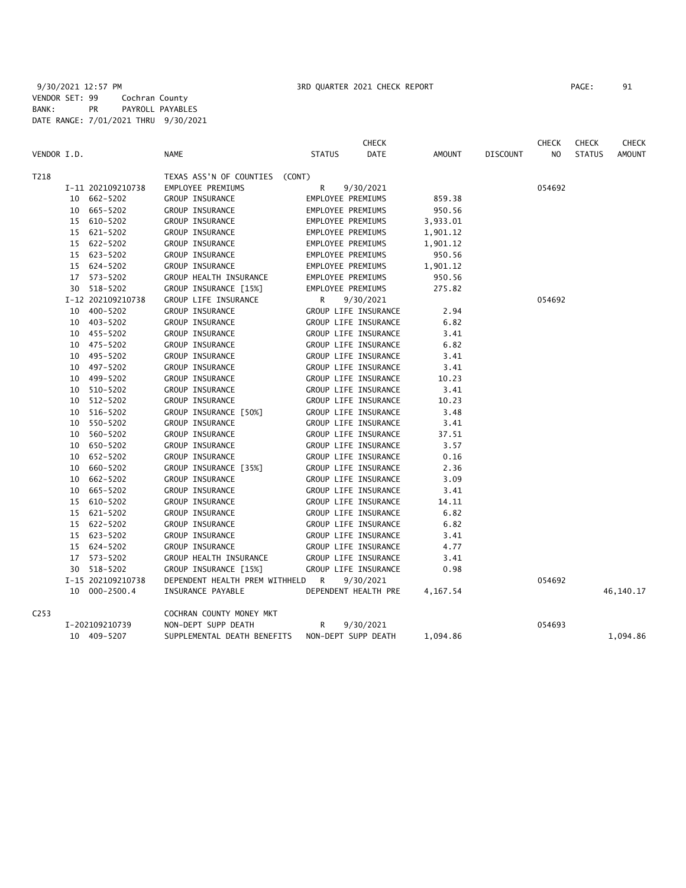9/30/2021 12:57 PM 3RD QUARTER 2021 CHECK REPORT

VENDOR SET: 99 Cochran County
BANK: PR PAYROLL PAYABLES
DATE RANGE: 7/01/2021 THRU 9/30/2021

| VENDOR I.D. | NAME | STATUS | CHECK DATE | AMOUNT | DISCOUNT | CHECK NO | CHECK STATUS | CHECK AMOUNT |
|---|---|---|---|---|---|---|---|---|
| T218 | TEXAS ASS'N OF COUNTIES (CONT) | | | | | | | |
| I-11 202109210738 | EMPLOYEE PREMIUMS | R | 9/30/2021 | | | 054692 | | |
| 10 662-5202 | GROUP INSURANCE | EMPLOYEE PREMIUMS | | 859.38 | | | | |
| 10 665-5202 | GROUP INSURANCE | EMPLOYEE PREMIUMS | | 950.56 | | | | |
| 15 610-5202 | GROUP INSURANCE | EMPLOYEE PREMIUMS | | 3,933.01 | | | | |
| 15 621-5202 | GROUP INSURANCE | EMPLOYEE PREMIUMS | | 1,901.12 | | | | |
| 15 622-5202 | GROUP INSURANCE | EMPLOYEE PREMIUMS | | 1,901.12 | | | | |
| 15 623-5202 | GROUP INSURANCE | EMPLOYEE PREMIUMS | | 950.56 | | | | |
| 15 624-5202 | GROUP INSURANCE | EMPLOYEE PREMIUMS | | 1,901.12 | | | | |
| 17 573-5202 | GROUP HEALTH INSURANCE | EMPLOYEE PREMIUMS | | 950.56 | | | | |
| 30 518-5202 | GROUP INSURANCE [15%] | EMPLOYEE PREMIUMS | | 275.82 | | | | |
| I-12 202109210738 | GROUP LIFE INSURANCE | R | 9/30/2021 | | | 054692 | | |
| 10 400-5202 | GROUP INSURANCE | GROUP LIFE INSURANCE | | 2.94 | | | | |
| 10 403-5202 | GROUP INSURANCE | GROUP LIFE INSURANCE | | 6.82 | | | | |
| 10 455-5202 | GROUP INSURANCE | GROUP LIFE INSURANCE | | 3.41 | | | | |
| 10 475-5202 | GROUP INSURANCE | GROUP LIFE INSURANCE | | 6.82 | | | | |
| 10 495-5202 | GROUP INSURANCE | GROUP LIFE INSURANCE | | 3.41 | | | | |
| 10 497-5202 | GROUP INSURANCE | GROUP LIFE INSURANCE | | 3.41 | | | | |
| 10 499-5202 | GROUP INSURANCE | GROUP LIFE INSURANCE | | 10.23 | | | | |
| 10 510-5202 | GROUP INSURANCE | GROUP LIFE INSURANCE | | 3.41 | | | | |
| 10 512-5202 | GROUP INSURANCE | GROUP LIFE INSURANCE | | 10.23 | | | | |
| 10 516-5202 | GROUP INSURANCE [50%] | GROUP LIFE INSURANCE | | 3.48 | | | | |
| 10 550-5202 | GROUP INSURANCE | GROUP LIFE INSURANCE | | 3.41 | | | | |
| 10 560-5202 | GROUP INSURANCE | GROUP LIFE INSURANCE | | 37.51 | | | | |
| 10 650-5202 | GROUP INSURANCE | GROUP LIFE INSURANCE | | 3.57 | | | | |
| 10 652-5202 | GROUP INSURANCE | GROUP LIFE INSURANCE | | 0.16 | | | | |
| 10 660-5202 | GROUP INSURANCE [35%] | GROUP LIFE INSURANCE | | 2.36 | | | | |
| 10 662-5202 | GROUP INSURANCE | GROUP LIFE INSURANCE | | 3.09 | | | | |
| 10 665-5202 | GROUP INSURANCE | GROUP LIFE INSURANCE | | 3.41 | | | | |
| 15 610-5202 | GROUP INSURANCE | GROUP LIFE INSURANCE | | 14.11 | | | | |
| 15 621-5202 | GROUP INSURANCE | GROUP LIFE INSURANCE | | 6.82 | | | | |
| 15 622-5202 | GROUP INSURANCE | GROUP LIFE INSURANCE | | 6.82 | | | | |
| 15 623-5202 | GROUP INSURANCE | GROUP LIFE INSURANCE | | 3.41 | | | | |
| 15 624-5202 | GROUP INSURANCE | GROUP LIFE INSURANCE | | 4.77 | | | | |
| 17 573-5202 | GROUP HEALTH INSURANCE | GROUP LIFE INSURANCE | | 3.41 | | | | |
| 30 518-5202 | GROUP INSURANCE [15%] | GROUP LIFE INSURANCE | | 0.98 | | | | |
| I-15 202109210738 | DEPENDENT HEALTH PREM WITHHELD | R | 9/30/2021 | | | 054692 | | |
| 10 000-2500.4 | INSURANCE PAYABLE | DEPENDENT HEALTH PRE | | 4,167.54 | | | | 46,140.17 |
| C253 | COCHRAN COUNTY MONEY MKT | | | | | | | |
| I-202109210739 | NON-DEPT SUPP DEATH | R | 9/30/2021 | | | 054693 | | |
| 10 409-5207 | SUPPLEMENTAL DEATH BENEFITS | NON-DEPT SUPP DEATH | | 1,094.86 | | | | 1,094.86 |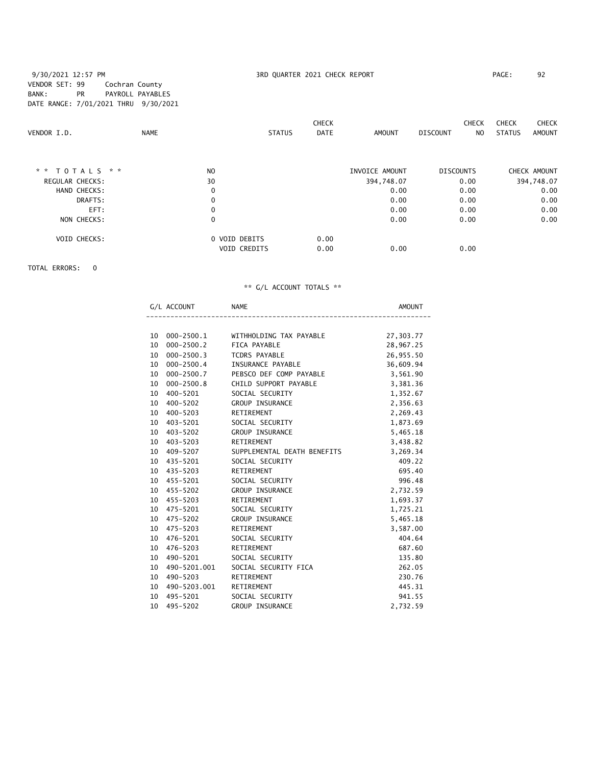9/30/2021 12:57 PM 3RD QUARTER 2021 CHECK REPORT

VENDOR SET: 99 Cochran County
BANK: PR PAYROLL PAYABLES
DATE RANGE: 7/01/2021 THRU 9/30/2021

| VENDOR I.D. | NAME | STATUS | CHECK DATE | AMOUNT | DISCOUNT | CHECK NO | CHECK STATUS | CHECK AMOUNT |
|---|---|---|---|---|---|---|---|---|

| * * T O T A L S * * | NO | | INVOICE AMOUNT | DISCOUNTS | CHECK AMOUNT |
|---|---|---|---|---|---|
| REGULAR CHECKS: | 30 | | 394,748.07 | 0.00 | 394,748.07 |
| HAND CHECKS: | 0 | | 0.00 | 0.00 | 0.00 |
| DRAFTS: | 0 | | 0.00 | 0.00 | 0.00 |
| EFT: | 0 | | 0.00 | 0.00 | 0.00 |
| NON CHECKS: | 0 | | 0.00 | 0.00 | 0.00 |
| VOID CHECKS: | 0 VOID DEBITS | 0.00 | | | |
| | VOID CREDITS | 0.00 | 0.00 | 0.00 | |

TOTAL ERRORS: 0

** G/L ACCOUNT TOTALS **

| G/L ACCOUNT | | NAME | AMOUNT |
|---|---|---|---|
| 10 | 000-2500.1 | WITHHOLDING TAX PAYABLE | 27,303.77 |
| 10 | 000-2500.2 | FICA PAYABLE | 28,967.25 |
| 10 | 000-2500.3 | TCDRS PAYABLE | 26,955.50 |
| 10 | 000-2500.4 | INSURANCE PAYABLE | 36,609.94 |
| 10 | 000-2500.7 | PEBSCO DEF COMP PAYABLE | 3,561.90 |
| 10 | 000-2500.8 | CHILD SUPPORT PAYABLE | 3,381.36 |
| 10 | 400-5201 | SOCIAL SECURITY | 1,352.67 |
| 10 | 400-5202 | GROUP INSURANCE | 2,356.63 |
| 10 | 400-5203 | RETIREMENT | 2,269.43 |
| 10 | 403-5201 | SOCIAL SECURITY | 1,873.69 |
| 10 | 403-5202 | GROUP INSURANCE | 5,465.18 |
| 10 | 403-5203 | RETIREMENT | 3,438.82 |
| 10 | 409-5207 | SUPPLEMENTAL DEATH BENEFITS | 3,269.34 |
| 10 | 435-5201 | SOCIAL SECURITY | 409.22 |
| 10 | 435-5203 | RETIREMENT | 695.40 |
| 10 | 455-5201 | SOCIAL SECURITY | 996.48 |
| 10 | 455-5202 | GROUP INSURANCE | 2,732.59 |
| 10 | 455-5203 | RETIREMENT | 1,693.37 |
| 10 | 475-5201 | SOCIAL SECURITY | 1,725.21 |
| 10 | 475-5202 | GROUP INSURANCE | 5,465.18 |
| 10 | 475-5203 | RETIREMENT | 3,587.00 |
| 10 | 476-5201 | SOCIAL SECURITY | 404.64 |
| 10 | 476-5203 | RETIREMENT | 687.60 |
| 10 | 490-5201 | SOCIAL SECURITY | 135.80 |
| 10 | 490-5201.001 | SOCIAL SECURITY FICA | 262.05 |
| 10 | 490-5203 | RETIREMENT | 230.76 |
| 10 | 490-5203.001 | RETIREMENT | 445.31 |
| 10 | 495-5201 | SOCIAL SECURITY | 941.55 |
| 10 | 495-5202 | GROUP INSURANCE | 2,732.59 |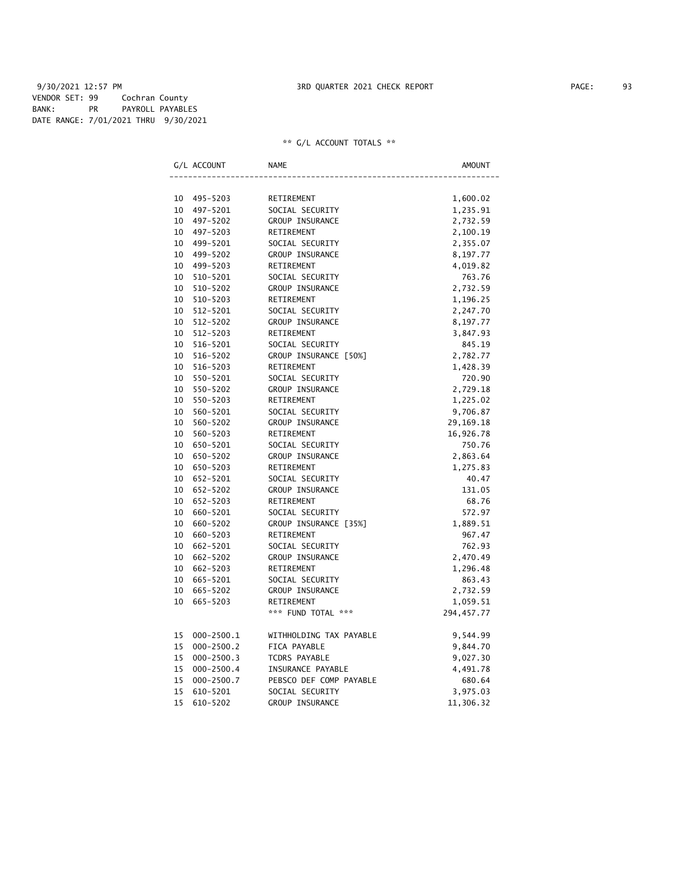9/30/2021 12:57 PM 3RD QUARTER 2021 CHECK REPORT

VENDOR SET: 99 Cochran County
BANK: PR PAYROLL PAYABLES
DATE RANGE: 7/01/2021 THRU 9/30/2021

** G/L ACCOUNT TOTALS **

| G/L ACCOUNT | NAME | AMOUNT |
|---|---|---|
| 10 495-5203 | RETIREMENT | 1,600.02 |
| 10 497-5201 | SOCIAL SECURITY | 1,235.91 |
| 10 497-5202 | GROUP INSURANCE | 2,732.59 |
| 10 497-5203 | RETIREMENT | 2,100.19 |
| 10 499-5201 | SOCIAL SECURITY | 2,355.07 |
| 10 499-5202 | GROUP INSURANCE | 8,197.77 |
| 10 499-5203 | RETIREMENT | 4,019.82 |
| 10 510-5201 | SOCIAL SECURITY | 763.76 |
| 10 510-5202 | GROUP INSURANCE | 2,732.59 |
| 10 510-5203 | RETIREMENT | 1,196.25 |
| 10 512-5201 | SOCIAL SECURITY | 2,247.70 |
| 10 512-5202 | GROUP INSURANCE | 8,197.77 |
| 10 512-5203 | RETIREMENT | 3,847.93 |
| 10 516-5201 | SOCIAL SECURITY | 845.19 |
| 10 516-5202 | GROUP INSURANCE [50%] | 2,782.77 |
| 10 516-5203 | RETIREMENT | 1,428.39 |
| 10 550-5201 | SOCIAL SECURITY | 720.90 |
| 10 550-5202 | GROUP INSURANCE | 2,729.18 |
| 10 550-5203 | RETIREMENT | 1,225.02 |
| 10 560-5201 | SOCIAL SECURITY | 9,706.87 |
| 10 560-5202 | GROUP INSURANCE | 29,169.18 |
| 10 560-5203 | RETIREMENT | 16,926.78 |
| 10 650-5201 | SOCIAL SECURITY | 750.76 |
| 10 650-5202 | GROUP INSURANCE | 2,863.64 |
| 10 650-5203 | RETIREMENT | 1,275.83 |
| 10 652-5201 | SOCIAL SECURITY | 40.47 |
| 10 652-5202 | GROUP INSURANCE | 131.05 |
| 10 652-5203 | RETIREMENT | 68.76 |
| 10 660-5201 | SOCIAL SECURITY | 572.97 |
| 10 660-5202 | GROUP INSURANCE [35%] | 1,889.51 |
| 10 660-5203 | RETIREMENT | 967.47 |
| 10 662-5201 | SOCIAL SECURITY | 762.93 |
| 10 662-5202 | GROUP INSURANCE | 2,470.49 |
| 10 662-5203 | RETIREMENT | 1,296.48 |
| 10 665-5201 | SOCIAL SECURITY | 863.43 |
| 10 665-5202 | GROUP INSURANCE | 2,732.59 |
| 10 665-5203 | RETIREMENT | 1,059.51 |
| | *** FUND TOTAL *** | 294,457.77 |
| 15 000-2500.1 | WITHHOLDING TAX PAYABLE | 9,544.99 |
| 15 000-2500.2 | FICA PAYABLE | 9,844.70 |
| 15 000-2500.3 | TCDRS PAYABLE | 9,027.30 |
| 15 000-2500.4 | INSURANCE PAYABLE | 4,491.78 |
| 15 000-2500.7 | PEBSCO DEF COMP PAYABLE | 680.64 |
| 15 610-5201 | SOCIAL SECURITY | 3,975.03 |
| 15 610-5202 | GROUP INSURANCE | 11,306.32 |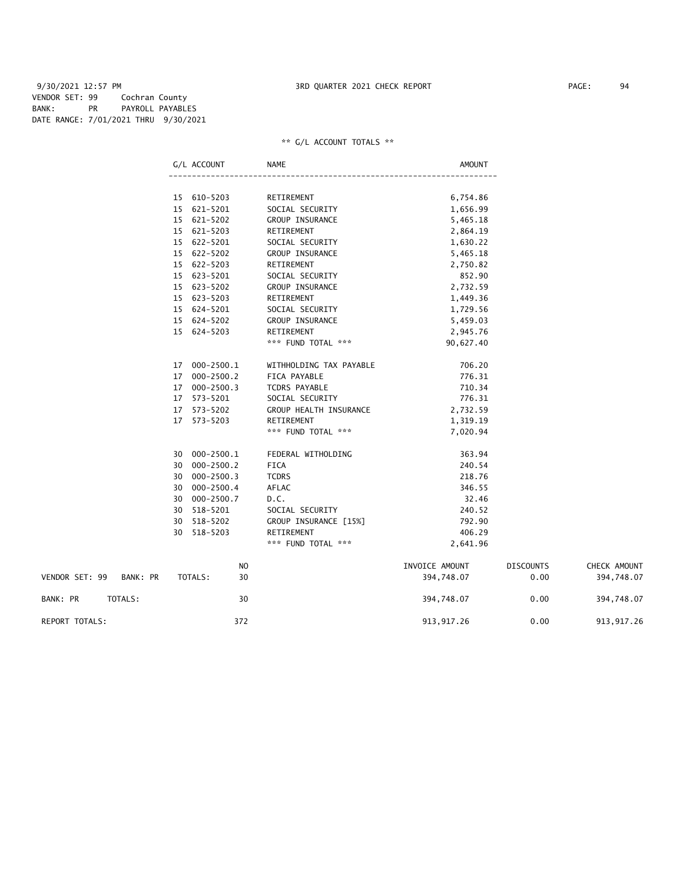9/30/2021 12:57 PM — 3RD QUARTER 2021 CHECK REPORT

VENDOR SET: 99 Cochran County
BANK: PR PAYROLL PAYABLES
DATE RANGE: 7/01/2021 THRU 9/30/2021

** G/L ACCOUNT TOTALS **

| G/L ACCOUNT | NAME | AMOUNT |
|---|---|---|
| 15 610-5203 | RETIREMENT | 6,754.86 |
| 15 621-5201 | SOCIAL SECURITY | 1,656.99 |
| 15 621-5202 | GROUP INSURANCE | 5,465.18 |
| 15 621-5203 | RETIREMENT | 2,864.19 |
| 15 622-5201 | SOCIAL SECURITY | 1,630.22 |
| 15 622-5202 | GROUP INSURANCE | 5,465.18 |
| 15 622-5203 | RETIREMENT | 2,750.82 |
| 15 623-5201 | SOCIAL SECURITY | 852.90 |
| 15 623-5202 | GROUP INSURANCE | 2,732.59 |
| 15 623-5203 | RETIREMENT | 1,449.36 |
| 15 624-5201 | SOCIAL SECURITY | 1,729.56 |
| 15 624-5202 | GROUP INSURANCE | 5,459.03 |
| 15 624-5203 | RETIREMENT | 2,945.76 |
| | *** FUND TOTAL *** | 90,627.40 |
| 17 000-2500.1 | WITHHOLDING TAX PAYABLE | 706.20 |
| 17 000-2500.2 | FICA PAYABLE | 776.31 |
| 17 000-2500.3 | TCDRS PAYABLE | 710.34 |
| 17 573-5201 | SOCIAL SECURITY | 776.31 |
| 17 573-5202 | GROUP HEALTH INSURANCE | 2,732.59 |
| 17 573-5203 | RETIREMENT | 1,319.19 |
| | *** FUND TOTAL *** | 7,020.94 |
| 30 000-2500.1 | FEDERAL WITHOLDING | 363.94 |
| 30 000-2500.2 | FICA | 240.54 |
| 30 000-2500.3 | TCDRS | 218.76 |
| 30 000-2500.4 | AFLAC | 346.55 |
| 30 000-2500.7 | D.C. | 32.46 |
| 30 518-5201 | SOCIAL SECURITY | 240.52 |
| 30 518-5202 | GROUP INSURANCE [15%] | 792.90 |
| 30 518-5203 | RETIREMENT | 406.29 |
| | *** FUND TOTAL *** | 2,641.96 |

| | NO | INVOICE AMOUNT | DISCOUNTS | CHECK AMOUNT |
|---|---|---|---|---|
| VENDOR SET: 99 BANK: PR TOTALS: | 30 | 394,748.07 | 0.00 | 394,748.07 |
| BANK: PR TOTALS: | 30 | 394,748.07 | 0.00 | 394,748.07 |
| REPORT TOTALS: | 372 | 913,917.26 | 0.00 | 913,917.26 |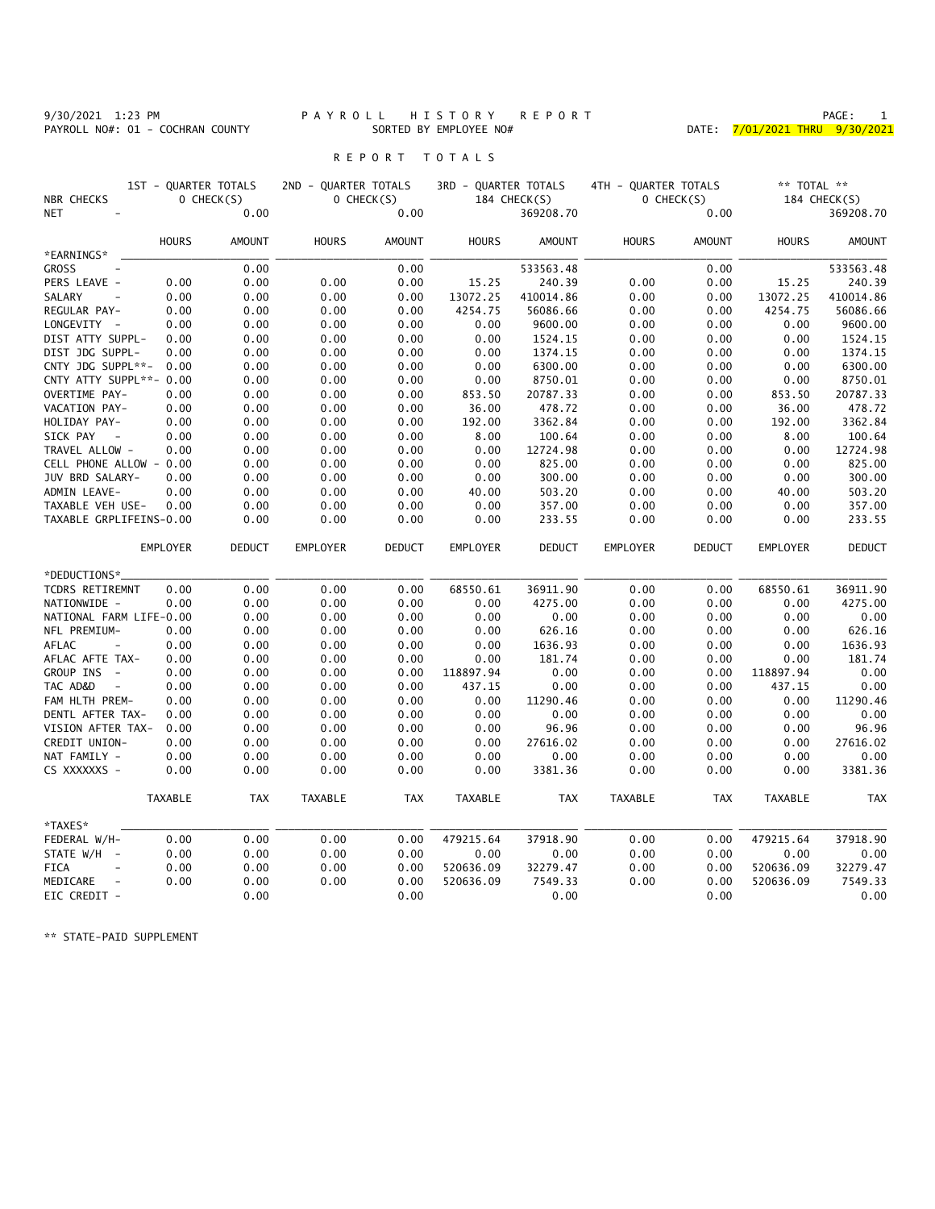9/30/2021 1:23 PM P A Y R O L L H I S T O R Y R E P O R T PAGE: 1
PAYROLL NO#: 01 - COCHRAN COUNTY SORTED BY EMPLOYEE NO# DATE: 7/01/2021 THRU 9/30/2021

# R E P O R T T O T A L S

| | 1ST - QUARTER TOTALS | | 2ND - QUARTER TOTALS | | 3RD - QUARTER TOTALS | | 4TH - QUARTER TOTALS | | ** TOTAL ** | |
|---|---|---|---|---|---|---|---|---|---|---|
| NBR CHECKS | 0 CHECK(S) | | 0 CHECK(S) | | 184 CHECK(S) | | 0 CHECK(S) | | 184 CHECK(S) | |
| NET - | | 0.00 | | 0.00 | | 369208.70 | | 0.00 | | 369208.70 |
| | HOURS | AMOUNT | HOURS | AMOUNT | HOURS | AMOUNT | HOURS | AMOUNT | HOURS | AMOUNT |
| *EARNINGS* | | | | | | | | | | |
| GROSS - | | 0.00 | | 0.00 | | 533563.48 | | 0.00 | | 533563.48 |
| PERS LEAVE - | 0.00 | 0.00 | 0.00 | 0.00 | 15.25 | 240.39 | 0.00 | 0.00 | 15.25 | 240.39 |
| SALARY - | 0.00 | 0.00 | 0.00 | 0.00 | 13072.25 | 410014.86 | 0.00 | 0.00 | 13072.25 | 410014.86 |
| REGULAR PAY- | 0.00 | 0.00 | 0.00 | 0.00 | 4254.75 | 56086.66 | 0.00 | 0.00 | 4254.75 | 56086.66 |
| LONGEVITY - | 0.00 | 0.00 | 0.00 | 0.00 | 0.00 | 9600.00 | 0.00 | 0.00 | 0.00 | 9600.00 |
| DIST ATTY SUPPL- | 0.00 | 0.00 | 0.00 | 0.00 | 0.00 | 1524.15 | 0.00 | 0.00 | 0.00 | 1524.15 |
| DIST JDG SUPPL- | 0.00 | 0.00 | 0.00 | 0.00 | 0.00 | 1374.15 | 0.00 | 0.00 | 0.00 | 1374.15 |
| CNTY JDG SUPPL**- | 0.00 | 0.00 | 0.00 | 0.00 | 0.00 | 6300.00 | 0.00 | 0.00 | 0.00 | 6300.00 |
| CNTY ATTY SUPPL**- | 0.00 | 0.00 | 0.00 | 0.00 | 0.00 | 8750.01 | 0.00 | 0.00 | 0.00 | 8750.01 |
| OVERTIME PAY- | 0.00 | 0.00 | 0.00 | 0.00 | 853.50 | 20787.33 | 0.00 | 0.00 | 853.50 | 20787.33 |
| VACATION PAY- | 0.00 | 0.00 | 0.00 | 0.00 | 36.00 | 478.72 | 0.00 | 0.00 | 36.00 | 478.72 |
| HOLIDAY PAY- | 0.00 | 0.00 | 0.00 | 0.00 | 192.00 | 3362.84 | 0.00 | 0.00 | 192.00 | 3362.84 |
| SICK PAY - | 0.00 | 0.00 | 0.00 | 0.00 | 8.00 | 100.64 | 0.00 | 0.00 | 8.00 | 100.64 |
| TRAVEL ALLOW - | 0.00 | 0.00 | 0.00 | 0.00 | 0.00 | 12724.98 | 0.00 | 0.00 | 0.00 | 12724.98 |
| CELL PHONE ALLOW - | 0.00 | 0.00 | 0.00 | 0.00 | 0.00 | 825.00 | 0.00 | 0.00 | 0.00 | 825.00 |
| JUV BRD SALARY- | 0.00 | 0.00 | 0.00 | 0.00 | 0.00 | 300.00 | 0.00 | 0.00 | 0.00 | 300.00 |
| ADMIN LEAVE- | 0.00 | 0.00 | 0.00 | 0.00 | 40.00 | 503.20 | 0.00 | 0.00 | 40.00 | 503.20 |
| TAXABLE VEH USE- | 0.00 | 0.00 | 0.00 | 0.00 | 0.00 | 357.00 | 0.00 | 0.00 | 0.00 | 357.00 |
| TAXABLE GRPLIFEINS- | 0.00 | 0.00 | 0.00 | 0.00 | 0.00 | 233.55 | 0.00 | 0.00 | 0.00 | 233.55 |
| | EMPLOYER | DEDUCT | EMPLOYER | DEDUCT | EMPLOYER | DEDUCT | EMPLOYER | DEDUCT | EMPLOYER | DEDUCT |
| *DEDUCTIONS* | | | | | | | | | | |
| TCDRS RETIREMNT | 0.00 | 0.00 | 0.00 | 0.00 | 68550.61 | 36911.90 | 0.00 | 0.00 | 68550.61 | 36911.90 |
| NATIONWIDE - | 0.00 | 0.00 | 0.00 | 0.00 | 0.00 | 4275.00 | 0.00 | 0.00 | 0.00 | 4275.00 |
| NATIONAL FARM LIFE- | 0.00 | 0.00 | 0.00 | 0.00 | 0.00 | 0.00 | 0.00 | 0.00 | 0.00 | 0.00 |
| NFL PREMIUM- | 0.00 | 0.00 | 0.00 | 0.00 | 0.00 | 626.16 | 0.00 | 0.00 | 0.00 | 626.16 |
| AFLAC - | 0.00 | 0.00 | 0.00 | 0.00 | 0.00 | 1636.93 | 0.00 | 0.00 | 0.00 | 1636.93 |
| AFLAC AFTE TAX- | 0.00 | 0.00 | 0.00 | 0.00 | 0.00 | 181.74 | 0.00 | 0.00 | 0.00 | 181.74 |
| GROUP INS - | 0.00 | 0.00 | 0.00 | 0.00 | 118897.94 | 0.00 | 0.00 | 0.00 | 118897.94 | 0.00 |
| TAC AD&D - | 0.00 | 0.00 | 0.00 | 0.00 | 437.15 | 0.00 | 0.00 | 0.00 | 437.15 | 0.00 |
| FAM HLTH PREM- | 0.00 | 0.00 | 0.00 | 0.00 | 0.00 | 11290.46 | 0.00 | 0.00 | 0.00 | 11290.46 |
| DENTL AFTER TAX- | 0.00 | 0.00 | 0.00 | 0.00 | 0.00 | 0.00 | 0.00 | 0.00 | 0.00 | 0.00 |
| VISION AFTER TAX- | 0.00 | 0.00 | 0.00 | 0.00 | 0.00 | 96.96 | 0.00 | 0.00 | 0.00 | 96.96 |
| CREDIT UNION- | 0.00 | 0.00 | 0.00 | 0.00 | 0.00 | 27616.02 | 0.00 | 0.00 | 0.00 | 27616.02 |
| NAT FAMILY - | 0.00 | 0.00 | 0.00 | 0.00 | 0.00 | 0.00 | 0.00 | 0.00 | 0.00 | 0.00 |
| CS XXXXXXS - | 0.00 | 0.00 | 0.00 | 0.00 | 0.00 | 3381.36 | 0.00 | 0.00 | 0.00 | 3381.36 |
| | TAXABLE | TAX | TAXABLE | TAX | TAXABLE | TAX | TAXABLE | TAX | TAXABLE | TAX |
| *TAXES* | | | | | | | | | | |
| FEDERAL W/H- | 0.00 | 0.00 | 0.00 | 0.00 | 479215.64 | 37918.90 | 0.00 | 0.00 | 479215.64 | 37918.90 |
| STATE W/H - | 0.00 | 0.00 | 0.00 | 0.00 | 0.00 | 0.00 | 0.00 | 0.00 | 0.00 | 0.00 |
| FICA - | 0.00 | 0.00 | 0.00 | 0.00 | 520636.09 | 32279.47 | 0.00 | 0.00 | 520636.09 | 32279.47 |
| MEDICARE - | 0.00 | 0.00 | 0.00 | 0.00 | 520636.09 | 7549.33 | 0.00 | 0.00 | 520636.09 | 7549.33 |
| EIC CREDIT - | | 0.00 | | 0.00 | | 0.00 | | 0.00 | | 0.00 |

** STATE-PAID SUPPLEMENT